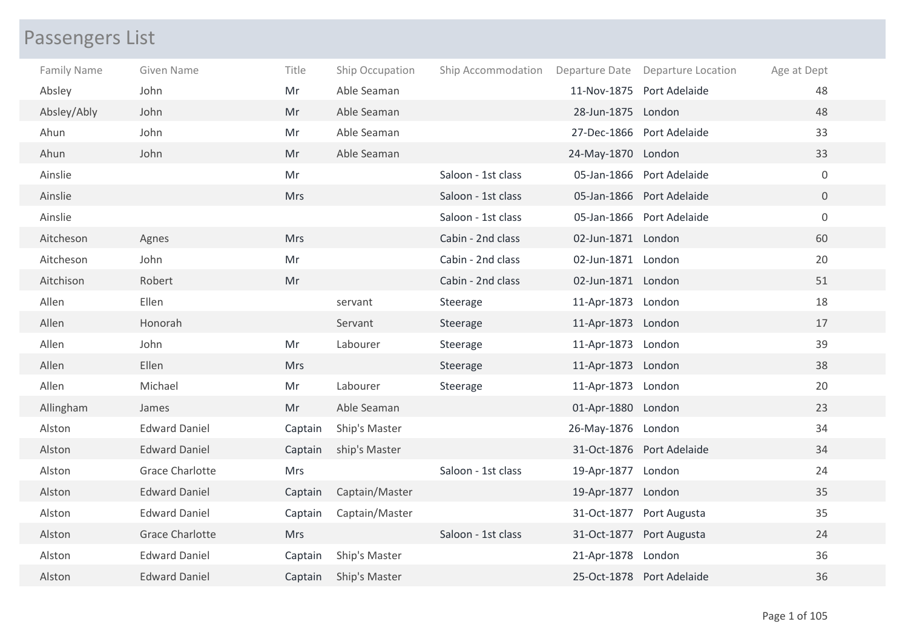# Passengers List

| Family Name | Given Name | Title | Ship Occupation | Ship Accommodation | Departure Date | Departure Location | Age at Dept |
|---|---|---|---|---|---|---|---|
| Absley | John | Mr | Able Seaman | | 11-Nov-1875 | Port Adelaide | 48 |
| Absley/Ably | John | Mr | Able Seaman | | 28-Jun-1875 | London | 48 |
| Ahun | John | Mr | Able Seaman | | 27-Dec-1866 | Port Adelaide | 33 |
| Ahun | John | Mr | Able Seaman | | 24-May-1870 | London | 33 |
| Ainslie | | Mr | | Saloon - 1st class | 05-Jan-1866 | Port Adelaide | 0 |
| Ainslie | | Mrs | | Saloon - 1st class | 05-Jan-1866 | Port Adelaide | 0 |
| Ainslie | | | | Saloon - 1st class | 05-Jan-1866 | Port Adelaide | 0 |
| Aitcheson | Agnes | Mrs | | Cabin - 2nd class | 02-Jun-1871 | London | 60 |
| Aitcheson | John | Mr | | Cabin - 2nd class | 02-Jun-1871 | London | 20 |
| Aitchison | Robert | Mr | | Cabin - 2nd class | 02-Jun-1871 | London | 51 |
| Allen | Ellen | | servant | Steerage | 11-Apr-1873 | London | 18 |
| Allen | Honorah | | Servant | Steerage | 11-Apr-1873 | London | 17 |
| Allen | John | Mr | Labourer | Steerage | 11-Apr-1873 | London | 39 |
| Allen | Ellen | Mrs | | Steerage | 11-Apr-1873 | London | 38 |
| Allen | Michael | Mr | Labourer | Steerage | 11-Apr-1873 | London | 20 |
| Allingham | James | Mr | Able Seaman | | 01-Apr-1880 | London | 23 |
| Alston | Edward Daniel | Captain | Ship's Master | | 26-May-1876 | London | 34 |
| Alston | Edward Daniel | Captain | ship's Master | | 31-Oct-1876 | Port Adelaide | 34 |
| Alston | Grace Charlotte | Mrs | | Saloon - 1st class | 19-Apr-1877 | London | 24 |
| Alston | Edward Daniel | Captain | Captain/Master | | 19-Apr-1877 | London | 35 |
| Alston | Edward Daniel | Captain | Captain/Master | | 31-Oct-1877 | Port Augusta | 35 |
| Alston | Grace Charlotte | Mrs | | Saloon - 1st class | 31-Oct-1877 | Port Augusta | 24 |
| Alston | Edward Daniel | Captain | Ship's Master | | 21-Apr-1878 | London | 36 |
| Alston | Edward Daniel | Captain | Ship's Master | | 25-Oct-1878 | Port Adelaide | 36 |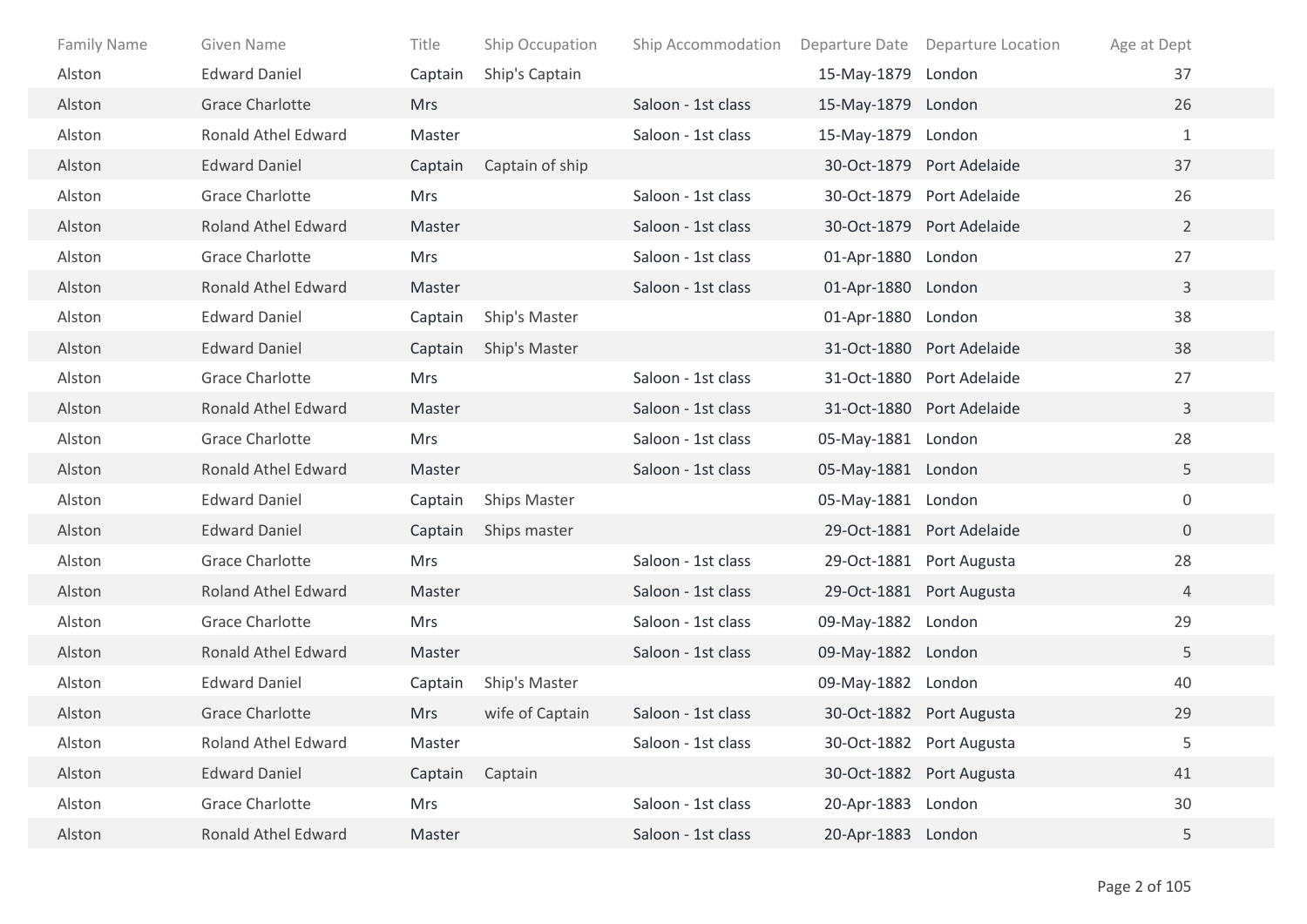| Family Name | Given Name | Title | Ship Occupation | Ship Accommodation | Departure Date | Departure Location | Age at Dept |
|---|---|---|---|---|---|---|---|
| Alston | Edward Daniel | Captain | Ship's Captain | | 15-May-1879 | London | 37 |
| Alston | Grace Charlotte | Mrs | | Saloon - 1st class | 15-May-1879 | London | 26 |
| Alston | Ronald Athel Edward | Master | | Saloon - 1st class | 15-May-1879 | London | 1 |
| Alston | Edward Daniel | Captain | Captain of ship | | 30-Oct-1879 | Port Adelaide | 37 |
| Alston | Grace Charlotte | Mrs | | Saloon - 1st class | 30-Oct-1879 | Port Adelaide | 26 |
| Alston | Roland Athel Edward | Master | | Saloon - 1st class | 30-Oct-1879 | Port Adelaide | 2 |
| Alston | Grace Charlotte | Mrs | | Saloon - 1st class | 01-Apr-1880 | London | 27 |
| Alston | Ronald Athel Edward | Master | | Saloon - 1st class | 01-Apr-1880 | London | 3 |
| Alston | Edward Daniel | Captain | Ship's Master | | 01-Apr-1880 | London | 38 |
| Alston | Edward Daniel | Captain | Ship's Master | | 31-Oct-1880 | Port Adelaide | 38 |
| Alston | Grace Charlotte | Mrs | | Saloon - 1st class | 31-Oct-1880 | Port Adelaide | 27 |
| Alston | Ronald Athel Edward | Master | | Saloon - 1st class | 31-Oct-1880 | Port Adelaide | 3 |
| Alston | Grace Charlotte | Mrs | | Saloon - 1st class | 05-May-1881 | London | 28 |
| Alston | Ronald Athel Edward | Master | | Saloon - 1st class | 05-May-1881 | London | 5 |
| Alston | Edward Daniel | Captain | Ships Master | | 05-May-1881 | London | 0 |
| Alston | Edward Daniel | Captain | Ships master | | 29-Oct-1881 | Port Adelaide | 0 |
| Alston | Grace Charlotte | Mrs | | Saloon - 1st class | 29-Oct-1881 | Port Augusta | 28 |
| Alston | Roland Athel Edward | Master | | Saloon - 1st class | 29-Oct-1881 | Port Augusta | 4 |
| Alston | Grace Charlotte | Mrs | | Saloon - 1st class | 09-May-1882 | London | 29 |
| Alston | Ronald Athel Edward | Master | | Saloon - 1st class | 09-May-1882 | London | 5 |
| Alston | Edward Daniel | Captain | Ship's Master | | 09-May-1882 | London | 40 |
| Alston | Grace Charlotte | Mrs | wife of Captain | Saloon - 1st class | 30-Oct-1882 | Port Augusta | 29 |
| Alston | Roland Athel Edward | Master | | Saloon - 1st class | 30-Oct-1882 | Port Augusta | 5 |
| Alston | Edward Daniel | Captain | Captain | | 30-Oct-1882 | Port Augusta | 41 |
| Alston | Grace Charlotte | Mrs | | Saloon - 1st class | 20-Apr-1883 | London | 30 |
| Alston | Ronald Athel Edward | Master | | Saloon - 1st class | 20-Apr-1883 | London | 5 |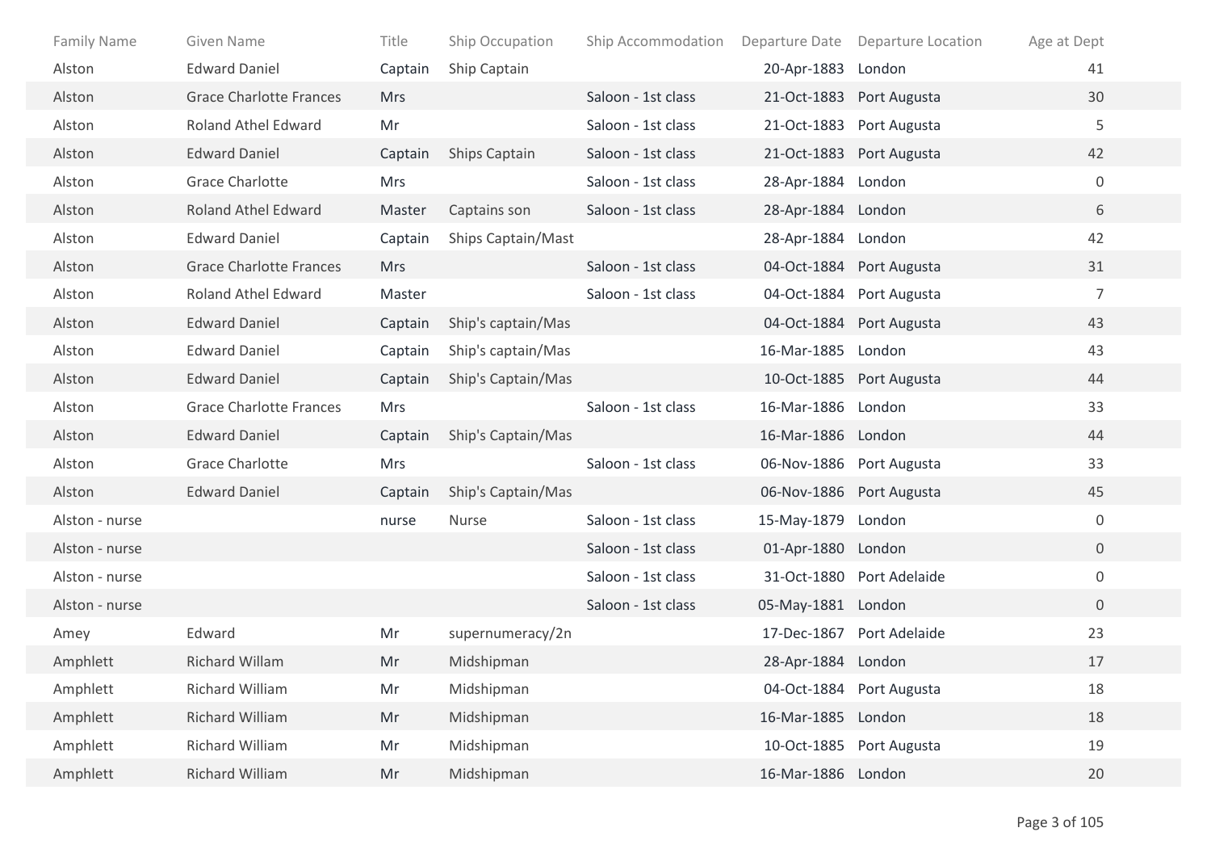| Family Name | Given Name | Title | Ship Occupation | Ship Accommodation | Departure Date | Departure Location | Age at Dept |
|---|---|---|---|---|---|---|---|
| Alston | Edward Daniel | Captain | Ship Captain | | 20-Apr-1883 | London | 41 |
| Alston | Grace Charlotte Frances | Mrs | | Saloon - 1st class | 21-Oct-1883 | Port Augusta | 30 |
| Alston | Roland Athel Edward | Mr | | Saloon - 1st class | 21-Oct-1883 | Port Augusta | 5 |
| Alston | Edward Daniel | Captain | Ships Captain | Saloon - 1st class | 21-Oct-1883 | Port Augusta | 42 |
| Alston | Grace Charlotte | Mrs | | Saloon - 1st class | 28-Apr-1884 | London | 0 |
| Alston | Roland Athel Edward | Master | Captains son | Saloon - 1st class | 28-Apr-1884 | London | 6 |
| Alston | Edward Daniel | Captain | Ships Captain/Mast | | 28-Apr-1884 | London | 42 |
| Alston | Grace Charlotte Frances | Mrs | | Saloon - 1st class | 04-Oct-1884 | Port Augusta | 31 |
| Alston | Roland Athel Edward | Master | | Saloon - 1st class | 04-Oct-1884 | Port Augusta | 7 |
| Alston | Edward Daniel | Captain | Ship's captain/Mas | | 04-Oct-1884 | Port Augusta | 43 |
| Alston | Edward Daniel | Captain | Ship's captain/Mas | | 16-Mar-1885 | London | 43 |
| Alston | Edward Daniel | Captain | Ship's Captain/Mas | | 10-Oct-1885 | Port Augusta | 44 |
| Alston | Grace Charlotte Frances | Mrs | | Saloon - 1st class | 16-Mar-1886 | London | 33 |
| Alston | Edward Daniel | Captain | Ship's Captain/Mas | | 16-Mar-1886 | London | 44 |
| Alston | Grace Charlotte | Mrs | | Saloon - 1st class | 06-Nov-1886 | Port Augusta | 33 |
| Alston | Edward Daniel | Captain | Ship's Captain/Mas | | 06-Nov-1886 | Port Augusta | 45 |
| Alston - nurse | | nurse | Nurse | Saloon - 1st class | 15-May-1879 | London | 0 |
| Alston - nurse | | | | Saloon - 1st class | 01-Apr-1880 | London | 0 |
| Alston - nurse | | | | Saloon - 1st class | 31-Oct-1880 | Port Adelaide | 0 |
| Alston - nurse | | | | Saloon - 1st class | 05-May-1881 | London | 0 |
| Amey | Edward | Mr | supernumeracy/2n | | 17-Dec-1867 | Port Adelaide | 23 |
| Amphlett | Richard Willam | Mr | Midshipman | | 28-Apr-1884 | London | 17 |
| Amphlett | Richard William | Mr | Midshipman | | 04-Oct-1884 | Port Augusta | 18 |
| Amphlett | Richard William | Mr | Midshipman | | 16-Mar-1885 | London | 18 |
| Amphlett | Richard William | Mr | Midshipman | | 10-Oct-1885 | Port Augusta | 19 |
| Amphlett | Richard William | Mr | Midshipman | | 16-Mar-1886 | London | 20 |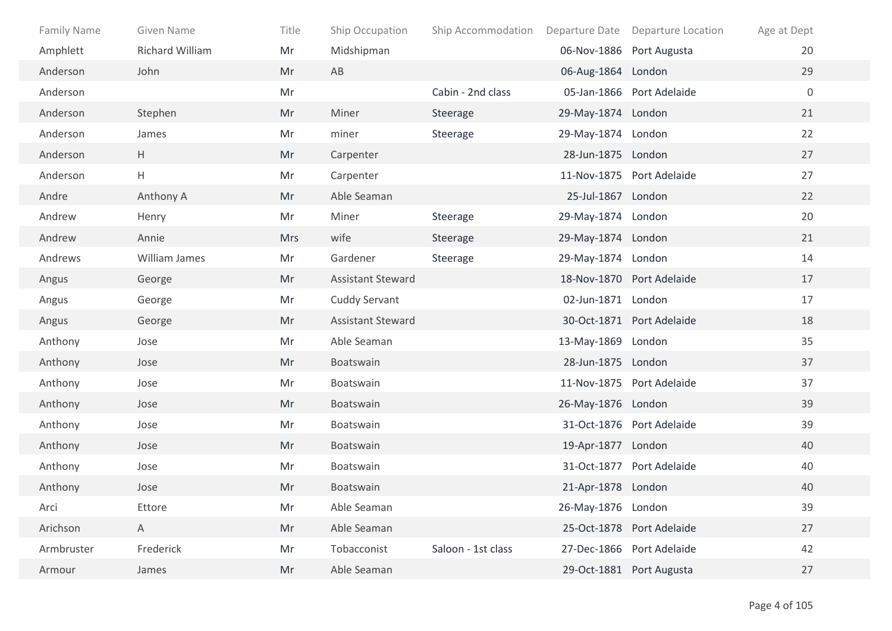| Family Name | Given Name | Title | Ship Occupation | Ship Accommodation | Departure Date | Departure Location | Age at Dept |
|---|---|---|---|---|---|---|---|
| Amphlett | Richard William | Mr | Midshipman | | 06-Nov-1886 | Port Augusta | 20 |
| Anderson | John | Mr | AB | | 06-Aug-1864 | London | 29 |
| Anderson | | Mr | | Cabin - 2nd class | 05-Jan-1866 | Port Adelaide | 0 |
| Anderson | Stephen | Mr | Miner | Steerage | 29-May-1874 | London | 21 |
| Anderson | James | Mr | miner | Steerage | 29-May-1874 | London | 22 |
| Anderson | H | Mr | Carpenter | | 28-Jun-1875 | London | 27 |
| Anderson | H | Mr | Carpenter | | 11-Nov-1875 | Port Adelaide | 27 |
| Andre | Anthony A | Mr | Able Seaman | | 25-Jul-1867 | London | 22 |
| Andrew | Henry | Mr | Miner | Steerage | 29-May-1874 | London | 20 |
| Andrew | Annie | Mrs | wife | Steerage | 29-May-1874 | London | 21 |
| Andrews | William James | Mr | Gardener | Steerage | 29-May-1874 | London | 14 |
| Angus | George | Mr | Assistant Steward | | 18-Nov-1870 | Port Adelaide | 17 |
| Angus | George | Mr | Cuddy Servant | | 02-Jun-1871 | London | 17 |
| Angus | George | Mr | Assistant Steward | | 30-Oct-1871 | Port Adelaide | 18 |
| Anthony | Jose | Mr | Able Seaman | | 13-May-1869 | London | 35 |
| Anthony | Jose | Mr | Boatswain | | 28-Jun-1875 | London | 37 |
| Anthony | Jose | Mr | Boatswain | | 11-Nov-1875 | Port Adelaide | 37 |
| Anthony | Jose | Mr | Boatswain | | 26-May-1876 | London | 39 |
| Anthony | Jose | Mr | Boatswain | | 31-Oct-1876 | Port Adelaide | 39 |
| Anthony | Jose | Mr | Boatswain | | 19-Apr-1877 | London | 40 |
| Anthony | Jose | Mr | Boatswain | | 31-Oct-1877 | Port Adelaide | 40 |
| Anthony | Jose | Mr | Boatswain | | 21-Apr-1878 | London | 40 |
| Arci | Ettore | Mr | Able Seaman | | 26-May-1876 | London | 39 |
| Arichson | A | Mr | Able Seaman | | 25-Oct-1878 | Port Adelaide | 27 |
| Armbruster | Frederick | Mr | Tobacconist | Saloon - 1st class | 27-Dec-1866 | Port Adelaide | 42 |
| Armour | James | Mr | Able Seaman | | 29-Oct-1881 | Port Augusta | 27 |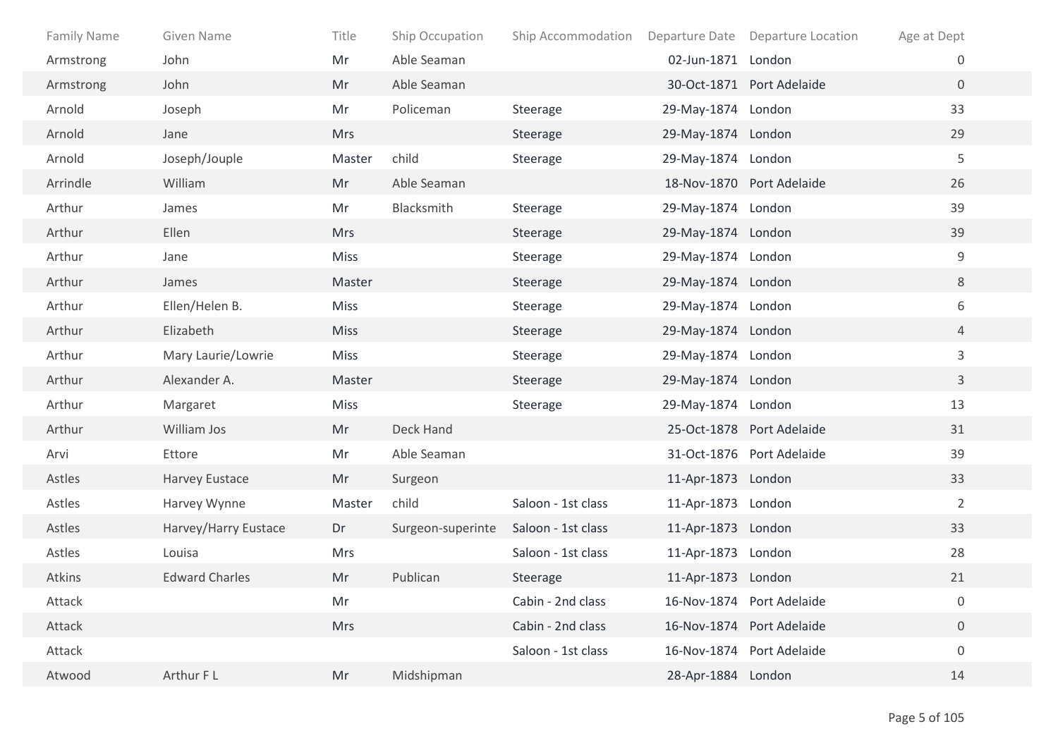| Family Name | Given Name | Title | Ship Occupation | Ship Accommodation | Departure Date | Departure Location | Age at Dept |
|---|---|---|---|---|---|---|---|
| Armstrong | John | Mr | Able Seaman | | 02-Jun-1871 | London | 0 |
| Armstrong | John | Mr | Able Seaman | | 30-Oct-1871 | Port Adelaide | 0 |
| Arnold | Joseph | Mr | Policeman | Steerage | 29-May-1874 | London | 33 |
| Arnold | Jane | Mrs | | Steerage | 29-May-1874 | London | 29 |
| Arnold | Joseph/Jouple | Master | child | Steerage | 29-May-1874 | London | 5 |
| Arrindle | William | Mr | Able Seaman | | 18-Nov-1870 | Port Adelaide | 26 |
| Arthur | James | Mr | Blacksmith | Steerage | 29-May-1874 | London | 39 |
| Arthur | Ellen | Mrs | | Steerage | 29-May-1874 | London | 39 |
| Arthur | Jane | Miss | | Steerage | 29-May-1874 | London | 9 |
| Arthur | James | Master | | Steerage | 29-May-1874 | London | 8 |
| Arthur | Ellen/Helen B. | Miss | | Steerage | 29-May-1874 | London | 6 |
| Arthur | Elizabeth | Miss | | Steerage | 29-May-1874 | London | 4 |
| Arthur | Mary Laurie/Lowrie | Miss | | Steerage | 29-May-1874 | London | 3 |
| Arthur | Alexander A. | Master | | Steerage | 29-May-1874 | London | 3 |
| Arthur | Margaret | Miss | | Steerage | 29-May-1874 | London | 13 |
| Arthur | William Jos | Mr | Deck Hand | | 25-Oct-1878 | Port Adelaide | 31 |
| Arvi | Ettore | Mr | Able Seaman | | 31-Oct-1876 | Port Adelaide | 39 |
| Astles | Harvey Eustace | Mr | Surgeon | | 11-Apr-1873 | London | 33 |
| Astles | Harvey Wynne | Master | child | Saloon - 1st class | 11-Apr-1873 | London | 2 |
| Astles | Harvey/Harry Eustace | Dr | Surgeon-superinte | Saloon - 1st class | 11-Apr-1873 | London | 33 |
| Astles | Louisa | Mrs | | Saloon - 1st class | 11-Apr-1873 | London | 28 |
| Atkins | Edward Charles | Mr | Publican | Steerage | 11-Apr-1873 | London | 21 |
| Attack | | Mr | | Cabin - 2nd class | 16-Nov-1874 | Port Adelaide | 0 |
| Attack | | Mrs | | Cabin - 2nd class | 16-Nov-1874 | Port Adelaide | 0 |
| Attack | | | | Saloon - 1st class | 16-Nov-1874 | Port Adelaide | 0 |
| Atwood | Arthur F L | Mr | Midshipman | | 28-Apr-1884 | London | 14 |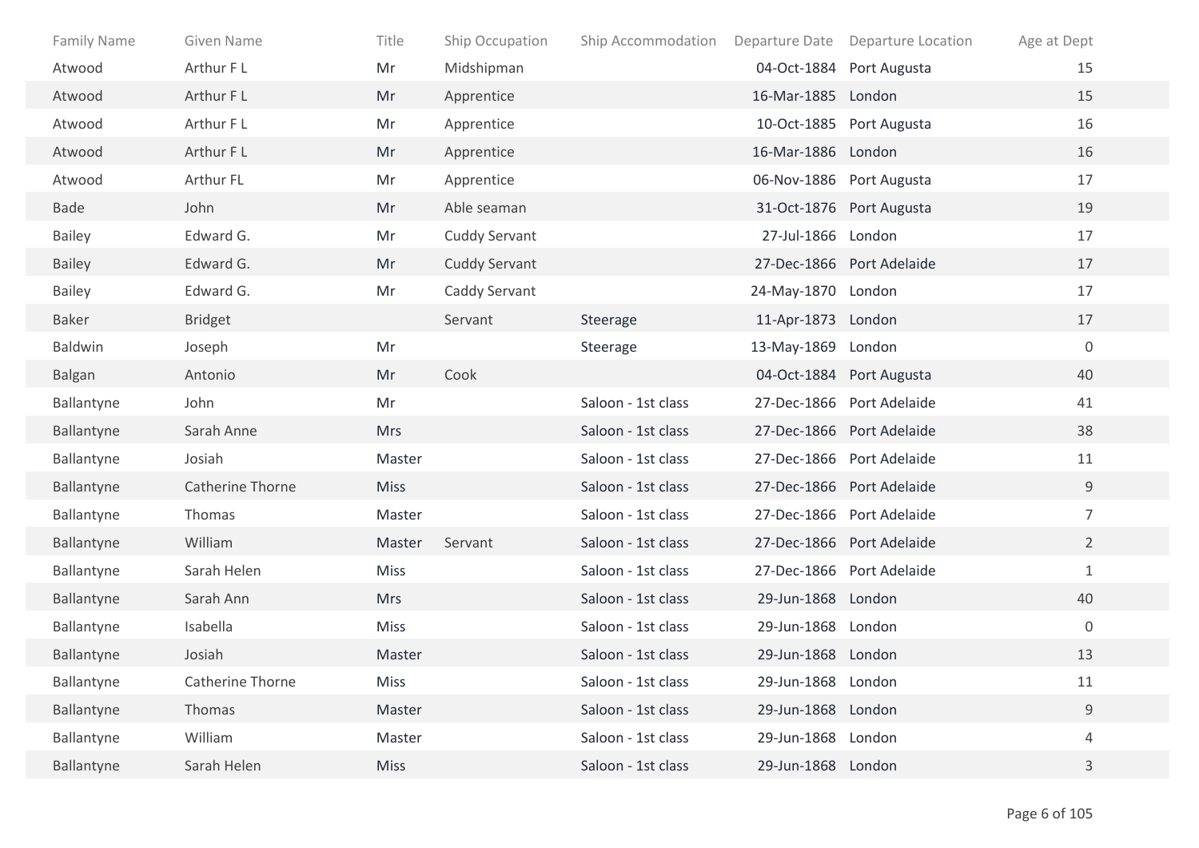| Family Name | Given Name | Title | Ship Occupation | Ship Accommodation | Departure Date | Departure Location | Age at Dept |
|---|---|---|---|---|---|---|---|
| Atwood | Arthur F L | Mr | Midshipman | | 04-Oct-1884 | Port Augusta | 15 |
| Atwood | Arthur F L | Mr | Apprentice | | 16-Mar-1885 | London | 15 |
| Atwood | Arthur F L | Mr | Apprentice | | 10-Oct-1885 | Port Augusta | 16 |
| Atwood | Arthur F L | Mr | Apprentice | | 16-Mar-1886 | London | 16 |
| Atwood | Arthur FL | Mr | Apprentice | | 06-Nov-1886 | Port Augusta | 17 |
| Bade | John | Mr | Able seaman | | 31-Oct-1876 | Port Augusta | 19 |
| Bailey | Edward G. | Mr | Cuddy Servant | | 27-Jul-1866 | London | 17 |
| Bailey | Edward G. | Mr | Cuddy Servant | | 27-Dec-1866 | Port Adelaide | 17 |
| Bailey | Edward G. | Mr | Caddy Servant | | 24-May-1870 | London | 17 |
| Baker | Bridget | | Servant | Steerage | 11-Apr-1873 | London | 17 |
| Baldwin | Joseph | Mr | | Steerage | 13-May-1869 | London | 0 |
| Balgan | Antonio | Mr | Cook | | 04-Oct-1884 | Port Augusta | 40 |
| Ballantyne | John | Mr | | Saloon - 1st class | 27-Dec-1866 | Port Adelaide | 41 |
| Ballantyne | Sarah Anne | Mrs | | Saloon - 1st class | 27-Dec-1866 | Port Adelaide | 38 |
| Ballantyne | Josiah | Master | | Saloon - 1st class | 27-Dec-1866 | Port Adelaide | 11 |
| Ballantyne | Catherine Thorne | Miss | | Saloon - 1st class | 27-Dec-1866 | Port Adelaide | 9 |
| Ballantyne | Thomas | Master | | Saloon - 1st class | 27-Dec-1866 | Port Adelaide | 7 |
| Ballantyne | William | Master | Servant | Saloon - 1st class | 27-Dec-1866 | Port Adelaide | 2 |
| Ballantyne | Sarah Helen | Miss | | Saloon - 1st class | 27-Dec-1866 | Port Adelaide | 1 |
| Ballantyne | Sarah Ann | Mrs | | Saloon - 1st class | 29-Jun-1868 | London | 40 |
| Ballantyne | Isabella | Miss | | Saloon - 1st class | 29-Jun-1868 | London | 0 |
| Ballantyne | Josiah | Master | | Saloon - 1st class | 29-Jun-1868 | London | 13 |
| Ballantyne | Catherine Thorne | Miss | | Saloon - 1st class | 29-Jun-1868 | London | 11 |
| Ballantyne | Thomas | Master | | Saloon - 1st class | 29-Jun-1868 | London | 9 |
| Ballantyne | William | Master | | Saloon - 1st class | 29-Jun-1868 | London | 4 |
| Ballantyne | Sarah Helen | Miss | | Saloon - 1st class | 29-Jun-1868 | London | 3 |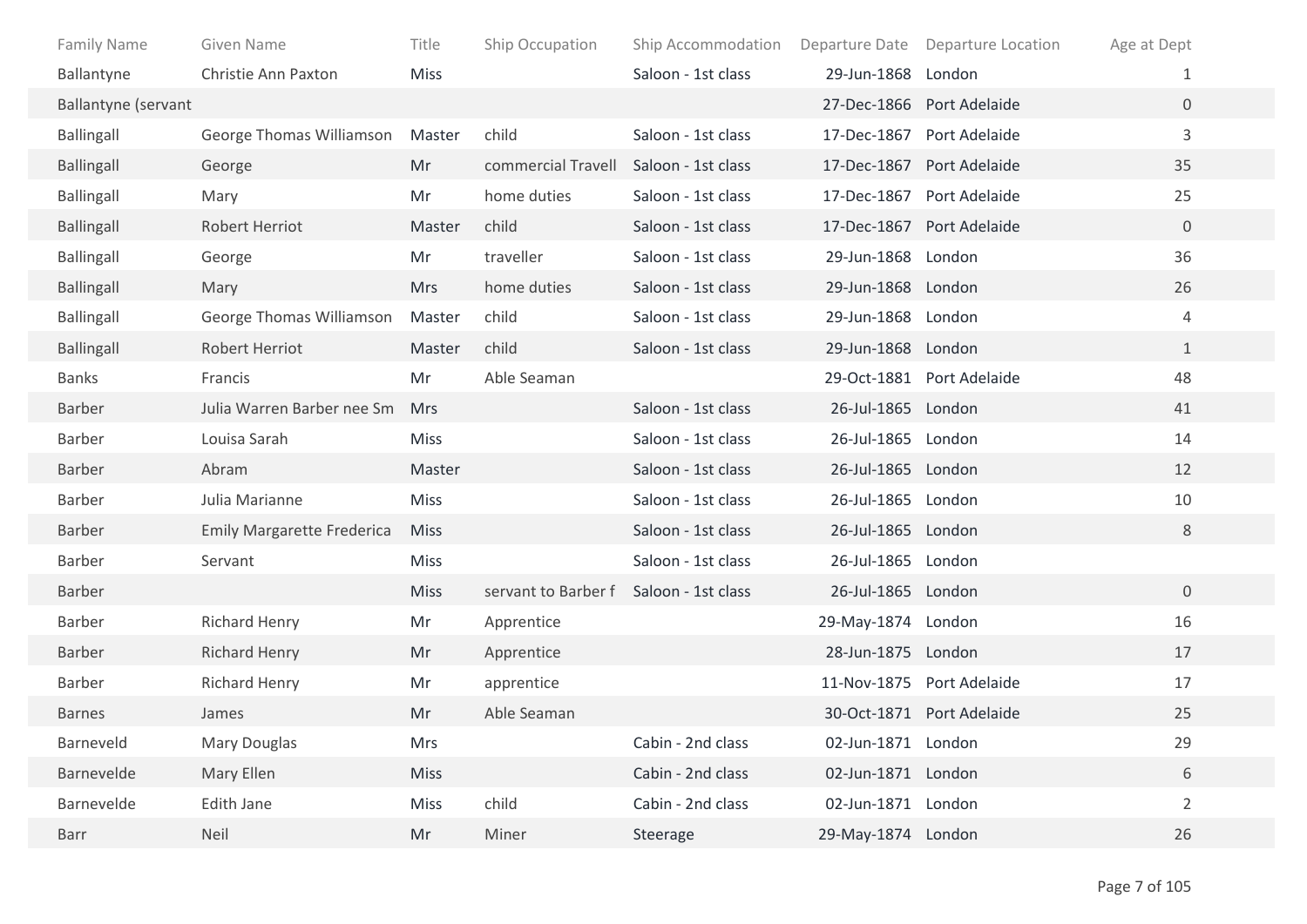| Family Name | Given Name | Title | Ship Occupation | Ship Accommodation | Departure Date | Departure Location | Age at Dept |
|---|---|---|---|---|---|---|---|
| Ballantyne | Christie Ann Paxton | Miss | | Saloon - 1st class | 29-Jun-1868 | London | 1 |
| Ballantyne (servant | | | | | 27-Dec-1866 | Port Adelaide | 0 |
| Ballingall | George Thomas Williamson | Master | child | Saloon - 1st class | 17-Dec-1867 | Port Adelaide | 3 |
| Ballingall | George | Mr | commercial Travell | Saloon - 1st class | 17-Dec-1867 | Port Adelaide | 35 |
| Ballingall | Mary | Mr | home duties | Saloon - 1st class | 17-Dec-1867 | Port Adelaide | 25 |
| Ballingall | Robert Herriot | Master | child | Saloon - 1st class | 17-Dec-1867 | Port Adelaide | 0 |
| Ballingall | George | Mr | traveller | Saloon - 1st class | 29-Jun-1868 | London | 36 |
| Ballingall | Mary | Mrs | home duties | Saloon - 1st class | 29-Jun-1868 | London | 26 |
| Ballingall | George Thomas Williamson | Master | child | Saloon - 1st class | 29-Jun-1868 | London | 4 |
| Ballingall | Robert Herriot | Master | child | Saloon - 1st class | 29-Jun-1868 | London | 1 |
| Banks | Francis | Mr | Able Seaman | | 29-Oct-1881 | Port Adelaide | 48 |
| Barber | Julia Warren Barber nee Sm | Mrs | | Saloon - 1st class | 26-Jul-1865 | London | 41 |
| Barber | Louisa Sarah | Miss | | Saloon - 1st class | 26-Jul-1865 | London | 14 |
| Barber | Abram | Master | | Saloon - 1st class | 26-Jul-1865 | London | 12 |
| Barber | Julia Marianne | Miss | | Saloon - 1st class | 26-Jul-1865 | London | 10 |
| Barber | Emily Margarette Frederica | Miss | | Saloon - 1st class | 26-Jul-1865 | London | 8 |
| Barber | Servant | Miss | | Saloon - 1st class | 26-Jul-1865 | London | |
| Barber | | Miss | servant to Barber f | Saloon - 1st class | 26-Jul-1865 | London | 0 |
| Barber | Richard Henry | Mr | Apprentice | | 29-May-1874 | London | 16 |
| Barber | Richard Henry | Mr | Apprentice | | 28-Jun-1875 | London | 17 |
| Barber | Richard Henry | Mr | apprentice | | 11-Nov-1875 | Port Adelaide | 17 |
| Barnes | James | Mr | Able Seaman | | 30-Oct-1871 | Port Adelaide | 25 |
| Barneveld | Mary Douglas | Mrs | | Cabin - 2nd class | 02-Jun-1871 | London | 29 |
| Barnevelde | Mary Ellen | Miss | | Cabin - 2nd class | 02-Jun-1871 | London | 6 |
| Barnevelde | Edith Jane | Miss | child | Cabin - 2nd class | 02-Jun-1871 | London | 2 |
| Barr | Neil | Mr | Miner | Steerage | 29-May-1874 | London | 26 |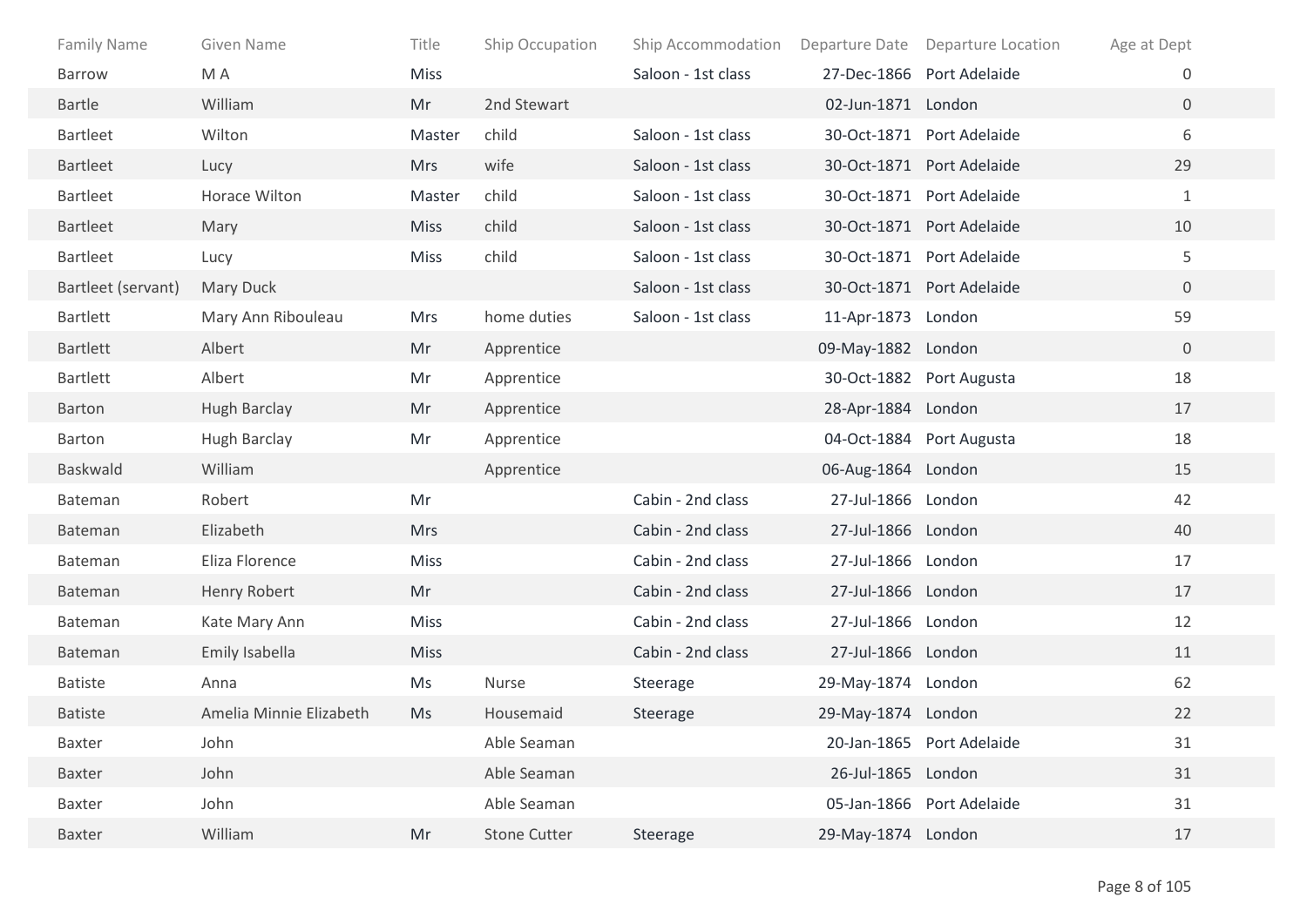| Family Name | Given Name | Title | Ship Occupation | Ship Accommodation | Departure Date | Departure Location | Age at Dept |
| --- | --- | --- | --- | --- | --- | --- | --- |
| Barrow | M A | Miss | | Saloon - 1st class | 27-Dec-1866 | Port Adelaide | 0 |
| Bartle | William | Mr | 2nd Stewart | | 02-Jun-1871 | London | 0 |
| Bartleet | Wilton | Master | child | Saloon - 1st class | 30-Oct-1871 | Port Adelaide | 6 |
| Bartleet | Lucy | Mrs | wife | Saloon - 1st class | 30-Oct-1871 | Port Adelaide | 29 |
| Bartleet | Horace Wilton | Master | child | Saloon - 1st class | 30-Oct-1871 | Port Adelaide | 1 |
| Bartleet | Mary | Miss | child | Saloon - 1st class | 30-Oct-1871 | Port Adelaide | 10 |
| Bartleet | Lucy | Miss | child | Saloon - 1st class | 30-Oct-1871 | Port Adelaide | 5 |
| Bartleet (servant) | Mary Duck | | | Saloon - 1st class | 30-Oct-1871 | Port Adelaide | 0 |
| Bartlett | Mary Ann Ribouleau | Mrs | home duties | Saloon - 1st class | 11-Apr-1873 | London | 59 |
| Bartlett | Albert | Mr | Apprentice | | 09-May-1882 | London | 0 |
| Bartlett | Albert | Mr | Apprentice | | 30-Oct-1882 | Port Augusta | 18 |
| Barton | Hugh Barclay | Mr | Apprentice | | 28-Apr-1884 | London | 17 |
| Barton | Hugh Barclay | Mr | Apprentice | | 04-Oct-1884 | Port Augusta | 18 |
| Baskwald | William | | Apprentice | | 06-Aug-1864 | London | 15 |
| Bateman | Robert | Mr | | Cabin - 2nd class | 27-Jul-1866 | London | 42 |
| Bateman | Elizabeth | Mrs | | Cabin - 2nd class | 27-Jul-1866 | London | 40 |
| Bateman | Eliza Florence | Miss | | Cabin - 2nd class | 27-Jul-1866 | London | 17 |
| Bateman | Henry Robert | Mr | | Cabin - 2nd class | 27-Jul-1866 | London | 17 |
| Bateman | Kate Mary Ann | Miss | | Cabin - 2nd class | 27-Jul-1866 | London | 12 |
| Bateman | Emily Isabella | Miss | | Cabin - 2nd class | 27-Jul-1866 | London | 11 |
| Batiste | Anna | Ms | Nurse | Steerage | 29-May-1874 | London | 62 |
| Batiste | Amelia Minnie Elizabeth | Ms | Housemaid | Steerage | 29-May-1874 | London | 22 |
| Baxter | John | | Able Seaman | | 20-Jan-1865 | Port Adelaide | 31 |
| Baxter | John | | Able Seaman | | 26-Jul-1865 | London | 31 |
| Baxter | John | | Able Seaman | | 05-Jan-1866 | Port Adelaide | 31 |
| Baxter | William | Mr | Stone Cutter | Steerage | 29-May-1874 | London | 17 |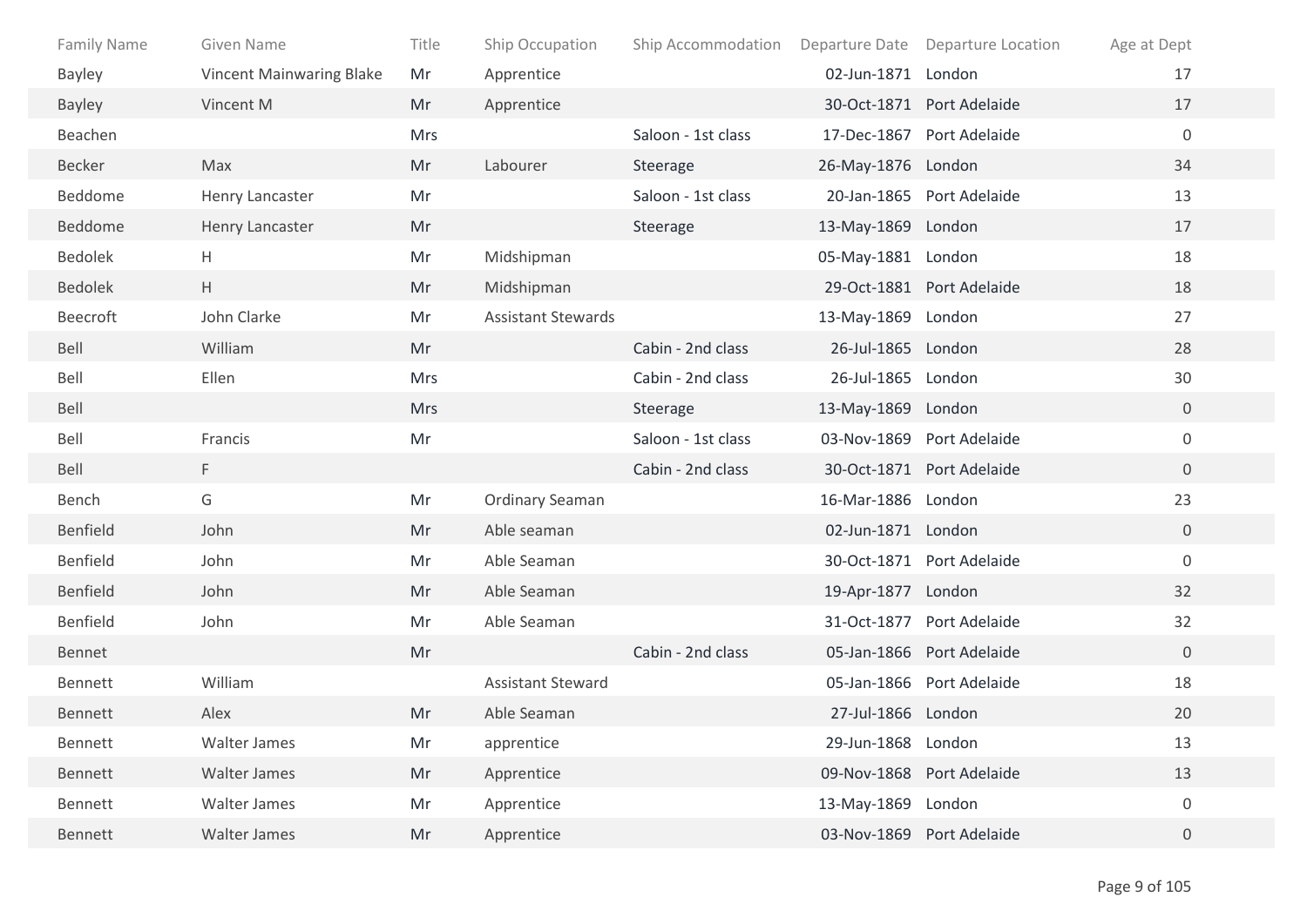| Family Name | Given Name | Title | Ship Occupation | Ship Accommodation | Departure Date | Departure Location | Age at Dept |
|---|---|---|---|---|---|---|---|
| Bayley | Vincent Mainwaring Blake | Mr | Apprentice | | 02-Jun-1871 | London | 17 |
| Bayley | Vincent M | Mr | Apprentice | | 30-Oct-1871 | Port Adelaide | 17 |
| Beachen | | Mrs | | Saloon - 1st class | 17-Dec-1867 | Port Adelaide | 0 |
| Becker | Max | Mr | Labourer | Steerage | 26-May-1876 | London | 34 |
| Beddome | Henry Lancaster | Mr | | Saloon - 1st class | 20-Jan-1865 | Port Adelaide | 13 |
| Beddome | Henry Lancaster | Mr | | Steerage | 13-May-1869 | London | 17 |
| Bedolek | H | Mr | Midshipman | | 05-May-1881 | London | 18 |
| Bedolek | H | Mr | Midshipman | | 29-Oct-1881 | Port Adelaide | 18 |
| Beecroft | John Clarke | Mr | Assistant Stewards | | 13-May-1869 | London | 27 |
| Bell | William | Mr | | Cabin - 2nd class | 26-Jul-1865 | London | 28 |
| Bell | Ellen | Mrs | | Cabin - 2nd class | 26-Jul-1865 | London | 30 |
| Bell | | Mrs | | Steerage | 13-May-1869 | London | 0 |
| Bell | Francis | Mr | | Saloon - 1st class | 03-Nov-1869 | Port Adelaide | 0 |
| Bell | F | | | Cabin - 2nd class | 30-Oct-1871 | Port Adelaide | 0 |
| Bench | G | Mr | Ordinary Seaman | | 16-Mar-1886 | London | 23 |
| Benfield | John | Mr | Able seaman | | 02-Jun-1871 | London | 0 |
| Benfield | John | Mr | Able Seaman | | 30-Oct-1871 | Port Adelaide | 0 |
| Benfield | John | Mr | Able Seaman | | 19-Apr-1877 | London | 32 |
| Benfield | John | Mr | Able Seaman | | 31-Oct-1877 | Port Adelaide | 32 |
| Bennet | | Mr | | Cabin - 2nd class | 05-Jan-1866 | Port Adelaide | 0 |
| Bennett | William | | Assistant Steward | | 05-Jan-1866 | Port Adelaide | 18 |
| Bennett | Alex | Mr | Able Seaman | | 27-Jul-1866 | London | 20 |
| Bennett | Walter James | Mr | apprentice | | 29-Jun-1868 | London | 13 |
| Bennett | Walter James | Mr | Apprentice | | 09-Nov-1868 | Port Adelaide | 13 |
| Bennett | Walter James | Mr | Apprentice | | 13-May-1869 | London | 0 |
| Bennett | Walter James | Mr | Apprentice | | 03-Nov-1869 | Port Adelaide | 0 |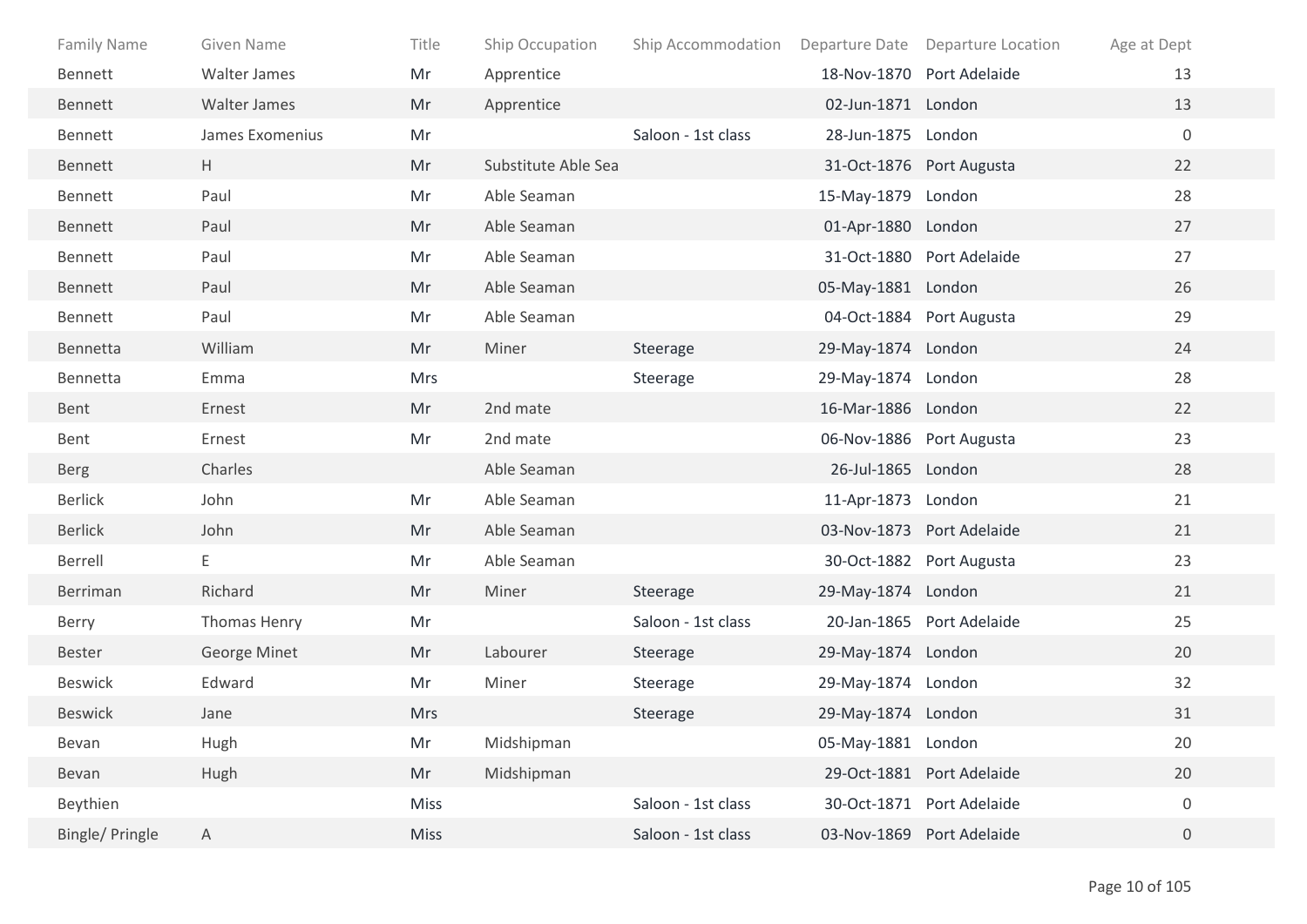| Family Name | Given Name | Title | Ship Occupation | Ship Accommodation | Departure Date | Departure Location | Age at Dept |
|---|---|---|---|---|---|---|---|
| Bennett | Walter James | Mr | Apprentice | | 18-Nov-1870 | Port Adelaide | 13 |
| Bennett | Walter James | Mr | Apprentice | | 02-Jun-1871 | London | 13 |
| Bennett | James Exomenius | Mr | | Saloon - 1st class | 28-Jun-1875 | London | 0 |
| Bennett | H | Mr | Substitute Able Sea | | 31-Oct-1876 | Port Augusta | 22 |
| Bennett | Paul | Mr | Able Seaman | | 15-May-1879 | London | 28 |
| Bennett | Paul | Mr | Able Seaman | | 01-Apr-1880 | London | 27 |
| Bennett | Paul | Mr | Able Seaman | | 31-Oct-1880 | Port Adelaide | 27 |
| Bennett | Paul | Mr | Able Seaman | | 05-May-1881 | London | 26 |
| Bennett | Paul | Mr | Able Seaman | | 04-Oct-1884 | Port Augusta | 29 |
| Bennetta | William | Mr | Miner | Steerage | 29-May-1874 | London | 24 |
| Bennetta | Emma | Mrs | | Steerage | 29-May-1874 | London | 28 |
| Bent | Ernest | Mr | 2nd mate | | 16-Mar-1886 | London | 22 |
| Bent | Ernest | Mr | 2nd mate | | 06-Nov-1886 | Port Augusta | 23 |
| Berg | Charles | | Able Seaman | | 26-Jul-1865 | London | 28 |
| Berlick | John | Mr | Able Seaman | | 11-Apr-1873 | London | 21 |
| Berlick | John | Mr | Able Seaman | | 03-Nov-1873 | Port Adelaide | 21 |
| Berrell | E | Mr | Able Seaman | | 30-Oct-1882 | Port Augusta | 23 |
| Berriman | Richard | Mr | Miner | Steerage | 29-May-1874 | London | 21 |
| Berry | Thomas Henry | Mr | | Saloon - 1st class | 20-Jan-1865 | Port Adelaide | 25 |
| Bester | George Minet | Mr | Labourer | Steerage | 29-May-1874 | London | 20 |
| Beswick | Edward | Mr | Miner | Steerage | 29-May-1874 | London | 32 |
| Beswick | Jane | Mrs | | Steerage | 29-May-1874 | London | 31 |
| Bevan | Hugh | Mr | Midshipman | | 05-May-1881 | London | 20 |
| Bevan | Hugh | Mr | Midshipman | | 29-Oct-1881 | Port Adelaide | 20 |
| Beythien | | Miss | | Saloon - 1st class | 30-Oct-1871 | Port Adelaide | 0 |
| Bingle/ Pringle | A | Miss | | Saloon - 1st class | 03-Nov-1869 | Port Adelaide | 0 |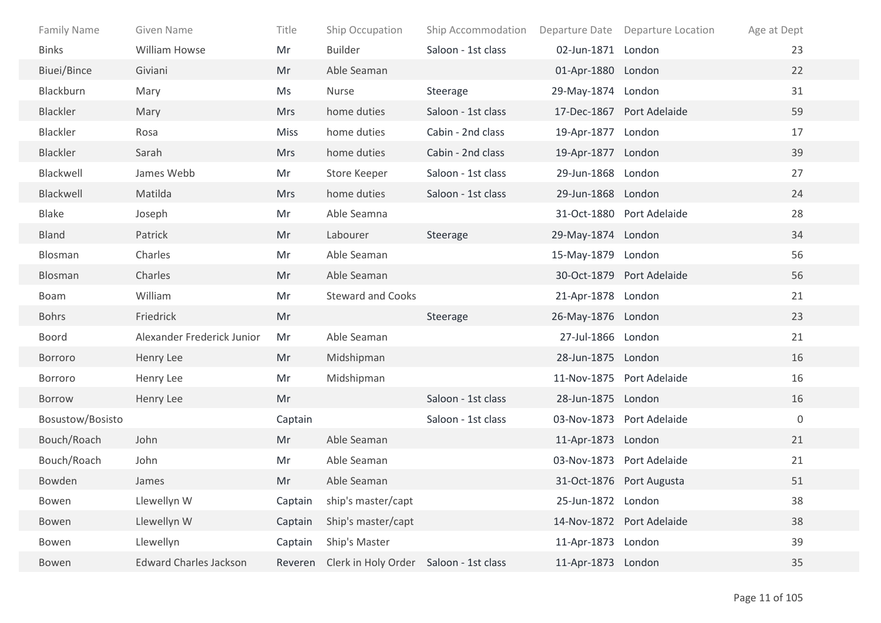| Family Name | Given Name | Title | Ship Occupation | Ship Accommodation | Departure Date | Departure Location | Age at Dept |
|---|---|---|---|---|---|---|---|
| Binks | William Howse | Mr | Builder | Saloon - 1st class | 02-Jun-1871 | London | 23 |
| Biuei/Bince | Giviani | Mr | Able Seaman | | 01-Apr-1880 | London | 22 |
| Blackburn | Mary | Ms | Nurse | Steerage | 29-May-1874 | London | 31 |
| Blackler | Mary | Mrs | home duties | Saloon - 1st class | 17-Dec-1867 | Port Adelaide | 59 |
| Blackler | Rosa | Miss | home duties | Cabin - 2nd class | 19-Apr-1877 | London | 17 |
| Blackler | Sarah | Mrs | home duties | Cabin - 2nd class | 19-Apr-1877 | London | 39 |
| Blackwell | James Webb | Mr | Store Keeper | Saloon - 1st class | 29-Jun-1868 | London | 27 |
| Blackwell | Matilda | Mrs | home duties | Saloon - 1st class | 29-Jun-1868 | London | 24 |
| Blake | Joseph | Mr | Able Seamna | | 31-Oct-1880 | Port Adelaide | 28 |
| Bland | Patrick | Mr | Labourer | Steerage | 29-May-1874 | London | 34 |
| Blosman | Charles | Mr | Able Seaman | | 15-May-1879 | London | 56 |
| Blosman | Charles | Mr | Able Seaman | | 30-Oct-1879 | Port Adelaide | 56 |
| Boam | William | Mr | Steward and Cooks | | 21-Apr-1878 | London | 21 |
| Bohrs | Friedrick | Mr | | Steerage | 26-May-1876 | London | 23 |
| Boord | Alexander Frederick Junior | Mr | Able Seaman | | 27-Jul-1866 | London | 21 |
| Borroro | Henry Lee | Mr | Midshipman | | 28-Jun-1875 | London | 16 |
| Borroro | Henry Lee | Mr | Midshipman | | 11-Nov-1875 | Port Adelaide | 16 |
| Borrow | Henry Lee | Mr | | Saloon - 1st class | 28-Jun-1875 | London | 16 |
| Bosustow/Bosisto | | Captain | | Saloon - 1st class | 03-Nov-1873 | Port Adelaide | 0 |
| Bouch/Roach | John | Mr | Able Seaman | | 11-Apr-1873 | London | 21 |
| Bouch/Roach | John | Mr | Able Seaman | | 03-Nov-1873 | Port Adelaide | 21 |
| Bowden | James | Mr | Able Seaman | | 31-Oct-1876 | Port Augusta | 51 |
| Bowen | Llewellyn W | Captain | ship's master/capt | | 25-Jun-1872 | London | 38 |
| Bowen | Llewellyn W | Captain | Ship's master/capt | | 14-Nov-1872 | Port Adelaide | 38 |
| Bowen | Llewellyn | Captain | Ship's Master | | 11-Apr-1873 | London | 39 |
| Bowen | Edward Charles Jackson | Reveren | Clerk in Holy Order | Saloon - 1st class | 11-Apr-1873 | London | 35 |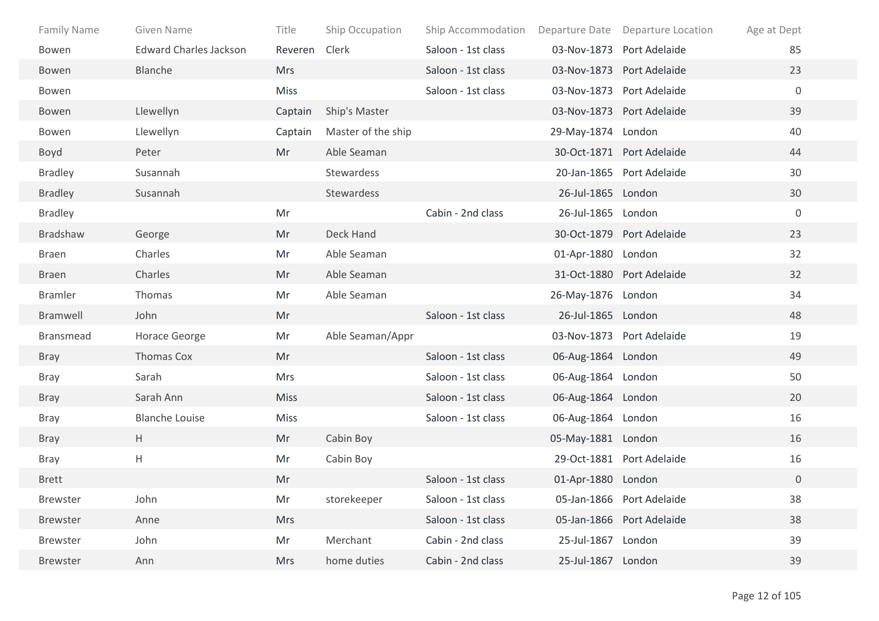| Family Name | Given Name | Title | Ship Occupation | Ship Accommodation | Departure Date | Departure Location | Age at Dept |
|---|---|---|---|---|---|---|---|
| Bowen | Edward Charles Jackson | Reveren | Clerk | Saloon - 1st class | 03-Nov-1873 | Port Adelaide | 85 |
| Bowen | Blanche | Mrs | | Saloon - 1st class | 03-Nov-1873 | Port Adelaide | 23 |
| Bowen | | Miss | | Saloon - 1st class | 03-Nov-1873 | Port Adelaide | 0 |
| Bowen | Llewellyn | Captain | Ship's Master | | 03-Nov-1873 | Port Adelaide | 39 |
| Bowen | Llewellyn | Captain | Master of the ship | | 29-May-1874 | London | 40 |
| Boyd | Peter | Mr | Able Seaman | | 30-Oct-1871 | Port Adelaide | 44 |
| Bradley | Susannah | | Stewardess | | 20-Jan-1865 | Port Adelaide | 30 |
| Bradley | Susannah | | Stewardess | | 26-Jul-1865 | London | 30 |
| Bradley | | Mr | | Cabin - 2nd class | 26-Jul-1865 | London | 0 |
| Bradshaw | George | Mr | Deck Hand | | 30-Oct-1879 | Port Adelaide | 23 |
| Braen | Charles | Mr | Able Seaman | | 01-Apr-1880 | London | 32 |
| Braen | Charles | Mr | Able Seaman | | 31-Oct-1880 | Port Adelaide | 32 |
| Bramler | Thomas | Mr | Able Seaman | | 26-May-1876 | London | 34 |
| Bramwell | John | Mr | | Saloon - 1st class | 26-Jul-1865 | London | 48 |
| Bransmead | Horace George | Mr | Able Seaman/Appr | | 03-Nov-1873 | Port Adelaide | 19 |
| Bray | Thomas Cox | Mr | | Saloon - 1st class | 06-Aug-1864 | London | 49 |
| Bray | Sarah | Mrs | | Saloon - 1st class | 06-Aug-1864 | London | 50 |
| Bray | Sarah Ann | Miss | | Saloon - 1st class | 06-Aug-1864 | London | 20 |
| Bray | Blanche Louise | Miss | | Saloon - 1st class | 06-Aug-1864 | London | 16 |
| Bray | H | Mr | Cabin Boy | | 05-May-1881 | London | 16 |
| Bray | H | Mr | Cabin Boy | | 29-Oct-1881 | Port Adelaide | 16 |
| Brett | | Mr | | Saloon - 1st class | 01-Apr-1880 | London | 0 |
| Brewster | John | Mr | storekeeper | Saloon - 1st class | 05-Jan-1866 | Port Adelaide | 38 |
| Brewster | Anne | Mrs | | Saloon - 1st class | 05-Jan-1866 | Port Adelaide | 38 |
| Brewster | John | Mr | Merchant | Cabin - 2nd class | 25-Jul-1867 | London | 39 |
| Brewster | Ann | Mrs | home duties | Cabin - 2nd class | 25-Jul-1867 | London | 39 |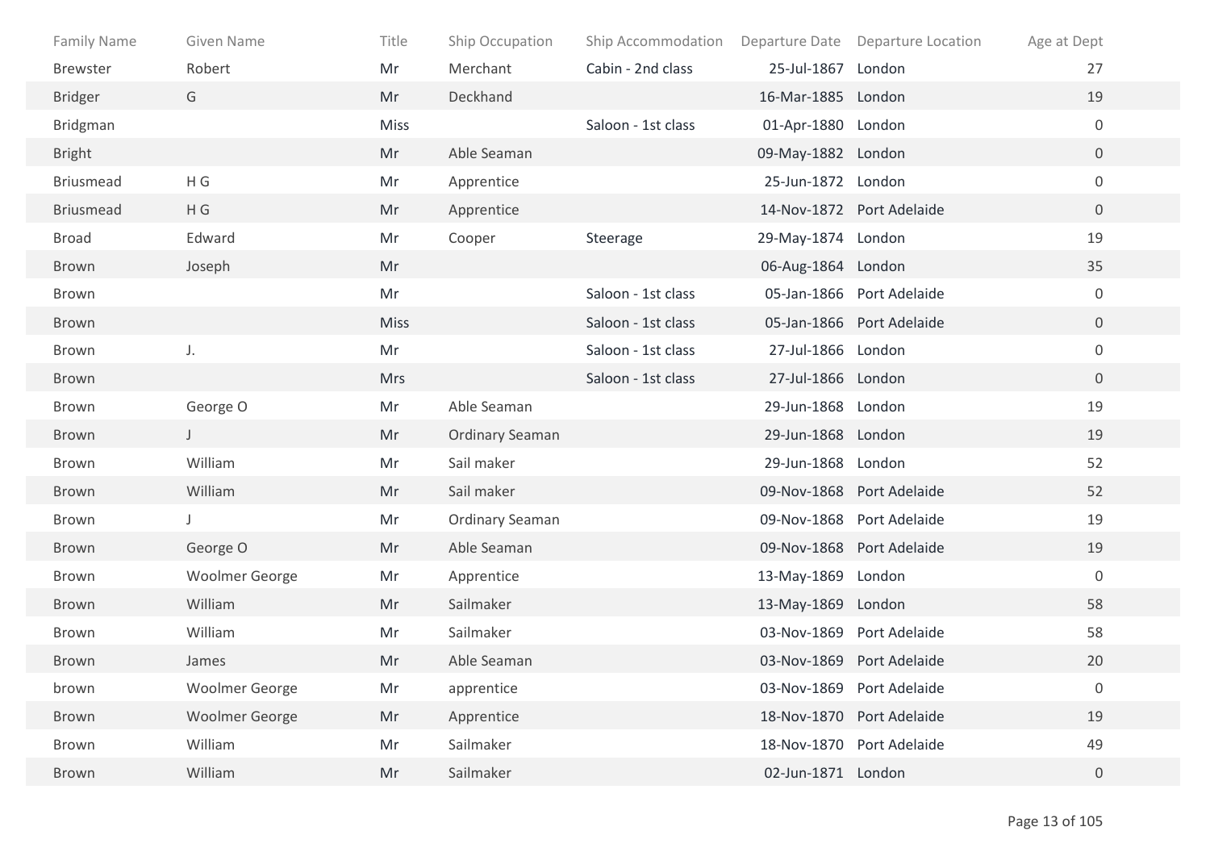| Family Name | Given Name | Title | Ship Occupation | Ship Accommodation | Departure Date | Departure Location | Age at Dept |
|---|---|---|---|---|---|---|---|
| Brewster | Robert | Mr | Merchant | Cabin - 2nd class | 25-Jul-1867 | London | 27 |
| Bridger | G | Mr | Deckhand | | 16-Mar-1885 | London | 19 |
| Bridgman | | Miss | | Saloon - 1st class | 01-Apr-1880 | London | 0 |
| Bright | | Mr | Able Seaman | | 09-May-1882 | London | 0 |
| Briusmead | H G | Mr | Apprentice | | 25-Jun-1872 | London | 0 |
| Briusmead | H G | Mr | Apprentice | | 14-Nov-1872 | Port Adelaide | 0 |
| Broad | Edward | Mr | Cooper | Steerage | 29-May-1874 | London | 19 |
| Brown | Joseph | Mr | | | 06-Aug-1864 | London | 35 |
| Brown | | Mr | | Saloon - 1st class | 05-Jan-1866 | Port Adelaide | 0 |
| Brown | | Miss | | Saloon - 1st class | 05-Jan-1866 | Port Adelaide | 0 |
| Brown | J. | Mr | | Saloon - 1st class | 27-Jul-1866 | London | 0 |
| Brown | | Mrs | | Saloon - 1st class | 27-Jul-1866 | London | 0 |
| Brown | George O | Mr | Able Seaman | | 29-Jun-1868 | London | 19 |
| Brown | J | Mr | Ordinary Seaman | | 29-Jun-1868 | London | 19 |
| Brown | William | Mr | Sail maker | | 29-Jun-1868 | London | 52 |
| Brown | William | Mr | Sail maker | | 09-Nov-1868 | Port Adelaide | 52 |
| Brown | J | Mr | Ordinary Seaman | | 09-Nov-1868 | Port Adelaide | 19 |
| Brown | George O | Mr | Able Seaman | | 09-Nov-1868 | Port Adelaide | 19 |
| Brown | Woolmer George | Mr | Apprentice | | 13-May-1869 | London | 0 |
| Brown | William | Mr | Sailmaker | | 13-May-1869 | London | 58 |
| Brown | William | Mr | Sailmaker | | 03-Nov-1869 | Port Adelaide | 58 |
| Brown | James | Mr | Able Seaman | | 03-Nov-1869 | Port Adelaide | 20 |
| brown | Woolmer George | Mr | apprentice | | 03-Nov-1869 | Port Adelaide | 0 |
| Brown | Woolmer George | Mr | Apprentice | | 18-Nov-1870 | Port Adelaide | 19 |
| Brown | William | Mr | Sailmaker | | 18-Nov-1870 | Port Adelaide | 49 |
| Brown | William | Mr | Sailmaker | | 02-Jun-1871 | London | 0 |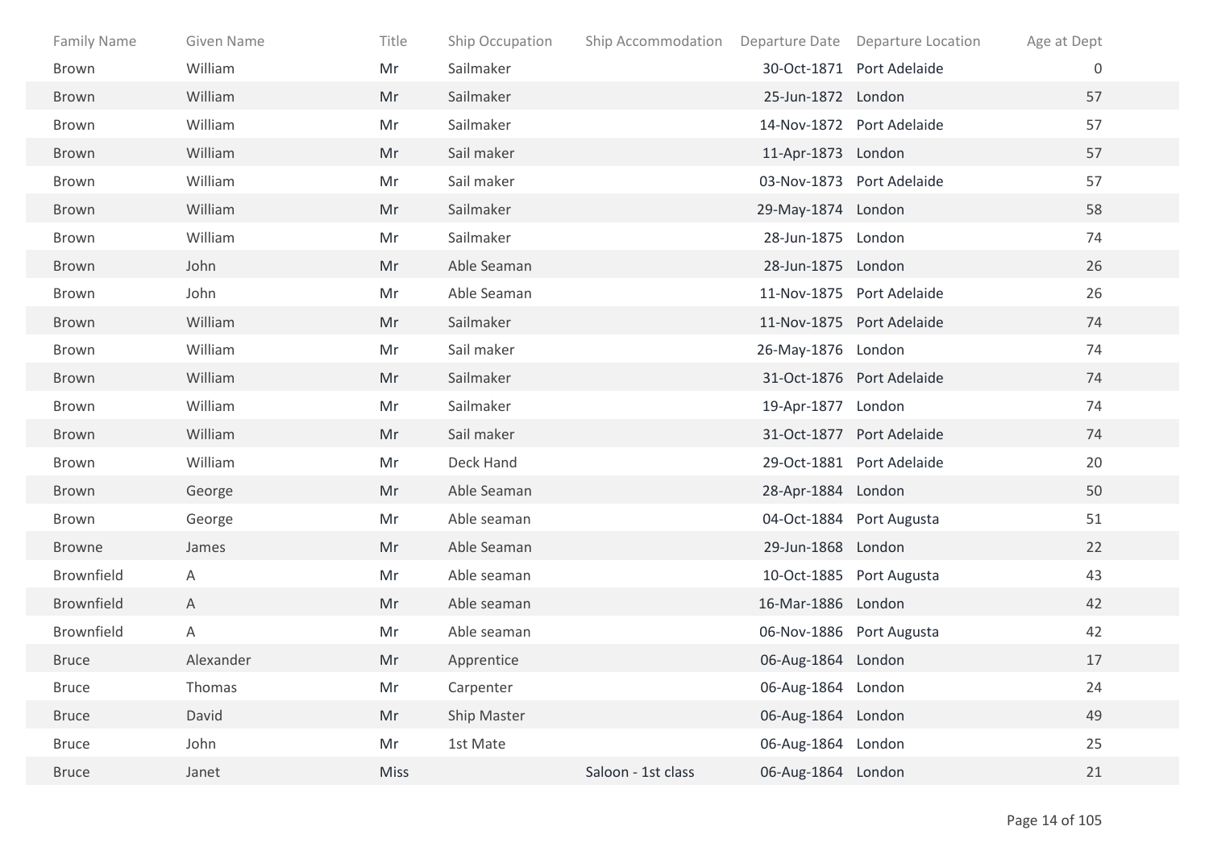| Family Name | Given Name | Title | Ship Occupation | Ship Accommodation | Departure Date | Departure Location | Age at Dept |
|---|---|---|---|---|---|---|---|
| Brown | William | Mr | Sailmaker | | 30-Oct-1871 | Port Adelaide | 0 |
| Brown | William | Mr | Sailmaker | | 25-Jun-1872 | London | 57 |
| Brown | William | Mr | Sailmaker | | 14-Nov-1872 | Port Adelaide | 57 |
| Brown | William | Mr | Sail maker | | 11-Apr-1873 | London | 57 |
| Brown | William | Mr | Sail maker | | 03-Nov-1873 | Port Adelaide | 57 |
| Brown | William | Mr | Sailmaker | | 29-May-1874 | London | 58 |
| Brown | William | Mr | Sailmaker | | 28-Jun-1875 | London | 74 |
| Brown | John | Mr | Able Seaman | | 28-Jun-1875 | London | 26 |
| Brown | John | Mr | Able Seaman | | 11-Nov-1875 | Port Adelaide | 26 |
| Brown | William | Mr | Sailmaker | | 11-Nov-1875 | Port Adelaide | 74 |
| Brown | William | Mr | Sail maker | | 26-May-1876 | London | 74 |
| Brown | William | Mr | Sailmaker | | 31-Oct-1876 | Port Adelaide | 74 |
| Brown | William | Mr | Sailmaker | | 19-Apr-1877 | London | 74 |
| Brown | William | Mr | Sail maker | | 31-Oct-1877 | Port Adelaide | 74 |
| Brown | William | Mr | Deck Hand | | 29-Oct-1881 | Port Adelaide | 20 |
| Brown | George | Mr | Able Seaman | | 28-Apr-1884 | London | 50 |
| Brown | George | Mr | Able seaman | | 04-Oct-1884 | Port Augusta | 51 |
| Browne | James | Mr | Able Seaman | | 29-Jun-1868 | London | 22 |
| Brownfield | A | Mr | Able seaman | | 10-Oct-1885 | Port Augusta | 43 |
| Brownfield | A | Mr | Able seaman | | 16-Mar-1886 | London | 42 |
| Brownfield | A | Mr | Able seaman | | 06-Nov-1886 | Port Augusta | 42 |
| Bruce | Alexander | Mr | Apprentice | | 06-Aug-1864 | London | 17 |
| Bruce | Thomas | Mr | Carpenter | | 06-Aug-1864 | London | 24 |
| Bruce | David | Mr | Ship Master | | 06-Aug-1864 | London | 49 |
| Bruce | John | Mr | 1st Mate | | 06-Aug-1864 | London | 25 |
| Bruce | Janet | Miss | | Saloon - 1st class | 06-Aug-1864 | London | 21 |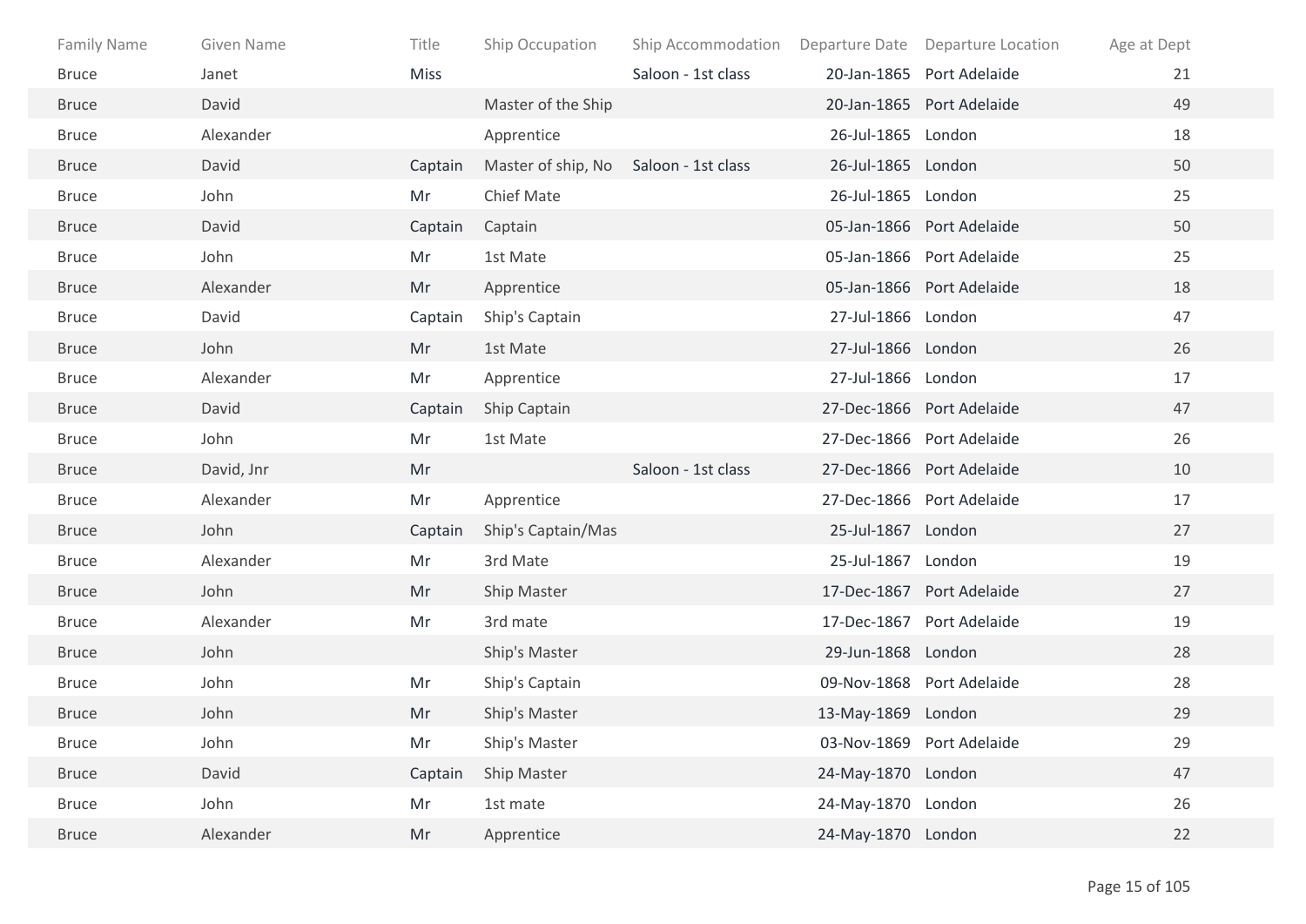| Family Name | Given Name | Title | Ship Occupation | Ship Accommodation | Departure Date | Departure Location | Age at Dept |
|---|---|---|---|---|---|---|---|
| Bruce | Janet | Miss | | Saloon - 1st class | 20-Jan-1865 | Port Adelaide | 21 |
| Bruce | David | | Master of the Ship | | 20-Jan-1865 | Port Adelaide | 49 |
| Bruce | Alexander | | Apprentice | | 26-Jul-1865 | London | 18 |
| Bruce | David | Captain | Master of ship, No | Saloon - 1st class | 26-Jul-1865 | London | 50 |
| Bruce | John | Mr | Chief Mate | | 26-Jul-1865 | London | 25 |
| Bruce | David | Captain | Captain | | 05-Jan-1866 | Port Adelaide | 50 |
| Bruce | John | Mr | 1st Mate | | 05-Jan-1866 | Port Adelaide | 25 |
| Bruce | Alexander | Mr | Apprentice | | 05-Jan-1866 | Port Adelaide | 18 |
| Bruce | David | Captain | Ship's Captain | | 27-Jul-1866 | London | 47 |
| Bruce | John | Mr | 1st Mate | | 27-Jul-1866 | London | 26 |
| Bruce | Alexander | Mr | Apprentice | | 27-Jul-1866 | London | 17 |
| Bruce | David | Captain | Ship Captain | | 27-Dec-1866 | Port Adelaide | 47 |
| Bruce | John | Mr | 1st Mate | | 27-Dec-1866 | Port Adelaide | 26 |
| Bruce | David, Jnr | Mr | | Saloon - 1st class | 27-Dec-1866 | Port Adelaide | 10 |
| Bruce | Alexander | Mr | Apprentice | | 27-Dec-1866 | Port Adelaide | 17 |
| Bruce | John | Captain | Ship's Captain/Mas | | 25-Jul-1867 | London | 27 |
| Bruce | Alexander | Mr | 3rd Mate | | 25-Jul-1867 | London | 19 |
| Bruce | John | Mr | Ship Master | | 17-Dec-1867 | Port Adelaide | 27 |
| Bruce | Alexander | Mr | 3rd mate | | 17-Dec-1867 | Port Adelaide | 19 |
| Bruce | John | | Ship's Master | | 29-Jun-1868 | London | 28 |
| Bruce | John | Mr | Ship's Captain | | 09-Nov-1868 | Port Adelaide | 28 |
| Bruce | John | Mr | Ship's Master | | 13-May-1869 | London | 29 |
| Bruce | John | Mr | Ship's Master | | 03-Nov-1869 | Port Adelaide | 29 |
| Bruce | David | Captain | Ship Master | | 24-May-1870 | London | 47 |
| Bruce | John | Mr | 1st mate | | 24-May-1870 | London | 26 |
| Bruce | Alexander | Mr | Apprentice | | 24-May-1870 | London | 22 |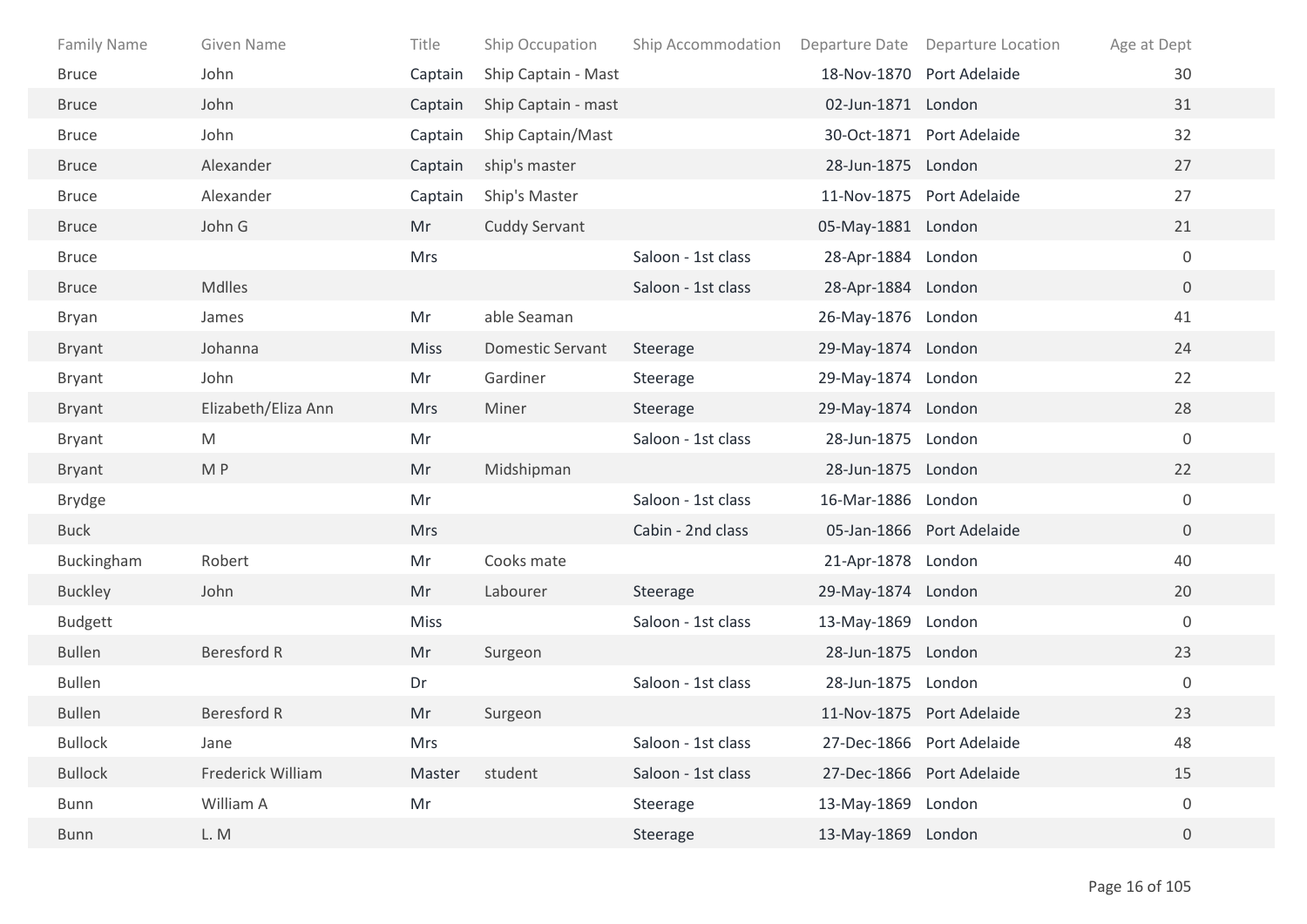| Family Name | Given Name | Title | Ship Occupation | Ship Accommodation | Departure Date | Departure Location | Age at Dept |
|---|---|---|---|---|---|---|---|
| Bruce | John | Captain | Ship Captain - Mast | | 18-Nov-1870 | Port Adelaide | 30 |
| Bruce | John | Captain | Ship Captain - mast | | 02-Jun-1871 | London | 31 |
| Bruce | John | Captain | Ship Captain/Mast | | 30-Oct-1871 | Port Adelaide | 32 |
| Bruce | Alexander | Captain | ship's master | | 28-Jun-1875 | London | 27 |
| Bruce | Alexander | Captain | Ship's Master | | 11-Nov-1875 | Port Adelaide | 27 |
| Bruce | John G | Mr | Cuddy Servant | | 05-May-1881 | London | 21 |
| Bruce | | Mrs | | Saloon - 1st class | 28-Apr-1884 | London | 0 |
| Bruce | Mdlles | | | Saloon - 1st class | 28-Apr-1884 | London | 0 |
| Bryan | James | Mr | able Seaman | | 26-May-1876 | London | 41 |
| Bryant | Johanna | Miss | Domestic Servant | Steerage | 29-May-1874 | London | 24 |
| Bryant | John | Mr | Gardiner | Steerage | 29-May-1874 | London | 22 |
| Bryant | Elizabeth/Eliza Ann | Mrs | Miner | Steerage | 29-May-1874 | London | 28 |
| Bryant | M | Mr | | Saloon - 1st class | 28-Jun-1875 | London | 0 |
| Bryant | M P | Mr | Midshipman | | 28-Jun-1875 | London | 22 |
| Brydge | | Mr | | Saloon - 1st class | 16-Mar-1886 | London | 0 |
| Buck | | Mrs | | Cabin - 2nd class | 05-Jan-1866 | Port Adelaide | 0 |
| Buckingham | Robert | Mr | Cooks mate | | 21-Apr-1878 | London | 40 |
| Buckley | John | Mr | Labourer | Steerage | 29-May-1874 | London | 20 |
| Budgett | | Miss | | Saloon - 1st class | 13-May-1869 | London | 0 |
| Bullen | Beresford R | Mr | Surgeon | | 28-Jun-1875 | London | 23 |
| Bullen | | Dr | | Saloon - 1st class | 28-Jun-1875 | London | 0 |
| Bullen | Beresford R | Mr | Surgeon | | 11-Nov-1875 | Port Adelaide | 23 |
| Bullock | Jane | Mrs | | Saloon - 1st class | 27-Dec-1866 | Port Adelaide | 48 |
| Bullock | Frederick William | Master | student | Saloon - 1st class | 27-Dec-1866 | Port Adelaide | 15 |
| Bunn | William A | Mr | | Steerage | 13-May-1869 | London | 0 |
| Bunn | L. M | | | Steerage | 13-May-1869 | London | 0 |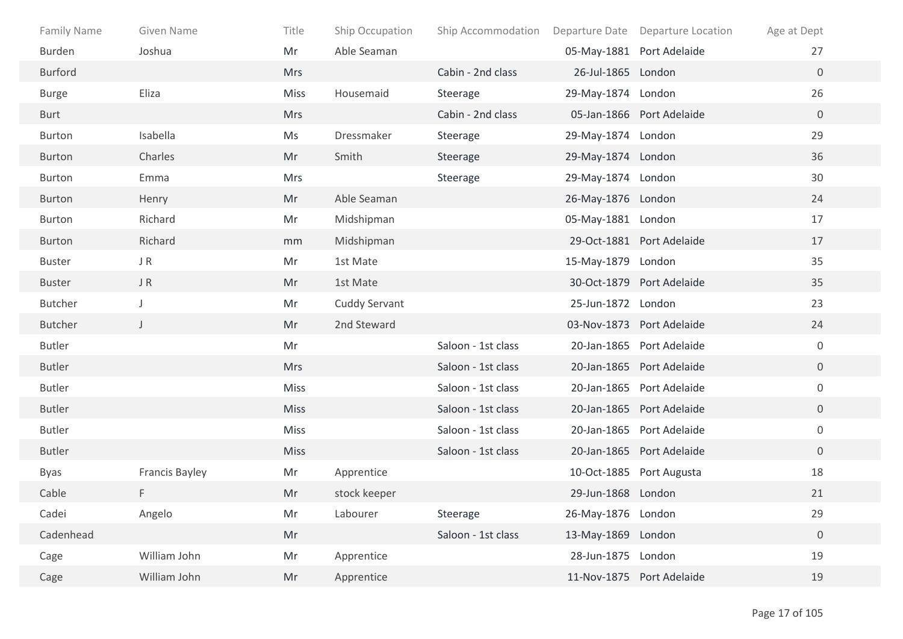| Family Name | Given Name | Title | Ship Occupation | Ship Accommodation | Departure Date | Departure Location | Age at Dept |
|---|---|---|---|---|---|---|---|
| Burden | Joshua | Mr | Able Seaman | | 05-May-1881 | Port Adelaide | 27 |
| Burford | | Mrs | | Cabin - 2nd class | 26-Jul-1865 | London | 0 |
| Burge | Eliza | Miss | Housemaid | Steerage | 29-May-1874 | London | 26 |
| Burt | | Mrs | | Cabin - 2nd class | 05-Jan-1866 | Port Adelaide | 0 |
| Burton | Isabella | Ms | Dressmaker | Steerage | 29-May-1874 | London | 29 |
| Burton | Charles | Mr | Smith | Steerage | 29-May-1874 | London | 36 |
| Burton | Emma | Mrs | | Steerage | 29-May-1874 | London | 30 |
| Burton | Henry | Mr | Able Seaman | | 26-May-1876 | London | 24 |
| Burton | Richard | Mr | Midshipman | | 05-May-1881 | London | 17 |
| Burton | Richard | mm | Midshipman | | 29-Oct-1881 | Port Adelaide | 17 |
| Buster | J R | Mr | 1st Mate | | 15-May-1879 | London | 35 |
| Buster | J R | Mr | 1st Mate | | 30-Oct-1879 | Port Adelaide | 35 |
| Butcher | J | Mr | Cuddy Servant | | 25-Jun-1872 | London | 23 |
| Butcher | J | Mr | 2nd Steward | | 03-Nov-1873 | Port Adelaide | 24 |
| Butler | | Mr | | Saloon - 1st class | 20-Jan-1865 | Port Adelaide | 0 |
| Butler | | Mrs | | Saloon - 1st class | 20-Jan-1865 | Port Adelaide | 0 |
| Butler | | Miss | | Saloon - 1st class | 20-Jan-1865 | Port Adelaide | 0 |
| Butler | | Miss | | Saloon - 1st class | 20-Jan-1865 | Port Adelaide | 0 |
| Butler | | Miss | | Saloon - 1st class | 20-Jan-1865 | Port Adelaide | 0 |
| Butler | | Miss | | Saloon - 1st class | 20-Jan-1865 | Port Adelaide | 0 |
| Byas | Francis Bayley | Mr | Apprentice | | 10-Oct-1885 | Port Augusta | 18 |
| Cable | F | Mr | stock keeper | | 29-Jun-1868 | London | 21 |
| Cadei | Angelo | Mr | Labourer | Steerage | 26-May-1876 | London | 29 |
| Cadenhead | | Mr | | Saloon - 1st class | 13-May-1869 | London | 0 |
| Cage | William John | Mr | Apprentice | | 28-Jun-1875 | London | 19 |
| Cage | William John | Mr | Apprentice | | 11-Nov-1875 | Port Adelaide | 19 |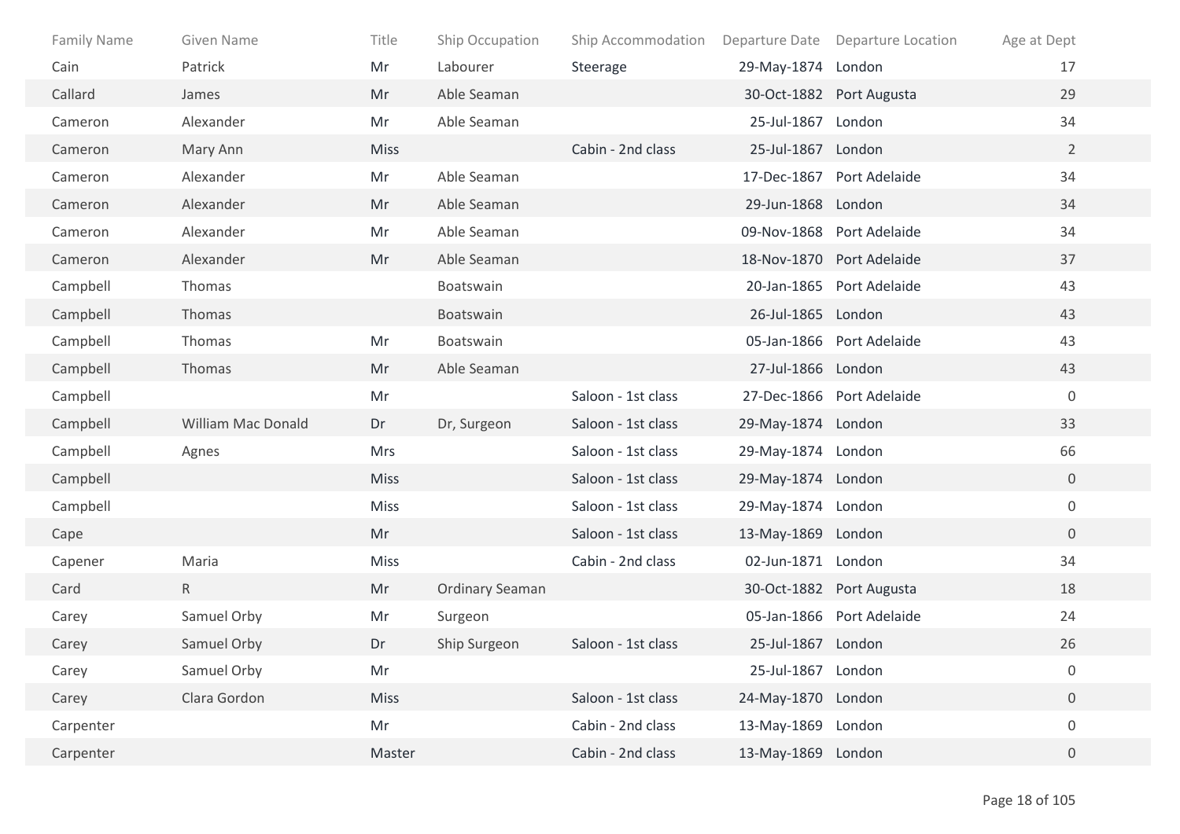| Family Name | Given Name | Title | Ship Occupation | Ship Accommodation | Departure Date | Departure Location | Age at Dept |
|---|---|---|---|---|---|---|---|
| Cain | Patrick | Mr | Labourer | Steerage | 29-May-1874 | London | 17 |
| Callard | James | Mr | Able Seaman | | 30-Oct-1882 | Port Augusta | 29 |
| Cameron | Alexander | Mr | Able Seaman | | 25-Jul-1867 | London | 34 |
| Cameron | Mary Ann | Miss | | Cabin - 2nd class | 25-Jul-1867 | London | 2 |
| Cameron | Alexander | Mr | Able Seaman | | 17-Dec-1867 | Port Adelaide | 34 |
| Cameron | Alexander | Mr | Able Seaman | | 29-Jun-1868 | London | 34 |
| Cameron | Alexander | Mr | Able Seaman | | 09-Nov-1868 | Port Adelaide | 34 |
| Cameron | Alexander | Mr | Able Seaman | | 18-Nov-1870 | Port Adelaide | 37 |
| Campbell | Thomas | | Boatswain | | 20-Jan-1865 | Port Adelaide | 43 |
| Campbell | Thomas | | Boatswain | | 26-Jul-1865 | London | 43 |
| Campbell | Thomas | Mr | Boatswain | | 05-Jan-1866 | Port Adelaide | 43 |
| Campbell | Thomas | Mr | Able Seaman | | 27-Jul-1866 | London | 43 |
| Campbell | | Mr | | Saloon - 1st class | 27-Dec-1866 | Port Adelaide | 0 |
| Campbell | William Mac Donald | Dr | Dr, Surgeon | Saloon - 1st class | 29-May-1874 | London | 33 |
| Campbell | Agnes | Mrs | | Saloon - 1st class | 29-May-1874 | London | 66 |
| Campbell | | Miss | | Saloon - 1st class | 29-May-1874 | London | 0 |
| Campbell | | Miss | | Saloon - 1st class | 29-May-1874 | London | 0 |
| Cape | | Mr | | Saloon - 1st class | 13-May-1869 | London | 0 |
| Capener | Maria | Miss | | Cabin - 2nd class | 02-Jun-1871 | London | 34 |
| Card | R | Mr | Ordinary Seaman | | 30-Oct-1882 | Port Augusta | 18 |
| Carey | Samuel Orby | Mr | Surgeon | | 05-Jan-1866 | Port Adelaide | 24 |
| Carey | Samuel Orby | Dr | Ship Surgeon | Saloon - 1st class | 25-Jul-1867 | London | 26 |
| Carey | Samuel Orby | Mr | | | 25-Jul-1867 | London | 0 |
| Carey | Clara Gordon | Miss | | Saloon - 1st class | 24-May-1870 | London | 0 |
| Carpenter | | Mr | | Cabin - 2nd class | 13-May-1869 | London | 0 |
| Carpenter | | Master | | Cabin - 2nd class | 13-May-1869 | London | 0 |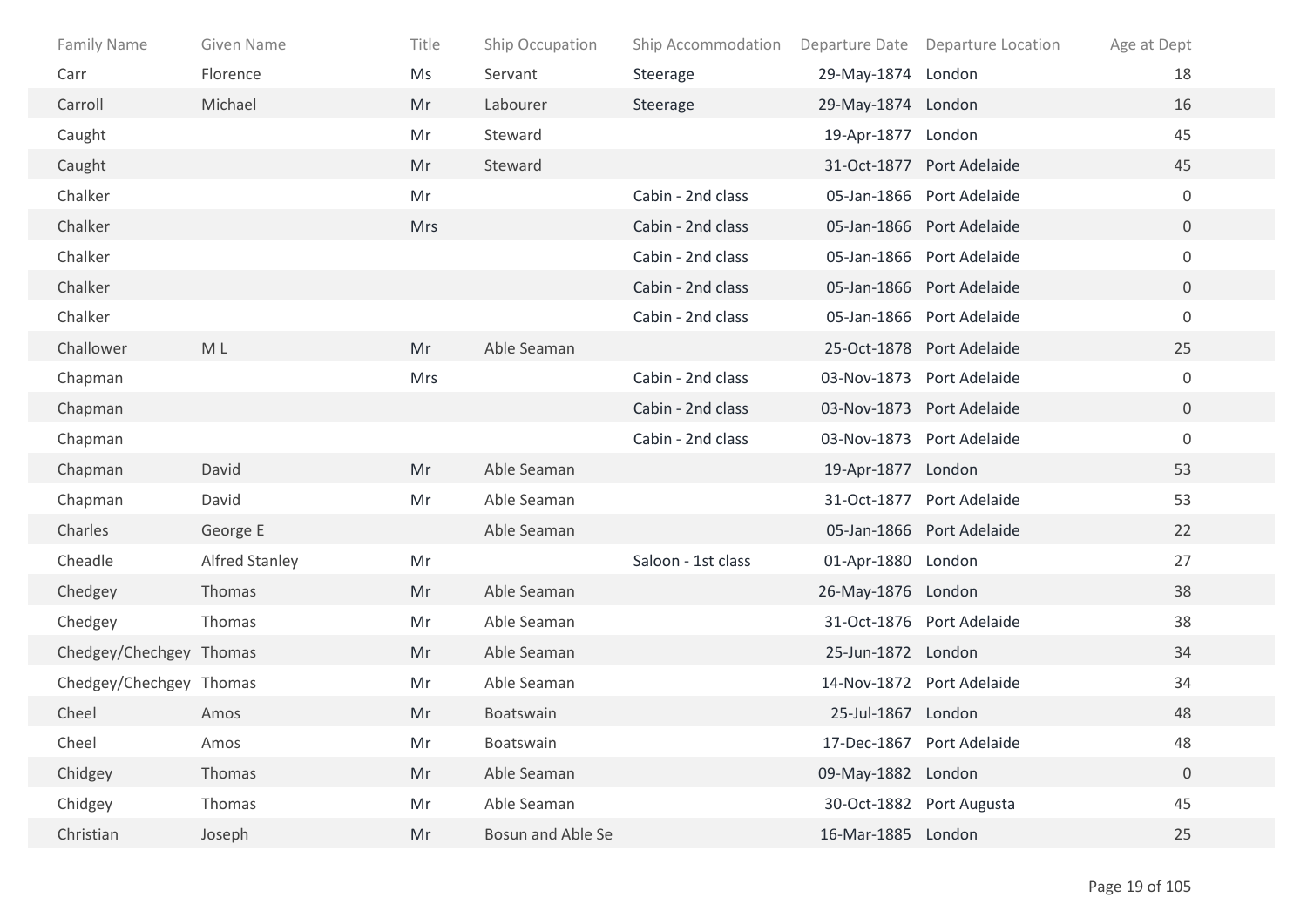| Family Name | Given Name | Title | Ship Occupation | Ship Accommodation | Departure Date | Departure Location | Age at Dept |
|---|---|---|---|---|---|---|---|
| Carr | Florence | Ms | Servant | Steerage | 29-May-1874 | London | 18 |
| Carroll | Michael | Mr | Labourer | Steerage | 29-May-1874 | London | 16 |
| Caught | | Mr | Steward | | 19-Apr-1877 | London | 45 |
| Caught | | Mr | Steward | | 31-Oct-1877 | Port Adelaide | 45 |
| Chalker | | Mr | | Cabin - 2nd class | 05-Jan-1866 | Port Adelaide | 0 |
| Chalker | | Mrs | | Cabin - 2nd class | 05-Jan-1866 | Port Adelaide | 0 |
| Chalker | | | | Cabin - 2nd class | 05-Jan-1866 | Port Adelaide | 0 |
| Chalker | | | | Cabin - 2nd class | 05-Jan-1866 | Port Adelaide | 0 |
| Chalker | | | | Cabin - 2nd class | 05-Jan-1866 | Port Adelaide | 0 |
| Challower | M L | Mr | Able Seaman | | 25-Oct-1878 | Port Adelaide | 25 |
| Chapman | | Mrs | | Cabin - 2nd class | 03-Nov-1873 | Port Adelaide | 0 |
| Chapman | | | | Cabin - 2nd class | 03-Nov-1873 | Port Adelaide | 0 |
| Chapman | | | | Cabin - 2nd class | 03-Nov-1873 | Port Adelaide | 0 |
| Chapman | David | Mr | Able Seaman | | 19-Apr-1877 | London | 53 |
| Chapman | David | Mr | Able Seaman | | 31-Oct-1877 | Port Adelaide | 53 |
| Charles | George E | | Able Seaman | | 05-Jan-1866 | Port Adelaide | 22 |
| Cheadle | Alfred Stanley | Mr | | Saloon - 1st class | 01-Apr-1880 | London | 27 |
| Chedgey | Thomas | Mr | Able Seaman | | 26-May-1876 | London | 38 |
| Chedgey | Thomas | Mr | Able Seaman | | 31-Oct-1876 | Port Adelaide | 38 |
| Chedgey/Chechgey | Thomas | Mr | Able Seaman | | 25-Jun-1872 | London | 34 |
| Chedgey/Chechgey | Thomas | Mr | Able Seaman | | 14-Nov-1872 | Port Adelaide | 34 |
| Cheel | Amos | Mr | Boatswain | | 25-Jul-1867 | London | 48 |
| Cheel | Amos | Mr | Boatswain | | 17-Dec-1867 | Port Adelaide | 48 |
| Chidgey | Thomas | Mr | Able Seaman | | 09-May-1882 | London | 0 |
| Chidgey | Thomas | Mr | Able Seaman | | 30-Oct-1882 | Port Augusta | 45 |
| Christian | Joseph | Mr | Bosun and Able Se | | 16-Mar-1885 | London | 25 |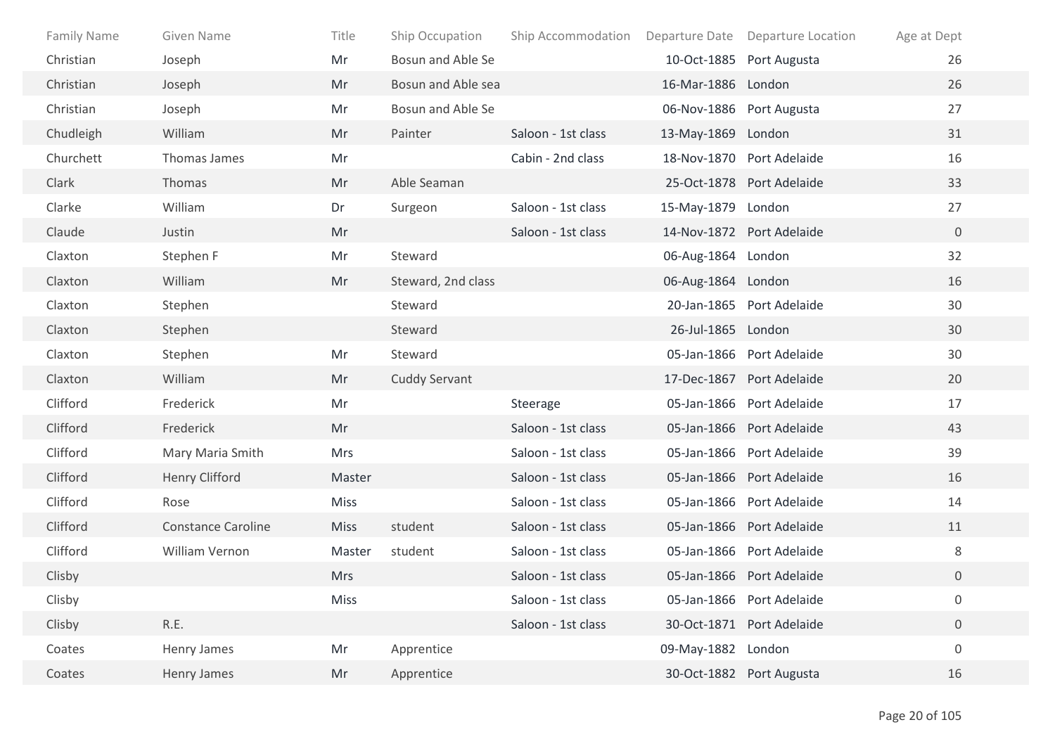| Family Name | Given Name | Title | Ship Occupation | Ship Accommodation | Departure Date | Departure Location | Age at Dept |
|---|---|---|---|---|---|---|---|
| Christian | Joseph | Mr | Bosun and Able Se | | 10-Oct-1885 | Port Augusta | 26 |
| Christian | Joseph | Mr | Bosun and Able sea | | 16-Mar-1886 | London | 26 |
| Christian | Joseph | Mr | Bosun and Able Se | | 06-Nov-1886 | Port Augusta | 27 |
| Chudleigh | William | Mr | Painter | Saloon - 1st class | 13-May-1869 | London | 31 |
| Churchett | Thomas James | Mr | | Cabin - 2nd class | 18-Nov-1870 | Port Adelaide | 16 |
| Clark | Thomas | Mr | Able Seaman | | 25-Oct-1878 | Port Adelaide | 33 |
| Clarke | William | Dr | Surgeon | Saloon - 1st class | 15-May-1879 | London | 27 |
| Claude | Justin | Mr | | Saloon - 1st class | 14-Nov-1872 | Port Adelaide | 0 |
| Claxton | Stephen F | Mr | Steward | | 06-Aug-1864 | London | 32 |
| Claxton | William | Mr | Steward, 2nd class | | 06-Aug-1864 | London | 16 |
| Claxton | Stephen | | Steward | | 20-Jan-1865 | Port Adelaide | 30 |
| Claxton | Stephen | | Steward | | 26-Jul-1865 | London | 30 |
| Claxton | Stephen | Mr | Steward | | 05-Jan-1866 | Port Adelaide | 30 |
| Claxton | William | Mr | Cuddy Servant | | 17-Dec-1867 | Port Adelaide | 20 |
| Clifford | Frederick | Mr | | Steerage | 05-Jan-1866 | Port Adelaide | 17 |
| Clifford | Frederick | Mr | | Saloon - 1st class | 05-Jan-1866 | Port Adelaide | 43 |
| Clifford | Mary Maria Smith | Mrs | | Saloon - 1st class | 05-Jan-1866 | Port Adelaide | 39 |
| Clifford | Henry Clifford | Master | | Saloon - 1st class | 05-Jan-1866 | Port Adelaide | 16 |
| Clifford | Rose | Miss | | Saloon - 1st class | 05-Jan-1866 | Port Adelaide | 14 |
| Clifford | Constance Caroline | Miss | student | Saloon - 1st class | 05-Jan-1866 | Port Adelaide | 11 |
| Clifford | William Vernon | Master | student | Saloon - 1st class | 05-Jan-1866 | Port Adelaide | 8 |
| Clisby | | Mrs | | Saloon - 1st class | 05-Jan-1866 | Port Adelaide | 0 |
| Clisby | | Miss | | Saloon - 1st class | 05-Jan-1866 | Port Adelaide | 0 |
| Clisby | R.E. | | | Saloon - 1st class | 30-Oct-1871 | Port Adelaide | 0 |
| Coates | Henry James | Mr | Apprentice | | 09-May-1882 | London | 0 |
| Coates | Henry James | Mr | Apprentice | | 30-Oct-1882 | Port Augusta | 16 |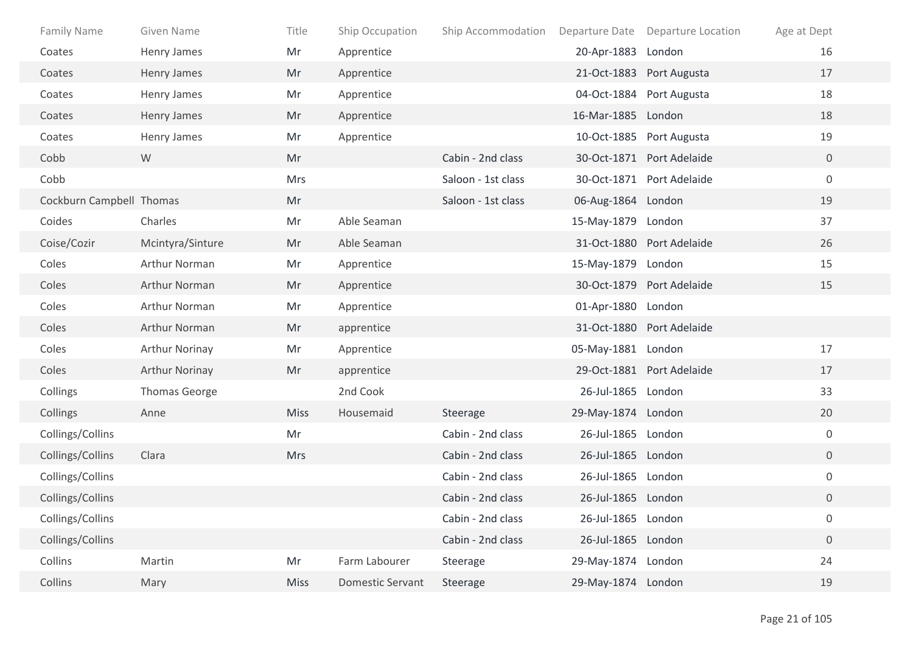| Family Name | Given Name | Title | Ship Occupation | Ship Accommodation | Departure Date | Departure Location | Age at Dept |
|---|---|---|---|---|---|---|---|
| Coates | Henry James | Mr | Apprentice | | 20-Apr-1883 | London | 16 |
| Coates | Henry James | Mr | Apprentice | | 21-Oct-1883 | Port Augusta | 17 |
| Coates | Henry James | Mr | Apprentice | | 04-Oct-1884 | Port Augusta | 18 |
| Coates | Henry James | Mr | Apprentice | | 16-Mar-1885 | London | 18 |
| Coates | Henry James | Mr | Apprentice | | 10-Oct-1885 | Port Augusta | 19 |
| Cobb | W | Mr | | Cabin - 2nd class | 30-Oct-1871 | Port Adelaide | 0 |
| Cobb | | Mrs | | Saloon - 1st class | 30-Oct-1871 | Port Adelaide | 0 |
| Cockburn Campbell | Thomas | Mr | | Saloon - 1st class | 06-Aug-1864 | London | 19 |
| Coides | Charles | Mr | Able Seaman | | 15-May-1879 | London | 37 |
| Coise/Cozir | Mcintyra/Sinture | Mr | Able Seaman | | 31-Oct-1880 | Port Adelaide | 26 |
| Coles | Arthur Norman | Mr | Apprentice | | 15-May-1879 | London | 15 |
| Coles | Arthur Norman | Mr | Apprentice | | 30-Oct-1879 | Port Adelaide | 15 |
| Coles | Arthur Norman | Mr | Apprentice | | 01-Apr-1880 | London | |
| Coles | Arthur Norman | Mr | apprentice | | 31-Oct-1880 | Port Adelaide | |
| Coles | Arthur Norinay | Mr | Apprentice | | 05-May-1881 | London | 17 |
| Coles | Arthur Norinay | Mr | apprentice | | 29-Oct-1881 | Port Adelaide | 17 |
| Collings | Thomas George | | 2nd Cook | | 26-Jul-1865 | London | 33 |
| Collings | Anne | Miss | Housemaid | Steerage | 29-May-1874 | London | 20 |
| Collings/Collins | | Mr | | Cabin - 2nd class | 26-Jul-1865 | London | 0 |
| Collings/Collins | Clara | Mrs | | Cabin - 2nd class | 26-Jul-1865 | London | 0 |
| Collings/Collins | | | | Cabin - 2nd class | 26-Jul-1865 | London | 0 |
| Collings/Collins | | | | Cabin - 2nd class | 26-Jul-1865 | London | 0 |
| Collings/Collins | | | | Cabin - 2nd class | 26-Jul-1865 | London | 0 |
| Collings/Collins | | | | Cabin - 2nd class | 26-Jul-1865 | London | 0 |
| Collins | Martin | Mr | Farm Labourer | Steerage | 29-May-1874 | London | 24 |
| Collins | Mary | Miss | Domestic Servant | Steerage | 29-May-1874 | London | 19 |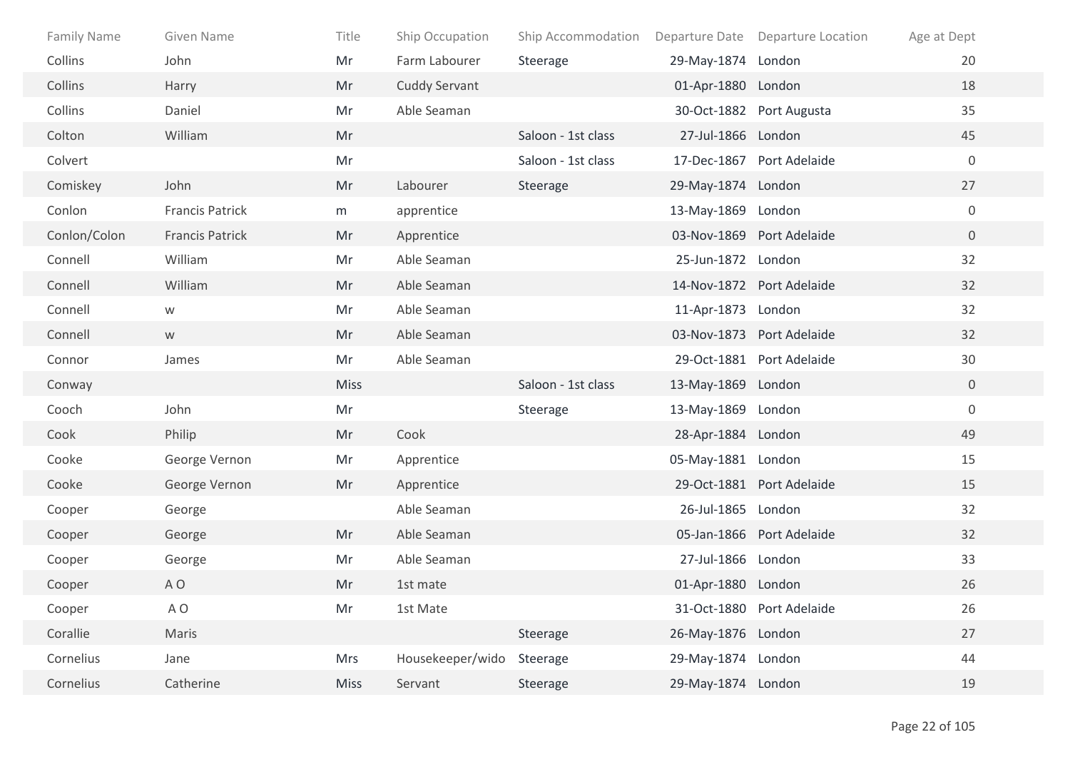| Family Name | Given Name | Title | Ship Occupation | Ship Accommodation | Departure Date | Departure Location | Age at Dept |
|---|---|---|---|---|---|---|---|
| Collins | John | Mr | Farm Labourer | Steerage | 29-May-1874 | London | 20 |
| Collins | Harry | Mr | Cuddy Servant | | 01-Apr-1880 | London | 18 |
| Collins | Daniel | Mr | Able Seaman | | 30-Oct-1882 | Port Augusta | 35 |
| Colton | William | Mr | | Saloon - 1st class | 27-Jul-1866 | London | 45 |
| Colvert | | Mr | | Saloon - 1st class | 17-Dec-1867 | Port Adelaide | 0 |
| Comiskey | John | Mr | Labourer | Steerage | 29-May-1874 | London | 27 |
| Conlon | Francis Patrick | m | apprentice | | 13-May-1869 | London | 0 |
| Conlon/Colon | Francis Patrick | Mr | Apprentice | | 03-Nov-1869 | Port Adelaide | 0 |
| Connell | William | Mr | Able Seaman | | 25-Jun-1872 | London | 32 |
| Connell | William | Mr | Able Seaman | | 14-Nov-1872 | Port Adelaide | 32 |
| Connell | w | Mr | Able Seaman | | 11-Apr-1873 | London | 32 |
| Connell | w | Mr | Able Seaman | | 03-Nov-1873 | Port Adelaide | 32 |
| Connor | James | Mr | Able Seaman | | 29-Oct-1881 | Port Adelaide | 30 |
| Conway | | Miss | | Saloon - 1st class | 13-May-1869 | London | 0 |
| Cooch | John | Mr | | Steerage | 13-May-1869 | London | 0 |
| Cook | Philip | Mr | Cook | | 28-Apr-1884 | London | 49 |
| Cooke | George Vernon | Mr | Apprentice | | 05-May-1881 | London | 15 |
| Cooke | George Vernon | Mr | Apprentice | | 29-Oct-1881 | Port Adelaide | 15 |
| Cooper | George | | Able Seaman | | 26-Jul-1865 | London | 32 |
| Cooper | George | Mr | Able Seaman | | 05-Jan-1866 | Port Adelaide | 32 |
| Cooper | George | Mr | Able Seaman | | 27-Jul-1866 | London | 33 |
| Cooper | A O | Mr | 1st mate | | 01-Apr-1880 | London | 26 |
| Cooper | A O | Mr | 1st Mate | | 31-Oct-1880 | Port Adelaide | 26 |
| Corallie | Maris | | | Steerage | 26-May-1876 | London | 27 |
| Cornelius | Jane | Mrs | Housekeeper/wido | Steerage | 29-May-1874 | London | 44 |
| Cornelius | Catherine | Miss | Servant | Steerage | 29-May-1874 | London | 19 |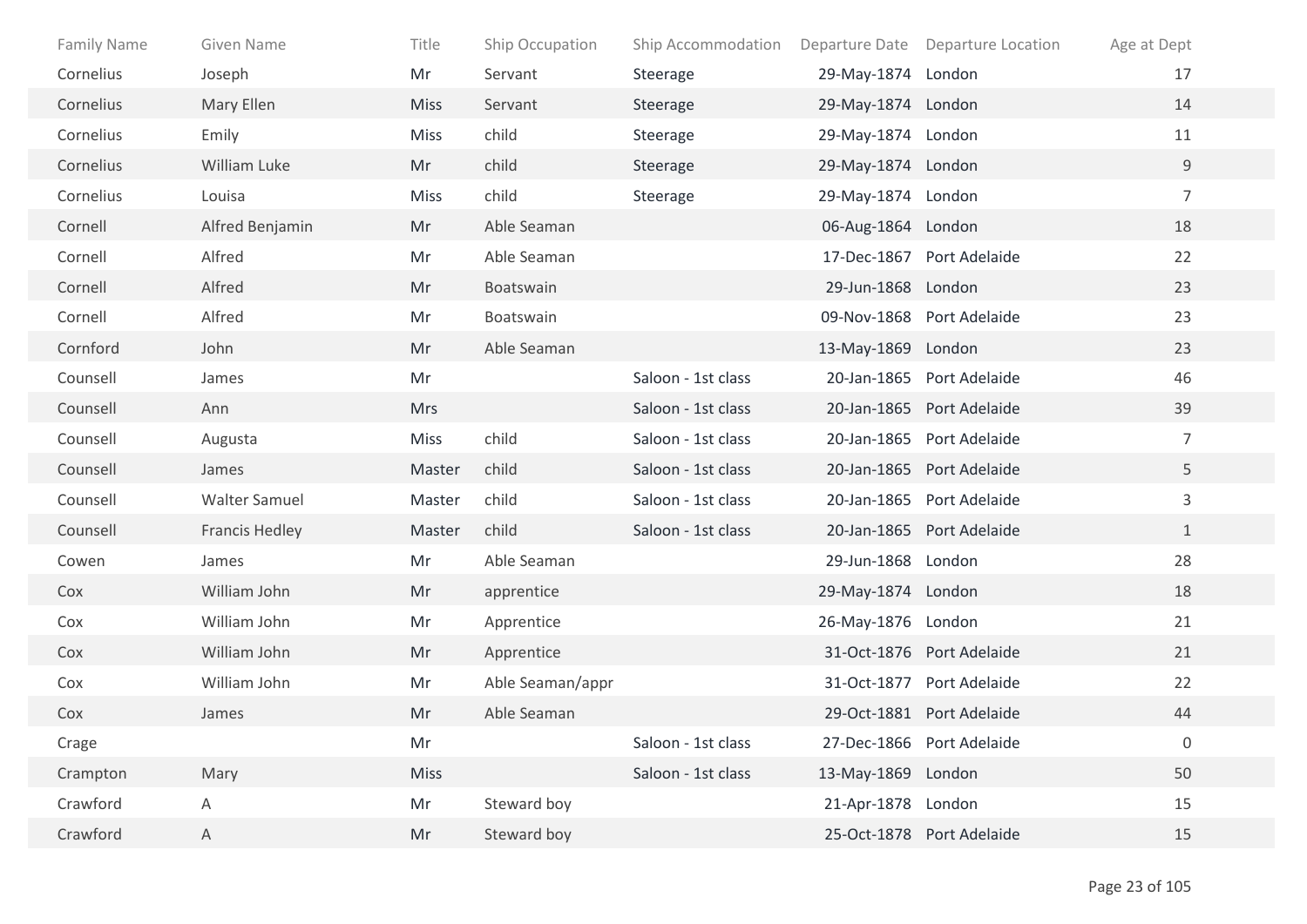| Family Name | Given Name | Title | Ship Occupation | Ship Accommodation | Departure Date | Departure Location | Age at Dept |
|---|---|---|---|---|---|---|---|
| Cornelius | Joseph | Mr | Servant | Steerage | 29-May-1874 | London | 17 |
| Cornelius | Mary Ellen | Miss | Servant | Steerage | 29-May-1874 | London | 14 |
| Cornelius | Emily | Miss | child | Steerage | 29-May-1874 | London | 11 |
| Cornelius | William Luke | Mr | child | Steerage | 29-May-1874 | London | 9 |
| Cornelius | Louisa | Miss | child | Steerage | 29-May-1874 | London | 7 |
| Cornell | Alfred Benjamin | Mr | Able Seaman | | 06-Aug-1864 | London | 18 |
| Cornell | Alfred | Mr | Able Seaman | | 17-Dec-1867 | Port Adelaide | 22 |
| Cornell | Alfred | Mr | Boatswain | | 29-Jun-1868 | London | 23 |
| Cornell | Alfred | Mr | Boatswain | | 09-Nov-1868 | Port Adelaide | 23 |
| Cornford | John | Mr | Able Seaman | | 13-May-1869 | London | 23 |
| Counsell | James | Mr | | Saloon - 1st class | 20-Jan-1865 | Port Adelaide | 46 |
| Counsell | Ann | Mrs | | Saloon - 1st class | 20-Jan-1865 | Port Adelaide | 39 |
| Counsell | Augusta | Miss | child | Saloon - 1st class | 20-Jan-1865 | Port Adelaide | 7 |
| Counsell | James | Master | child | Saloon - 1st class | 20-Jan-1865 | Port Adelaide | 5 |
| Counsell | Walter Samuel | Master | child | Saloon - 1st class | 20-Jan-1865 | Port Adelaide | 3 |
| Counsell | Francis Hedley | Master | child | Saloon - 1st class | 20-Jan-1865 | Port Adelaide | 1 |
| Cowen | James | Mr | Able Seaman | | 29-Jun-1868 | London | 28 |
| Cox | William John | Mr | apprentice | | 29-May-1874 | London | 18 |
| Cox | William John | Mr | Apprentice | | 26-May-1876 | London | 21 |
| Cox | William John | Mr | Apprentice | | 31-Oct-1876 | Port Adelaide | 21 |
| Cox | William John | Mr | Able Seaman/appr | | 31-Oct-1877 | Port Adelaide | 22 |
| Cox | James | Mr | Able Seaman | | 29-Oct-1881 | Port Adelaide | 44 |
| Crage | | Mr | | Saloon - 1st class | 27-Dec-1866 | Port Adelaide | 0 |
| Crampton | Mary | Miss | | Saloon - 1st class | 13-May-1869 | London | 50 |
| Crawford | A | Mr | Steward boy | | 21-Apr-1878 | London | 15 |
| Crawford | A | Mr | Steward boy | | 25-Oct-1878 | Port Adelaide | 15 |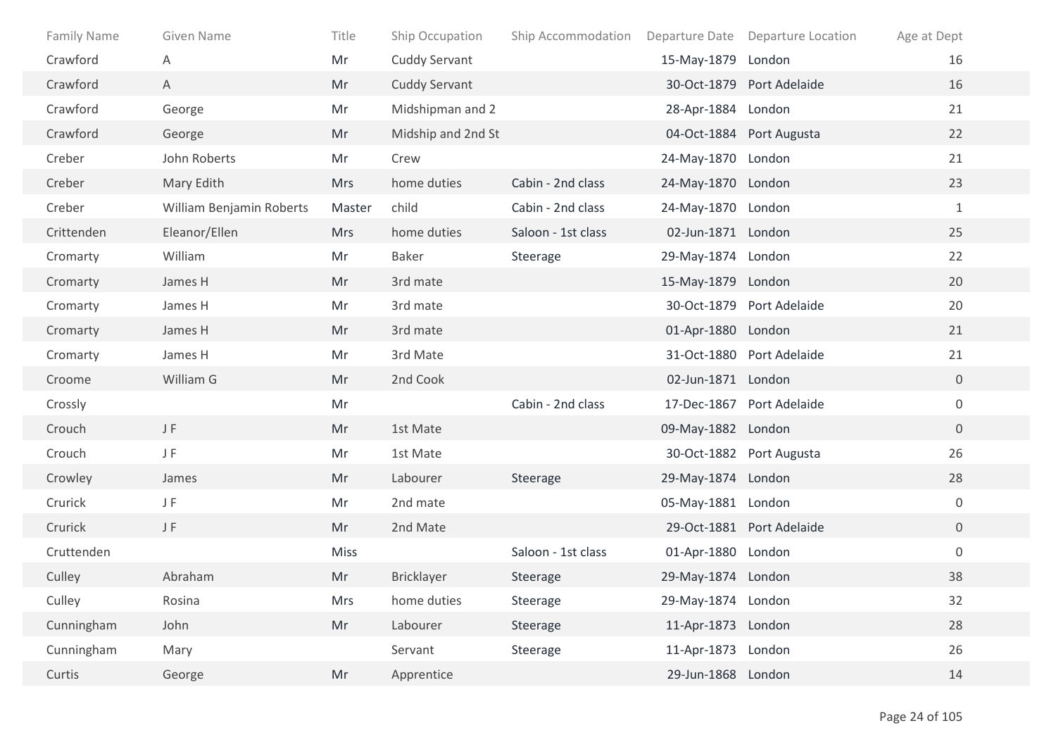| Family Name | Given Name | Title | Ship Occupation | Ship Accommodation | Departure Date | Departure Location | Age at Dept |
|---|---|---|---|---|---|---|---|
| Crawford | A | Mr | Cuddy Servant | | 15-May-1879 | London | 16 |
| Crawford | A | Mr | Cuddy Servant | | 30-Oct-1879 | Port Adelaide | 16 |
| Crawford | George | Mr | Midshipman and 2 | | 28-Apr-1884 | London | 21 |
| Crawford | George | Mr | Midship and 2nd St | | 04-Oct-1884 | Port Augusta | 22 |
| Creber | John Roberts | Mr | Crew | | 24-May-1870 | London | 21 |
| Creber | Mary Edith | Mrs | home duties | Cabin - 2nd class | 24-May-1870 | London | 23 |
| Creber | William Benjamin Roberts | Master | child | Cabin - 2nd class | 24-May-1870 | London | 1 |
| Crittenden | Eleanor/Ellen | Mrs | home duties | Saloon - 1st class | 02-Jun-1871 | London | 25 |
| Cromarty | William | Mr | Baker | Steerage | 29-May-1874 | London | 22 |
| Cromarty | James H | Mr | 3rd mate | | 15-May-1879 | London | 20 |
| Cromarty | James H | Mr | 3rd mate | | 30-Oct-1879 | Port Adelaide | 20 |
| Cromarty | James H | Mr | 3rd mate | | 01-Apr-1880 | London | 21 |
| Cromarty | James H | Mr | 3rd Mate | | 31-Oct-1880 | Port Adelaide | 21 |
| Croome | William G | Mr | 2nd Cook | | 02-Jun-1871 | London | 0 |
| Crossly | | Mr | | Cabin - 2nd class | 17-Dec-1867 | Port Adelaide | 0 |
| Crouch | J F | Mr | 1st Mate | | 09-May-1882 | London | 0 |
| Crouch | J F | Mr | 1st Mate | | 30-Oct-1882 | Port Augusta | 26 |
| Crowley | James | Mr | Labourer | Steerage | 29-May-1874 | London | 28 |
| Crurick | J F | Mr | 2nd mate | | 05-May-1881 | London | 0 |
| Crurick | J F | Mr | 2nd Mate | | 29-Oct-1881 | Port Adelaide | 0 |
| Cruttenden | | Miss | | Saloon - 1st class | 01-Apr-1880 | London | 0 |
| Culley | Abraham | Mr | Bricklayer | Steerage | 29-May-1874 | London | 38 |
| Culley | Rosina | Mrs | home duties | Steerage | 29-May-1874 | London | 32 |
| Cunningham | John | Mr | Labourer | Steerage | 11-Apr-1873 | London | 28 |
| Cunningham | Mary | | Servant | Steerage | 11-Apr-1873 | London | 26 |
| Curtis | George | Mr | Apprentice | | 29-Jun-1868 | London | 14 |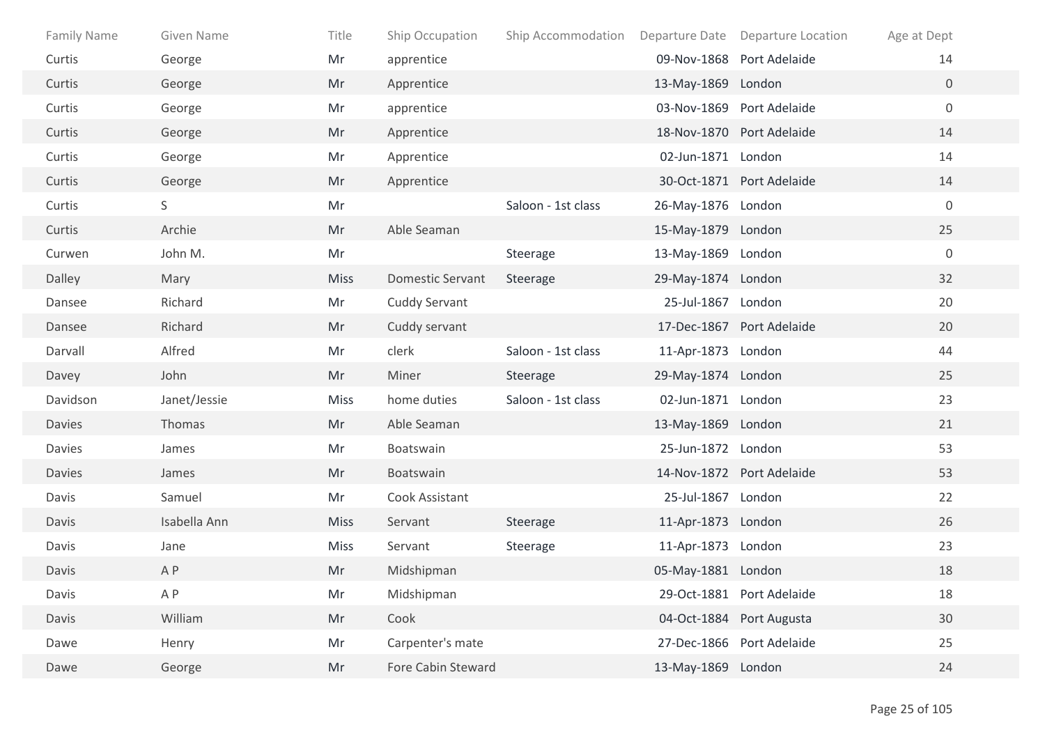| Family Name | Given Name | Title | Ship Occupation | Ship Accommodation | Departure Date | Departure Location | Age at Dept |
|---|---|---|---|---|---|---|---|
| Curtis | George | Mr | apprentice | | 09-Nov-1868 | Port Adelaide | 14 |
| Curtis | George | Mr | Apprentice | | 13-May-1869 | London | 0 |
| Curtis | George | Mr | apprentice | | 03-Nov-1869 | Port Adelaide | 0 |
| Curtis | George | Mr | Apprentice | | 18-Nov-1870 | Port Adelaide | 14 |
| Curtis | George | Mr | Apprentice | | 02-Jun-1871 | London | 14 |
| Curtis | George | Mr | Apprentice | | 30-Oct-1871 | Port Adelaide | 14 |
| Curtis | S | Mr | | Saloon - 1st class | 26-May-1876 | London | 0 |
| Curtis | Archie | Mr | Able Seaman | | 15-May-1879 | London | 25 |
| Curwen | John M. | Mr | | Steerage | 13-May-1869 | London | 0 |
| Dalley | Mary | Miss | Domestic Servant | Steerage | 29-May-1874 | London | 32 |
| Dansee | Richard | Mr | Cuddy Servant | | 25-Jul-1867 | London | 20 |
| Dansee | Richard | Mr | Cuddy servant | | 17-Dec-1867 | Port Adelaide | 20 |
| Darvall | Alfred | Mr | clerk | Saloon - 1st class | 11-Apr-1873 | London | 44 |
| Davey | John | Mr | Miner | Steerage | 29-May-1874 | London | 25 |
| Davidson | Janet/Jessie | Miss | home duties | Saloon - 1st class | 02-Jun-1871 | London | 23 |
| Davies | Thomas | Mr | Able Seaman | | 13-May-1869 | London | 21 |
| Davies | James | Mr | Boatswain | | 25-Jun-1872 | London | 53 |
| Davies | James | Mr | Boatswain | | 14-Nov-1872 | Port Adelaide | 53 |
| Davis | Samuel | Mr | Cook Assistant | | 25-Jul-1867 | London | 22 |
| Davis | Isabella Ann | Miss | Servant | Steerage | 11-Apr-1873 | London | 26 |
| Davis | Jane | Miss | Servant | Steerage | 11-Apr-1873 | London | 23 |
| Davis | A P | Mr | Midshipman | | 05-May-1881 | London | 18 |
| Davis | A P | Mr | Midshipman | | 29-Oct-1881 | Port Adelaide | 18 |
| Davis | William | Mr | Cook | | 04-Oct-1884 | Port Augusta | 30 |
| Dawe | Henry | Mr | Carpenter's mate | | 27-Dec-1866 | Port Adelaide | 25 |
| Dawe | George | Mr | Fore Cabin Steward | | 13-May-1869 | London | 24 |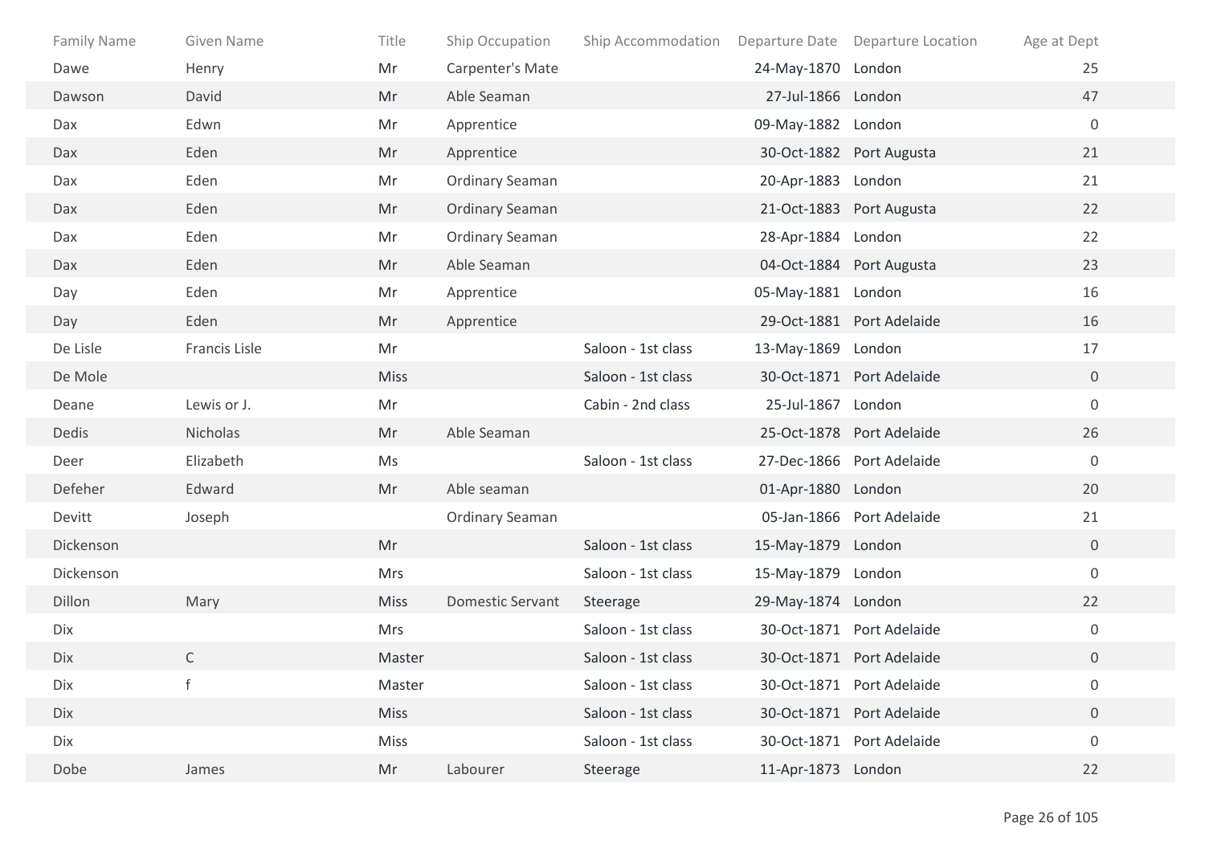| Family Name | Given Name | Title | Ship Occupation | Ship Accommodation | Departure Date | Departure Location | Age at Dept |
|---|---|---|---|---|---|---|---|
| Dawe | Henry | Mr | Carpenter's Mate | | 24-May-1870 | London | 25 |
| Dawson | David | Mr | Able Seaman | | 27-Jul-1866 | London | 47 |
| Dax | Edwn | Mr | Apprentice | | 09-May-1882 | London | 0 |
| Dax | Eden | Mr | Apprentice | | 30-Oct-1882 | Port Augusta | 21 |
| Dax | Eden | Mr | Ordinary Seaman | | 20-Apr-1883 | London | 21 |
| Dax | Eden | Mr | Ordinary Seaman | | 21-Oct-1883 | Port Augusta | 22 |
| Dax | Eden | Mr | Ordinary Seaman | | 28-Apr-1884 | London | 22 |
| Dax | Eden | Mr | Able Seaman | | 04-Oct-1884 | Port Augusta | 23 |
| Day | Eden | Mr | Apprentice | | 05-May-1881 | London | 16 |
| Day | Eden | Mr | Apprentice | | 29-Oct-1881 | Port Adelaide | 16 |
| De Lisle | Francis Lisle | Mr | | Saloon - 1st class | 13-May-1869 | London | 17 |
| De Mole | | Miss | | Saloon - 1st class | 30-Oct-1871 | Port Adelaide | 0 |
| Deane | Lewis or J. | Mr | | Cabin - 2nd class | 25-Jul-1867 | London | 0 |
| Dedis | Nicholas | Mr | Able Seaman | | 25-Oct-1878 | Port Adelaide | 26 |
| Deer | Elizabeth | Ms | | Saloon - 1st class | 27-Dec-1866 | Port Adelaide | 0 |
| Defeher | Edward | Mr | Able seaman | | 01-Apr-1880 | London | 20 |
| Devitt | Joseph | | Ordinary Seaman | | 05-Jan-1866 | Port Adelaide | 21 |
| Dickenson | | Mr | | Saloon - 1st class | 15-May-1879 | London | 0 |
| Dickenson | | Mrs | | Saloon - 1st class | 15-May-1879 | London | 0 |
| Dillon | Mary | Miss | Domestic Servant | Steerage | 29-May-1874 | London | 22 |
| Dix | | Mrs | | Saloon - 1st class | 30-Oct-1871 | Port Adelaide | 0 |
| Dix | C | Master | | Saloon - 1st class | 30-Oct-1871 | Port Adelaide | 0 |
| Dix | f | Master | | Saloon - 1st class | 30-Oct-1871 | Port Adelaide | 0 |
| Dix | | Miss | | Saloon - 1st class | 30-Oct-1871 | Port Adelaide | 0 |
| Dix | | Miss | | Saloon - 1st class | 30-Oct-1871 | Port Adelaide | 0 |
| Dobe | James | Mr | Labourer | Steerage | 11-Apr-1873 | London | 22 |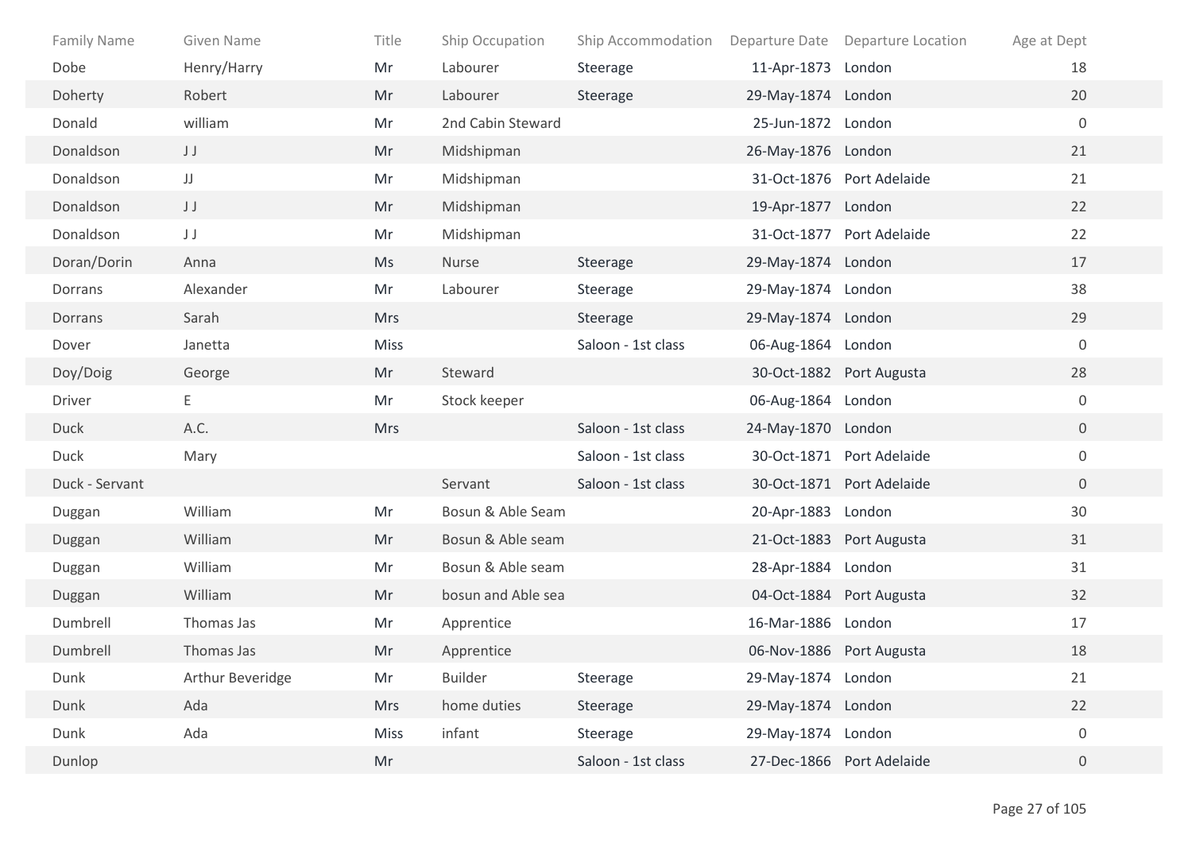| Family Name | Given Name | Title | Ship Occupation | Ship Accommodation | Departure Date | Departure Location | Age at Dept |
|---|---|---|---|---|---|---|---|
| Dobe | Henry/Harry | Mr | Labourer | Steerage | 11-Apr-1873 | London | 18 |
| Doherty | Robert | Mr | Labourer | Steerage | 29-May-1874 | London | 20 |
| Donald | william | Mr | 2nd Cabin Steward | | 25-Jun-1872 | London | 0 |
| Donaldson | J J | Mr | Midshipman | | 26-May-1876 | London | 21 |
| Donaldson | JJ | Mr | Midshipman | | 31-Oct-1876 | Port Adelaide | 21 |
| Donaldson | J J | Mr | Midshipman | | 19-Apr-1877 | London | 22 |
| Donaldson | J J | Mr | Midshipman | | 31-Oct-1877 | Port Adelaide | 22 |
| Doran/Dorin | Anna | Ms | Nurse | Steerage | 29-May-1874 | London | 17 |
| Dorrans | Alexander | Mr | Labourer | Steerage | 29-May-1874 | London | 38 |
| Dorrans | Sarah | Mrs | | Steerage | 29-May-1874 | London | 29 |
| Dover | Janetta | Miss | | Saloon - 1st class | 06-Aug-1864 | London | 0 |
| Doy/Doig | George | Mr | Steward | | 30-Oct-1882 | Port Augusta | 28 |
| Driver | E | Mr | Stock keeper | | 06-Aug-1864 | London | 0 |
| Duck | A.C. | Mrs | | Saloon - 1st class | 24-May-1870 | London | 0 |
| Duck | Mary | | | Saloon - 1st class | 30-Oct-1871 | Port Adelaide | 0 |
| Duck - Servant | | | Servant | Saloon - 1st class | 30-Oct-1871 | Port Adelaide | 0 |
| Duggan | William | Mr | Bosun & Able Seam | | 20-Apr-1883 | London | 30 |
| Duggan | William | Mr | Bosun & Able seam | | 21-Oct-1883 | Port Augusta | 31 |
| Duggan | William | Mr | Bosun & Able seam | | 28-Apr-1884 | London | 31 |
| Duggan | William | Mr | bosun and Able sea | | 04-Oct-1884 | Port Augusta | 32 |
| Dumbrell | Thomas Jas | Mr | Apprentice | | 16-Mar-1886 | London | 17 |
| Dumbrell | Thomas Jas | Mr | Apprentice | | 06-Nov-1886 | Port Augusta | 18 |
| Dunk | Arthur Beveridge | Mr | Builder | Steerage | 29-May-1874 | London | 21 |
| Dunk | Ada | Mrs | home duties | Steerage | 29-May-1874 | London | 22 |
| Dunk | Ada | Miss | infant | Steerage | 29-May-1874 | London | 0 |
| Dunlop | | Mr | | Saloon - 1st class | 27-Dec-1866 | Port Adelaide | 0 |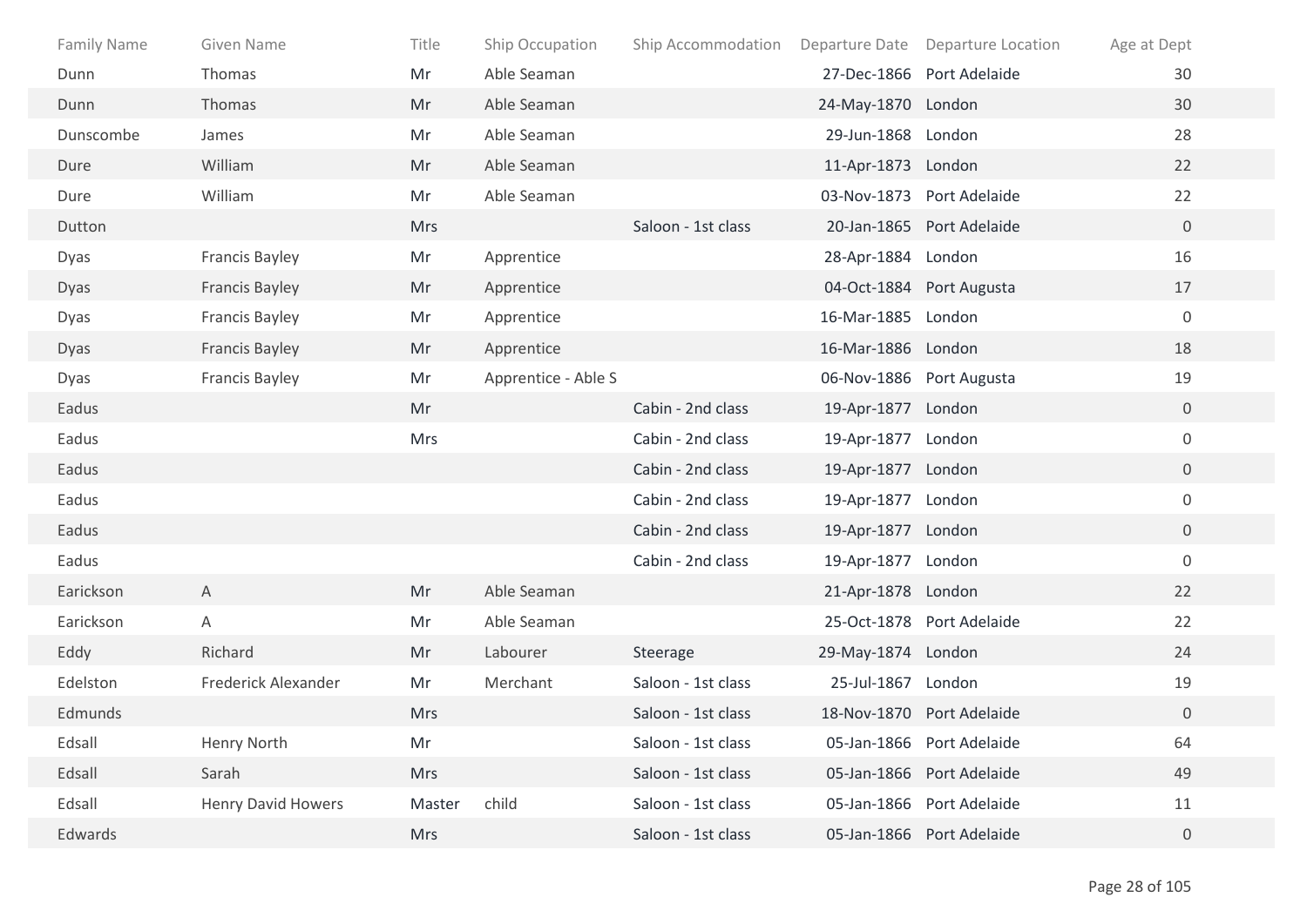| Family Name | Given Name | Title | Ship Occupation | Ship Accommodation | Departure Date | Departure Location | Age at Dept |
|---|---|---|---|---|---|---|---|
| Dunn | Thomas | Mr | Able Seaman | | 27-Dec-1866 | Port Adelaide | 30 |
| Dunn | Thomas | Mr | Able Seaman | | 24-May-1870 | London | 30 |
| Dunscombe | James | Mr | Able Seaman | | 29-Jun-1868 | London | 28 |
| Dure | William | Mr | Able Seaman | | 11-Apr-1873 | London | 22 |
| Dure | William | Mr | Able Seaman | | 03-Nov-1873 | Port Adelaide | 22 |
| Dutton | | Mrs | | Saloon - 1st class | 20-Jan-1865 | Port Adelaide | 0 |
| Dyas | Francis Bayley | Mr | Apprentice | | 28-Apr-1884 | London | 16 |
| Dyas | Francis Bayley | Mr | Apprentice | | 04-Oct-1884 | Port Augusta | 17 |
| Dyas | Francis Bayley | Mr | Apprentice | | 16-Mar-1885 | London | 0 |
| Dyas | Francis Bayley | Mr | Apprentice | | 16-Mar-1886 | London | 18 |
| Dyas | Francis Bayley | Mr | Apprentice - Able S | | 06-Nov-1886 | Port Augusta | 19 |
| Eadus | | Mr | | Cabin - 2nd class | 19-Apr-1877 | London | 0 |
| Eadus | | Mrs | | Cabin - 2nd class | 19-Apr-1877 | London | 0 |
| Eadus | | | | Cabin - 2nd class | 19-Apr-1877 | London | 0 |
| Eadus | | | | Cabin - 2nd class | 19-Apr-1877 | London | 0 |
| Eadus | | | | Cabin - 2nd class | 19-Apr-1877 | London | 0 |
| Eadus | | | | Cabin - 2nd class | 19-Apr-1877 | London | 0 |
| Earickson | A | Mr | Able Seaman | | 21-Apr-1878 | London | 22 |
| Earickson | A | Mr | Able Seaman | | 25-Oct-1878 | Port Adelaide | 22 |
| Eddy | Richard | Mr | Labourer | Steerage | 29-May-1874 | London | 24 |
| Edelston | Frederick Alexander | Mr | Merchant | Saloon - 1st class | 25-Jul-1867 | London | 19 |
| Edmunds | | Mrs | | Saloon - 1st class | 18-Nov-1870 | Port Adelaide | 0 |
| Edsall | Henry North | Mr | | Saloon - 1st class | 05-Jan-1866 | Port Adelaide | 64 |
| Edsall | Sarah | Mrs | | Saloon - 1st class | 05-Jan-1866 | Port Adelaide | 49 |
| Edsall | Henry David Howers | Master | child | Saloon - 1st class | 05-Jan-1866 | Port Adelaide | 11 |
| Edwards | | Mrs | | Saloon - 1st class | 05-Jan-1866 | Port Adelaide | 0 |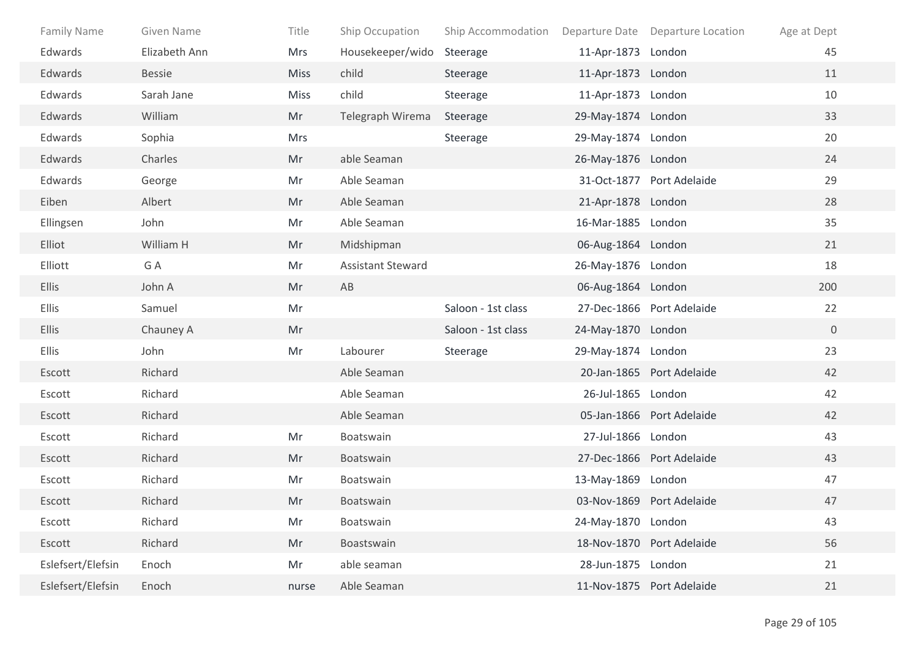| Family Name | Given Name | Title | Ship Occupation | Ship Accommodation | Departure Date | Departure Location | Age at Dept |
|---|---|---|---|---|---|---|---|
| Edwards | Elizabeth Ann | Mrs | Housekeeper/wido | Steerage | 11-Apr-1873 | London | 45 |
| Edwards | Bessie | Miss | child | Steerage | 11-Apr-1873 | London | 11 |
| Edwards | Sarah Jane | Miss | child | Steerage | 11-Apr-1873 | London | 10 |
| Edwards | William | Mr | Telegraph Wirema | Steerage | 29-May-1874 | London | 33 |
| Edwards | Sophia | Mrs | | Steerage | 29-May-1874 | London | 20 |
| Edwards | Charles | Mr | able Seaman | | 26-May-1876 | London | 24 |
| Edwards | George | Mr | Able Seaman | | 31-Oct-1877 | Port Adelaide | 29 |
| Eiben | Albert | Mr | Able Seaman | | 21-Apr-1878 | London | 28 |
| Ellingsen | John | Mr | Able Seaman | | 16-Mar-1885 | London | 35 |
| Elliot | William H | Mr | Midshipman | | 06-Aug-1864 | London | 21 |
| Elliott | G A | Mr | Assistant Steward | | 26-May-1876 | London | 18 |
| Ellis | John A | Mr | AB | | 06-Aug-1864 | London | 200 |
| Ellis | Samuel | Mr | | Saloon - 1st class | 27-Dec-1866 | Port Adelaide | 22 |
| Ellis | Chauney A | Mr | | Saloon - 1st class | 24-May-1870 | London | 0 |
| Ellis | John | Mr | Labourer | Steerage | 29-May-1874 | London | 23 |
| Escott | Richard | | Able Seaman | | 20-Jan-1865 | Port Adelaide | 42 |
| Escott | Richard | | Able Seaman | | 26-Jul-1865 | London | 42 |
| Escott | Richard | | Able Seaman | | 05-Jan-1866 | Port Adelaide | 42 |
| Escott | Richard | Mr | Boatswain | | 27-Jul-1866 | London | 43 |
| Escott | Richard | Mr | Boatswain | | 27-Dec-1866 | Port Adelaide | 43 |
| Escott | Richard | Mr | Boatswain | | 13-May-1869 | London | 47 |
| Escott | Richard | Mr | Boatswain | | 03-Nov-1869 | Port Adelaide | 47 |
| Escott | Richard | Mr | Boatswain | | 24-May-1870 | London | 43 |
| Escott | Richard | Mr | Boastswain | | 18-Nov-1870 | Port Adelaide | 56 |
| Eslefsert/Elefsin | Enoch | Mr | able seaman | | 28-Jun-1875 | London | 21 |
| Eslefsert/Elefsin | Enoch | nurse | Able Seaman | | 11-Nov-1875 | Port Adelaide | 21 |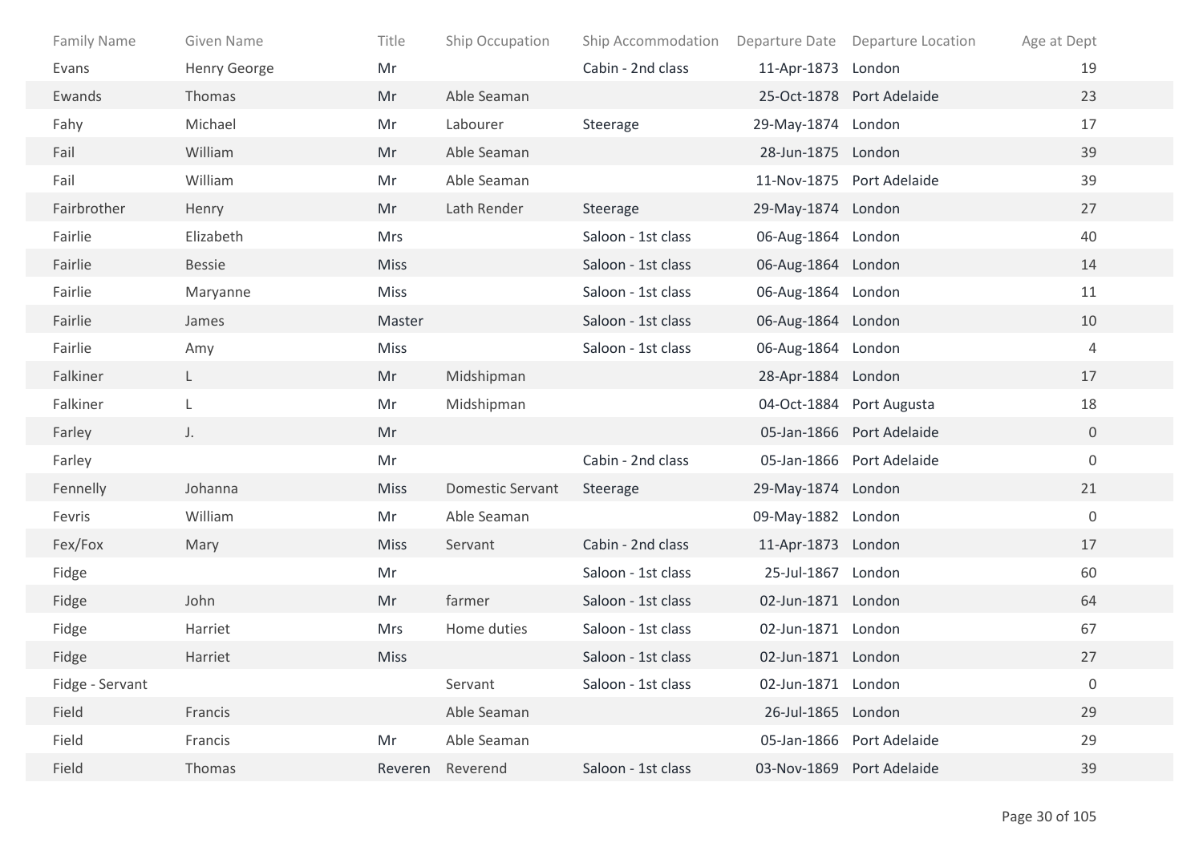| Family Name | Given Name | Title | Ship Occupation | Ship Accommodation | Departure Date | Departure Location | Age at Dept |
|---|---|---|---|---|---|---|---|
| Evans | Henry George | Mr | | Cabin - 2nd class | 11-Apr-1873 | London | 19 |
| Ewands | Thomas | Mr | Able Seaman | | 25-Oct-1878 | Port Adelaide | 23 |
| Fahy | Michael | Mr | Labourer | Steerage | 29-May-1874 | London | 17 |
| Fail | William | Mr | Able Seaman | | 28-Jun-1875 | London | 39 |
| Fail | William | Mr | Able Seaman | | 11-Nov-1875 | Port Adelaide | 39 |
| Fairbrother | Henry | Mr | Lath Render | Steerage | 29-May-1874 | London | 27 |
| Fairlie | Elizabeth | Mrs | | Saloon - 1st class | 06-Aug-1864 | London | 40 |
| Fairlie | Bessie | Miss | | Saloon - 1st class | 06-Aug-1864 | London | 14 |
| Fairlie | Maryanne | Miss | | Saloon - 1st class | 06-Aug-1864 | London | 11 |
| Fairlie | James | Master | | Saloon - 1st class | 06-Aug-1864 | London | 10 |
| Fairlie | Amy | Miss | | Saloon - 1st class | 06-Aug-1864 | London | 4 |
| Falkiner | L | Mr | Midshipman | | 28-Apr-1884 | London | 17 |
| Falkiner | L | Mr | Midshipman | | 04-Oct-1884 | Port Augusta | 18 |
| Farley | J. | Mr | | | 05-Jan-1866 | Port Adelaide | 0 |
| Farley | | Mr | | Cabin - 2nd class | 05-Jan-1866 | Port Adelaide | 0 |
| Fennelly | Johanna | Miss | Domestic Servant | Steerage | 29-May-1874 | London | 21 |
| Fevris | William | Mr | Able Seaman | | 09-May-1882 | London | 0 |
| Fex/Fox | Mary | Miss | Servant | Cabin - 2nd class | 11-Apr-1873 | London | 17 |
| Fidge | | Mr | | Saloon - 1st class | 25-Jul-1867 | London | 60 |
| Fidge | John | Mr | farmer | Saloon - 1st class | 02-Jun-1871 | London | 64 |
| Fidge | Harriet | Mrs | Home duties | Saloon - 1st class | 02-Jun-1871 | London | 67 |
| Fidge | Harriet | Miss | | Saloon - 1st class | 02-Jun-1871 | London | 27 |
| Fidge - Servant | | | Servant | Saloon - 1st class | 02-Jun-1871 | London | 0 |
| Field | Francis | | Able Seaman | | 26-Jul-1865 | London | 29 |
| Field | Francis | Mr | Able Seaman | | 05-Jan-1866 | Port Adelaide | 29 |
| Field | Thomas | Reveren | Reverend | Saloon - 1st class | 03-Nov-1869 | Port Adelaide | 39 |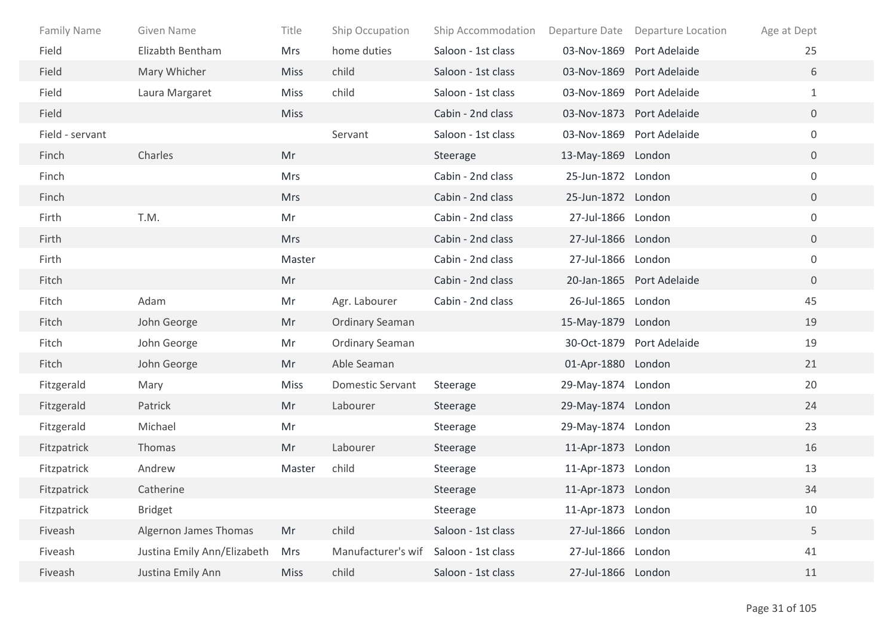| Family Name | Given Name | Title | Ship Occupation | Ship Accommodation | Departure Date | Departure Location | Age at Dept |
|---|---|---|---|---|---|---|---|
| Field | Elizabth Bentham | Mrs | home duties | Saloon - 1st class | 03-Nov-1869 | Port Adelaide | 25 |
| Field | Mary Whicher | Miss | child | Saloon - 1st class | 03-Nov-1869 | Port Adelaide | 6 |
| Field | Laura Margaret | Miss | child | Saloon - 1st class | 03-Nov-1869 | Port Adelaide | 1 |
| Field | | Miss | | Cabin - 2nd class | 03-Nov-1873 | Port Adelaide | 0 |
| Field - servant | | | Servant | Saloon - 1st class | 03-Nov-1869 | Port Adelaide | 0 |
| Finch | Charles | Mr | | Steerage | 13-May-1869 | London | 0 |
| Finch | | Mrs | | Cabin - 2nd class | 25-Jun-1872 | London | 0 |
| Finch | | Mrs | | Cabin - 2nd class | 25-Jun-1872 | London | 0 |
| Firth | T.M. | Mr | | Cabin - 2nd class | 27-Jul-1866 | London | 0 |
| Firth | | Mrs | | Cabin - 2nd class | 27-Jul-1866 | London | 0 |
| Firth | | Master | | Cabin - 2nd class | 27-Jul-1866 | London | 0 |
| Fitch | | Mr | | Cabin - 2nd class | 20-Jan-1865 | Port Adelaide | 0 |
| Fitch | Adam | Mr | Agr. Labourer | Cabin - 2nd class | 26-Jul-1865 | London | 45 |
| Fitch | John George | Mr | Ordinary Seaman | | 15-May-1879 | London | 19 |
| Fitch | John George | Mr | Ordinary Seaman | | 30-Oct-1879 | Port Adelaide | 19 |
| Fitch | John George | Mr | Able Seaman | | 01-Apr-1880 | London | 21 |
| Fitzgerald | Mary | Miss | Domestic Servant | Steerage | 29-May-1874 | London | 20 |
| Fitzgerald | Patrick | Mr | Labourer | Steerage | 29-May-1874 | London | 24 |
| Fitzgerald | Michael | Mr | | Steerage | 29-May-1874 | London | 23 |
| Fitzpatrick | Thomas | Mr | Labourer | Steerage | 11-Apr-1873 | London | 16 |
| Fitzpatrick | Andrew | Master | child | Steerage | 11-Apr-1873 | London | 13 |
| Fitzpatrick | Catherine | | | Steerage | 11-Apr-1873 | London | 34 |
| Fitzpatrick | Bridget | | | Steerage | 11-Apr-1873 | London | 10 |
| Fiveash | Algernon James Thomas | Mr | child | Saloon - 1st class | 27-Jul-1866 | London | 5 |
| Fiveash | Justina Emily Ann/Elizabeth | Mrs | Manufacturer's wif | Saloon - 1st class | 27-Jul-1866 | London | 41 |
| Fiveash | Justina Emily Ann | Miss | child | Saloon - 1st class | 27-Jul-1866 | London | 11 |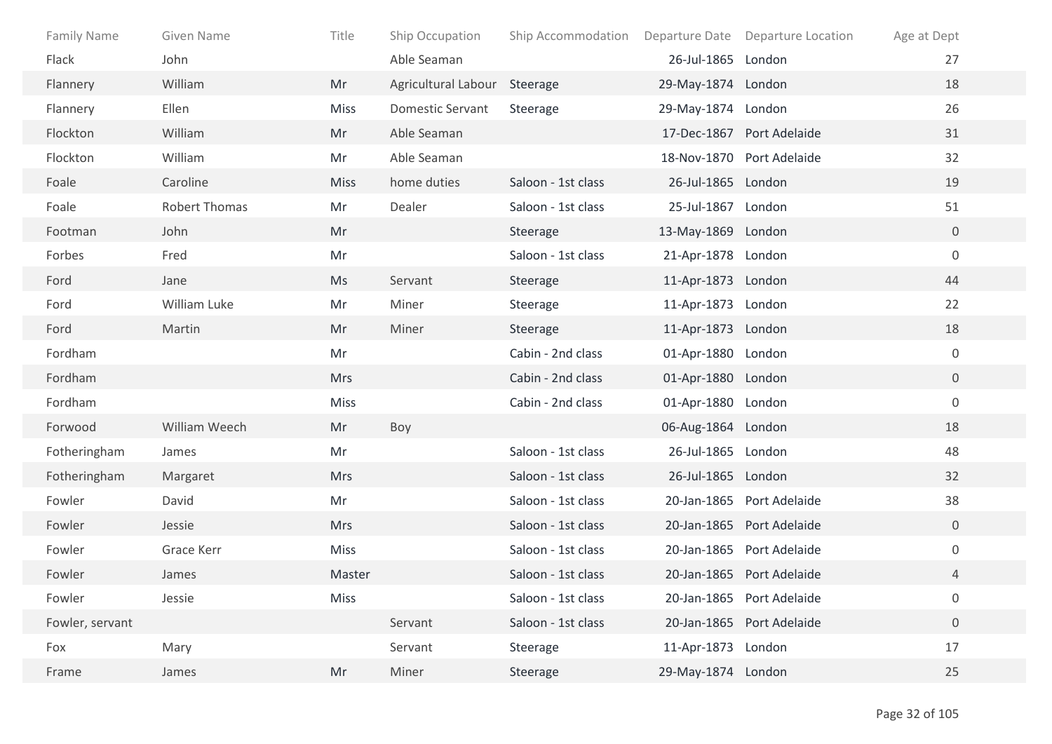| Family Name | Given Name | Title | Ship Occupation | Ship Accommodation | Departure Date | Departure Location | Age at Dept |
|---|---|---|---|---|---|---|---|
| Flack | John | | Able Seaman | | 26-Jul-1865 | London | 27 |
| Flannery | William | Mr | Agricultural Labour | Steerage | 29-May-1874 | London | 18 |
| Flannery | Ellen | Miss | Domestic Servant | Steerage | 29-May-1874 | London | 26 |
| Flockton | William | Mr | Able Seaman | | 17-Dec-1867 | Port Adelaide | 31 |
| Flockton | William | Mr | Able Seaman | | 18-Nov-1870 | Port Adelaide | 32 |
| Foale | Caroline | Miss | home duties | Saloon - 1st class | 26-Jul-1865 | London | 19 |
| Foale | Robert Thomas | Mr | Dealer | Saloon - 1st class | 25-Jul-1867 | London | 51 |
| Footman | John | Mr | | Steerage | 13-May-1869 | London | 0 |
| Forbes | Fred | Mr | | Saloon - 1st class | 21-Apr-1878 | London | 0 |
| Ford | Jane | Ms | Servant | Steerage | 11-Apr-1873 | London | 44 |
| Ford | William Luke | Mr | Miner | Steerage | 11-Apr-1873 | London | 22 |
| Ford | Martin | Mr | Miner | Steerage | 11-Apr-1873 | London | 18 |
| Fordham | | Mr | | Cabin - 2nd class | 01-Apr-1880 | London | 0 |
| Fordham | | Mrs | | Cabin - 2nd class | 01-Apr-1880 | London | 0 |
| Fordham | | Miss | | Cabin - 2nd class | 01-Apr-1880 | London | 0 |
| Forwood | William Weech | Mr | Boy | | 06-Aug-1864 | London | 18 |
| Fotheringham | James | Mr | | Saloon - 1st class | 26-Jul-1865 | London | 48 |
| Fotheringham | Margaret | Mrs | | Saloon - 1st class | 26-Jul-1865 | London | 32 |
| Fowler | David | Mr | | Saloon - 1st class | 20-Jan-1865 | Port Adelaide | 38 |
| Fowler | Jessie | Mrs | | Saloon - 1st class | 20-Jan-1865 | Port Adelaide | 0 |
| Fowler | Grace Kerr | Miss | | Saloon - 1st class | 20-Jan-1865 | Port Adelaide | 0 |
| Fowler | James | Master | | Saloon - 1st class | 20-Jan-1865 | Port Adelaide | 4 |
| Fowler | Jessie | Miss | | Saloon - 1st class | 20-Jan-1865 | Port Adelaide | 0 |
| Fowler, servant | | | Servant | Saloon - 1st class | 20-Jan-1865 | Port Adelaide | 0 |
| Fox | Mary | | Servant | Steerage | 11-Apr-1873 | London | 17 |
| Frame | James | Mr | Miner | Steerage | 29-May-1874 | London | 25 |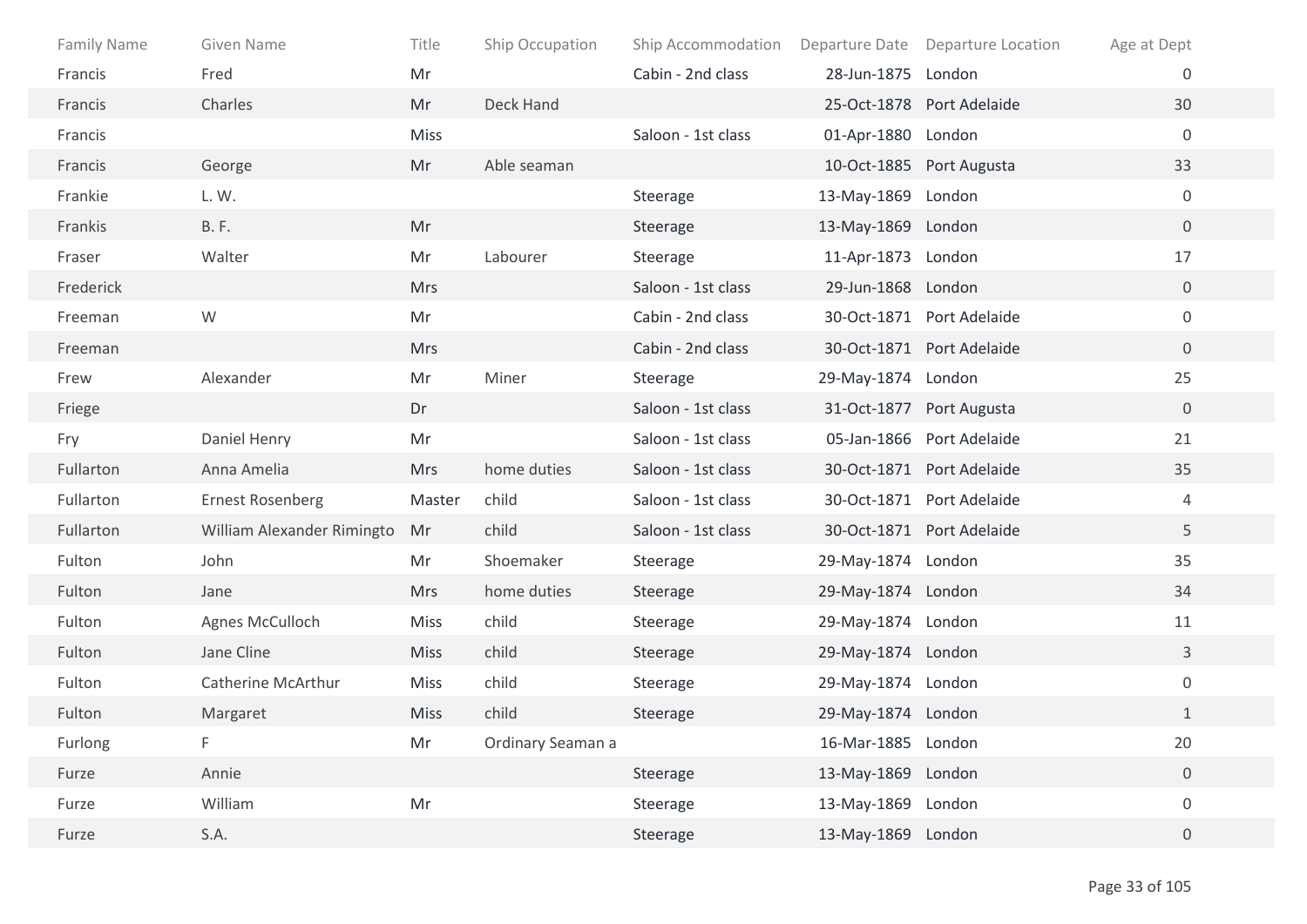| Family Name | Given Name | Title | Ship Occupation | Ship Accommodation | Departure Date | Departure Location | Age at Dept |
|---|---|---|---|---|---|---|---|
| Francis | Fred | Mr | | Cabin - 2nd class | 28-Jun-1875 | London | 0 |
| Francis | Charles | Mr | Deck Hand | | 25-Oct-1878 | Port Adelaide | 30 |
| Francis | | Miss | | Saloon - 1st class | 01-Apr-1880 | London | 0 |
| Francis | George | Mr | Able seaman | | 10-Oct-1885 | Port Augusta | 33 |
| Frankie | L. W. | | | Steerage | 13-May-1869 | London | 0 |
| Frankis | B. F. | Mr | | Steerage | 13-May-1869 | London | 0 |
| Fraser | Walter | Mr | Labourer | Steerage | 11-Apr-1873 | London | 17 |
| Frederick | | Mrs | | Saloon - 1st class | 29-Jun-1868 | London | 0 |
| Freeman | W | Mr | | Cabin - 2nd class | 30-Oct-1871 | Port Adelaide | 0 |
| Freeman | | Mrs | | Cabin - 2nd class | 30-Oct-1871 | Port Adelaide | 0 |
| Frew | Alexander | Mr | Miner | Steerage | 29-May-1874 | London | 25 |
| Friege | | Dr | | Saloon - 1st class | 31-Oct-1877 | Port Augusta | 0 |
| Fry | Daniel Henry | Mr | | Saloon - 1st class | 05-Jan-1866 | Port Adelaide | 21 |
| Fullarton | Anna Amelia | Mrs | home duties | Saloon - 1st class | 30-Oct-1871 | Port Adelaide | 35 |
| Fullarton | Ernest Rosenberg | Master | child | Saloon - 1st class | 30-Oct-1871 | Port Adelaide | 4 |
| Fullarton | William Alexander Rimingto | Mr | child | Saloon - 1st class | 30-Oct-1871 | Port Adelaide | 5 |
| Fulton | John | Mr | Shoemaker | Steerage | 29-May-1874 | London | 35 |
| Fulton | Jane | Mrs | home duties | Steerage | 29-May-1874 | London | 34 |
| Fulton | Agnes McCulloch | Miss | child | Steerage | 29-May-1874 | London | 11 |
| Fulton | Jane Cline | Miss | child | Steerage | 29-May-1874 | London | 3 |
| Fulton | Catherine McArthur | Miss | child | Steerage | 29-May-1874 | London | 0 |
| Fulton | Margaret | Miss | child | Steerage | 29-May-1874 | London | 1 |
| Furlong | F | Mr | Ordinary Seaman a | | 16-Mar-1885 | London | 20 |
| Furze | Annie | | | Steerage | 13-May-1869 | London | 0 |
| Furze | William | Mr | | Steerage | 13-May-1869 | London | 0 |
| Furze | S.A. | | | Steerage | 13-May-1869 | London | 0 |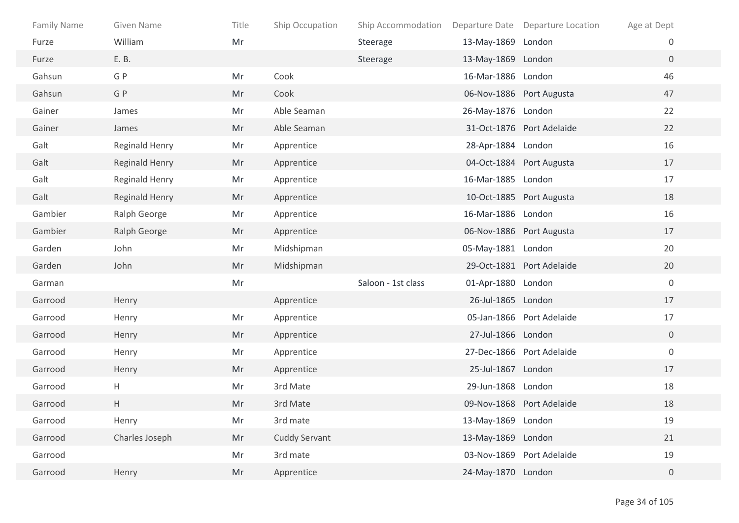| Family Name | Given Name | Title | Ship Occupation | Ship Accommodation | Departure Date | Departure Location | Age at Dept |
|---|---|---|---|---|---|---|---|
| Furze | William | Mr | | Steerage | 13-May-1869 | London | 0 |
| Furze | E. B. | | | Steerage | 13-May-1869 | London | 0 |
| Gahsun | G P | Mr | Cook | | 16-Mar-1886 | London | 46 |
| Gahsun | G P | Mr | Cook | | 06-Nov-1886 | Port Augusta | 47 |
| Gainer | James | Mr | Able Seaman | | 26-May-1876 | London | 22 |
| Gainer | James | Mr | Able Seaman | | 31-Oct-1876 | Port Adelaide | 22 |
| Galt | Reginald Henry | Mr | Apprentice | | 28-Apr-1884 | London | 16 |
| Galt | Reginald Henry | Mr | Apprentice | | 04-Oct-1884 | Port Augusta | 17 |
| Galt | Reginald Henry | Mr | Apprentice | | 16-Mar-1885 | London | 17 |
| Galt | Reginald Henry | Mr | Apprentice | | 10-Oct-1885 | Port Augusta | 18 |
| Gambier | Ralph George | Mr | Apprentice | | 16-Mar-1886 | London | 16 |
| Gambier | Ralph George | Mr | Apprentice | | 06-Nov-1886 | Port Augusta | 17 |
| Garden | John | Mr | Midshipman | | 05-May-1881 | London | 20 |
| Garden | John | Mr | Midshipman | | 29-Oct-1881 | Port Adelaide | 20 |
| Garman | | Mr | | Saloon - 1st class | 01-Apr-1880 | London | 0 |
| Garrood | Henry | | Apprentice | | 26-Jul-1865 | London | 17 |
| Garrood | Henry | Mr | Apprentice | | 05-Jan-1866 | Port Adelaide | 17 |
| Garrood | Henry | Mr | Apprentice | | 27-Jul-1866 | London | 0 |
| Garrood | Henry | Mr | Apprentice | | 27-Dec-1866 | Port Adelaide | 0 |
| Garrood | Henry | Mr | Apprentice | | 25-Jul-1867 | London | 17 |
| Garrood | H | Mr | 3rd Mate | | 29-Jun-1868 | London | 18 |
| Garrood | H | Mr | 3rd Mate | | 09-Nov-1868 | Port Adelaide | 18 |
| Garrood | Henry | Mr | 3rd mate | | 13-May-1869 | London | 19 |
| Garrood | Charles Joseph | Mr | Cuddy Servant | | 13-May-1869 | London | 21 |
| Garrood | | Mr | 3rd mate | | 03-Nov-1869 | Port Adelaide | 19 |
| Garrood | Henry | Mr | Apprentice | | 24-May-1870 | London | 0 |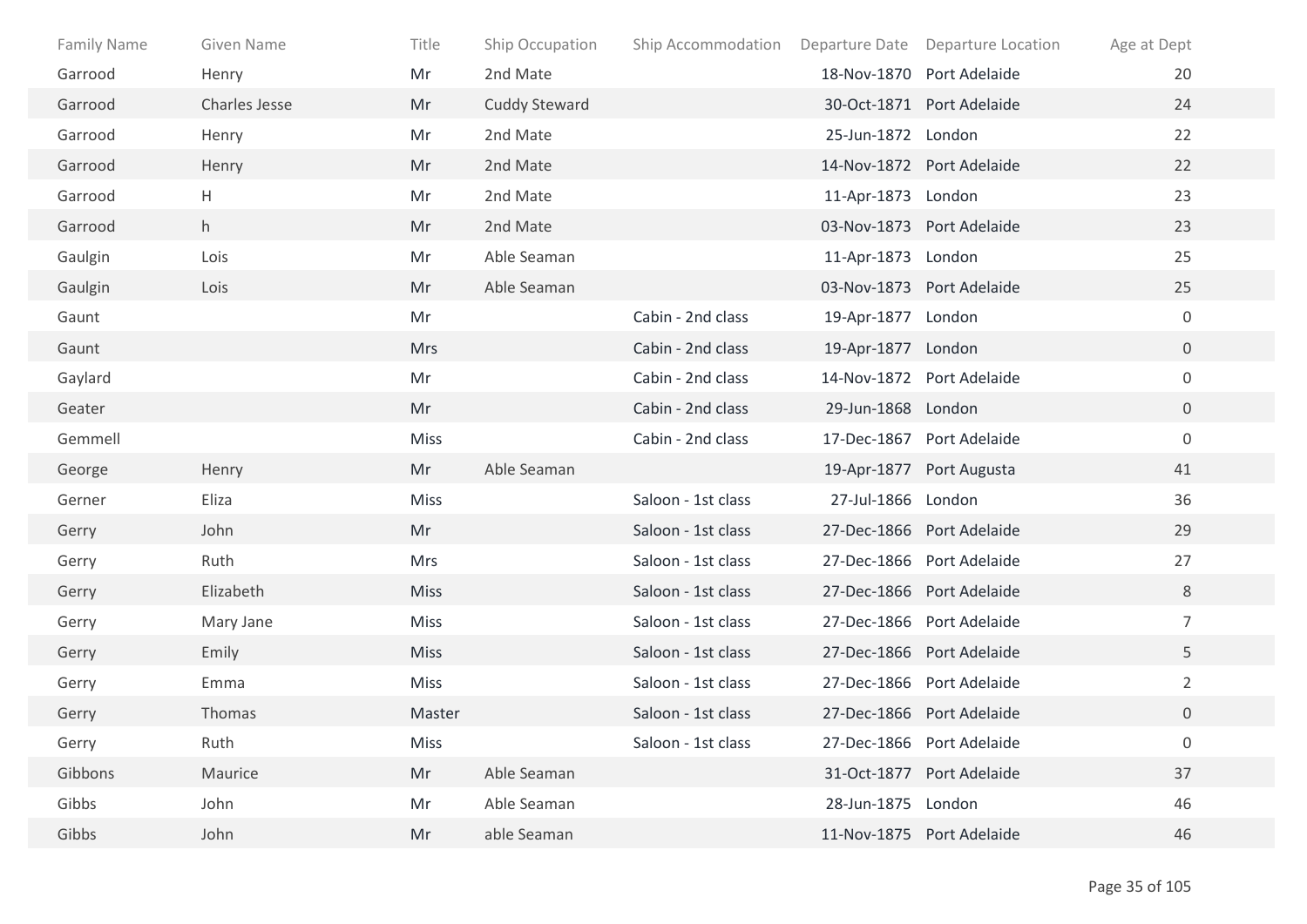| Family Name | Given Name | Title | Ship Occupation | Ship Accommodation | Departure Date | Departure Location | Age at Dept |
|---|---|---|---|---|---|---|---|
| Garrood | Henry | Mr | 2nd Mate | | 18-Nov-1870 | Port Adelaide | 20 |
| Garrood | Charles Jesse | Mr | Cuddy Steward | | 30-Oct-1871 | Port Adelaide | 24 |
| Garrood | Henry | Mr | 2nd Mate | | 25-Jun-1872 | London | 22 |
| Garrood | Henry | Mr | 2nd Mate | | 14-Nov-1872 | Port Adelaide | 22 |
| Garrood | H | Mr | 2nd Mate | | 11-Apr-1873 | London | 23 |
| Garrood | h | Mr | 2nd Mate | | 03-Nov-1873 | Port Adelaide | 23 |
| Gaulgin | Lois | Mr | Able Seaman | | 11-Apr-1873 | London | 25 |
| Gaulgin | Lois | Mr | Able Seaman | | 03-Nov-1873 | Port Adelaide | 25 |
| Gaunt | | Mr | | Cabin - 2nd class | 19-Apr-1877 | London | 0 |
| Gaunt | | Mrs | | Cabin - 2nd class | 19-Apr-1877 | London | 0 |
| Gaylard | | Mr | | Cabin - 2nd class | 14-Nov-1872 | Port Adelaide | 0 |
| Geater | | Mr | | Cabin - 2nd class | 29-Jun-1868 | London | 0 |
| Gemmell | | Miss | | Cabin - 2nd class | 17-Dec-1867 | Port Adelaide | 0 |
| George | Henry | Mr | Able Seaman | | 19-Apr-1877 | Port Augusta | 41 |
| Gerner | Eliza | Miss | | Saloon - 1st class | 27-Jul-1866 | London | 36 |
| Gerry | John | Mr | | Saloon - 1st class | 27-Dec-1866 | Port Adelaide | 29 |
| Gerry | Ruth | Mrs | | Saloon - 1st class | 27-Dec-1866 | Port Adelaide | 27 |
| Gerry | Elizabeth | Miss | | Saloon - 1st class | 27-Dec-1866 | Port Adelaide | 8 |
| Gerry | Mary Jane | Miss | | Saloon - 1st class | 27-Dec-1866 | Port Adelaide | 7 |
| Gerry | Emily | Miss | | Saloon - 1st class | 27-Dec-1866 | Port Adelaide | 5 |
| Gerry | Emma | Miss | | Saloon - 1st class | 27-Dec-1866 | Port Adelaide | 2 |
| Gerry | Thomas | Master | | Saloon - 1st class | 27-Dec-1866 | Port Adelaide | 0 |
| Gerry | Ruth | Miss | | Saloon - 1st class | 27-Dec-1866 | Port Adelaide | 0 |
| Gibbons | Maurice | Mr | Able Seaman | | 31-Oct-1877 | Port Adelaide | 37 |
| Gibbs | John | Mr | Able Seaman | | 28-Jun-1875 | London | 46 |
| Gibbs | John | Mr | able Seaman | | 11-Nov-1875 | Port Adelaide | 46 |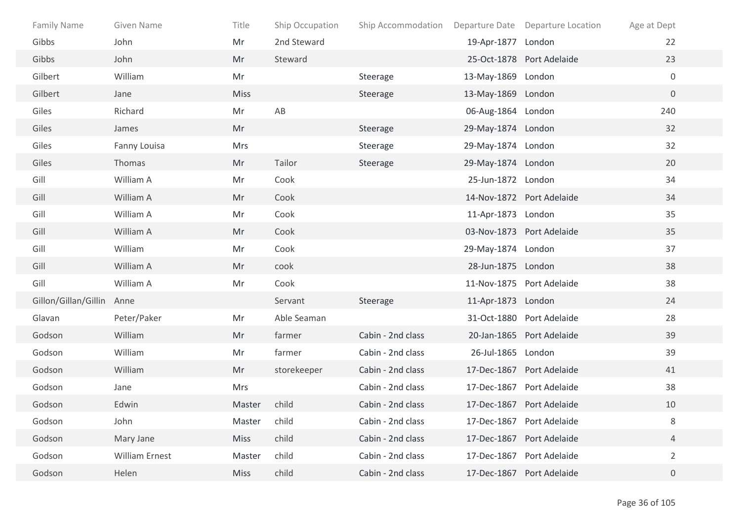| Family Name | Given Name | Title | Ship Occupation | Ship Accommodation | Departure Date | Departure Location | Age at Dept |
|---|---|---|---|---|---|---|---|
| Gibbs | John | Mr | 2nd Steward | | 19-Apr-1877 | London | 22 |
| Gibbs | John | Mr | Steward | | 25-Oct-1878 | Port Adelaide | 23 |
| Gilbert | William | Mr | | Steerage | 13-May-1869 | London | 0 |
| Gilbert | Jane | Miss | | Steerage | 13-May-1869 | London | 0 |
| Giles | Richard | Mr | AB | | 06-Aug-1864 | London | 240 |
| Giles | James | Mr | | Steerage | 29-May-1874 | London | 32 |
| Giles | Fanny Louisa | Mrs | | Steerage | 29-May-1874 | London | 32 |
| Giles | Thomas | Mr | Tailor | Steerage | 29-May-1874 | London | 20 |
| Gill | William A | Mr | Cook | | 25-Jun-1872 | London | 34 |
| Gill | William A | Mr | Cook | | 14-Nov-1872 | Port Adelaide | 34 |
| Gill | William A | Mr | Cook | | 11-Apr-1873 | London | 35 |
| Gill | William A | Mr | Cook | | 03-Nov-1873 | Port Adelaide | 35 |
| Gill | William | Mr | Cook | | 29-May-1874 | London | 37 |
| Gill | William A | Mr | cook | | 28-Jun-1875 | London | 38 |
| Gill | William A | Mr | Cook | | 11-Nov-1875 | Port Adelaide | 38 |
| Gillon/Gillan/Gillin | Anne | | Servant | Steerage | 11-Apr-1873 | London | 24 |
| Glavan | Peter/Paker | Mr | Able Seaman | | 31-Oct-1880 | Port Adelaide | 28 |
| Godson | William | Mr | farmer | Cabin - 2nd class | 20-Jan-1865 | Port Adelaide | 39 |
| Godson | William | Mr | farmer | Cabin - 2nd class | 26-Jul-1865 | London | 39 |
| Godson | William | Mr | storekeeper | Cabin - 2nd class | 17-Dec-1867 | Port Adelaide | 41 |
| Godson | Jane | Mrs | | Cabin - 2nd class | 17-Dec-1867 | Port Adelaide | 38 |
| Godson | Edwin | Master | child | Cabin - 2nd class | 17-Dec-1867 | Port Adelaide | 10 |
| Godson | John | Master | child | Cabin - 2nd class | 17-Dec-1867 | Port Adelaide | 8 |
| Godson | Mary Jane | Miss | child | Cabin - 2nd class | 17-Dec-1867 | Port Adelaide | 4 |
| Godson | William Ernest | Master | child | Cabin - 2nd class | 17-Dec-1867 | Port Adelaide | 2 |
| Godson | Helen | Miss | child | Cabin - 2nd class | 17-Dec-1867 | Port Adelaide | 0 |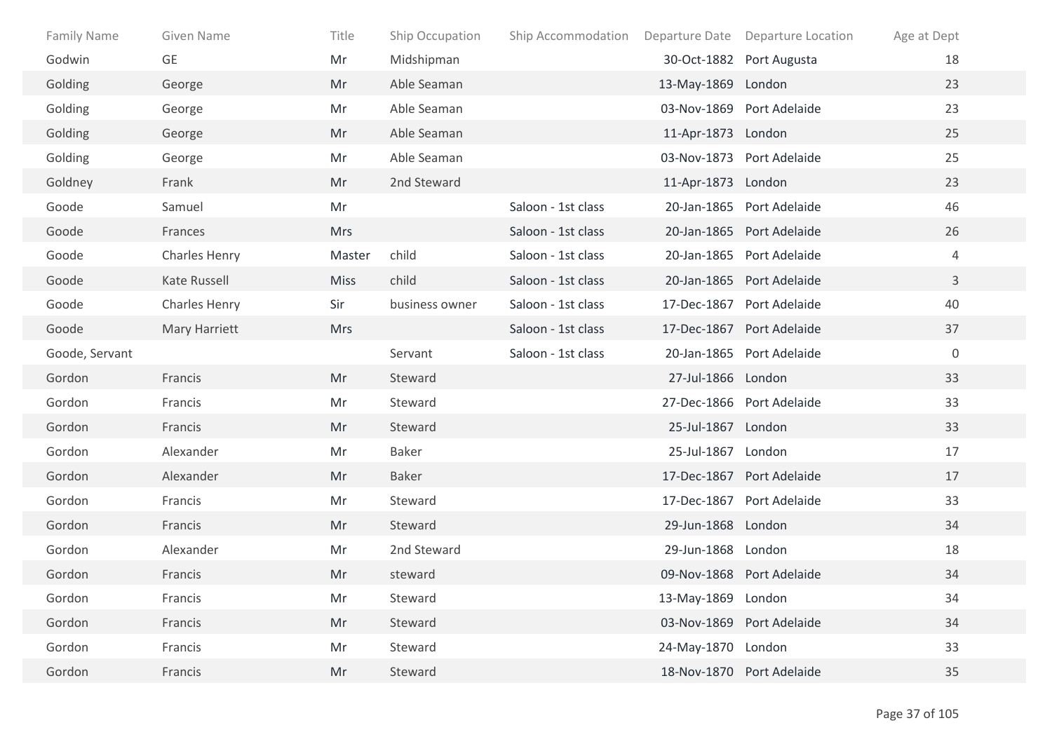| Family Name | Given Name | Title | Ship Occupation | Ship Accommodation | Departure Date | Departure Location | Age at Dept |
|---|---|---|---|---|---|---|---|
| Godwin | GE | Mr | Midshipman | | 30-Oct-1882 | Port Augusta | 18 |
| Golding | George | Mr | Able Seaman | | 13-May-1869 | London | 23 |
| Golding | George | Mr | Able Seaman | | 03-Nov-1869 | Port Adelaide | 23 |
| Golding | George | Mr | Able Seaman | | 11-Apr-1873 | London | 25 |
| Golding | George | Mr | Able Seaman | | 03-Nov-1873 | Port Adelaide | 25 |
| Goldney | Frank | Mr | 2nd Steward | | 11-Apr-1873 | London | 23 |
| Goode | Samuel | Mr | | Saloon - 1st class | 20-Jan-1865 | Port Adelaide | 46 |
| Goode | Frances | Mrs | | Saloon - 1st class | 20-Jan-1865 | Port Adelaide | 26 |
| Goode | Charles Henry | Master | child | Saloon - 1st class | 20-Jan-1865 | Port Adelaide | 4 |
| Goode | Kate Russell | Miss | child | Saloon - 1st class | 20-Jan-1865 | Port Adelaide | 3 |
| Goode | Charles Henry | Sir | business owner | Saloon - 1st class | 17-Dec-1867 | Port Adelaide | 40 |
| Goode | Mary Harriett | Mrs | | Saloon - 1st class | 17-Dec-1867 | Port Adelaide | 37 |
| Goode, Servant | | | Servant | Saloon - 1st class | 20-Jan-1865 | Port Adelaide | 0 |
| Gordon | Francis | Mr | Steward | | 27-Jul-1866 | London | 33 |
| Gordon | Francis | Mr | Steward | | 27-Dec-1866 | Port Adelaide | 33 |
| Gordon | Francis | Mr | Steward | | 25-Jul-1867 | London | 33 |
| Gordon | Alexander | Mr | Baker | | 25-Jul-1867 | London | 17 |
| Gordon | Alexander | Mr | Baker | | 17-Dec-1867 | Port Adelaide | 17 |
| Gordon | Francis | Mr | Steward | | 17-Dec-1867 | Port Adelaide | 33 |
| Gordon | Francis | Mr | Steward | | 29-Jun-1868 | London | 34 |
| Gordon | Alexander | Mr | 2nd Steward | | 29-Jun-1868 | London | 18 |
| Gordon | Francis | Mr | steward | | 09-Nov-1868 | Port Adelaide | 34 |
| Gordon | Francis | Mr | Steward | | 13-May-1869 | London | 34 |
| Gordon | Francis | Mr | Steward | | 03-Nov-1869 | Port Adelaide | 34 |
| Gordon | Francis | Mr | Steward | | 24-May-1870 | London | 33 |
| Gordon | Francis | Mr | Steward | | 18-Nov-1870 | Port Adelaide | 35 |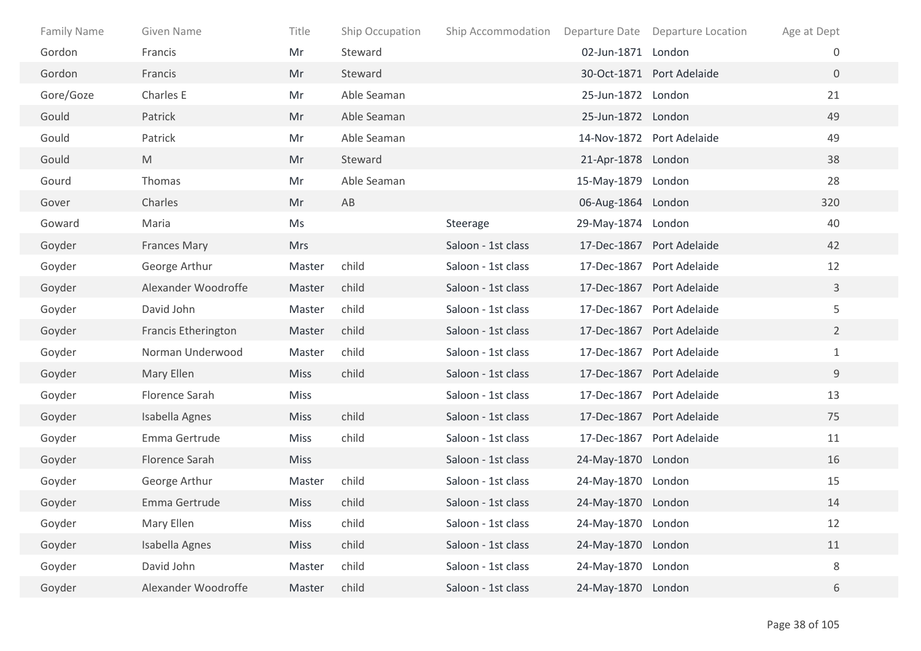| Family Name | Given Name | Title | Ship Occupation | Ship Accommodation | Departure Date | Departure Location | Age at Dept |
| --- | --- | --- | --- | --- | --- | --- | --- |
| Gordon | Francis | Mr | Steward | | 02-Jun-1871 | London | 0 |
| Gordon | Francis | Mr | Steward | | 30-Oct-1871 | Port Adelaide | 0 |
| Gore/Goze | Charles E | Mr | Able Seaman | | 25-Jun-1872 | London | 21 |
| Gould | Patrick | Mr | Able Seaman | | 25-Jun-1872 | London | 49 |
| Gould | Patrick | Mr | Able Seaman | | 14-Nov-1872 | Port Adelaide | 49 |
| Gould | M | Mr | Steward | | 21-Apr-1878 | London | 38 |
| Gourd | Thomas | Mr | Able Seaman | | 15-May-1879 | London | 28 |
| Gover | Charles | Mr | AB | | 06-Aug-1864 | London | 320 |
| Goward | Maria | Ms | | Steerage | 29-May-1874 | London | 40 |
| Goyder | Frances Mary | Mrs | | Saloon - 1st class | 17-Dec-1867 | Port Adelaide | 42 |
| Goyder | George Arthur | Master | child | Saloon - 1st class | 17-Dec-1867 | Port Adelaide | 12 |
| Goyder | Alexander Woodroffe | Master | child | Saloon - 1st class | 17-Dec-1867 | Port Adelaide | 3 |
| Goyder | David John | Master | child | Saloon - 1st class | 17-Dec-1867 | Port Adelaide | 5 |
| Goyder | Francis Etherington | Master | child | Saloon - 1st class | 17-Dec-1867 | Port Adelaide | 2 |
| Goyder | Norman Underwood | Master | child | Saloon - 1st class | 17-Dec-1867 | Port Adelaide | 1 |
| Goyder | Mary Ellen | Miss | child | Saloon - 1st class | 17-Dec-1867 | Port Adelaide | 9 |
| Goyder | Florence Sarah | Miss | | Saloon - 1st class | 17-Dec-1867 | Port Adelaide | 13 |
| Goyder | Isabella Agnes | Miss | child | Saloon - 1st class | 17-Dec-1867 | Port Adelaide | 75 |
| Goyder | Emma Gertrude | Miss | child | Saloon - 1st class | 17-Dec-1867 | Port Adelaide | 11 |
| Goyder | Florence Sarah | Miss | | Saloon - 1st class | 24-May-1870 | London | 16 |
| Goyder | George Arthur | Master | child | Saloon - 1st class | 24-May-1870 | London | 15 |
| Goyder | Emma Gertrude | Miss | child | Saloon - 1st class | 24-May-1870 | London | 14 |
| Goyder | Mary Ellen | Miss | child | Saloon - 1st class | 24-May-1870 | London | 12 |
| Goyder | Isabella Agnes | Miss | child | Saloon - 1st class | 24-May-1870 | London | 11 |
| Goyder | David John | Master | child | Saloon - 1st class | 24-May-1870 | London | 8 |
| Goyder | Alexander Woodroffe | Master | child | Saloon - 1st class | 24-May-1870 | London | 6 |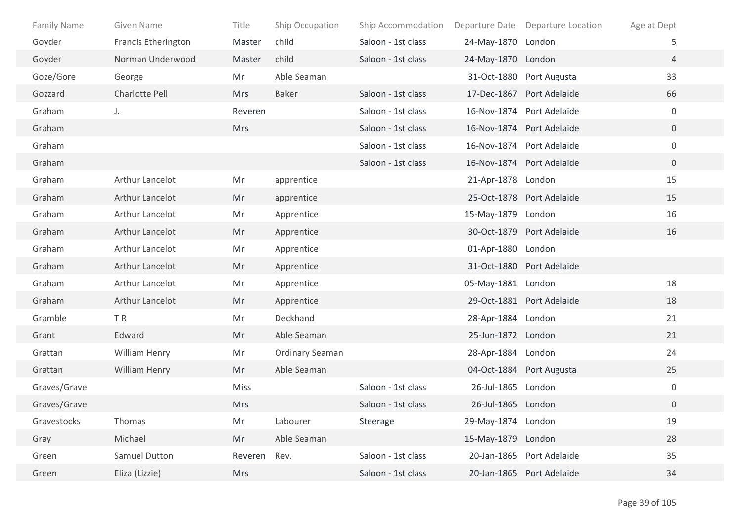| Family Name | Given Name | Title | Ship Occupation | Ship Accommodation | Departure Date | Departure Location | Age at Dept |
|---|---|---|---|---|---|---|---|
| Goyder | Francis Etherington | Master | child | Saloon - 1st class | 24-May-1870 | London | 5 |
| Goyder | Norman Underwood | Master | child | Saloon - 1st class | 24-May-1870 | London | 4 |
| Goze/Gore | George | Mr | Able Seaman | | 31-Oct-1880 | Port Augusta | 33 |
| Gozzard | Charlotte Pell | Mrs | Baker | Saloon - 1st class | 17-Dec-1867 | Port Adelaide | 66 |
| Graham | J. | Reveren | | Saloon - 1st class | 16-Nov-1874 | Port Adelaide | 0 |
| Graham | | Mrs | | Saloon - 1st class | 16-Nov-1874 | Port Adelaide | 0 |
| Graham | | | | Saloon - 1st class | 16-Nov-1874 | Port Adelaide | 0 |
| Graham | | | | Saloon - 1st class | 16-Nov-1874 | Port Adelaide | 0 |
| Graham | Arthur Lancelot | Mr | apprentice | | 21-Apr-1878 | London | 15 |
| Graham | Arthur Lancelot | Mr | apprentice | | 25-Oct-1878 | Port Adelaide | 15 |
| Graham | Arthur Lancelot | Mr | Apprentice | | 15-May-1879 | London | 16 |
| Graham | Arthur Lancelot | Mr | Apprentice | | 30-Oct-1879 | Port Adelaide | 16 |
| Graham | Arthur Lancelot | Mr | Apprentice | | 01-Apr-1880 | London | |
| Graham | Arthur Lancelot | Mr | Apprentice | | 31-Oct-1880 | Port Adelaide | |
| Graham | Arthur Lancelot | Mr | Apprentice | | 05-May-1881 | London | 18 |
| Graham | Arthur Lancelot | Mr | Apprentice | | 29-Oct-1881 | Port Adelaide | 18 |
| Gramble | T R | Mr | Deckhand | | 28-Apr-1884 | London | 21 |
| Grant | Edward | Mr | Able Seaman | | 25-Jun-1872 | London | 21 |
| Grattan | William Henry | Mr | Ordinary Seaman | | 28-Apr-1884 | London | 24 |
| Grattan | William Henry | Mr | Able Seaman | | 04-Oct-1884 | Port Augusta | 25 |
| Graves/Grave | | Miss | | Saloon - 1st class | 26-Jul-1865 | London | 0 |
| Graves/Grave | | Mrs | | Saloon - 1st class | 26-Jul-1865 | London | 0 |
| Gravestocks | Thomas | Mr | Labourer | Steerage | 29-May-1874 | London | 19 |
| Gray | Michael | Mr | Able Seaman | | 15-May-1879 | London | 28 |
| Green | Samuel Dutton | Reveren | Rev. | Saloon - 1st class | 20-Jan-1865 | Port Adelaide | 35 |
| Green | Eliza (Lizzie) | Mrs | | Saloon - 1st class | 20-Jan-1865 | Port Adelaide | 34 |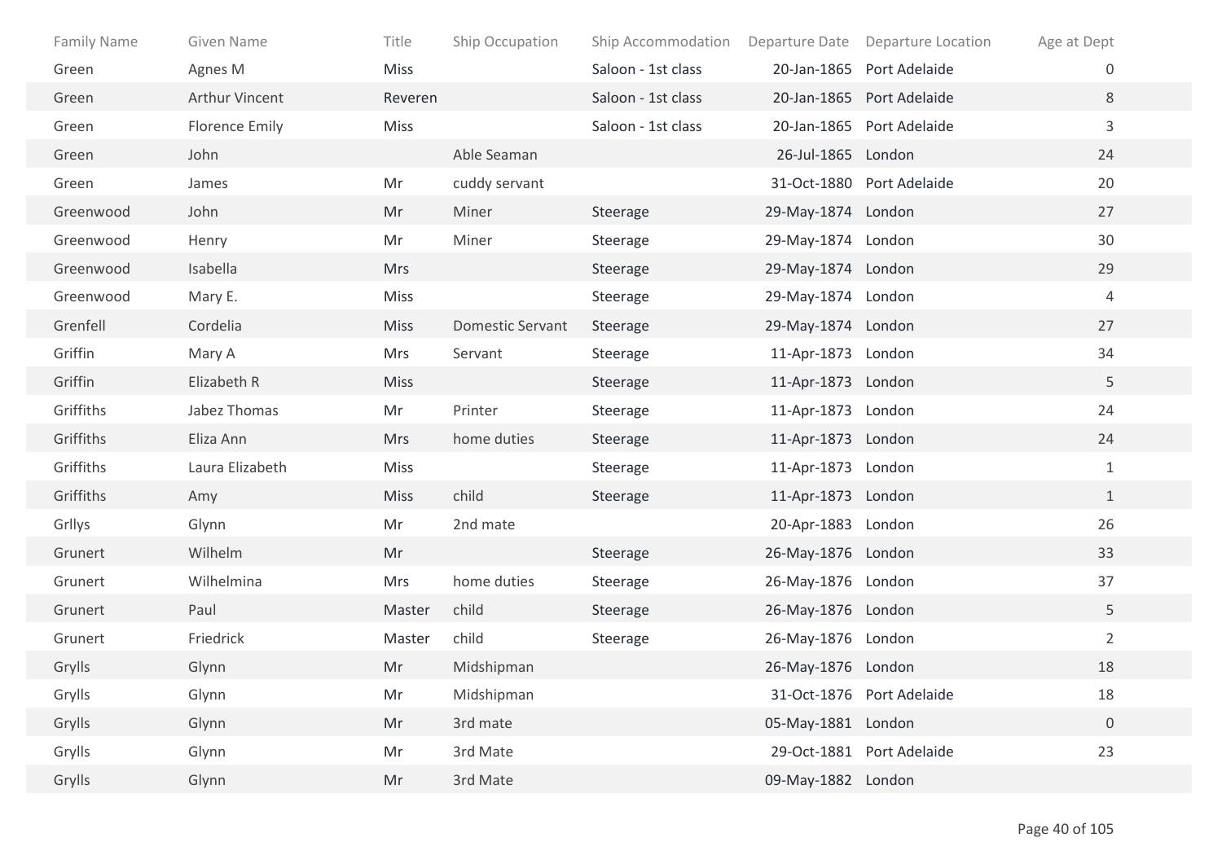| Family Name | Given Name | Title | Ship Occupation | Ship Accommodation | Departure Date | Departure Location | Age at Dept |
| --- | --- | --- | --- | --- | --- | --- | --- |
| Green | Agnes M | Miss | | Saloon - 1st class | 20-Jan-1865 | Port Adelaide | 0 |
| Green | Arthur Vincent | Reveren | | Saloon - 1st class | 20-Jan-1865 | Port Adelaide | 8 |
| Green | Florence Emily | Miss | | Saloon - 1st class | 20-Jan-1865 | Port Adelaide | 3 |
| Green | John | | Able Seaman | | 26-Jul-1865 | London | 24 |
| Green | James | Mr | cuddy servant | | 31-Oct-1880 | Port Adelaide | 20 |
| Greenwood | John | Mr | Miner | Steerage | 29-May-1874 | London | 27 |
| Greenwood | Henry | Mr | Miner | Steerage | 29-May-1874 | London | 30 |
| Greenwood | Isabella | Mrs | | Steerage | 29-May-1874 | London | 29 |
| Greenwood | Mary E. | Miss | | Steerage | 29-May-1874 | London | 4 |
| Grenfell | Cordelia | Miss | Domestic Servant | Steerage | 29-May-1874 | London | 27 |
| Griffin | Mary A | Mrs | Servant | Steerage | 11-Apr-1873 | London | 34 |
| Griffin | Elizabeth R | Miss | | Steerage | 11-Apr-1873 | London | 5 |
| Griffiths | Jabez Thomas | Mr | Printer | Steerage | 11-Apr-1873 | London | 24 |
| Griffiths | Eliza Ann | Mrs | home duties | Steerage | 11-Apr-1873 | London | 24 |
| Griffiths | Laura Elizabeth | Miss | | Steerage | 11-Apr-1873 | London | 1 |
| Griffiths | Amy | Miss | child | Steerage | 11-Apr-1873 | London | 1 |
| Grllys | Glynn | Mr | 2nd mate | | 20-Apr-1883 | London | 26 |
| Grunert | Wilhelm | Mr | | Steerage | 26-May-1876 | London | 33 |
| Grunert | Wilhelmina | Mrs | home duties | Steerage | 26-May-1876 | London | 37 |
| Grunert | Paul | Master | child | Steerage | 26-May-1876 | London | 5 |
| Grunert | Friedrick | Master | child | Steerage | 26-May-1876 | London | 2 |
| Grylls | Glynn | Mr | Midshipman | | 26-May-1876 | London | 18 |
| Grylls | Glynn | Mr | Midshipman | | 31-Oct-1876 | Port Adelaide | 18 |
| Grylls | Glynn | Mr | 3rd mate | | 05-May-1881 | London | 0 |
| Grylls | Glynn | Mr | 3rd Mate | | 29-Oct-1881 | Port Adelaide | 23 |
| Grylls | Glynn | Mr | 3rd Mate | | 09-May-1882 | London | |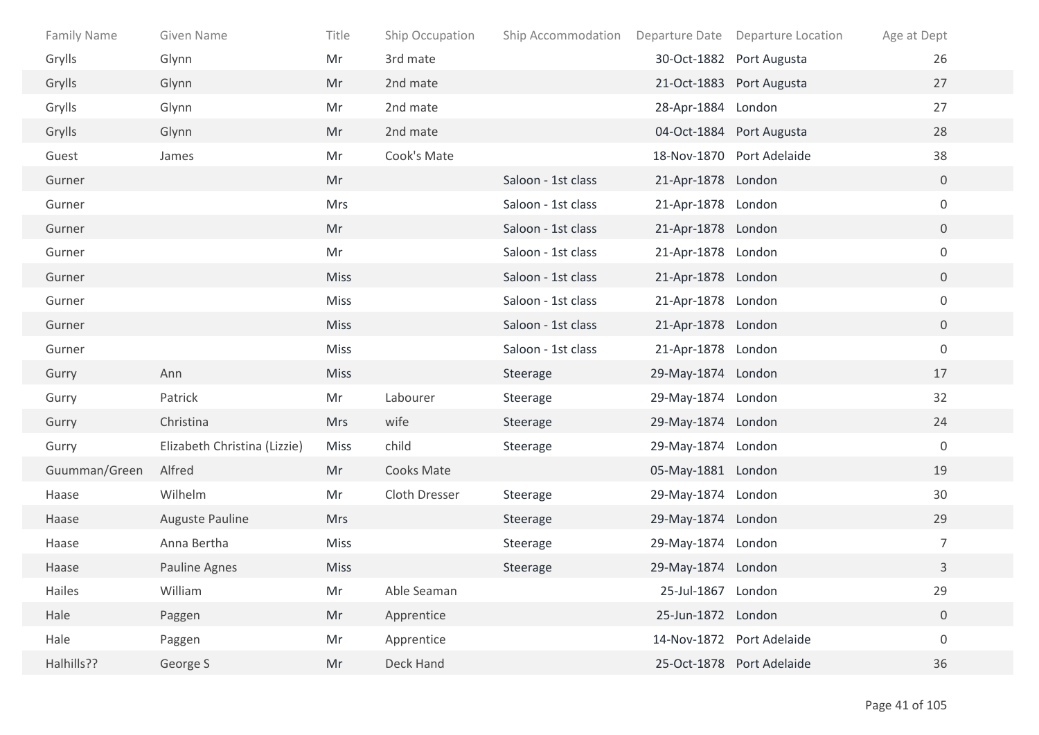| Family Name | Given Name | Title | Ship Occupation | Ship Accommodation | Departure Date | Departure Location | Age at Dept |
|---|---|---|---|---|---|---|---|
| Grylls | Glynn | Mr | 3rd mate | | 30-Oct-1882 | Port Augusta | 26 |
| Grylls | Glynn | Mr | 2nd mate | | 21-Oct-1883 | Port Augusta | 27 |
| Grylls | Glynn | Mr | 2nd mate | | 28-Apr-1884 | London | 27 |
| Grylls | Glynn | Mr | 2nd mate | | 04-Oct-1884 | Port Augusta | 28 |
| Guest | James | Mr | Cook's Mate | | 18-Nov-1870 | Port Adelaide | 38 |
| Gurner | | Mr | | Saloon - 1st class | 21-Apr-1878 | London | 0 |
| Gurner | | Mrs | | Saloon - 1st class | 21-Apr-1878 | London | 0 |
| Gurner | | Mr | | Saloon - 1st class | 21-Apr-1878 | London | 0 |
| Gurner | | Mr | | Saloon - 1st class | 21-Apr-1878 | London | 0 |
| Gurner | | Miss | | Saloon - 1st class | 21-Apr-1878 | London | 0 |
| Gurner | | Miss | | Saloon - 1st class | 21-Apr-1878 | London | 0 |
| Gurner | | Miss | | Saloon - 1st class | 21-Apr-1878 | London | 0 |
| Gurner | | Miss | | Saloon - 1st class | 21-Apr-1878 | London | 0 |
| Gurry | Ann | Miss | | Steerage | 29-May-1874 | London | 17 |
| Gurry | Patrick | Mr | Labourer | Steerage | 29-May-1874 | London | 32 |
| Gurry | Christina | Mrs | wife | Steerage | 29-May-1874 | London | 24 |
| Gurry | Elizabeth Christina (Lizzie) | Miss | child | Steerage | 29-May-1874 | London | 0 |
| Guumman/Green | Alfred | Mr | Cooks Mate | | 05-May-1881 | London | 19 |
| Haase | Wilhelm | Mr | Cloth Dresser | Steerage | 29-May-1874 | London | 30 |
| Haase | Auguste Pauline | Mrs | | Steerage | 29-May-1874 | London | 29 |
| Haase | Anna Bertha | Miss | | Steerage | 29-May-1874 | London | 7 |
| Haase | Pauline Agnes | Miss | | Steerage | 29-May-1874 | London | 3 |
| Hailes | William | Mr | Able Seaman | | 25-Jul-1867 | London | 29 |
| Hale | Paggen | Mr | Apprentice | | 25-Jun-1872 | London | 0 |
| Hale | Paggen | Mr | Apprentice | | 14-Nov-1872 | Port Adelaide | 0 |
| Halhills?? | George S | Mr | Deck Hand | | 25-Oct-1878 | Port Adelaide | 36 |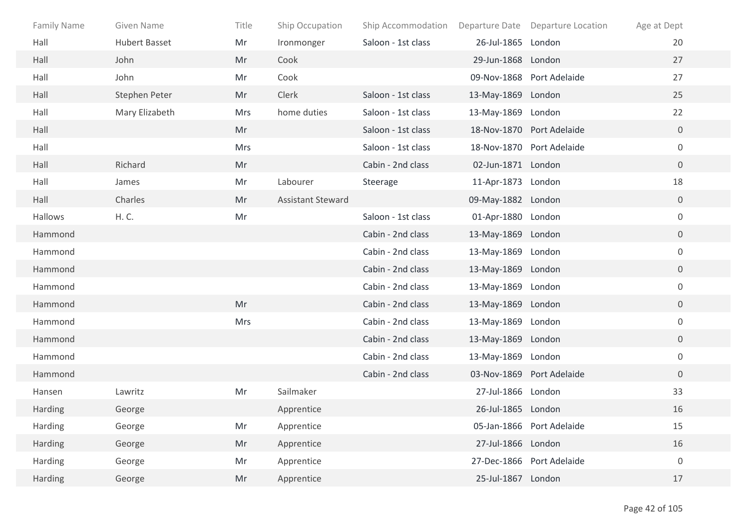| Family Name | Given Name | Title | Ship Occupation | Ship Accommodation | Departure Date | Departure Location | Age at Dept |
|---|---|---|---|---|---|---|---|
| Hall | Hubert Basset | Mr | Ironmonger | Saloon - 1st class | 26-Jul-1865 | London | 20 |
| Hall | John | Mr | Cook | | 29-Jun-1868 | London | 27 |
| Hall | John | Mr | Cook | | 09-Nov-1868 | Port Adelaide | 27 |
| Hall | Stephen Peter | Mr | Clerk | Saloon - 1st class | 13-May-1869 | London | 25 |
| Hall | Mary Elizabeth | Mrs | home duties | Saloon - 1st class | 13-May-1869 | London | 22 |
| Hall | | Mr | | Saloon - 1st class | 18-Nov-1870 | Port Adelaide | 0 |
| Hall | | Mrs | | Saloon - 1st class | 18-Nov-1870 | Port Adelaide | 0 |
| Hall | Richard | Mr | | Cabin - 2nd class | 02-Jun-1871 | London | 0 |
| Hall | James | Mr | Labourer | Steerage | 11-Apr-1873 | London | 18 |
| Hall | Charles | Mr | Assistant Steward | | 09-May-1882 | London | 0 |
| Hallows | H. C. | Mr | | Saloon - 1st class | 01-Apr-1880 | London | 0 |
| Hammond | | | | Cabin - 2nd class | 13-May-1869 | London | 0 |
| Hammond | | | | Cabin - 2nd class | 13-May-1869 | London | 0 |
| Hammond | | | | Cabin - 2nd class | 13-May-1869 | London | 0 |
| Hammond | | | | Cabin - 2nd class | 13-May-1869 | London | 0 |
| Hammond | | Mr | | Cabin - 2nd class | 13-May-1869 | London | 0 |
| Hammond | | Mrs | | Cabin - 2nd class | 13-May-1869 | London | 0 |
| Hammond | | | | Cabin - 2nd class | 13-May-1869 | London | 0 |
| Hammond | | | | Cabin - 2nd class | 13-May-1869 | London | 0 |
| Hammond | | | | Cabin - 2nd class | 03-Nov-1869 | Port Adelaide | 0 |
| Hansen | Lawritz | Mr | Sailmaker | | 27-Jul-1866 | London | 33 |
| Harding | George | | Apprentice | | 26-Jul-1865 | London | 16 |
| Harding | George | Mr | Apprentice | | 05-Jan-1866 | Port Adelaide | 15 |
| Harding | George | Mr | Apprentice | | 27-Jul-1866 | London | 16 |
| Harding | George | Mr | Apprentice | | 27-Dec-1866 | Port Adelaide | 0 |
| Harding | George | Mr | Apprentice | | 25-Jul-1867 | London | 17 |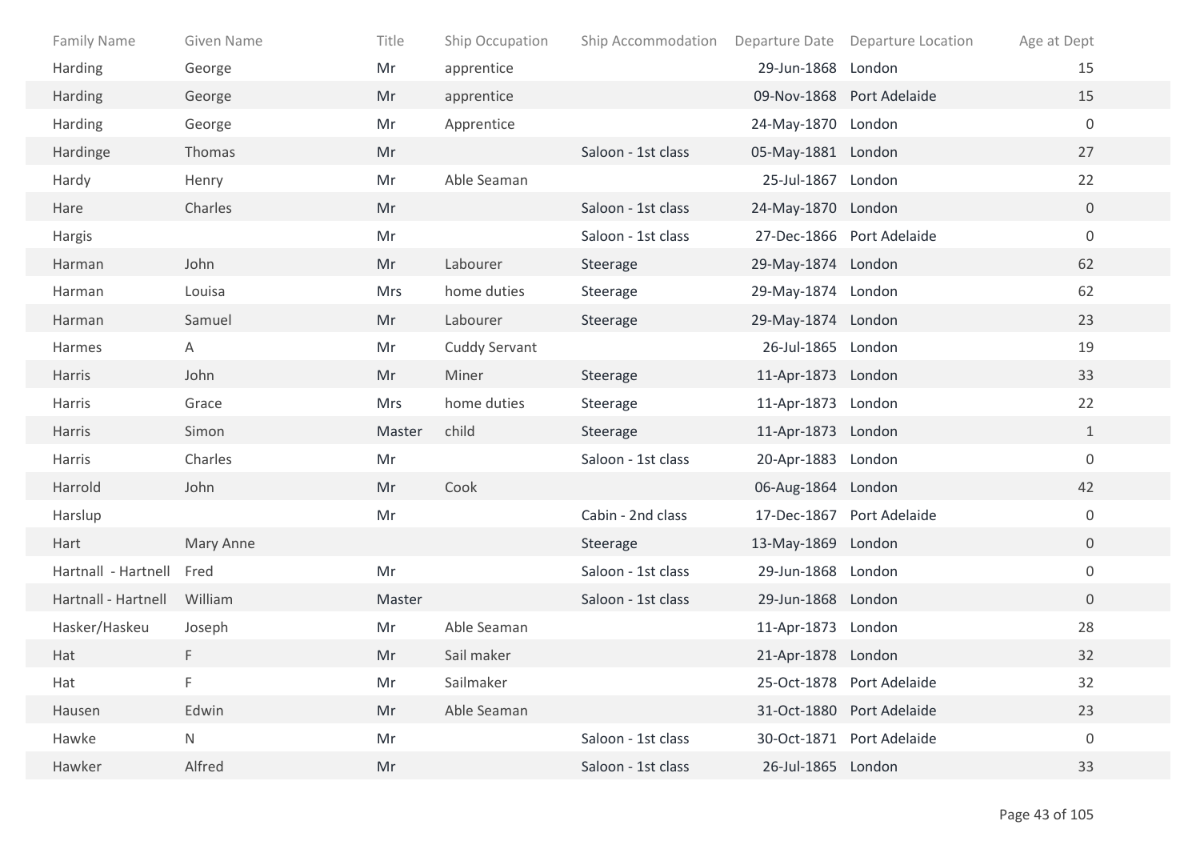| Family Name | Given Name | Title | Ship Occupation | Ship Accommodation | Departure Date | Departure Location | Age at Dept |
|---|---|---|---|---|---|---|---|
| Harding | George | Mr | apprentice | | 29-Jun-1868 | London | 15 |
| Harding | George | Mr | apprentice | | 09-Nov-1868 | Port Adelaide | 15 |
| Harding | George | Mr | Apprentice | | 24-May-1870 | London | 0 |
| Hardinge | Thomas | Mr | | Saloon - 1st class | 05-May-1881 | London | 27 |
| Hardy | Henry | Mr | Able Seaman | | 25-Jul-1867 | London | 22 |
| Hare | Charles | Mr | | Saloon - 1st class | 24-May-1870 | London | 0 |
| Hargis | | Mr | | Saloon - 1st class | 27-Dec-1866 | Port Adelaide | 0 |
| Harman | John | Mr | Labourer | Steerage | 29-May-1874 | London | 62 |
| Harman | Louisa | Mrs | home duties | Steerage | 29-May-1874 | London | 62 |
| Harman | Samuel | Mr | Labourer | Steerage | 29-May-1874 | London | 23 |
| Harmes | A | Mr | Cuddy Servant | | 26-Jul-1865 | London | 19 |
| Harris | John | Mr | Miner | Steerage | 11-Apr-1873 | London | 33 |
| Harris | Grace | Mrs | home duties | Steerage | 11-Apr-1873 | London | 22 |
| Harris | Simon | Master | child | Steerage | 11-Apr-1873 | London | 1 |
| Harris | Charles | Mr | | Saloon - 1st class | 20-Apr-1883 | London | 0 |
| Harrold | John | Mr | Cook | | 06-Aug-1864 | London | 42 |
| Harslup | | Mr | | Cabin - 2nd class | 17-Dec-1867 | Port Adelaide | 0 |
| Hart | Mary Anne | | | Steerage | 13-May-1869 | London | 0 |
| Hartnall - Hartnell | Fred | Mr | | Saloon - 1st class | 29-Jun-1868 | London | 0 |
| Hartnall - Hartnell | William | Master | | Saloon - 1st class | 29-Jun-1868 | London | 0 |
| Hasker/Haskeu | Joseph | Mr | Able Seaman | | 11-Apr-1873 | London | 28 |
| Hat | F | Mr | Sail maker | | 21-Apr-1878 | London | 32 |
| Hat | F | Mr | Sailmaker | | 25-Oct-1878 | Port Adelaide | 32 |
| Hausen | Edwin | Mr | Able Seaman | | 31-Oct-1880 | Port Adelaide | 23 |
| Hawke | N | Mr | | Saloon - 1st class | 30-Oct-1871 | Port Adelaide | 0 |
| Hawker | Alfred | Mr | | Saloon - 1st class | 26-Jul-1865 | London | 33 |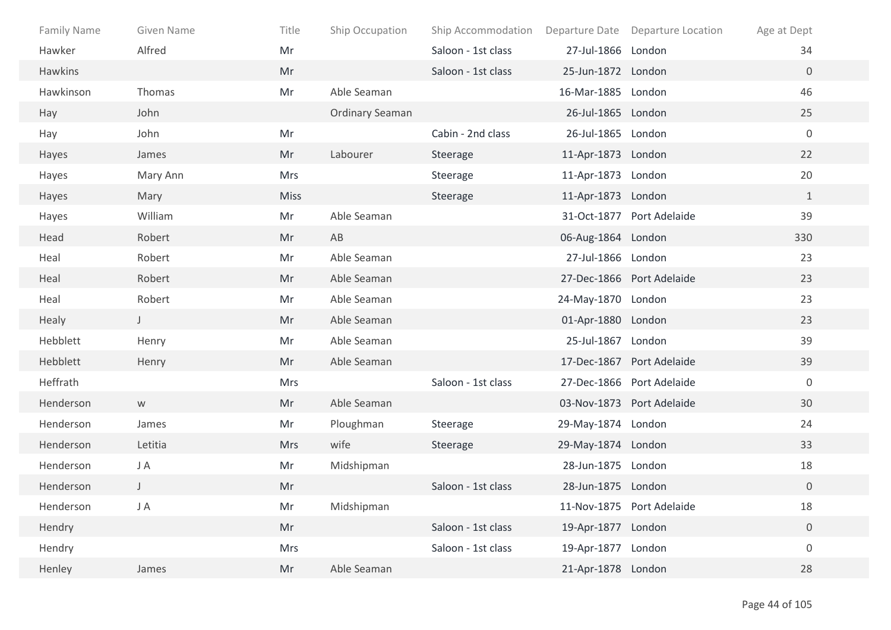| Family Name | Given Name | Title | Ship Occupation | Ship Accommodation | Departure Date | Departure Location | Age at Dept |
|---|---|---|---|---|---|---|---|
| Hawker | Alfred | Mr | | Saloon - 1st class | 27-Jul-1866 | London | 34 |
| Hawkins | | Mr | | Saloon - 1st class | 25-Jun-1872 | London | 0 |
| Hawkinson | Thomas | Mr | Able Seaman | | 16-Mar-1885 | London | 46 |
| Hay | John | | Ordinary Seaman | | 26-Jul-1865 | London | 25 |
| Hay | John | Mr | | Cabin - 2nd class | 26-Jul-1865 | London | 0 |
| Hayes | James | Mr | Labourer | Steerage | 11-Apr-1873 | London | 22 |
| Hayes | Mary Ann | Mrs | | Steerage | 11-Apr-1873 | London | 20 |
| Hayes | Mary | Miss | | Steerage | 11-Apr-1873 | London | 1 |
| Hayes | William | Mr | Able Seaman | | 31-Oct-1877 | Port Adelaide | 39 |
| Head | Robert | Mr | AB | | 06-Aug-1864 | London | 330 |
| Heal | Robert | Mr | Able Seaman | | 27-Jul-1866 | London | 23 |
| Heal | Robert | Mr | Able Seaman | | 27-Dec-1866 | Port Adelaide | 23 |
| Heal | Robert | Mr | Able Seaman | | 24-May-1870 | London | 23 |
| Healy | J | Mr | Able Seaman | | 01-Apr-1880 | London | 23 |
| Hebblett | Henry | Mr | Able Seaman | | 25-Jul-1867 | London | 39 |
| Hebblett | Henry | Mr | Able Seaman | | 17-Dec-1867 | Port Adelaide | 39 |
| Heffrath | | Mrs | | Saloon - 1st class | 27-Dec-1866 | Port Adelaide | 0 |
| Henderson | w | Mr | Able Seaman | | 03-Nov-1873 | Port Adelaide | 30 |
| Henderson | James | Mr | Ploughman | Steerage | 29-May-1874 | London | 24 |
| Henderson | Letitia | Mrs | wife | Steerage | 29-May-1874 | London | 33 |
| Henderson | J A | Mr | Midshipman | | 28-Jun-1875 | London | 18 |
| Henderson | J | Mr | | Saloon - 1st class | 28-Jun-1875 | London | 0 |
| Henderson | J A | Mr | Midshipman | | 11-Nov-1875 | Port Adelaide | 18 |
| Hendry | | Mr | | Saloon - 1st class | 19-Apr-1877 | London | 0 |
| Hendry | | Mrs | | Saloon - 1st class | 19-Apr-1877 | London | 0 |
| Henley | James | Mr | Able Seaman | | 21-Apr-1878 | London | 28 |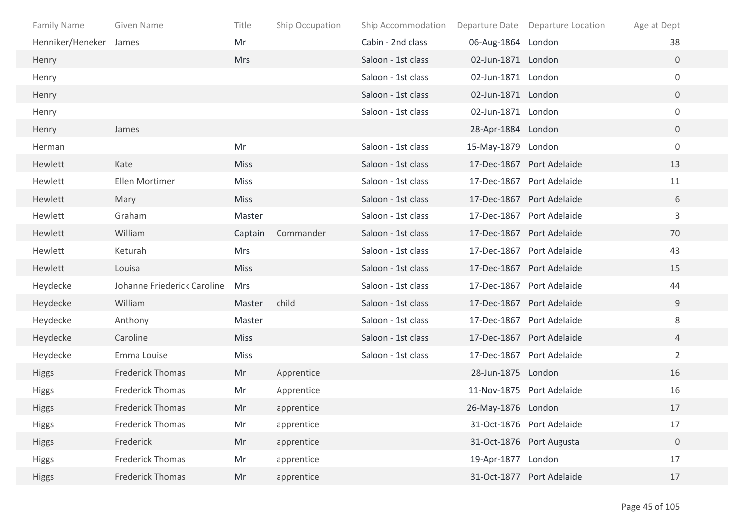| Family Name | Given Name | Title | Ship Occupation | Ship Accommodation | Departure Date | Departure Location | Age at Dept |
|---|---|---|---|---|---|---|---|
| Henniker/Heneker | James | Mr | | Cabin - 2nd class | 06-Aug-1864 | London | 38 |
| Henry | | Mrs | | Saloon - 1st class | 02-Jun-1871 | London | 0 |
| Henry | | | | Saloon - 1st class | 02-Jun-1871 | London | 0 |
| Henry | | | | Saloon - 1st class | 02-Jun-1871 | London | 0 |
| Henry | | | | Saloon - 1st class | 02-Jun-1871 | London | 0 |
| Henry | James | | | | 28-Apr-1884 | London | 0 |
| Herman | | Mr | | Saloon - 1st class | 15-May-1879 | London | 0 |
| Hewlett | Kate | Miss | | Saloon - 1st class | 17-Dec-1867 | Port Adelaide | 13 |
| Hewlett | Ellen Mortimer | Miss | | Saloon - 1st class | 17-Dec-1867 | Port Adelaide | 11 |
| Hewlett | Mary | Miss | | Saloon - 1st class | 17-Dec-1867 | Port Adelaide | 6 |
| Hewlett | Graham | Master | | Saloon - 1st class | 17-Dec-1867 | Port Adelaide | 3 |
| Hewlett | William | Captain | Commander | Saloon - 1st class | 17-Dec-1867 | Port Adelaide | 70 |
| Hewlett | Keturah | Mrs | | Saloon - 1st class | 17-Dec-1867 | Port Adelaide | 43 |
| Hewlett | Louisa | Miss | | Saloon - 1st class | 17-Dec-1867 | Port Adelaide | 15 |
| Heydecke | Johanne Friederick Caroline | Mrs | | Saloon - 1st class | 17-Dec-1867 | Port Adelaide | 44 |
| Heydecke | William | Master | child | Saloon - 1st class | 17-Dec-1867 | Port Adelaide | 9 |
| Heydecke | Anthony | Master | | Saloon - 1st class | 17-Dec-1867 | Port Adelaide | 8 |
| Heydecke | Caroline | Miss | | Saloon - 1st class | 17-Dec-1867 | Port Adelaide | 4 |
| Heydecke | Emma Louise | Miss | | Saloon - 1st class | 17-Dec-1867 | Port Adelaide | 2 |
| Higgs | Frederick Thomas | Mr | Apprentice | | 28-Jun-1875 | London | 16 |
| Higgs | Frederick Thomas | Mr | Apprentice | | 11-Nov-1875 | Port Adelaide | 16 |
| Higgs | Frederick Thomas | Mr | apprentice | | 26-May-1876 | London | 17 |
| Higgs | Frederick Thomas | Mr | apprentice | | 31-Oct-1876 | Port Adelaide | 17 |
| Higgs | Frederick | Mr | apprentice | | 31-Oct-1876 | Port Augusta | 0 |
| Higgs | Frederick Thomas | Mr | apprentice | | 19-Apr-1877 | London | 17 |
| Higgs | Frederick Thomas | Mr | apprentice | | 31-Oct-1877 | Port Adelaide | 17 |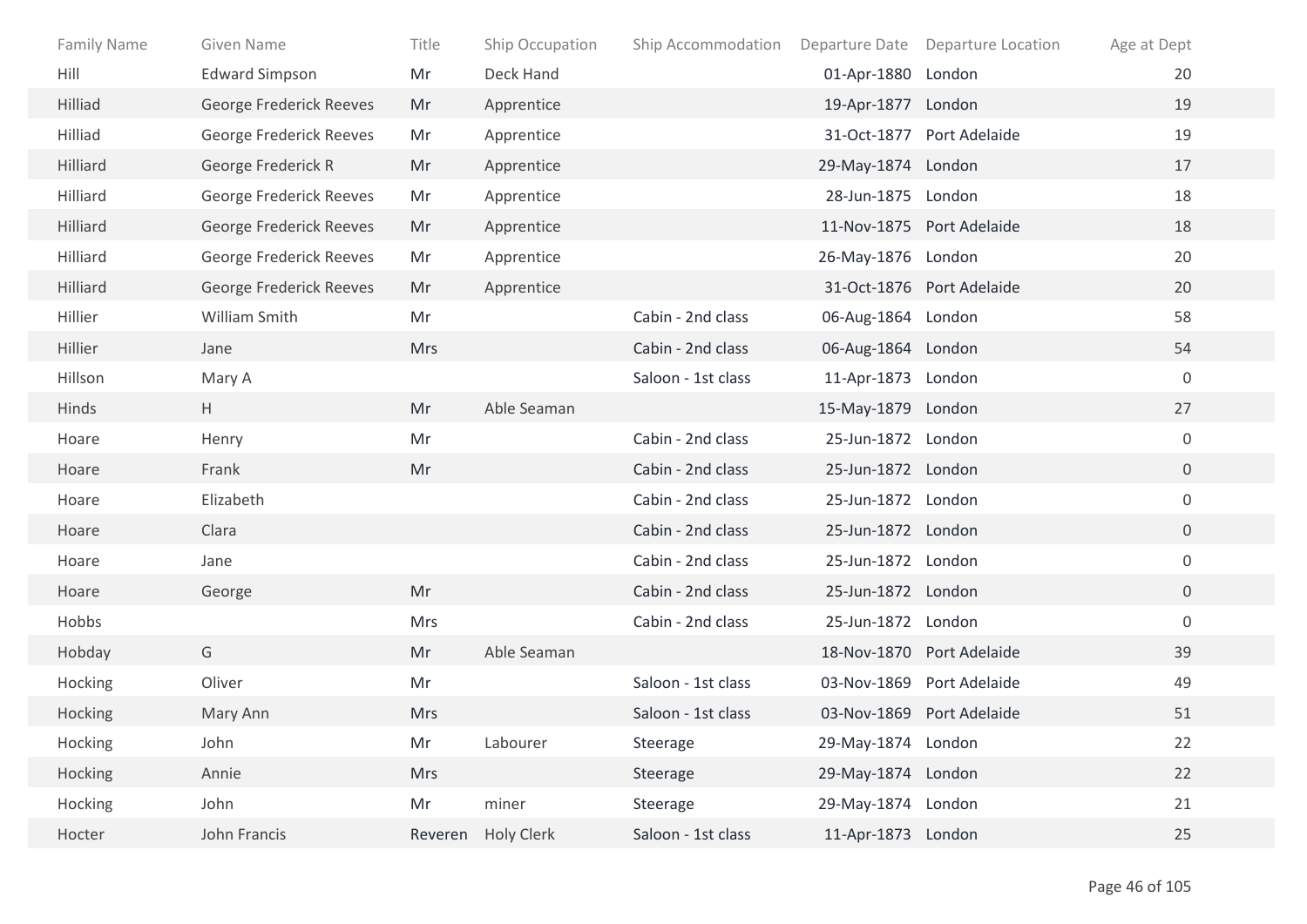| Family Name | Given Name | Title | Ship Occupation | Ship Accommodation | Departure Date | Departure Location | Age at Dept |
|---|---|---|---|---|---|---|---|
| Hill | Edward Simpson | Mr | Deck Hand | | 01-Apr-1880 | London | 20 |
| Hilliad | George Frederick Reeves | Mr | Apprentice | | 19-Apr-1877 | London | 19 |
| Hilliad | George Frederick Reeves | Mr | Apprentice | | 31-Oct-1877 | Port Adelaide | 19 |
| Hilliard | George Frederick R | Mr | Apprentice | | 29-May-1874 | London | 17 |
| Hilliard | George Frederick Reeves | Mr | Apprentice | | 28-Jun-1875 | London | 18 |
| Hilliard | George Frederick Reeves | Mr | Apprentice | | 11-Nov-1875 | Port Adelaide | 18 |
| Hilliard | George Frederick Reeves | Mr | Apprentice | | 26-May-1876 | London | 20 |
| Hilliard | George Frederick Reeves | Mr | Apprentice | | 31-Oct-1876 | Port Adelaide | 20 |
| Hillier | William Smith | Mr | | Cabin - 2nd class | 06-Aug-1864 | London | 58 |
| Hillier | Jane | Mrs | | Cabin - 2nd class | 06-Aug-1864 | London | 54 |
| Hillson | Mary A | | | Saloon - 1st class | 11-Apr-1873 | London | 0 |
| Hinds | H | Mr | Able Seaman | | 15-May-1879 | London | 27 |
| Hoare | Henry | Mr | | Cabin - 2nd class | 25-Jun-1872 | London | 0 |
| Hoare | Frank | Mr | | Cabin - 2nd class | 25-Jun-1872 | London | 0 |
| Hoare | Elizabeth | | | Cabin - 2nd class | 25-Jun-1872 | London | 0 |
| Hoare | Clara | | | Cabin - 2nd class | 25-Jun-1872 | London | 0 |
| Hoare | Jane | | | Cabin - 2nd class | 25-Jun-1872 | London | 0 |
| Hoare | George | Mr | | Cabin - 2nd class | 25-Jun-1872 | London | 0 |
| Hobbs | | Mrs | | Cabin - 2nd class | 25-Jun-1872 | London | 0 |
| Hobday | G | Mr | Able Seaman | | 18-Nov-1870 | Port Adelaide | 39 |
| Hocking | Oliver | Mr | | Saloon - 1st class | 03-Nov-1869 | Port Adelaide | 49 |
| Hocking | Mary Ann | Mrs | | Saloon - 1st class | 03-Nov-1869 | Port Adelaide | 51 |
| Hocking | John | Mr | Labourer | Steerage | 29-May-1874 | London | 22 |
| Hocking | Annie | Mrs | | Steerage | 29-May-1874 | London | 22 |
| Hocking | John | Mr | miner | Steerage | 29-May-1874 | London | 21 |
| Hocter | John Francis | Reveren | Holy Clerk | Saloon - 1st class | 11-Apr-1873 | London | 25 |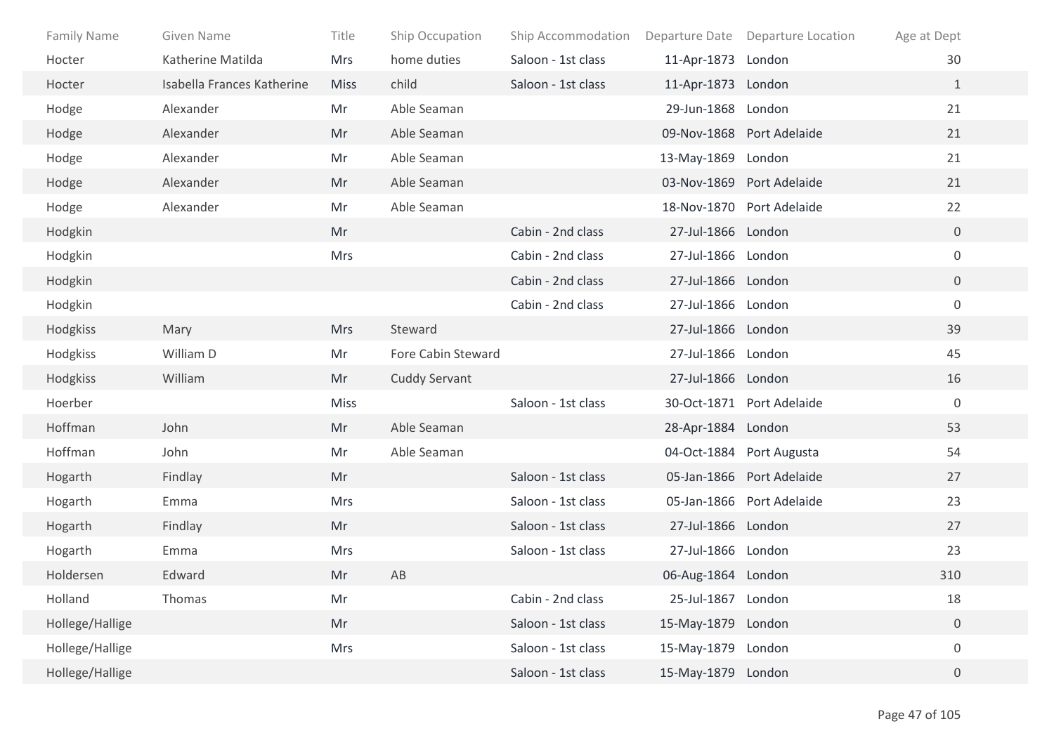| Family Name | Given Name | Title | Ship Occupation | Ship Accommodation | Departure Date | Departure Location | Age at Dept |
|---|---|---|---|---|---|---|---|
| Hocter | Katherine Matilda | Mrs | home duties | Saloon - 1st class | 11-Apr-1873 | London | 30 |
| Hocter | Isabella Frances Katherine | Miss | child | Saloon - 1st class | 11-Apr-1873 | London | 1 |
| Hodge | Alexander | Mr | Able Seaman | | 29-Jun-1868 | London | 21 |
| Hodge | Alexander | Mr | Able Seaman | | 09-Nov-1868 | Port Adelaide | 21 |
| Hodge | Alexander | Mr | Able Seaman | | 13-May-1869 | London | 21 |
| Hodge | Alexander | Mr | Able Seaman | | 03-Nov-1869 | Port Adelaide | 21 |
| Hodge | Alexander | Mr | Able Seaman | | 18-Nov-1870 | Port Adelaide | 22 |
| Hodgkin | | Mr | | Cabin - 2nd class | 27-Jul-1866 | London | 0 |
| Hodgkin | | Mrs | | Cabin - 2nd class | 27-Jul-1866 | London | 0 |
| Hodgkin | | | | Cabin - 2nd class | 27-Jul-1866 | London | 0 |
| Hodgkin | | | | Cabin - 2nd class | 27-Jul-1866 | London | 0 |
| Hodgkiss | Mary | Mrs | Steward | | 27-Jul-1866 | London | 39 |
| Hodgkiss | William D | Mr | Fore Cabin Steward | | 27-Jul-1866 | London | 45 |
| Hodgkiss | William | Mr | Cuddy Servant | | 27-Jul-1866 | London | 16 |
| Hoerber | | Miss | | Saloon - 1st class | 30-Oct-1871 | Port Adelaide | 0 |
| Hoffman | John | Mr | Able Seaman | | 28-Apr-1884 | London | 53 |
| Hoffman | John | Mr | Able Seaman | | 04-Oct-1884 | Port Augusta | 54 |
| Hogarth | Findlay | Mr | | Saloon - 1st class | 05-Jan-1866 | Port Adelaide | 27 |
| Hogarth | Emma | Mrs | | Saloon - 1st class | 05-Jan-1866 | Port Adelaide | 23 |
| Hogarth | Findlay | Mr | | Saloon - 1st class | 27-Jul-1866 | London | 27 |
| Hogarth | Emma | Mrs | | Saloon - 1st class | 27-Jul-1866 | London | 23 |
| Holdersen | Edward | Mr | AB | | 06-Aug-1864 | London | 310 |
| Holland | Thomas | Mr | | Cabin - 2nd class | 25-Jul-1867 | London | 18 |
| Hollege/Hallige | | Mr | | Saloon - 1st class | 15-May-1879 | London | 0 |
| Hollege/Hallige | | Mrs | | Saloon - 1st class | 15-May-1879 | London | 0 |
| Hollege/Hallige | | | | Saloon - 1st class | 15-May-1879 | London | 0 |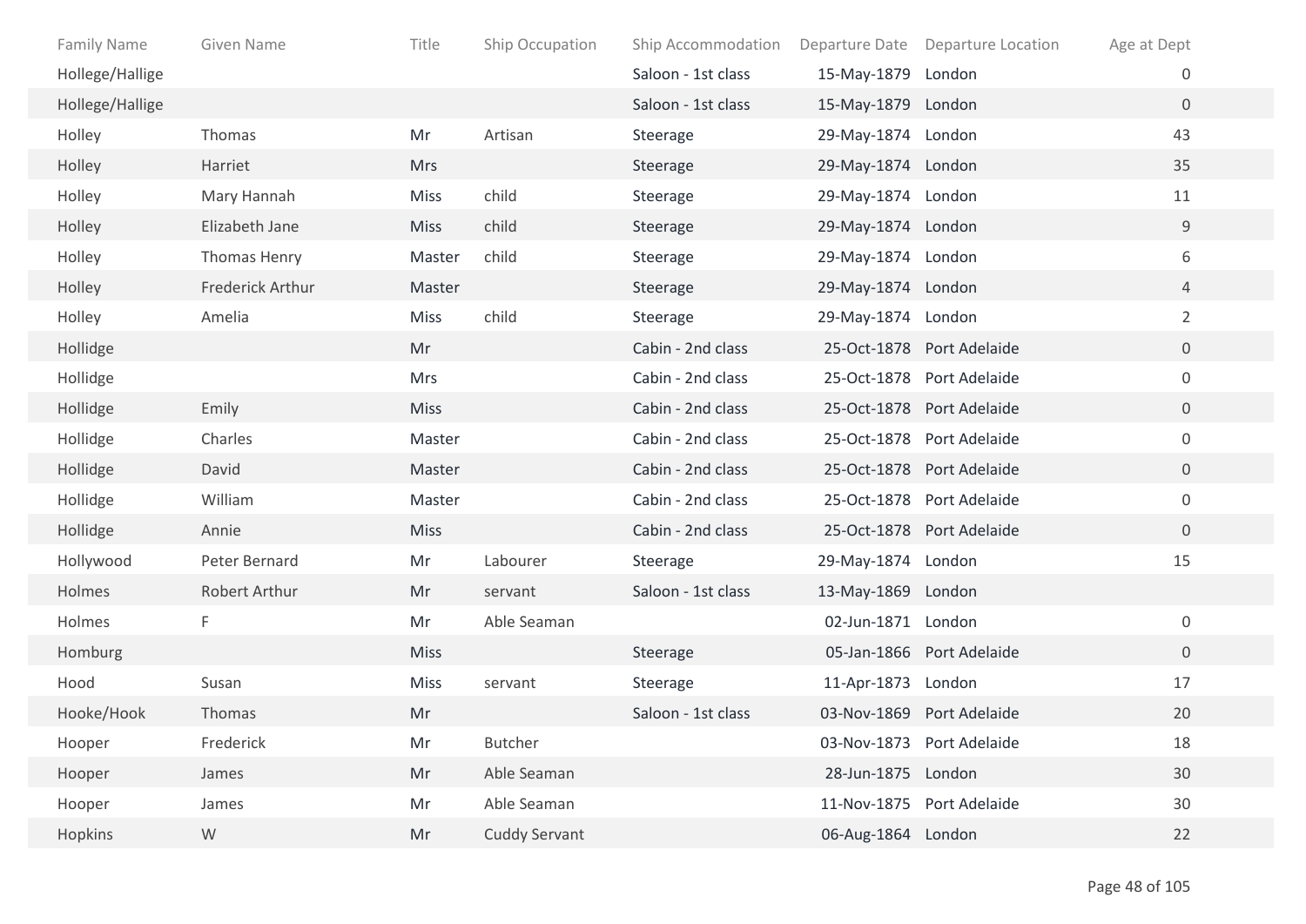| Family Name | Given Name | Title | Ship Occupation | Ship Accommodation | Departure Date | Departure Location | Age at Dept |
|---|---|---|---|---|---|---|---|
| Hollege/Hallige | | | | Saloon - 1st class | 15-May-1879 | London | 0 |
| Hollege/Hallige | | | | Saloon - 1st class | 15-May-1879 | London | 0 |
| Holley | Thomas | Mr | Artisan | Steerage | 29-May-1874 | London | 43 |
| Holley | Harriet | Mrs | | Steerage | 29-May-1874 | London | 35 |
| Holley | Mary Hannah | Miss | child | Steerage | 29-May-1874 | London | 11 |
| Holley | Elizabeth Jane | Miss | child | Steerage | 29-May-1874 | London | 9 |
| Holley | Thomas Henry | Master | child | Steerage | 29-May-1874 | London | 6 |
| Holley | Frederick Arthur | Master | | Steerage | 29-May-1874 | London | 4 |
| Holley | Amelia | Miss | child | Steerage | 29-May-1874 | London | 2 |
| Hollidge | | Mr | | Cabin - 2nd class | 25-Oct-1878 | Port Adelaide | 0 |
| Hollidge | | Mrs | | Cabin - 2nd class | 25-Oct-1878 | Port Adelaide | 0 |
| Hollidge | Emily | Miss | | Cabin - 2nd class | 25-Oct-1878 | Port Adelaide | 0 |
| Hollidge | Charles | Master | | Cabin - 2nd class | 25-Oct-1878 | Port Adelaide | 0 |
| Hollidge | David | Master | | Cabin - 2nd class | 25-Oct-1878 | Port Adelaide | 0 |
| Hollidge | William | Master | | Cabin - 2nd class | 25-Oct-1878 | Port Adelaide | 0 |
| Hollidge | Annie | Miss | | Cabin - 2nd class | 25-Oct-1878 | Port Adelaide | 0 |
| Hollywood | Peter Bernard | Mr | Labourer | Steerage | 29-May-1874 | London | 15 |
| Holmes | Robert Arthur | Mr | servant | Saloon - 1st class | 13-May-1869 | London | |
| Holmes | F | Mr | Able Seaman | | 02-Jun-1871 | London | 0 |
| Homburg | | Miss | | Steerage | 05-Jan-1866 | Port Adelaide | 0 |
| Hood | Susan | Miss | servant | Steerage | 11-Apr-1873 | London | 17 |
| Hooke/Hook | Thomas | Mr | | Saloon - 1st class | 03-Nov-1869 | Port Adelaide | 20 |
| Hooper | Frederick | Mr | Butcher | | 03-Nov-1873 | Port Adelaide | 18 |
| Hooper | James | Mr | Able Seaman | | 28-Jun-1875 | London | 30 |
| Hooper | James | Mr | Able Seaman | | 11-Nov-1875 | Port Adelaide | 30 |
| Hopkins | W | Mr | Cuddy Servant | | 06-Aug-1864 | London | 22 |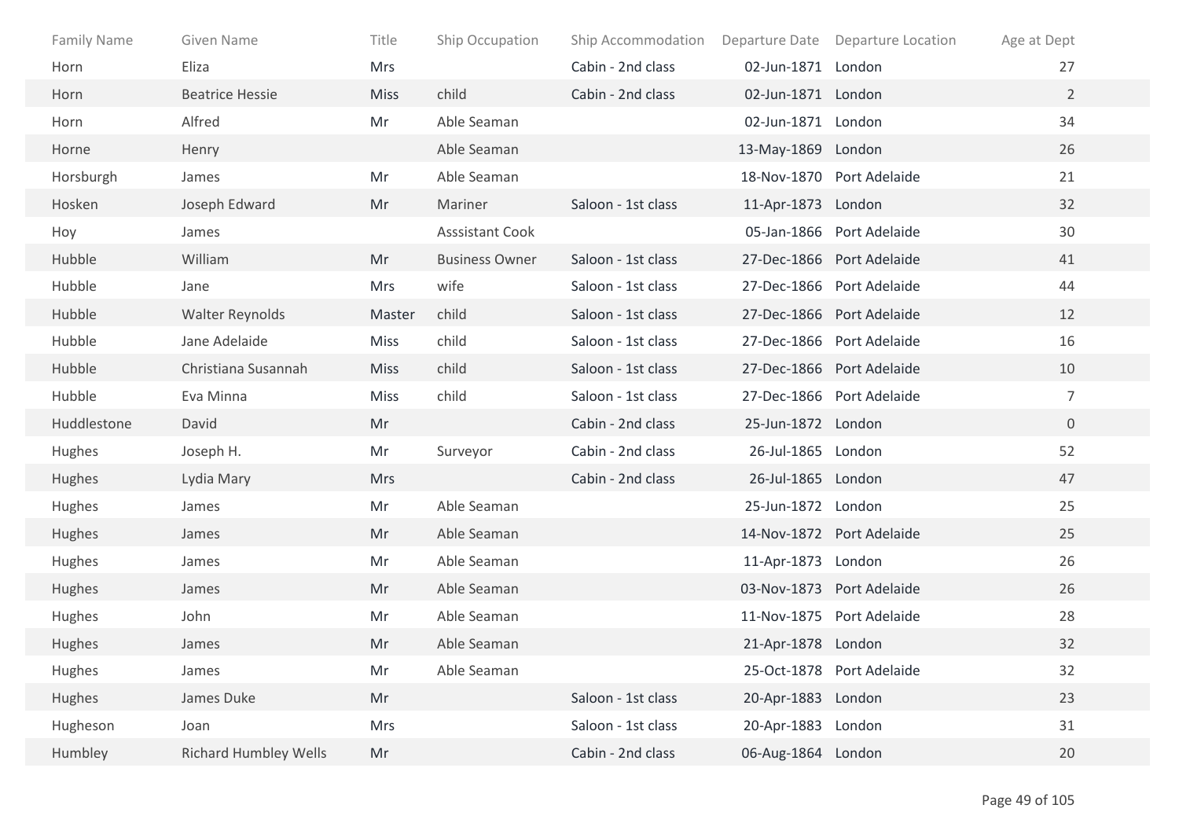| Family Name | Given Name | Title | Ship Occupation | Ship Accommodation | Departure Date | Departure Location | Age at Dept |
|---|---|---|---|---|---|---|---|
| Horn | Eliza | Mrs | | Cabin - 2nd class | 02-Jun-1871 | London | 27 |
| Horn | Beatrice Hessie | Miss | child | Cabin - 2nd class | 02-Jun-1871 | London | 2 |
| Horn | Alfred | Mr | Able Seaman | | 02-Jun-1871 | London | 34 |
| Horne | Henry | | Able Seaman | | 13-May-1869 | London | 26 |
| Horsburgh | James | Mr | Able Seaman | | 18-Nov-1870 | Port Adelaide | 21 |
| Hosken | Joseph Edward | Mr | Mariner | Saloon - 1st class | 11-Apr-1873 | London | 32 |
| Hoy | James | | Asssistant Cook | | 05-Jan-1866 | Port Adelaide | 30 |
| Hubble | William | Mr | Business Owner | Saloon - 1st class | 27-Dec-1866 | Port Adelaide | 41 |
| Hubble | Jane | Mrs | wife | Saloon - 1st class | 27-Dec-1866 | Port Adelaide | 44 |
| Hubble | Walter Reynolds | Master | child | Saloon - 1st class | 27-Dec-1866 | Port Adelaide | 12 |
| Hubble | Jane Adelaide | Miss | child | Saloon - 1st class | 27-Dec-1866 | Port Adelaide | 16 |
| Hubble | Christiana Susannah | Miss | child | Saloon - 1st class | 27-Dec-1866 | Port Adelaide | 10 |
| Hubble | Eva Minna | Miss | child | Saloon - 1st class | 27-Dec-1866 | Port Adelaide | 7 |
| Huddlestone | David | Mr | | Cabin - 2nd class | 25-Jun-1872 | London | 0 |
| Hughes | Joseph H. | Mr | Surveyor | Cabin - 2nd class | 26-Jul-1865 | London | 52 |
| Hughes | Lydia Mary | Mrs | | Cabin - 2nd class | 26-Jul-1865 | London | 47 |
| Hughes | James | Mr | Able Seaman | | 25-Jun-1872 | London | 25 |
| Hughes | James | Mr | Able Seaman | | 14-Nov-1872 | Port Adelaide | 25 |
| Hughes | James | Mr | Able Seaman | | 11-Apr-1873 | London | 26 |
| Hughes | James | Mr | Able Seaman | | 03-Nov-1873 | Port Adelaide | 26 |
| Hughes | John | Mr | Able Seaman | | 11-Nov-1875 | Port Adelaide | 28 |
| Hughes | James | Mr | Able Seaman | | 21-Apr-1878 | London | 32 |
| Hughes | James | Mr | Able Seaman | | 25-Oct-1878 | Port Adelaide | 32 |
| Hughes | James Duke | Mr | | Saloon - 1st class | 20-Apr-1883 | London | 23 |
| Hugheson | Joan | Mrs | | Saloon - 1st class | 20-Apr-1883 | London | 31 |
| Humbley | Richard Humbley Wells | Mr | | Cabin - 2nd class | 06-Aug-1864 | London | 20 |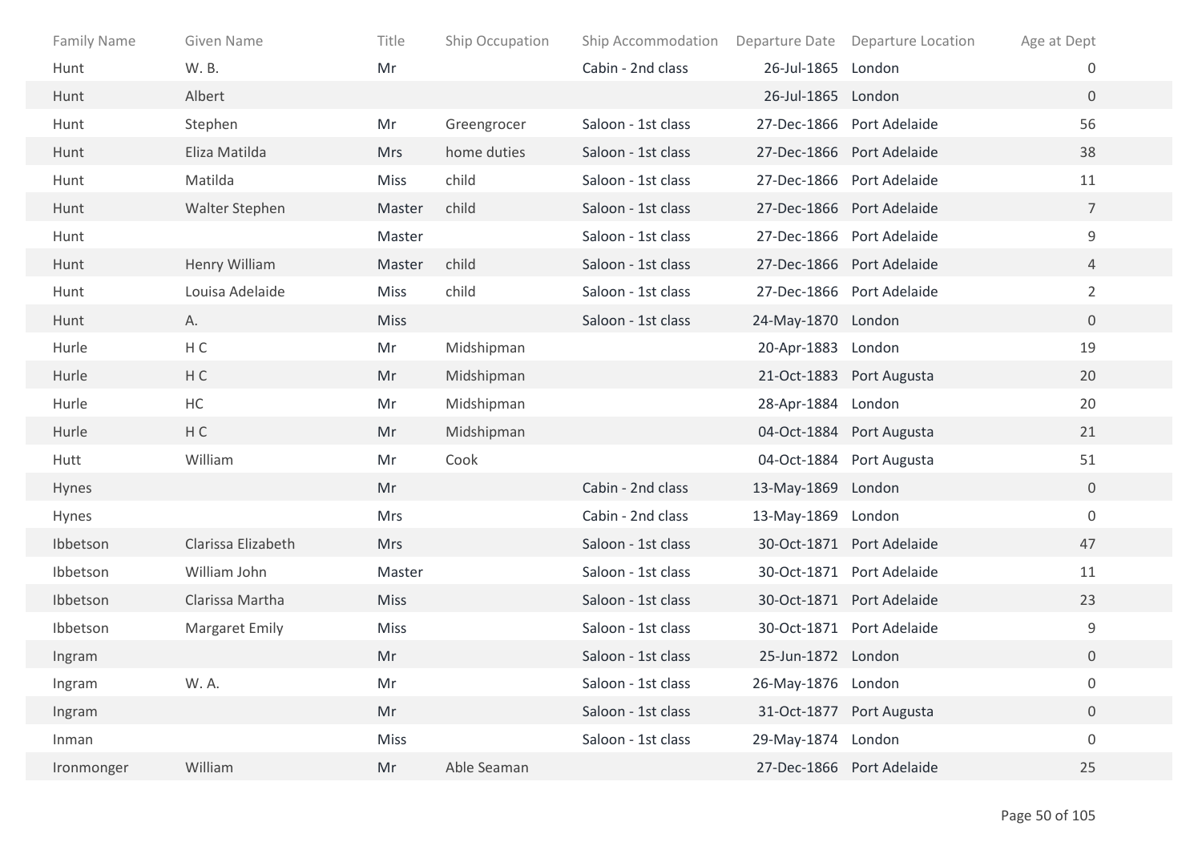| Family Name | Given Name | Title | Ship Occupation | Ship Accommodation | Departure Date | Departure Location | Age at Dept |
|---|---|---|---|---|---|---|---|
| Hunt | W. B. | Mr | | Cabin - 2nd class | 26-Jul-1865 | London | 0 |
| Hunt | Albert | | | | 26-Jul-1865 | London | 0 |
| Hunt | Stephen | Mr | Greengrocer | Saloon - 1st class | 27-Dec-1866 | Port Adelaide | 56 |
| Hunt | Eliza Matilda | Mrs | home duties | Saloon - 1st class | 27-Dec-1866 | Port Adelaide | 38 |
| Hunt | Matilda | Miss | child | Saloon - 1st class | 27-Dec-1866 | Port Adelaide | 11 |
| Hunt | Walter Stephen | Master | child | Saloon - 1st class | 27-Dec-1866 | Port Adelaide | 7 |
| Hunt | | Master | | Saloon - 1st class | 27-Dec-1866 | Port Adelaide | 9 |
| Hunt | Henry William | Master | child | Saloon - 1st class | 27-Dec-1866 | Port Adelaide | 4 |
| Hunt | Louisa Adelaide | Miss | child | Saloon - 1st class | 27-Dec-1866 | Port Adelaide | 2 |
| Hunt | A. | Miss | | Saloon - 1st class | 24-May-1870 | London | 0 |
| Hurle | H C | Mr | Midshipman | | 20-Apr-1883 | London | 19 |
| Hurle | H C | Mr | Midshipman | | 21-Oct-1883 | Port Augusta | 20 |
| Hurle | HC | Mr | Midshipman | | 28-Apr-1884 | London | 20 |
| Hurle | H C | Mr | Midshipman | | 04-Oct-1884 | Port Augusta | 21 |
| Hutt | William | Mr | Cook | | 04-Oct-1884 | Port Augusta | 51 |
| Hynes | | Mr | | Cabin - 2nd class | 13-May-1869 | London | 0 |
| Hynes | | Mrs | | Cabin - 2nd class | 13-May-1869 | London | 0 |
| Ibbetson | Clarissa Elizabeth | Mrs | | Saloon - 1st class | 30-Oct-1871 | Port Adelaide | 47 |
| Ibbetson | William John | Master | | Saloon - 1st class | 30-Oct-1871 | Port Adelaide | 11 |
| Ibbetson | Clarissa Martha | Miss | | Saloon - 1st class | 30-Oct-1871 | Port Adelaide | 23 |
| Ibbetson | Margaret Emily | Miss | | Saloon - 1st class | 30-Oct-1871 | Port Adelaide | 9 |
| Ingram | | Mr | | Saloon - 1st class | 25-Jun-1872 | London | 0 |
| Ingram | W. A. | Mr | | Saloon - 1st class | 26-May-1876 | London | 0 |
| Ingram | | Mr | | Saloon - 1st class | 31-Oct-1877 | Port Augusta | 0 |
| Inman | | Miss | | Saloon - 1st class | 29-May-1874 | London | 0 |
| Ironmonger | William | Mr | Able Seaman | | 27-Dec-1866 | Port Adelaide | 25 |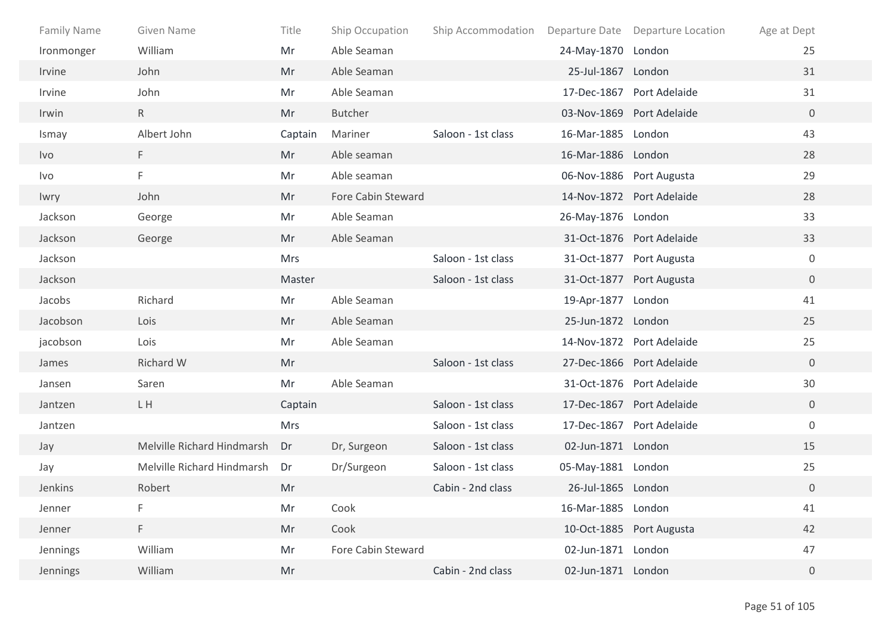| Family Name | Given Name | Title | Ship Occupation | Ship Accommodation | Departure Date | Departure Location | Age at Dept |
|---|---|---|---|---|---|---|---|
| Ironmonger | William | Mr | Able Seaman | | 24-May-1870 | London | 25 |
| Irvine | John | Mr | Able Seaman | | 25-Jul-1867 | London | 31 |
| Irvine | John | Mr | Able Seaman | | 17-Dec-1867 | Port Adelaide | 31 |
| Irwin | R | Mr | Butcher | | 03-Nov-1869 | Port Adelaide | 0 |
| Ismay | Albert John | Captain | Mariner | Saloon - 1st class | 16-Mar-1885 | London | 43 |
| Ivo | F | Mr | Able seaman | | 16-Mar-1886 | London | 28 |
| Ivo | F | Mr | Able seaman | | 06-Nov-1886 | Port Augusta | 29 |
| Iwry | John | Mr | Fore Cabin Steward | | 14-Nov-1872 | Port Adelaide | 28 |
| Jackson | George | Mr | Able Seaman | | 26-May-1876 | London | 33 |
| Jackson | George | Mr | Able Seaman | | 31-Oct-1876 | Port Adelaide | 33 |
| Jackson | | Mrs | | Saloon - 1st class | 31-Oct-1877 | Port Augusta | 0 |
| Jackson | | Master | | Saloon - 1st class | 31-Oct-1877 | Port Augusta | 0 |
| Jacobs | Richard | Mr | Able Seaman | | 19-Apr-1877 | London | 41 |
| Jacobson | Lois | Mr | Able Seaman | | 25-Jun-1872 | London | 25 |
| jacobson | Lois | Mr | Able Seaman | | 14-Nov-1872 | Port Adelaide | 25 |
| James | Richard W | Mr | | Saloon - 1st class | 27-Dec-1866 | Port Adelaide | 0 |
| Jansen | Saren | Mr | Able Seaman | | 31-Oct-1876 | Port Adelaide | 30 |
| Jantzen | L H | Captain | | Saloon - 1st class | 17-Dec-1867 | Port Adelaide | 0 |
| Jantzen | | Mrs | | Saloon - 1st class | 17-Dec-1867 | Port Adelaide | 0 |
| Jay | Melville Richard Hindmarsh | Dr | Dr, Surgeon | Saloon - 1st class | 02-Jun-1871 | London | 15 |
| Jay | Melville Richard Hindmarsh | Dr | Dr/Surgeon | Saloon - 1st class | 05-May-1881 | London | 25 |
| Jenkins | Robert | Mr | | Cabin - 2nd class | 26-Jul-1865 | London | 0 |
| Jenner | F | Mr | Cook | | 16-Mar-1885 | London | 41 |
| Jenner | F | Mr | Cook | | 10-Oct-1885 | Port Augusta | 42 |
| Jennings | William | Mr | Fore Cabin Steward | | 02-Jun-1871 | London | 47 |
| Jennings | William | Mr | | Cabin - 2nd class | 02-Jun-1871 | London | 0 |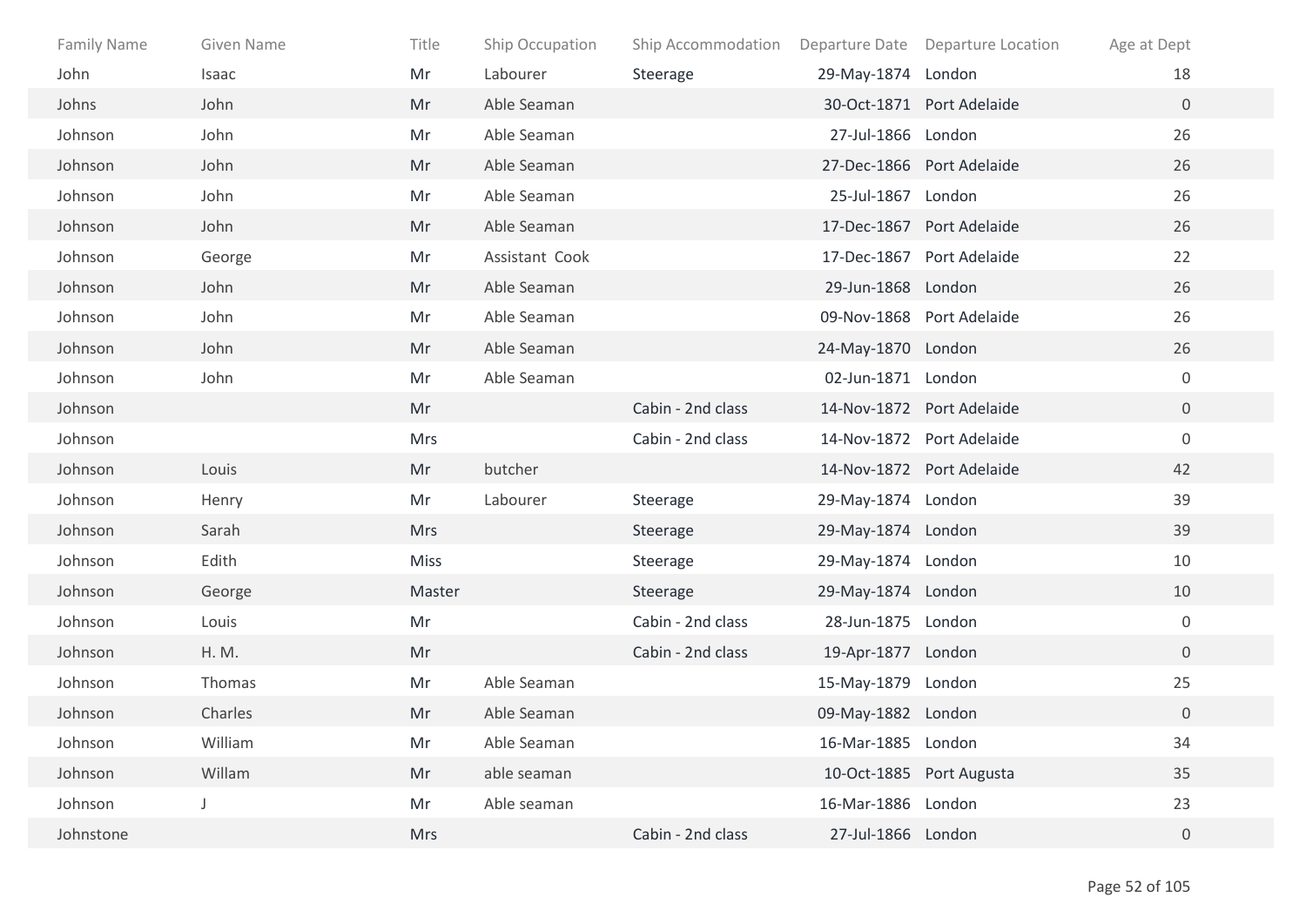| Family Name | Given Name | Title | Ship Occupation | Ship Accommodation | Departure Date | Departure Location | Age at Dept |
|---|---|---|---|---|---|---|---|
| John | Isaac | Mr | Labourer | Steerage | 29-May-1874 | London | 18 |
| Johns | John | Mr | Able Seaman | | 30-Oct-1871 | Port Adelaide | 0 |
| Johnson | John | Mr | Able Seaman | | 27-Jul-1866 | London | 26 |
| Johnson | John | Mr | Able Seaman | | 27-Dec-1866 | Port Adelaide | 26 |
| Johnson | John | Mr | Able Seaman | | 25-Jul-1867 | London | 26 |
| Johnson | John | Mr | Able Seaman | | 17-Dec-1867 | Port Adelaide | 26 |
| Johnson | George | Mr | Assistant Cook | | 17-Dec-1867 | Port Adelaide | 22 |
| Johnson | John | Mr | Able Seaman | | 29-Jun-1868 | London | 26 |
| Johnson | John | Mr | Able Seaman | | 09-Nov-1868 | Port Adelaide | 26 |
| Johnson | John | Mr | Able Seaman | | 24-May-1870 | London | 26 |
| Johnson | John | Mr | Able Seaman | | 02-Jun-1871 | London | 0 |
| Johnson | | Mr | | Cabin - 2nd class | 14-Nov-1872 | Port Adelaide | 0 |
| Johnson | | Mrs | | Cabin - 2nd class | 14-Nov-1872 | Port Adelaide | 0 |
| Johnson | Louis | Mr | butcher | | 14-Nov-1872 | Port Adelaide | 42 |
| Johnson | Henry | Mr | Labourer | Steerage | 29-May-1874 | London | 39 |
| Johnson | Sarah | Mrs | | Steerage | 29-May-1874 | London | 39 |
| Johnson | Edith | Miss | | Steerage | 29-May-1874 | London | 10 |
| Johnson | George | Master | | Steerage | 29-May-1874 | London | 10 |
| Johnson | Louis | Mr | | Cabin - 2nd class | 28-Jun-1875 | London | 0 |
| Johnson | H. M. | Mr | | Cabin - 2nd class | 19-Apr-1877 | London | 0 |
| Johnson | Thomas | Mr | Able Seaman | | 15-May-1879 | London | 25 |
| Johnson | Charles | Mr | Able Seaman | | 09-May-1882 | London | 0 |
| Johnson | William | Mr | Able Seaman | | 16-Mar-1885 | London | 34 |
| Johnson | Willam | Mr | able seaman | | 10-Oct-1885 | Port Augusta | 35 |
| Johnson | J | Mr | Able seaman | | 16-Mar-1886 | London | 23 |
| Johnstone | | Mrs | | Cabin - 2nd class | 27-Jul-1866 | London | 0 |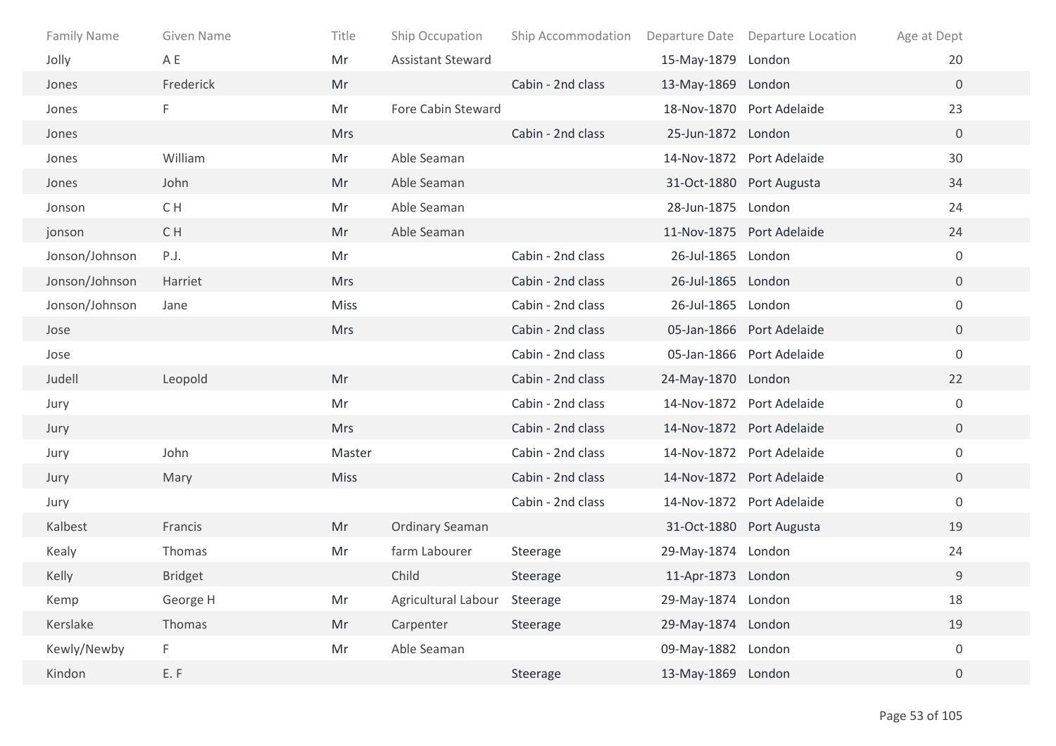| Family Name | Given Name | Title | Ship Occupation | Ship Accommodation | Departure Date | Departure Location | Age at Dept |
|---|---|---|---|---|---|---|---|
| Jolly | A E | Mr | Assistant Steward | | 15-May-1879 | London | 20 |
| Jones | Frederick | Mr | | Cabin - 2nd class | 13-May-1869 | London | 0 |
| Jones | F | Mr | Fore Cabin Steward | | 18-Nov-1870 | Port Adelaide | 23 |
| Jones | | Mrs | | Cabin - 2nd class | 25-Jun-1872 | London | 0 |
| Jones | William | Mr | Able Seaman | | 14-Nov-1872 | Port Adelaide | 30 |
| Jones | John | Mr | Able Seaman | | 31-Oct-1880 | Port Augusta | 34 |
| Jonson | C H | Mr | Able Seaman | | 28-Jun-1875 | London | 24 |
| jonson | C H | Mr | Able Seaman | | 11-Nov-1875 | Port Adelaide | 24 |
| Jonson/Johnson | P.J. | Mr | | Cabin - 2nd class | 26-Jul-1865 | London | 0 |
| Jonson/Johnson | Harriet | Mrs | | Cabin - 2nd class | 26-Jul-1865 | London | 0 |
| Jonson/Johnson | Jane | Miss | | Cabin - 2nd class | 26-Jul-1865 | London | 0 |
| Jose | | Mrs | | Cabin - 2nd class | 05-Jan-1866 | Port Adelaide | 0 |
| Jose | | | | Cabin - 2nd class | 05-Jan-1866 | Port Adelaide | 0 |
| Judell | Leopold | Mr | | Cabin - 2nd class | 24-May-1870 | London | 22 |
| Jury | | Mr | | Cabin - 2nd class | 14-Nov-1872 | Port Adelaide | 0 |
| Jury | | Mrs | | Cabin - 2nd class | 14-Nov-1872 | Port Adelaide | 0 |
| Jury | John | Master | | Cabin - 2nd class | 14-Nov-1872 | Port Adelaide | 0 |
| Jury | Mary | Miss | | Cabin - 2nd class | 14-Nov-1872 | Port Adelaide | 0 |
| Jury | | | | Cabin - 2nd class | 14-Nov-1872 | Port Adelaide | 0 |
| Kalbest | Francis | Mr | Ordinary Seaman | | 31-Oct-1880 | Port Augusta | 19 |
| Kealy | Thomas | Mr | farm Labourer | Steerage | 29-May-1874 | London | 24 |
| Kelly | Bridget | | Child | Steerage | 11-Apr-1873 | London | 9 |
| Kemp | George H | Mr | Agricultural Labour | Steerage | 29-May-1874 | London | 18 |
| Kerslake | Thomas | Mr | Carpenter | Steerage | 29-May-1874 | London | 19 |
| Kewly/Newby | F | Mr | Able Seaman | | 09-May-1882 | London | 0 |
| Kindon | E. F | | | Steerage | 13-May-1869 | London | 0 |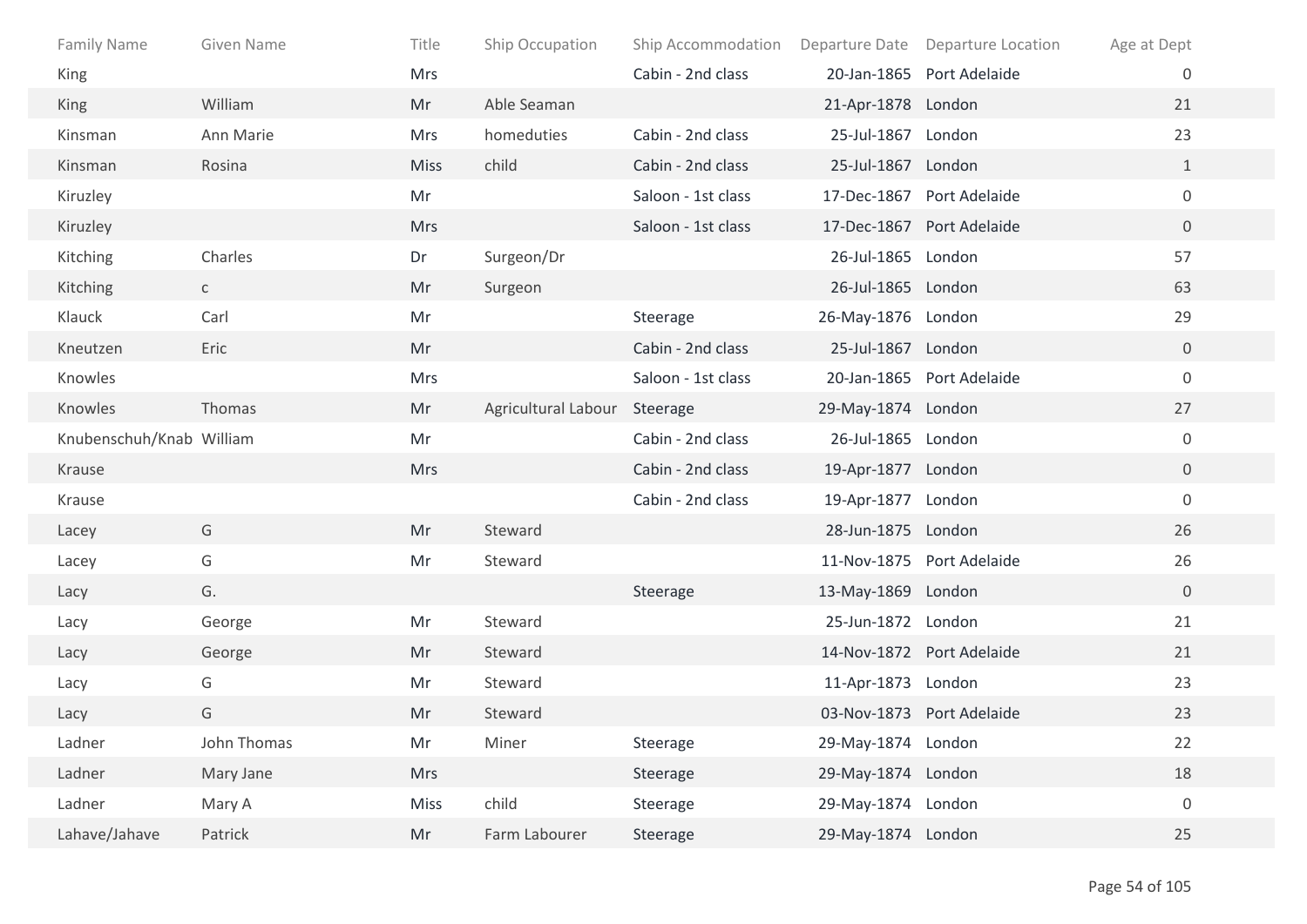| Family Name | Given Name | Title | Ship Occupation | Ship Accommodation | Departure Date | Departure Location | Age at Dept |
|---|---|---|---|---|---|---|---|
| King | | Mrs | | Cabin - 2nd class | 20-Jan-1865 | Port Adelaide | 0 |
| King | William | Mr | Able Seaman | | 21-Apr-1878 | London | 21 |
| Kinsman | Ann Marie | Mrs | homeduties | Cabin - 2nd class | 25-Jul-1867 | London | 23 |
| Kinsman | Rosina | Miss | child | Cabin - 2nd class | 25-Jul-1867 | London | 1 |
| Kiruzley | | Mr | | Saloon - 1st class | 17-Dec-1867 | Port Adelaide | 0 |
| Kiruzley | | Mrs | | Saloon - 1st class | 17-Dec-1867 | Port Adelaide | 0 |
| Kitching | Charles | Dr | Surgeon/Dr | | 26-Jul-1865 | London | 57 |
| Kitching | c | Mr | Surgeon | | 26-Jul-1865 | London | 63 |
| Klauck | Carl | Mr | | Steerage | 26-May-1876 | London | 29 |
| Kneutzen | Eric | Mr | | Cabin - 2nd class | 25-Jul-1867 | London | 0 |
| Knowles | | Mrs | | Saloon - 1st class | 20-Jan-1865 | Port Adelaide | 0 |
| Knowles | Thomas | Mr | Agricultural Labour | Steerage | 29-May-1874 | London | 27 |
| Knubenschuh/Knab | William | Mr | | Cabin - 2nd class | 26-Jul-1865 | London | 0 |
| Krause | | Mrs | | Cabin - 2nd class | 19-Apr-1877 | London | 0 |
| Krause | | | | Cabin - 2nd class | 19-Apr-1877 | London | 0 |
| Lacey | G | Mr | Steward | | 28-Jun-1875 | London | 26 |
| Lacey | G | Mr | Steward | | 11-Nov-1875 | Port Adelaide | 26 |
| Lacy | G. | | | Steerage | 13-May-1869 | London | 0 |
| Lacy | George | Mr | Steward | | 25-Jun-1872 | London | 21 |
| Lacy | George | Mr | Steward | | 14-Nov-1872 | Port Adelaide | 21 |
| Lacy | G | Mr | Steward | | 11-Apr-1873 | London | 23 |
| Lacy | G | Mr | Steward | | 03-Nov-1873 | Port Adelaide | 23 |
| Ladner | John Thomas | Mr | Miner | Steerage | 29-May-1874 | London | 22 |
| Ladner | Mary Jane | Mrs | | Steerage | 29-May-1874 | London | 18 |
| Ladner | Mary A | Miss | child | Steerage | 29-May-1874 | London | 0 |
| Lahave/Jahave | Patrick | Mr | Farm Labourer | Steerage | 29-May-1874 | London | 25 |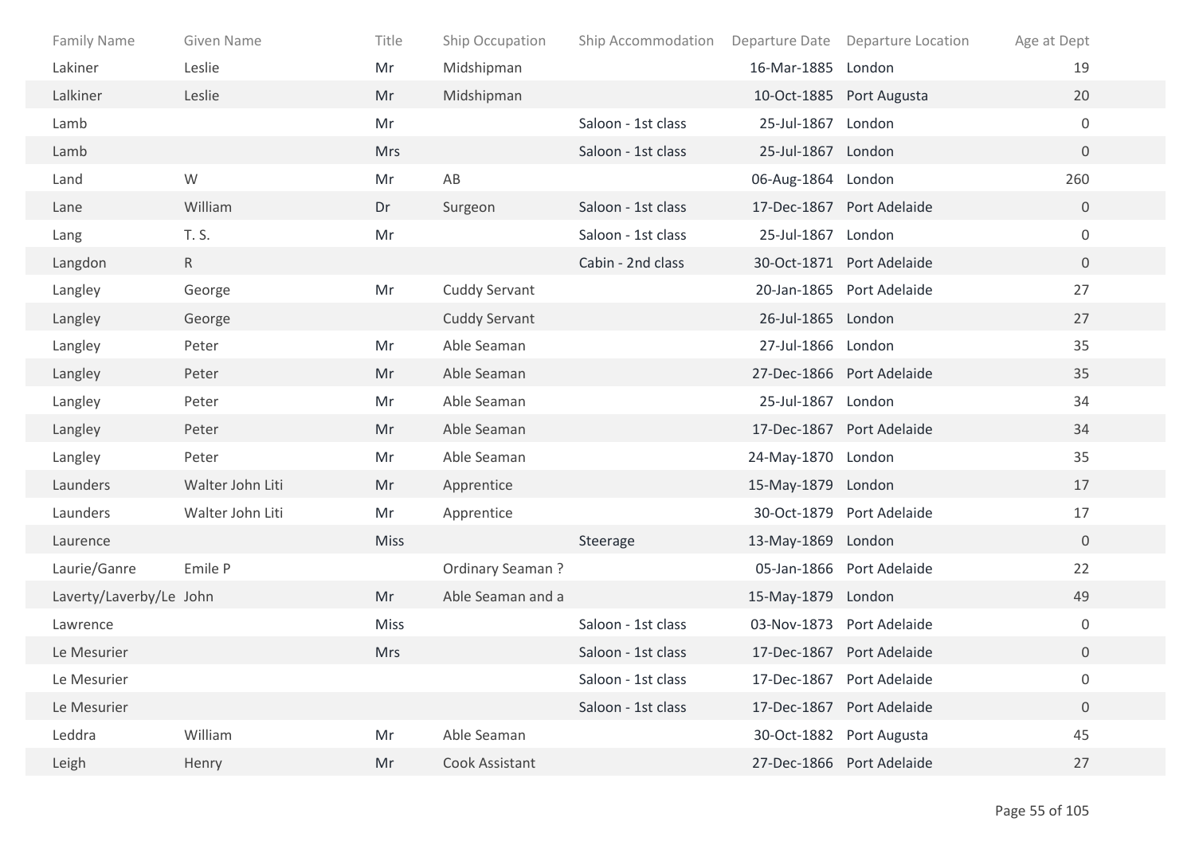| Family Name | Given Name | Title | Ship Occupation | Ship Accommodation | Departure Date | Departure Location | Age at Dept |
|---|---|---|---|---|---|---|---|
| Lakiner | Leslie | Mr | Midshipman | | 16-Mar-1885 | London | 19 |
| Lalkiner | Leslie | Mr | Midshipman | | 10-Oct-1885 | Port Augusta | 20 |
| Lamb | | Mr | | Saloon - 1st class | 25-Jul-1867 | London | 0 |
| Lamb | | Mrs | | Saloon - 1st class | 25-Jul-1867 | London | 0 |
| Land | W | Mr | AB | | 06-Aug-1864 | London | 260 |
| Lane | William | Dr | Surgeon | Saloon - 1st class | 17-Dec-1867 | Port Adelaide | 0 |
| Lang | T. S. | Mr | | Saloon - 1st class | 25-Jul-1867 | London | 0 |
| Langdon | R | | | Cabin - 2nd class | 30-Oct-1871 | Port Adelaide | 0 |
| Langley | George | Mr | Cuddy Servant | | 20-Jan-1865 | Port Adelaide | 27 |
| Langley | George | | Cuddy Servant | | 26-Jul-1865 | London | 27 |
| Langley | Peter | Mr | Able Seaman | | 27-Jul-1866 | London | 35 |
| Langley | Peter | Mr | Able Seaman | | 27-Dec-1866 | Port Adelaide | 35 |
| Langley | Peter | Mr | Able Seaman | | 25-Jul-1867 | London | 34 |
| Langley | Peter | Mr | Able Seaman | | 17-Dec-1867 | Port Adelaide | 34 |
| Langley | Peter | Mr | Able Seaman | | 24-May-1870 | London | 35 |
| Launders | Walter John Liti | Mr | Apprentice | | 15-May-1879 | London | 17 |
| Launders | Walter John Liti | Mr | Apprentice | | 30-Oct-1879 | Port Adelaide | 17 |
| Laurence | | Miss | | Steerage | 13-May-1869 | London | 0 |
| Laurie/Ganre | Emile P | | Ordinary Seaman ? | | 05-Jan-1866 | Port Adelaide | 22 |
| Laverty/Laverby/Le | John | Mr | Able Seaman and a | | 15-May-1879 | London | 49 |
| Lawrence | | Miss | | Saloon - 1st class | 03-Nov-1873 | Port Adelaide | 0 |
| Le Mesurier | | Mrs | | Saloon - 1st class | 17-Dec-1867 | Port Adelaide | 0 |
| Le Mesurier | | | | Saloon - 1st class | 17-Dec-1867 | Port Adelaide | 0 |
| Le Mesurier | | | | Saloon - 1st class | 17-Dec-1867 | Port Adelaide | 0 |
| Leddra | William | Mr | Able Seaman | | 30-Oct-1882 | Port Augusta | 45 |
| Leigh | Henry | Mr | Cook Assistant | | 27-Dec-1866 | Port Adelaide | 27 |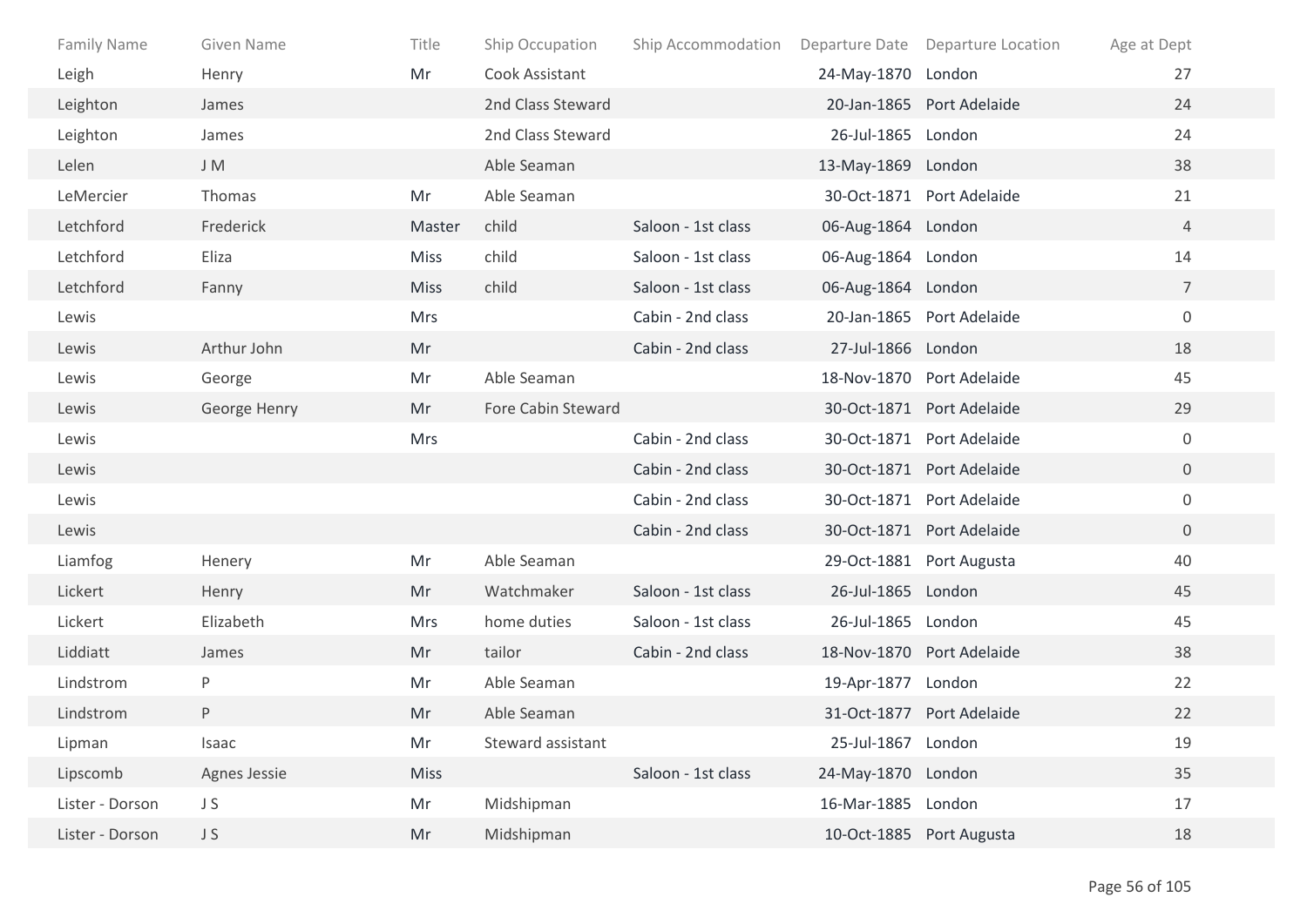| Family Name | Given Name | Title | Ship Occupation | Ship Accommodation | Departure Date | Departure Location | Age at Dept |
|---|---|---|---|---|---|---|---|
| Leigh | Henry | Mr | Cook Assistant | | 24-May-1870 | London | 27 |
| Leighton | James | | 2nd Class Steward | | 20-Jan-1865 | Port Adelaide | 24 |
| Leighton | James | | 2nd Class Steward | | 26-Jul-1865 | London | 24 |
| Lelen | J M | | Able Seaman | | 13-May-1869 | London | 38 |
| LeMercier | Thomas | Mr | Able Seaman | | 30-Oct-1871 | Port Adelaide | 21 |
| Letchford | Frederick | Master | child | Saloon - 1st class | 06-Aug-1864 | London | 4 |
| Letchford | Eliza | Miss | child | Saloon - 1st class | 06-Aug-1864 | London | 14 |
| Letchford | Fanny | Miss | child | Saloon - 1st class | 06-Aug-1864 | London | 7 |
| Lewis | | Mrs | | Cabin - 2nd class | 20-Jan-1865 | Port Adelaide | 0 |
| Lewis | Arthur John | Mr | | Cabin - 2nd class | 27-Jul-1866 | London | 18 |
| Lewis | George | Mr | Able Seaman | | 18-Nov-1870 | Port Adelaide | 45 |
| Lewis | George Henry | Mr | Fore Cabin Steward | | 30-Oct-1871 | Port Adelaide | 29 |
| Lewis | | Mrs | | Cabin - 2nd class | 30-Oct-1871 | Port Adelaide | 0 |
| Lewis | | | | Cabin - 2nd class | 30-Oct-1871 | Port Adelaide | 0 |
| Lewis | | | | Cabin - 2nd class | 30-Oct-1871 | Port Adelaide | 0 |
| Lewis | | | | Cabin - 2nd class | 30-Oct-1871 | Port Adelaide | 0 |
| Liamfog | Henery | Mr | Able Seaman | | 29-Oct-1881 | Port Augusta | 40 |
| Lickert | Henry | Mr | Watchmaker | Saloon - 1st class | 26-Jul-1865 | London | 45 |
| Lickert | Elizabeth | Mrs | home duties | Saloon - 1st class | 26-Jul-1865 | London | 45 |
| Liddiatt | James | Mr | tailor | Cabin - 2nd class | 18-Nov-1870 | Port Adelaide | 38 |
| Lindstrom | P | Mr | Able Seaman | | 19-Apr-1877 | London | 22 |
| Lindstrom | P | Mr | Able Seaman | | 31-Oct-1877 | Port Adelaide | 22 |
| Lipman | Isaac | Mr | Steward assistant | | 25-Jul-1867 | London | 19 |
| Lipscomb | Agnes Jessie | Miss | | Saloon - 1st class | 24-May-1870 | London | 35 |
| Lister - Dorson | J S | Mr | Midshipman | | 16-Mar-1885 | London | 17 |
| Lister - Dorson | J S | Mr | Midshipman | | 10-Oct-1885 | Port Augusta | 18 |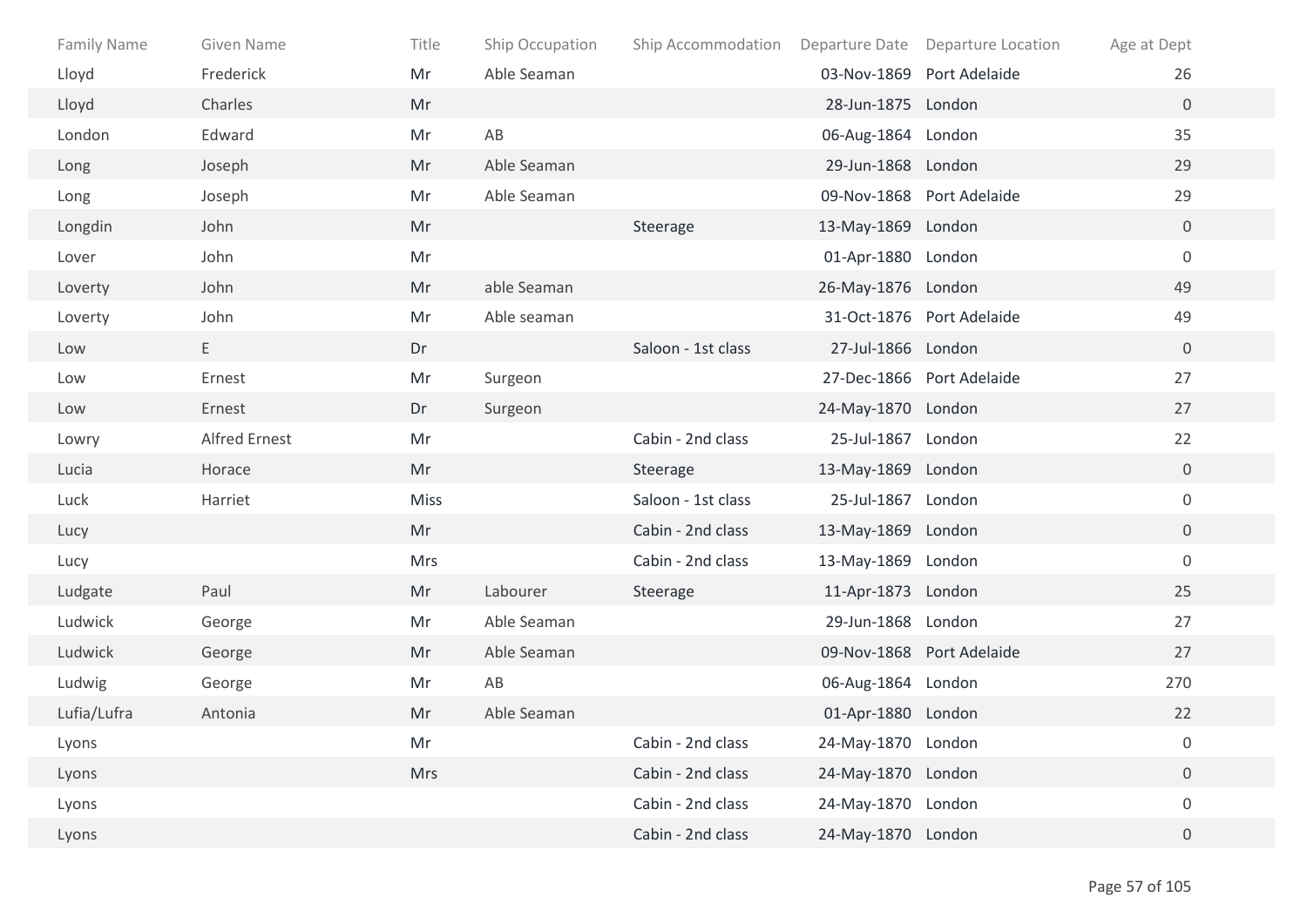| Family Name | Given Name | Title | Ship Occupation | Ship Accommodation | Departure Date | Departure Location | Age at Dept |
|---|---|---|---|---|---|---|---|
| Lloyd | Frederick | Mr | Able Seaman | | 03-Nov-1869 | Port Adelaide | 26 |
| Lloyd | Charles | Mr | | | 28-Jun-1875 | London | 0 |
| London | Edward | Mr | AB | | 06-Aug-1864 | London | 35 |
| Long | Joseph | Mr | Able Seaman | | 29-Jun-1868 | London | 29 |
| Long | Joseph | Mr | Able Seaman | | 09-Nov-1868 | Port Adelaide | 29 |
| Longdin | John | Mr | | Steerage | 13-May-1869 | London | 0 |
| Lover | John | Mr | | | 01-Apr-1880 | London | 0 |
| Loverty | John | Mr | able Seaman | | 26-May-1876 | London | 49 |
| Loverty | John | Mr | Able seaman | | 31-Oct-1876 | Port Adelaide | 49 |
| Low | E | Dr | | Saloon - 1st class | 27-Jul-1866 | London | 0 |
| Low | Ernest | Mr | Surgeon | | 27-Dec-1866 | Port Adelaide | 27 |
| Low | Ernest | Dr | Surgeon | | 24-May-1870 | London | 27 |
| Lowry | Alfred Ernest | Mr | | Cabin - 2nd class | 25-Jul-1867 | London | 22 |
| Lucia | Horace | Mr | | Steerage | 13-May-1869 | London | 0 |
| Luck | Harriet | Miss | | Saloon - 1st class | 25-Jul-1867 | London | 0 |
| Lucy | | Mr | | Cabin - 2nd class | 13-May-1869 | London | 0 |
| Lucy | | Mrs | | Cabin - 2nd class | 13-May-1869 | London | 0 |
| Ludgate | Paul | Mr | Labourer | Steerage | 11-Apr-1873 | London | 25 |
| Ludwick | George | Mr | Able Seaman | | 29-Jun-1868 | London | 27 |
| Ludwick | George | Mr | Able Seaman | | 09-Nov-1868 | Port Adelaide | 27 |
| Ludwig | George | Mr | AB | | 06-Aug-1864 | London | 270 |
| Lufia/Lufra | Antonia | Mr | Able Seaman | | 01-Apr-1880 | London | 22 |
| Lyons | | Mr | | Cabin - 2nd class | 24-May-1870 | London | 0 |
| Lyons | | Mrs | | Cabin - 2nd class | 24-May-1870 | London | 0 |
| Lyons | | | | Cabin - 2nd class | 24-May-1870 | London | 0 |
| Lyons | | | | Cabin - 2nd class | 24-May-1870 | London | 0 |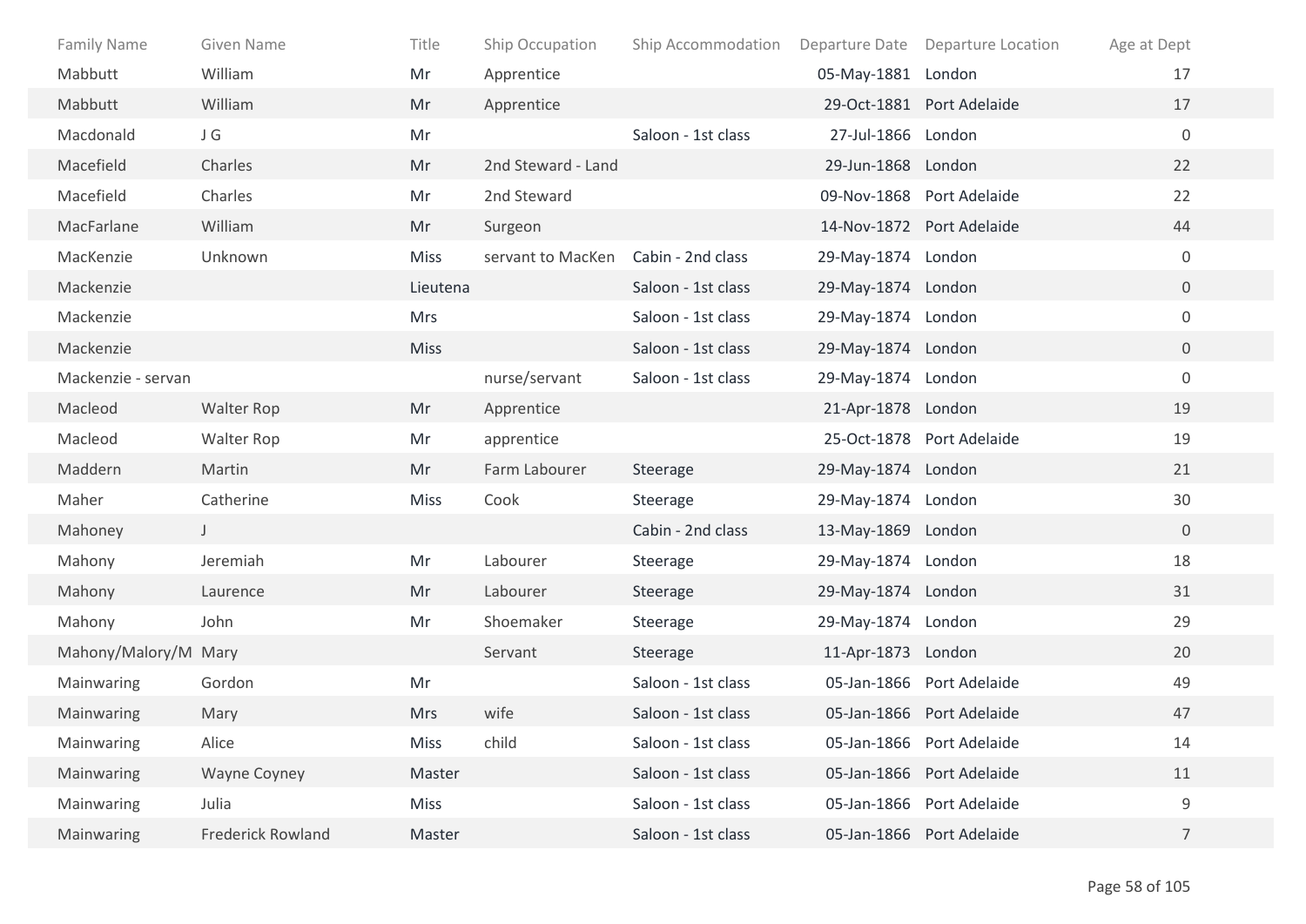| Family Name | Given Name | Title | Ship Occupation | Ship Accommodation | Departure Date | Departure Location | Age at Dept |
|---|---|---|---|---|---|---|---|
| Mabbutt | William | Mr | Apprentice | | 05-May-1881 | London | 17 |
| Mabbutt | William | Mr | Apprentice | | 29-Oct-1881 | Port Adelaide | 17 |
| Macdonald | J G | Mr | | Saloon - 1st class | 27-Jul-1866 | London | 0 |
| Macefield | Charles | Mr | 2nd Steward - Land | | 29-Jun-1868 | London | 22 |
| Macefield | Charles | Mr | 2nd Steward | | 09-Nov-1868 | Port Adelaide | 22 |
| MacFarlane | William | Mr | Surgeon | | 14-Nov-1872 | Port Adelaide | 44 |
| MacKenzie | Unknown | Miss | servant to MacKen | Cabin - 2nd class | 29-May-1874 | London | 0 |
| Mackenzie | | Lieutena | | Saloon - 1st class | 29-May-1874 | London | 0 |
| Mackenzie | | Mrs | | Saloon - 1st class | 29-May-1874 | London | 0 |
| Mackenzie | | Miss | | Saloon - 1st class | 29-May-1874 | London | 0 |
| Mackenzie - servan | | | nurse/servant | Saloon - 1st class | 29-May-1874 | London | 0 |
| Macleod | Walter Rop | Mr | Apprentice | | 21-Apr-1878 | London | 19 |
| Macleod | Walter Rop | Mr | apprentice | | 25-Oct-1878 | Port Adelaide | 19 |
| Maddern | Martin | Mr | Farm Labourer | Steerage | 29-May-1874 | London | 21 |
| Maher | Catherine | Miss | Cook | Steerage | 29-May-1874 | London | 30 |
| Mahoney | J | | | Cabin - 2nd class | 13-May-1869 | London | 0 |
| Mahony | Jeremiah | Mr | Labourer | Steerage | 29-May-1874 | London | 18 |
| Mahony | Laurence | Mr | Labourer | Steerage | 29-May-1874 | London | 31 |
| Mahony | John | Mr | Shoemaker | Steerage | 29-May-1874 | London | 29 |
| Mahony/Malory/M | Mary | | Servant | Steerage | 11-Apr-1873 | London | 20 |
| Mainwaring | Gordon | Mr | | Saloon - 1st class | 05-Jan-1866 | Port Adelaide | 49 |
| Mainwaring | Mary | Mrs | wife | Saloon - 1st class | 05-Jan-1866 | Port Adelaide | 47 |
| Mainwaring | Alice | Miss | child | Saloon - 1st class | 05-Jan-1866 | Port Adelaide | 14 |
| Mainwaring | Wayne Coyney | Master | | Saloon - 1st class | 05-Jan-1866 | Port Adelaide | 11 |
| Mainwaring | Julia | Miss | | Saloon - 1st class | 05-Jan-1866 | Port Adelaide | 9 |
| Mainwaring | Frederick Rowland | Master | | Saloon - 1st class | 05-Jan-1866 | Port Adelaide | 7 |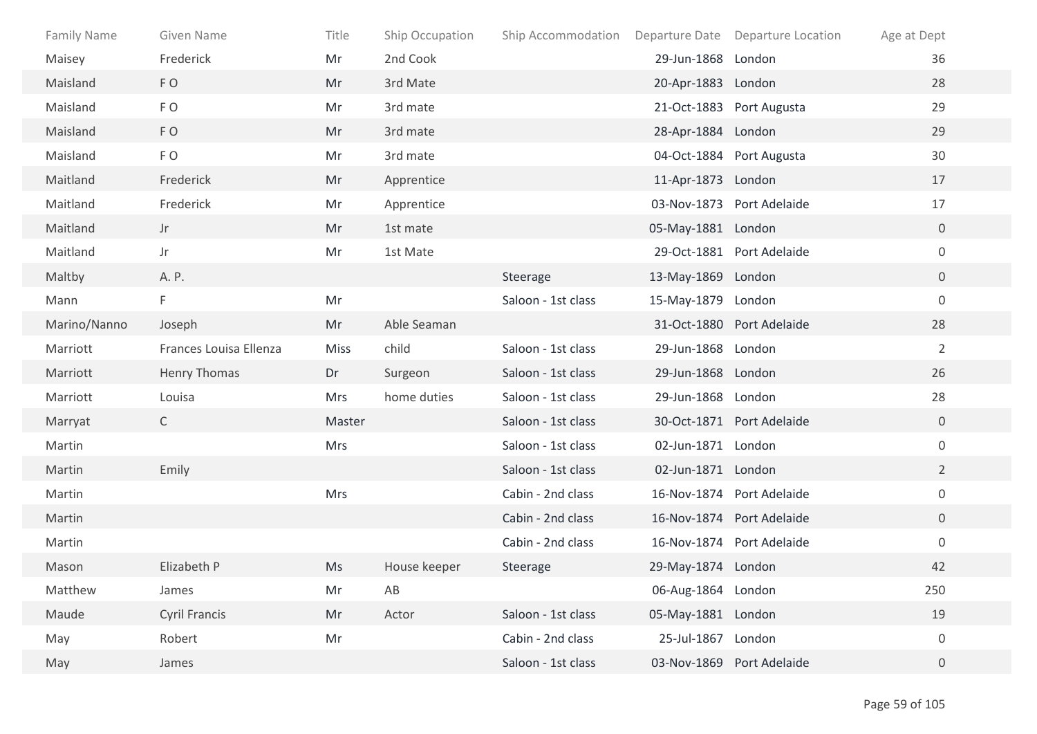| Family Name | Given Name | Title | Ship Occupation | Ship Accommodation | Departure Date | Departure Location | Age at Dept |
|---|---|---|---|---|---|---|---|
| Maisey | Frederick | Mr | 2nd Cook | | 29-Jun-1868 | London | 36 |
| Maisland | F O | Mr | 3rd Mate | | 20-Apr-1883 | London | 28 |
| Maisland | F O | Mr | 3rd mate | | 21-Oct-1883 | Port Augusta | 29 |
| Maisland | F O | Mr | 3rd mate | | 28-Apr-1884 | London | 29 |
| Maisland | F O | Mr | 3rd mate | | 04-Oct-1884 | Port Augusta | 30 |
| Maitland | Frederick | Mr | Apprentice | | 11-Apr-1873 | London | 17 |
| Maitland | Frederick | Mr | Apprentice | | 03-Nov-1873 | Port Adelaide | 17 |
| Maitland | Jr | Mr | 1st mate | | 05-May-1881 | London | 0 |
| Maitland | Jr | Mr | 1st Mate | | 29-Oct-1881 | Port Adelaide | 0 |
| Maltby | A. P. | | | Steerage | 13-May-1869 | London | 0 |
| Mann | F | Mr | | Saloon - 1st class | 15-May-1879 | London | 0 |
| Marino/Nanno | Joseph | Mr | Able Seaman | | 31-Oct-1880 | Port Adelaide | 28 |
| Marriott | Frances Louisa Ellenza | Miss | child | Saloon - 1st class | 29-Jun-1868 | London | 2 |
| Marriott | Henry Thomas | Dr | Surgeon | Saloon - 1st class | 29-Jun-1868 | London | 26 |
| Marriott | Louisa | Mrs | home duties | Saloon - 1st class | 29-Jun-1868 | London | 28 |
| Marryat | C | Master | | Saloon - 1st class | 30-Oct-1871 | Port Adelaide | 0 |
| Martin | | Mrs | | Saloon - 1st class | 02-Jun-1871 | London | 0 |
| Martin | Emily | | | Saloon - 1st class | 02-Jun-1871 | London | 2 |
| Martin | | Mrs | | Cabin - 2nd class | 16-Nov-1874 | Port Adelaide | 0 |
| Martin | | | | Cabin - 2nd class | 16-Nov-1874 | Port Adelaide | 0 |
| Martin | | | | Cabin - 2nd class | 16-Nov-1874 | Port Adelaide | 0 |
| Mason | Elizabeth P | Ms | House keeper | Steerage | 29-May-1874 | London | 42 |
| Matthew | James | Mr | AB | | 06-Aug-1864 | London | 250 |
| Maude | Cyril Francis | Mr | Actor | Saloon - 1st class | 05-May-1881 | London | 19 |
| May | Robert | Mr | | Cabin - 2nd class | 25-Jul-1867 | London | 0 |
| May | James | | | Saloon - 1st class | 03-Nov-1869 | Port Adelaide | 0 |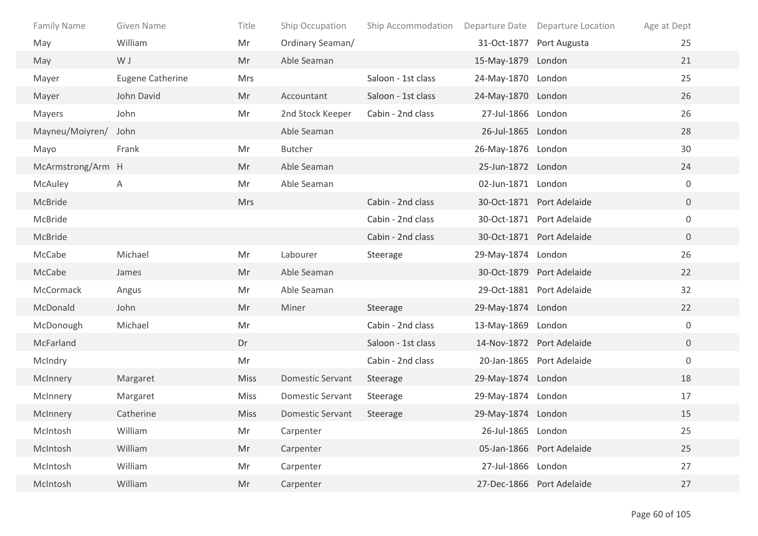| Family Name | Given Name | Title | Ship Occupation | Ship Accommodation | Departure Date | Departure Location | Age at Dept |
|---|---|---|---|---|---|---|---|
| May | William | Mr | Ordinary Seaman/ | | 31-Oct-1877 | Port Augusta | 25 |
| May | W J | Mr | Able Seaman | | 15-May-1879 | London | 21 |
| Mayer | Eugene Catherine | Mrs | | Saloon - 1st class | 24-May-1870 | London | 25 |
| Mayer | John David | Mr | Accountant | Saloon - 1st class | 24-May-1870 | London | 26 |
| Mayers | John | Mr | 2nd Stock Keeper | Cabin - 2nd class | 27-Jul-1866 | London | 26 |
| Mayneu/Moiyren/ | John | | Able Seaman | | 26-Jul-1865 | London | 28 |
| Mayo | Frank | Mr | Butcher | | 26-May-1876 | London | 30 |
| McArmstrong/Arm | H | Mr | Able Seaman | | 25-Jun-1872 | London | 24 |
| McAuley | A | Mr | Able Seaman | | 02-Jun-1871 | London | 0 |
| McBride | | Mrs | | Cabin - 2nd class | 30-Oct-1871 | Port Adelaide | 0 |
| McBride | | | | Cabin - 2nd class | 30-Oct-1871 | Port Adelaide | 0 |
| McBride | | | | Cabin - 2nd class | 30-Oct-1871 | Port Adelaide | 0 |
| McCabe | Michael | Mr | Labourer | Steerage | 29-May-1874 | London | 26 |
| McCabe | James | Mr | Able Seaman | | 30-Oct-1879 | Port Adelaide | 22 |
| McCormack | Angus | Mr | Able Seaman | | 29-Oct-1881 | Port Adelaide | 32 |
| McDonald | John | Mr | Miner | Steerage | 29-May-1874 | London | 22 |
| McDonough | Michael | Mr | | Cabin - 2nd class | 13-May-1869 | London | 0 |
| McFarland | | Dr | | Saloon - 1st class | 14-Nov-1872 | Port Adelaide | 0 |
| McIndry | | Mr | | Cabin - 2nd class | 20-Jan-1865 | Port Adelaide | 0 |
| McInnery | Margaret | Miss | Domestic Servant | Steerage | 29-May-1874 | London | 18 |
| McInnery | Margaret | Miss | Domestic Servant | Steerage | 29-May-1874 | London | 17 |
| McInnery | Catherine | Miss | Domestic Servant | Steerage | 29-May-1874 | London | 15 |
| McIntosh | William | Mr | Carpenter | | 26-Jul-1865 | London | 25 |
| McIntosh | William | Mr | Carpenter | | 05-Jan-1866 | Port Adelaide | 25 |
| McIntosh | William | Mr | Carpenter | | 27-Jul-1866 | London | 27 |
| McIntosh | William | Mr | Carpenter | | 27-Dec-1866 | Port Adelaide | 27 |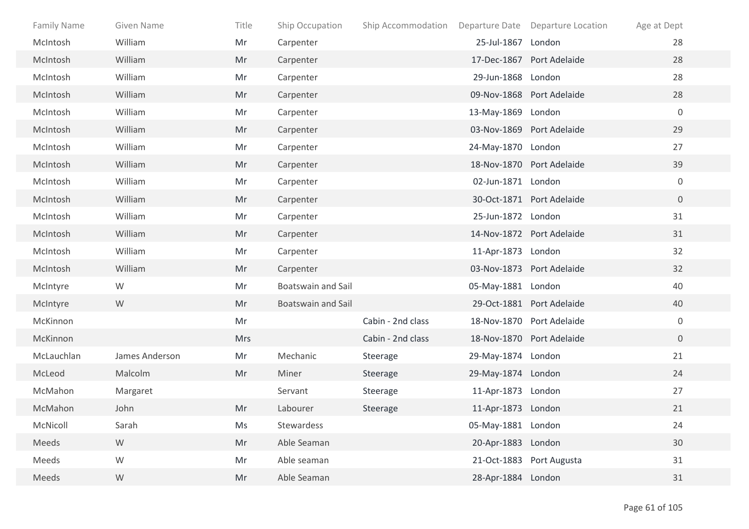| Family Name | Given Name | Title | Ship Occupation | Ship Accommodation | Departure Date | Departure Location | Age at Dept |
|---|---|---|---|---|---|---|---|
| McIntosh | William | Mr | Carpenter | | 25-Jul-1867 | London | 28 |
| McIntosh | William | Mr | Carpenter | | 17-Dec-1867 | Port Adelaide | 28 |
| McIntosh | William | Mr | Carpenter | | 29-Jun-1868 | London | 28 |
| McIntosh | William | Mr | Carpenter | | 09-Nov-1868 | Port Adelaide | 28 |
| McIntosh | William | Mr | Carpenter | | 13-May-1869 | London | 0 |
| McIntosh | William | Mr | Carpenter | | 03-Nov-1869 | Port Adelaide | 29 |
| McIntosh | William | Mr | Carpenter | | 24-May-1870 | London | 27 |
| McIntosh | William | Mr | Carpenter | | 18-Nov-1870 | Port Adelaide | 39 |
| McIntosh | William | Mr | Carpenter | | 02-Jun-1871 | London | 0 |
| McIntosh | William | Mr | Carpenter | | 30-Oct-1871 | Port Adelaide | 0 |
| McIntosh | William | Mr | Carpenter | | 25-Jun-1872 | London | 31 |
| McIntosh | William | Mr | Carpenter | | 14-Nov-1872 | Port Adelaide | 31 |
| McIntosh | William | Mr | Carpenter | | 11-Apr-1873 | London | 32 |
| McIntosh | William | Mr | Carpenter | | 03-Nov-1873 | Port Adelaide | 32 |
| McIntyre | W | Mr | Boatswain and Sail | | 05-May-1881 | London | 40 |
| McIntyre | W | Mr | Boatswain and Sail | | 29-Oct-1881 | Port Adelaide | 40 |
| McKinnon | | Mr | | Cabin - 2nd class | 18-Nov-1870 | Port Adelaide | 0 |
| McKinnon | | Mrs | | Cabin - 2nd class | 18-Nov-1870 | Port Adelaide | 0 |
| McLauchlan | James Anderson | Mr | Mechanic | Steerage | 29-May-1874 | London | 21 |
| McLeod | Malcolm | Mr | Miner | Steerage | 29-May-1874 | London | 24 |
| McMahon | Margaret | | Servant | Steerage | 11-Apr-1873 | London | 27 |
| McMahon | John | Mr | Labourer | Steerage | 11-Apr-1873 | London | 21 |
| McNicoll | Sarah | Ms | Stewardess | | 05-May-1881 | London | 24 |
| Meeds | W | Mr | Able Seaman | | 20-Apr-1883 | London | 30 |
| Meeds | W | Mr | Able seaman | | 21-Oct-1883 | Port Augusta | 31 |
| Meeds | W | Mr | Able Seaman | | 28-Apr-1884 | London | 31 |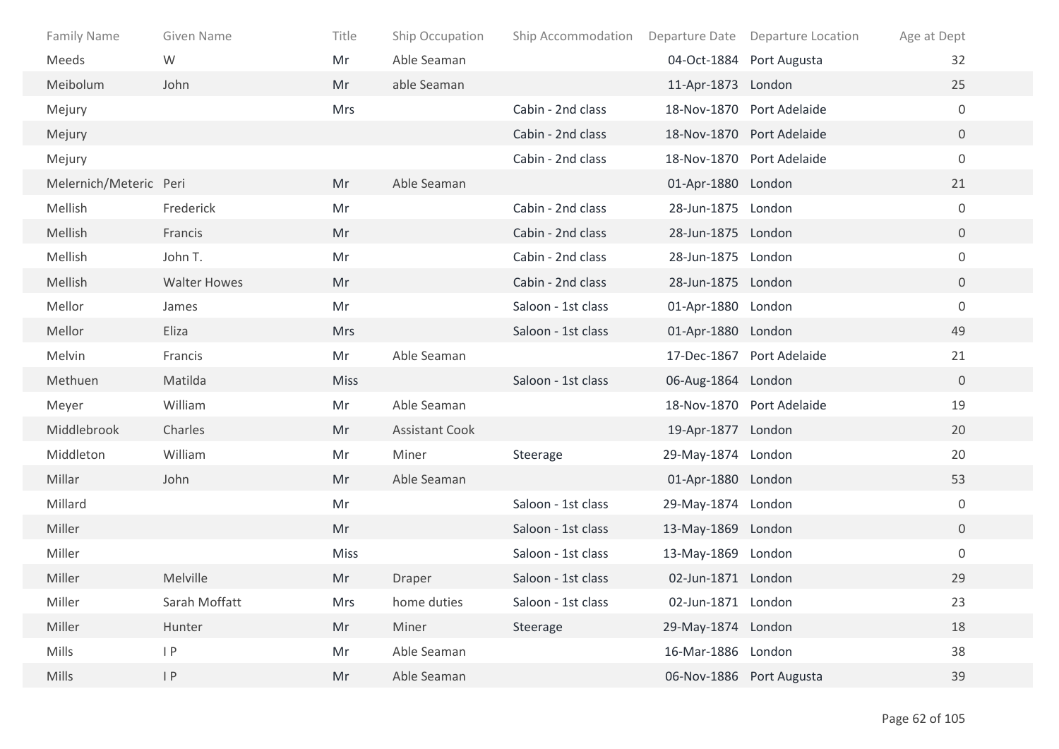| Family Name | Given Name | Title | Ship Occupation | Ship Accommodation | Departure Date | Departure Location | Age at Dept |
|---|---|---|---|---|---|---|---|
| Meeds | W | Mr | Able Seaman | | 04-Oct-1884 | Port Augusta | 32 |
| Meibolum | John | Mr | able Seaman | | 11-Apr-1873 | London | 25 |
| Mejury | | Mrs | | Cabin - 2nd class | 18-Nov-1870 | Port Adelaide | 0 |
| Mejury | | | | Cabin - 2nd class | 18-Nov-1870 | Port Adelaide | 0 |
| Mejury | | | | Cabin - 2nd class | 18-Nov-1870 | Port Adelaide | 0 |
| Melernich/Meteric | Peri | Mr | Able Seaman | | 01-Apr-1880 | London | 21 |
| Mellish | Frederick | Mr | | Cabin - 2nd class | 28-Jun-1875 | London | 0 |
| Mellish | Francis | Mr | | Cabin - 2nd class | 28-Jun-1875 | London | 0 |
| Mellish | John T. | Mr | | Cabin - 2nd class | 28-Jun-1875 | London | 0 |
| Mellish | Walter Howes | Mr | | Cabin - 2nd class | 28-Jun-1875 | London | 0 |
| Mellor | James | Mr | | Saloon - 1st class | 01-Apr-1880 | London | 0 |
| Mellor | Eliza | Mrs | | Saloon - 1st class | 01-Apr-1880 | London | 49 |
| Melvin | Francis | Mr | Able Seaman | | 17-Dec-1867 | Port Adelaide | 21 |
| Methuen | Matilda | Miss | | Saloon - 1st class | 06-Aug-1864 | London | 0 |
| Meyer | William | Mr | Able Seaman | | 18-Nov-1870 | Port Adelaide | 19 |
| Middlebrook | Charles | Mr | Assistant Cook | | 19-Apr-1877 | London | 20 |
| Middleton | William | Mr | Miner | Steerage | 29-May-1874 | London | 20 |
| Millar | John | Mr | Able Seaman | | 01-Apr-1880 | London | 53 |
| Millard | | Mr | | Saloon - 1st class | 29-May-1874 | London | 0 |
| Miller | | Mr | | Saloon - 1st class | 13-May-1869 | London | 0 |
| Miller | | Miss | | Saloon - 1st class | 13-May-1869 | London | 0 |
| Miller | Melville | Mr | Draper | Saloon - 1st class | 02-Jun-1871 | London | 29 |
| Miller | Sarah Moffatt | Mrs | home duties | Saloon - 1st class | 02-Jun-1871 | London | 23 |
| Miller | Hunter | Mr | Miner | Steerage | 29-May-1874 | London | 18 |
| Mills | I P | Mr | Able Seaman | | 16-Mar-1886 | London | 38 |
| Mills | I P | Mr | Able Seaman | | 06-Nov-1886 | Port Augusta | 39 |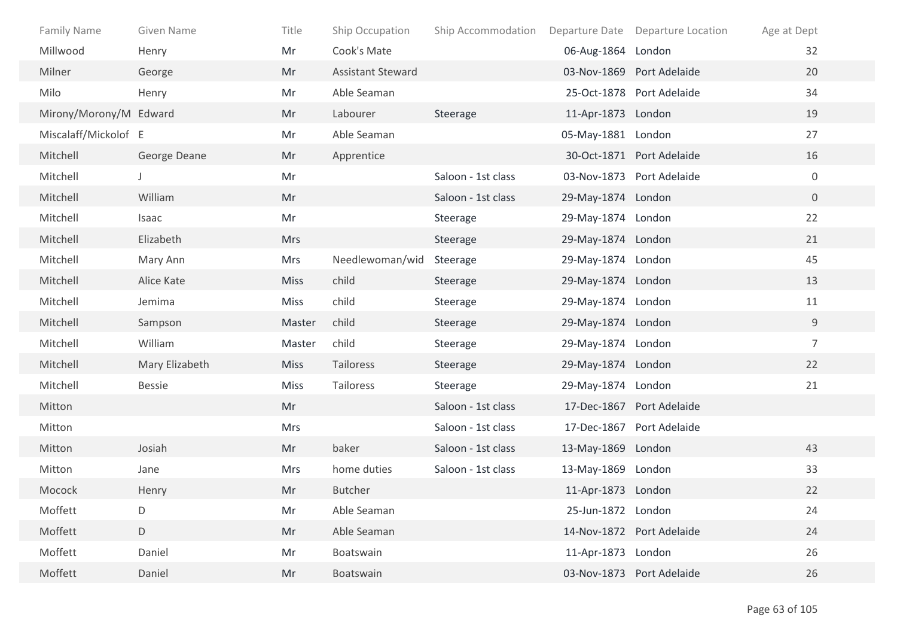| Family Name | Given Name | Title | Ship Occupation | Ship Accommodation | Departure Date | Departure Location | Age at Dept |
|---|---|---|---|---|---|---|---|
| Millwood | Henry | Mr | Cook's Mate | | 06-Aug-1864 | London | 32 |
| Milner | George | Mr | Assistant Steward | | 03-Nov-1869 | Port Adelaide | 20 |
| Milo | Henry | Mr | Able Seaman | | 25-Oct-1878 | Port Adelaide | 34 |
| Mirony/Morony/M | Edward | Mr | Labourer | Steerage | 11-Apr-1873 | London | 19 |
| Miscalaff/Mickolof | E | Mr | Able Seaman | | 05-May-1881 | London | 27 |
| Mitchell | George Deane | Mr | Apprentice | | 30-Oct-1871 | Port Adelaide | 16 |
| Mitchell | J | Mr | | Saloon - 1st class | 03-Nov-1873 | Port Adelaide | 0 |
| Mitchell | William | Mr | | Saloon - 1st class | 29-May-1874 | London | 0 |
| Mitchell | Isaac | Mr | | Steerage | 29-May-1874 | London | 22 |
| Mitchell | Elizabeth | Mrs | | Steerage | 29-May-1874 | London | 21 |
| Mitchell | Mary Ann | Mrs | Needlewoman/wid | Steerage | 29-May-1874 | London | 45 |
| Mitchell | Alice Kate | Miss | child | Steerage | 29-May-1874 | London | 13 |
| Mitchell | Jemima | Miss | child | Steerage | 29-May-1874 | London | 11 |
| Mitchell | Sampson | Master | child | Steerage | 29-May-1874 | London | 9 |
| Mitchell | William | Master | child | Steerage | 29-May-1874 | London | 7 |
| Mitchell | Mary Elizabeth | Miss | Tailoress | Steerage | 29-May-1874 | London | 22 |
| Mitchell | Bessie | Miss | Tailoress | Steerage | 29-May-1874 | London | 21 |
| Mitton | | Mr | | Saloon - 1st class | 17-Dec-1867 | Port Adelaide | |
| Mitton | | Mrs | | Saloon - 1st class | 17-Dec-1867 | Port Adelaide | |
| Mitton | Josiah | Mr | baker | Saloon - 1st class | 13-May-1869 | London | 43 |
| Mitton | Jane | Mrs | home duties | Saloon - 1st class | 13-May-1869 | London | 33 |
| Mocock | Henry | Mr | Butcher | | 11-Apr-1873 | London | 22 |
| Moffett | D | Mr | Able Seaman | | 25-Jun-1872 | London | 24 |
| Moffett | D | Mr | Able Seaman | | 14-Nov-1872 | Port Adelaide | 24 |
| Moffett | Daniel | Mr | Boatswain | | 11-Apr-1873 | London | 26 |
| Moffett | Daniel | Mr | Boatswain | | 03-Nov-1873 | Port Adelaide | 26 |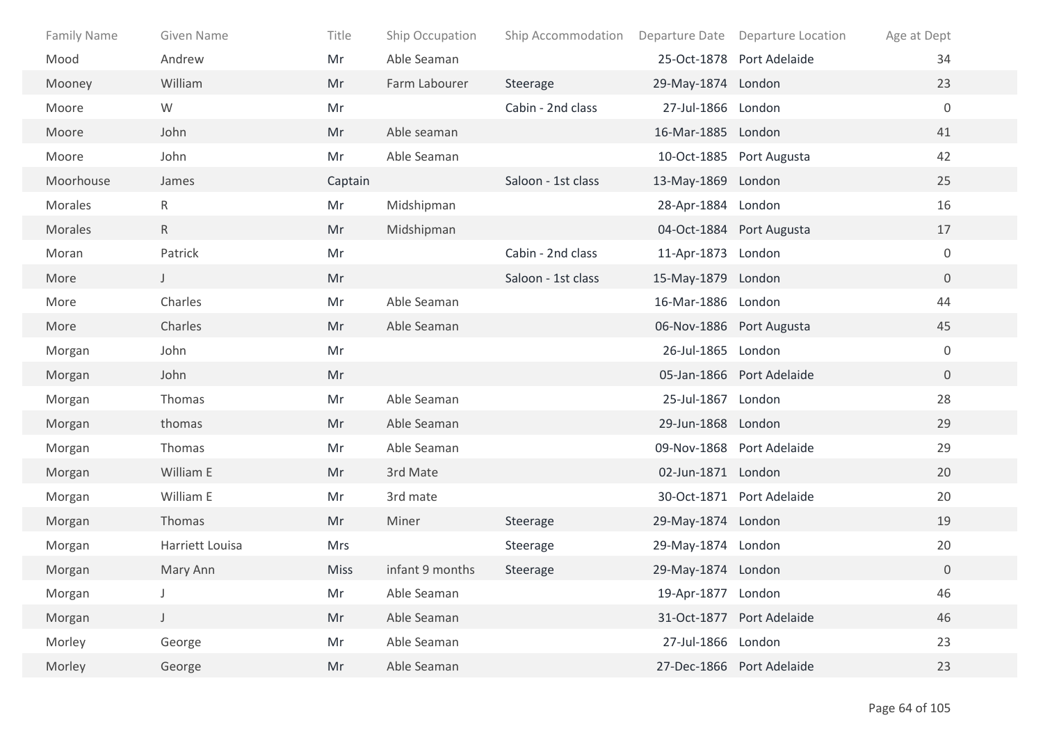| Family Name | Given Name | Title | Ship Occupation | Ship Accommodation | Departure Date | Departure Location | Age at Dept |
|---|---|---|---|---|---|---|---|
| Mood | Andrew | Mr | Able Seaman | | 25-Oct-1878 | Port Adelaide | 34 |
| Mooney | William | Mr | Farm Labourer | Steerage | 29-May-1874 | London | 23 |
| Moore | W | Mr | | Cabin - 2nd class | 27-Jul-1866 | London | 0 |
| Moore | John | Mr | Able seaman | | 16-Mar-1885 | London | 41 |
| Moore | John | Mr | Able Seaman | | 10-Oct-1885 | Port Augusta | 42 |
| Moorhouse | James | Captain | | Saloon - 1st class | 13-May-1869 | London | 25 |
| Morales | R | Mr | Midshipman | | 28-Apr-1884 | London | 16 |
| Morales | R | Mr | Midshipman | | 04-Oct-1884 | Port Augusta | 17 |
| Moran | Patrick | Mr | | Cabin - 2nd class | 11-Apr-1873 | London | 0 |
| More | J | Mr | | Saloon - 1st class | 15-May-1879 | London | 0 |
| More | Charles | Mr | Able Seaman | | 16-Mar-1886 | London | 44 |
| More | Charles | Mr | Able Seaman | | 06-Nov-1886 | Port Augusta | 45 |
| Morgan | John | Mr | | | 26-Jul-1865 | London | 0 |
| Morgan | John | Mr | | | 05-Jan-1866 | Port Adelaide | 0 |
| Morgan | Thomas | Mr | Able Seaman | | 25-Jul-1867 | London | 28 |
| Morgan | thomas | Mr | Able Seaman | | 29-Jun-1868 | London | 29 |
| Morgan | Thomas | Mr | Able Seaman | | 09-Nov-1868 | Port Adelaide | 29 |
| Morgan | William E | Mr | 3rd Mate | | 02-Jun-1871 | London | 20 |
| Morgan | William E | Mr | 3rd mate | | 30-Oct-1871 | Port Adelaide | 20 |
| Morgan | Thomas | Mr | Miner | Steerage | 29-May-1874 | London | 19 |
| Morgan | Harriett Louisa | Mrs | | Steerage | 29-May-1874 | London | 20 |
| Morgan | Mary Ann | Miss | infant 9 months | Steerage | 29-May-1874 | London | 0 |
| Morgan | J | Mr | Able Seaman | | 19-Apr-1877 | London | 46 |
| Morgan | J | Mr | Able Seaman | | 31-Oct-1877 | Port Adelaide | 46 |
| Morley | George | Mr | Able Seaman | | 27-Jul-1866 | London | 23 |
| Morley | George | Mr | Able Seaman | | 27-Dec-1866 | Port Adelaide | 23 |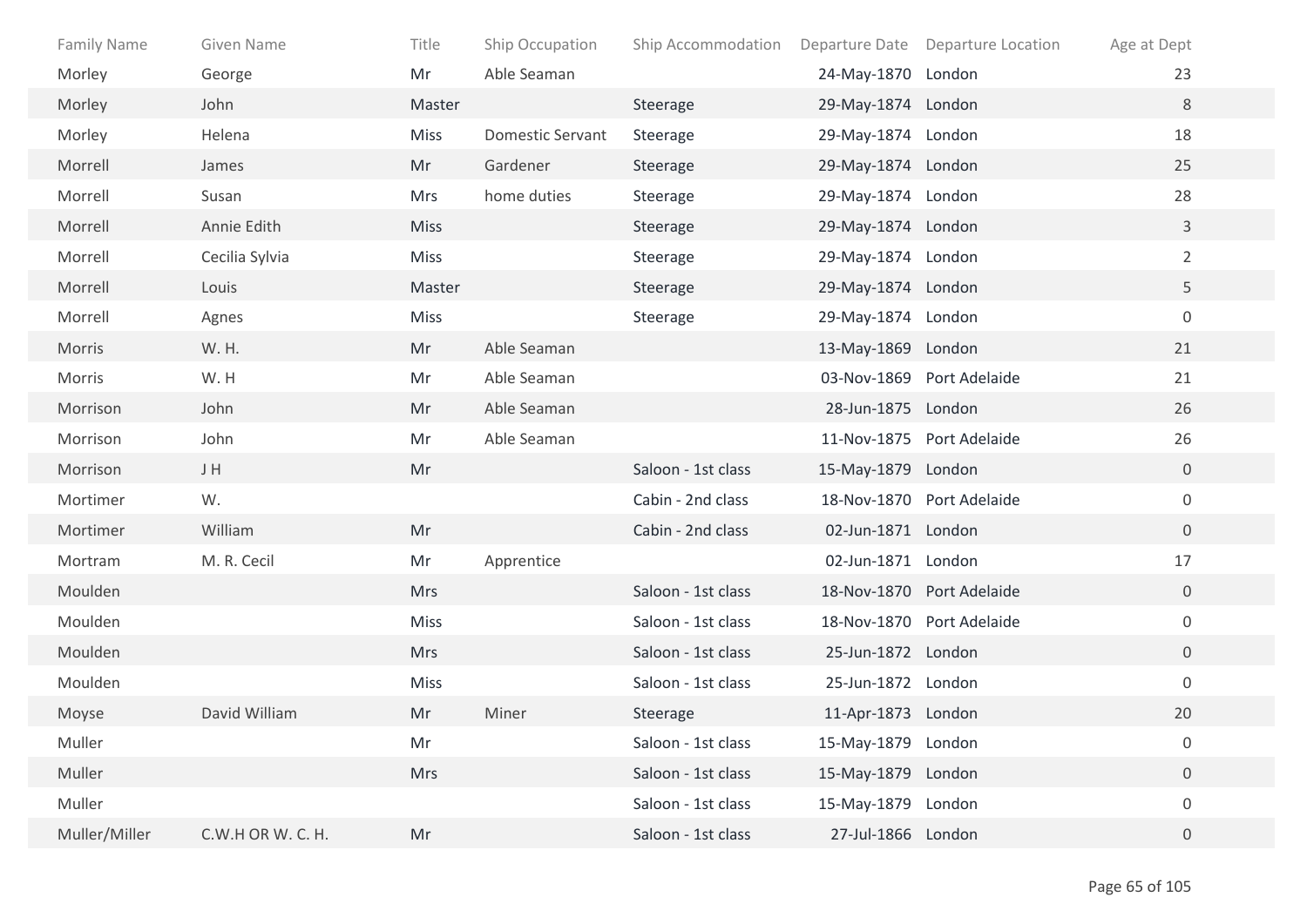| Family Name | Given Name | Title | Ship Occupation | Ship Accommodation | Departure Date | Departure Location | Age at Dept |
|---|---|---|---|---|---|---|---|
| Morley | George | Mr | Able Seaman | | 24-May-1870 | London | 23 |
| Morley | John | Master | | Steerage | 29-May-1874 | London | 8 |
| Morley | Helena | Miss | Domestic Servant | Steerage | 29-May-1874 | London | 18 |
| Morrell | James | Mr | Gardener | Steerage | 29-May-1874 | London | 25 |
| Morrell | Susan | Mrs | home duties | Steerage | 29-May-1874 | London | 28 |
| Morrell | Annie Edith | Miss | | Steerage | 29-May-1874 | London | 3 |
| Morrell | Cecilia Sylvia | Miss | | Steerage | 29-May-1874 | London | 2 |
| Morrell | Louis | Master | | Steerage | 29-May-1874 | London | 5 |
| Morrell | Agnes | Miss | | Steerage | 29-May-1874 | London | 0 |
| Morris | W. H. | Mr | Able Seaman | | 13-May-1869 | London | 21 |
| Morris | W. H | Mr | Able Seaman | | 03-Nov-1869 | Port Adelaide | 21 |
| Morrison | John | Mr | Able Seaman | | 28-Jun-1875 | London | 26 |
| Morrison | John | Mr | Able Seaman | | 11-Nov-1875 | Port Adelaide | 26 |
| Morrison | J H | Mr | | Saloon - 1st class | 15-May-1879 | London | 0 |
| Mortimer | W. | | | Cabin - 2nd class | 18-Nov-1870 | Port Adelaide | 0 |
| Mortimer | William | Mr | | Cabin - 2nd class | 02-Jun-1871 | London | 0 |
| Mortram | M. R. Cecil | Mr | Apprentice | | 02-Jun-1871 | London | 17 |
| Moulden | | Mrs | | Saloon - 1st class | 18-Nov-1870 | Port Adelaide | 0 |
| Moulden | | Miss | | Saloon - 1st class | 18-Nov-1870 | Port Adelaide | 0 |
| Moulden | | Mrs | | Saloon - 1st class | 25-Jun-1872 | London | 0 |
| Moulden | | Miss | | Saloon - 1st class | 25-Jun-1872 | London | 0 |
| Moyse | David William | Mr | Miner | Steerage | 11-Apr-1873 | London | 20 |
| Muller | | Mr | | Saloon - 1st class | 15-May-1879 | London | 0 |
| Muller | | Mrs | | Saloon - 1st class | 15-May-1879 | London | 0 |
| Muller | | | | Saloon - 1st class | 15-May-1879 | London | 0 |
| Muller/Miller | C.W.H OR W. C. H. | Mr | | Saloon - 1st class | 27-Jul-1866 | London | 0 |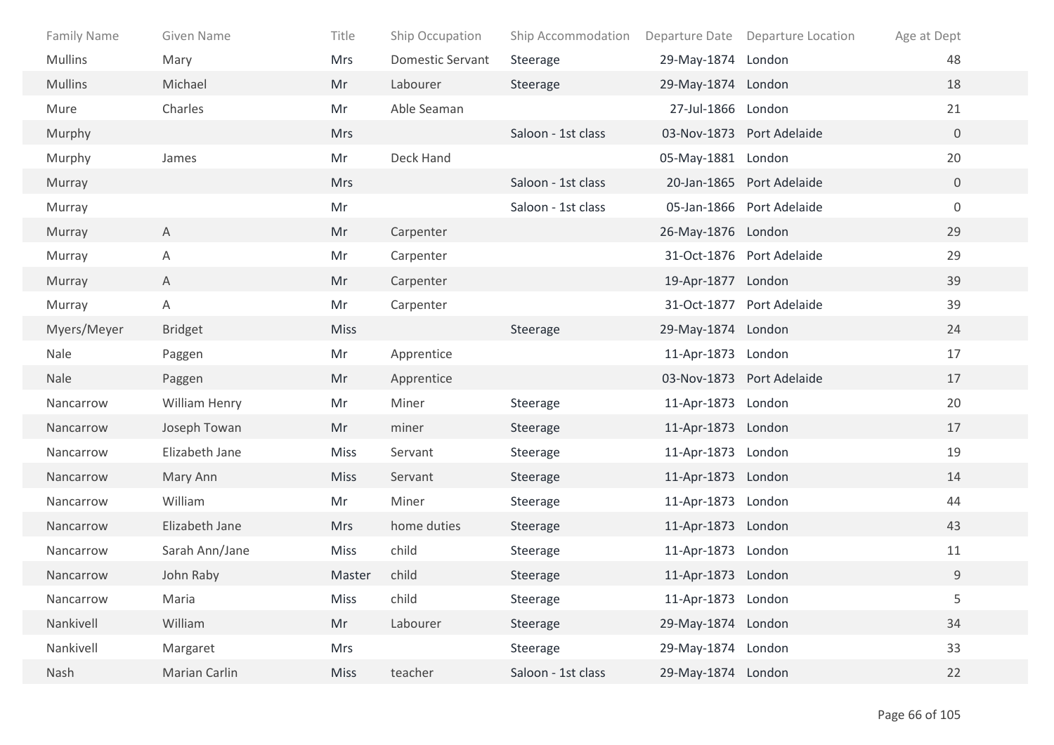| Family Name | Given Name | Title | Ship Occupation | Ship Accommodation | Departure Date | Departure Location | Age at Dept |
|---|---|---|---|---|---|---|---|
| Mullins | Mary | Mrs | Domestic Servant | Steerage | 29-May-1874 | London | 48 |
| Mullins | Michael | Mr | Labourer | Steerage | 29-May-1874 | London | 18 |
| Mure | Charles | Mr | Able Seaman | | 27-Jul-1866 | London | 21 |
| Murphy | | Mrs | | Saloon - 1st class | 03-Nov-1873 | Port Adelaide | 0 |
| Murphy | James | Mr | Deck Hand | | 05-May-1881 | London | 20 |
| Murray | | Mrs | | Saloon - 1st class | 20-Jan-1865 | Port Adelaide | 0 |
| Murray | | Mr | | Saloon - 1st class | 05-Jan-1866 | Port Adelaide | 0 |
| Murray | A | Mr | Carpenter | | 26-May-1876 | London | 29 |
| Murray | A | Mr | Carpenter | | 31-Oct-1876 | Port Adelaide | 29 |
| Murray | A | Mr | Carpenter | | 19-Apr-1877 | London | 39 |
| Murray | A | Mr | Carpenter | | 31-Oct-1877 | Port Adelaide | 39 |
| Myers/Meyer | Bridget | Miss | | Steerage | 29-May-1874 | London | 24 |
| Nale | Paggen | Mr | Apprentice | | 11-Apr-1873 | London | 17 |
| Nale | Paggen | Mr | Apprentice | | 03-Nov-1873 | Port Adelaide | 17 |
| Nancarrow | William Henry | Mr | Miner | Steerage | 11-Apr-1873 | London | 20 |
| Nancarrow | Joseph Towan | Mr | miner | Steerage | 11-Apr-1873 | London | 17 |
| Nancarrow | Elizabeth Jane | Miss | Servant | Steerage | 11-Apr-1873 | London | 19 |
| Nancarrow | Mary Ann | Miss | Servant | Steerage | 11-Apr-1873 | London | 14 |
| Nancarrow | William | Mr | Miner | Steerage | 11-Apr-1873 | London | 44 |
| Nancarrow | Elizabeth Jane | Mrs | home duties | Steerage | 11-Apr-1873 | London | 43 |
| Nancarrow | Sarah Ann/Jane | Miss | child | Steerage | 11-Apr-1873 | London | 11 |
| Nancarrow | John Raby | Master | child | Steerage | 11-Apr-1873 | London | 9 |
| Nancarrow | Maria | Miss | child | Steerage | 11-Apr-1873 | London | 5 |
| Nankivell | William | Mr | Labourer | Steerage | 29-May-1874 | London | 34 |
| Nankivell | Margaret | Mrs | | Steerage | 29-May-1874 | London | 33 |
| Nash | Marian Carlin | Miss | teacher | Saloon - 1st class | 29-May-1874 | London | 22 |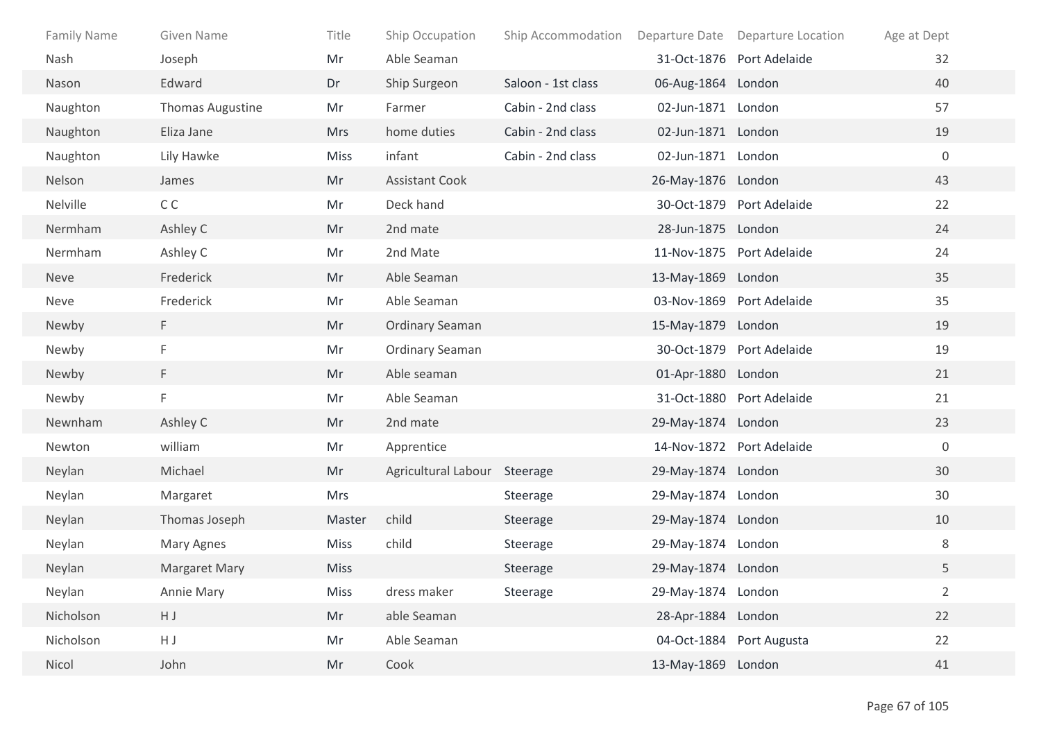| Family Name | Given Name | Title | Ship Occupation | Ship Accommodation | Departure Date | Departure Location | Age at Dept |
|---|---|---|---|---|---|---|---|
| Nash | Joseph | Mr | Able Seaman | | 31-Oct-1876 | Port Adelaide | 32 |
| Nason | Edward | Dr | Ship Surgeon | Saloon - 1st class | 06-Aug-1864 | London | 40 |
| Naughton | Thomas Augustine | Mr | Farmer | Cabin - 2nd class | 02-Jun-1871 | London | 57 |
| Naughton | Eliza Jane | Mrs | home duties | Cabin - 2nd class | 02-Jun-1871 | London | 19 |
| Naughton | Lily Hawke | Miss | infant | Cabin - 2nd class | 02-Jun-1871 | London | 0 |
| Nelson | James | Mr | Assistant Cook | | 26-May-1876 | London | 43 |
| Nelville | C C | Mr | Deck hand | | 30-Oct-1879 | Port Adelaide | 22 |
| Nermham | Ashley C | Mr | 2nd mate | | 28-Jun-1875 | London | 24 |
| Nermham | Ashley C | Mr | 2nd Mate | | 11-Nov-1875 | Port Adelaide | 24 |
| Neve | Frederick | Mr | Able Seaman | | 13-May-1869 | London | 35 |
| Neve | Frederick | Mr | Able Seaman | | 03-Nov-1869 | Port Adelaide | 35 |
| Newby | F | Mr | Ordinary Seaman | | 15-May-1879 | London | 19 |
| Newby | F | Mr | Ordinary Seaman | | 30-Oct-1879 | Port Adelaide | 19 |
| Newby | F | Mr | Able seaman | | 01-Apr-1880 | London | 21 |
| Newby | F | Mr | Able Seaman | | 31-Oct-1880 | Port Adelaide | 21 |
| Newnham | Ashley C | Mr | 2nd mate | | 29-May-1874 | London | 23 |
| Newton | william | Mr | Apprentice | | 14-Nov-1872 | Port Adelaide | 0 |
| Neylan | Michael | Mr | Agricultural Labour | Steerage | 29-May-1874 | London | 30 |
| Neylan | Margaret | Mrs | | Steerage | 29-May-1874 | London | 30 |
| Neylan | Thomas Joseph | Master | child | Steerage | 29-May-1874 | London | 10 |
| Neylan | Mary Agnes | Miss | child | Steerage | 29-May-1874 | London | 8 |
| Neylan | Margaret Mary | Miss | | Steerage | 29-May-1874 | London | 5 |
| Neylan | Annie Mary | Miss | dress maker | Steerage | 29-May-1874 | London | 2 |
| Nicholson | H J | Mr | able Seaman | | 28-Apr-1884 | London | 22 |
| Nicholson | H J | Mr | Able Seaman | | 04-Oct-1884 | Port Augusta | 22 |
| Nicol | John | Mr | Cook | | 13-May-1869 | London | 41 |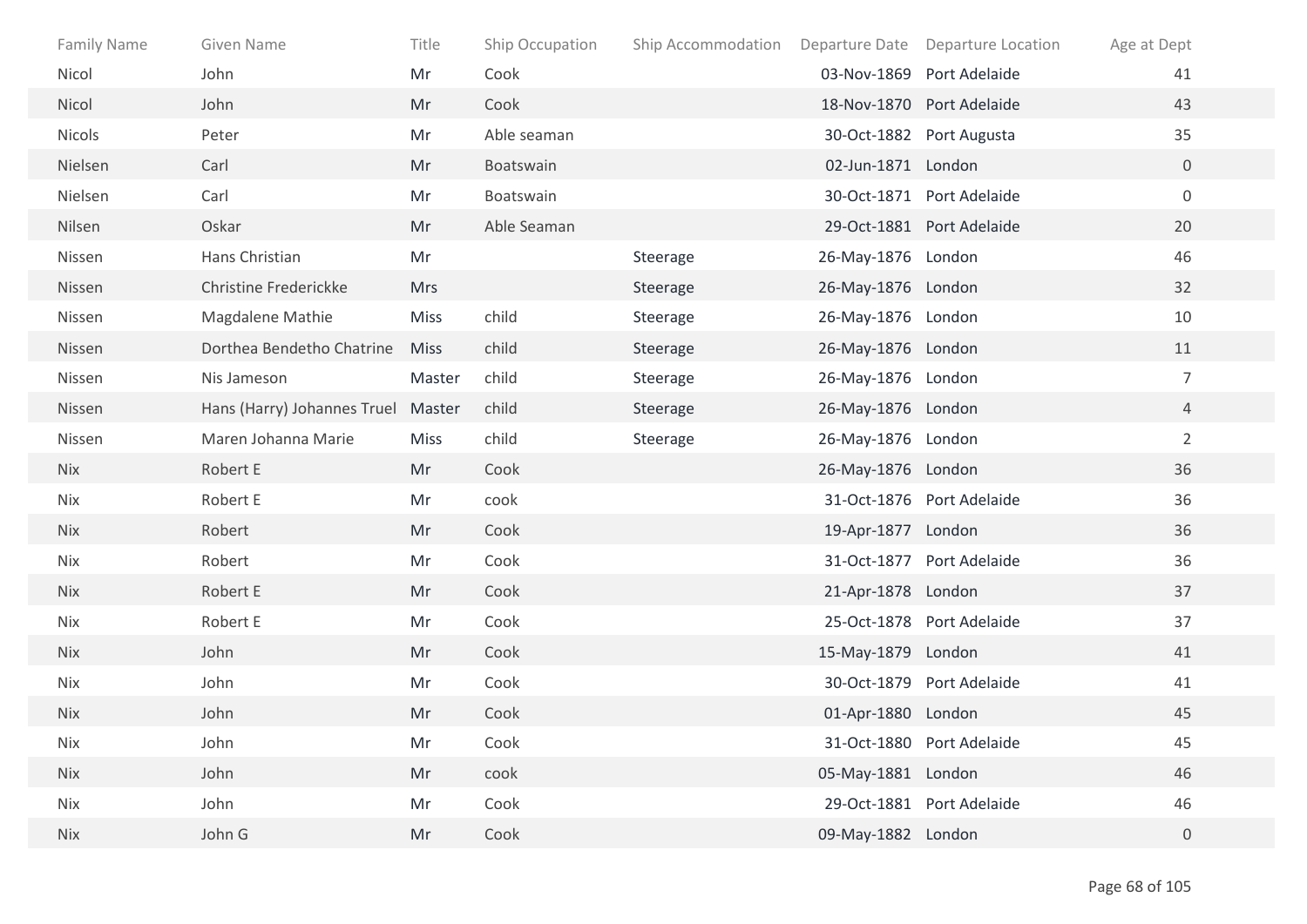| Family Name | Given Name | Title | Ship Occupation | Ship Accommodation | Departure Date | Departure Location | Age at Dept |
|---|---|---|---|---|---|---|---|
| Nicol | John | Mr | Cook | | 03-Nov-1869 | Port Adelaide | 41 |
| Nicol | John | Mr | Cook | | 18-Nov-1870 | Port Adelaide | 43 |
| Nicols | Peter | Mr | Able seaman | | 30-Oct-1882 | Port Augusta | 35 |
| Nielsen | Carl | Mr | Boatswain | | 02-Jun-1871 | London | 0 |
| Nielsen | Carl | Mr | Boatswain | | 30-Oct-1871 | Port Adelaide | 0 |
| Nilsen | Oskar | Mr | Able Seaman | | 29-Oct-1881 | Port Adelaide | 20 |
| Nissen | Hans Christian | Mr | | Steerage | 26-May-1876 | London | 46 |
| Nissen | Christine Frederickke | Mrs | | Steerage | 26-May-1876 | London | 32 |
| Nissen | Magdalene Mathie | Miss | child | Steerage | 26-May-1876 | London | 10 |
| Nissen | Dorthea Bendetho Chatrine | Miss | child | Steerage | 26-May-1876 | London | 11 |
| Nissen | Nis Jameson | Master | child | Steerage | 26-May-1876 | London | 7 |
| Nissen | Hans (Harry) Johannes Truel | Master | child | Steerage | 26-May-1876 | London | 4 |
| Nissen | Maren Johanna Marie | Miss | child | Steerage | 26-May-1876 | London | 2 |
| Nix | Robert E | Mr | Cook | | 26-May-1876 | London | 36 |
| Nix | Robert E | Mr | cook | | 31-Oct-1876 | Port Adelaide | 36 |
| Nix | Robert | Mr | Cook | | 19-Apr-1877 | London | 36 |
| Nix | Robert | Mr | Cook | | 31-Oct-1877 | Port Adelaide | 36 |
| Nix | Robert E | Mr | Cook | | 21-Apr-1878 | London | 37 |
| Nix | Robert E | Mr | Cook | | 25-Oct-1878 | Port Adelaide | 37 |
| Nix | John | Mr | Cook | | 15-May-1879 | London | 41 |
| Nix | John | Mr | Cook | | 30-Oct-1879 | Port Adelaide | 41 |
| Nix | John | Mr | Cook | | 01-Apr-1880 | London | 45 |
| Nix | John | Mr | Cook | | 31-Oct-1880 | Port Adelaide | 45 |
| Nix | John | Mr | cook | | 05-May-1881 | London | 46 |
| Nix | John | Mr | Cook | | 29-Oct-1881 | Port Adelaide | 46 |
| Nix | John G | Mr | Cook | | 09-May-1882 | London | 0 |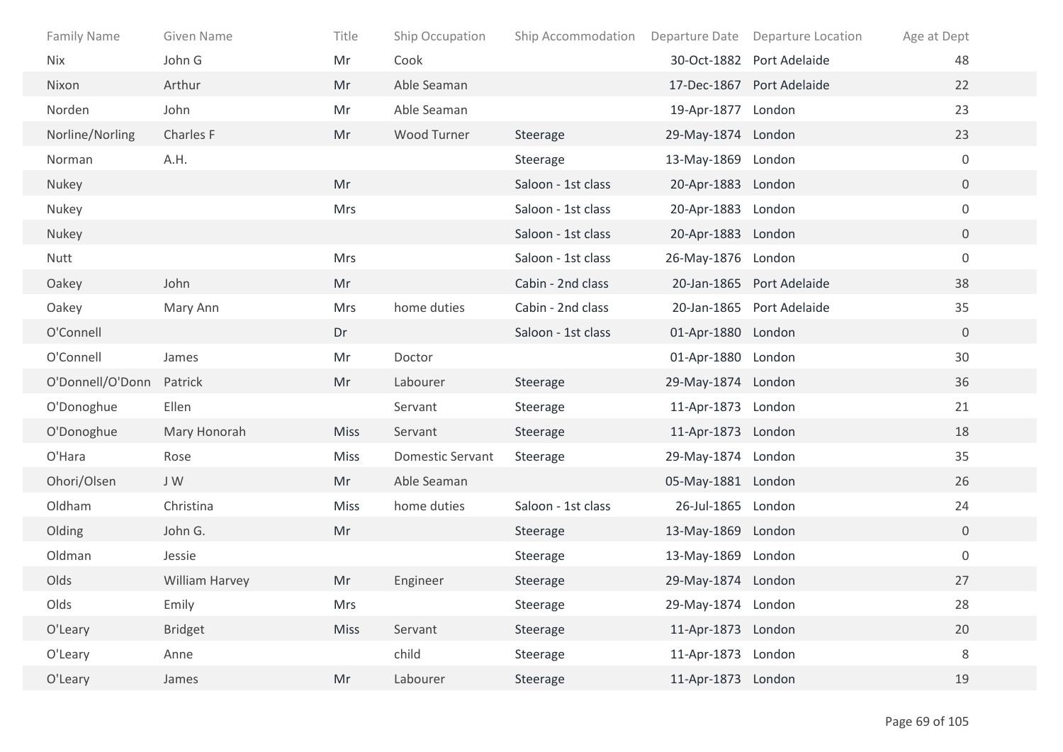| Family Name | Given Name | Title | Ship Occupation | Ship Accommodation | Departure Date | Departure Location | Age at Dept |
|---|---|---|---|---|---|---|---|
| Nix | John G | Mr | Cook | | 30-Oct-1882 | Port Adelaide | 48 |
| Nixon | Arthur | Mr | Able Seaman | | 17-Dec-1867 | Port Adelaide | 22 |
| Norden | John | Mr | Able Seaman | | 19-Apr-1877 | London | 23 |
| Norline/Norling | Charles F | Mr | Wood Turner | Steerage | 29-May-1874 | London | 23 |
| Norman | A.H. | | | Steerage | 13-May-1869 | London | 0 |
| Nukey | | Mr | | Saloon - 1st class | 20-Apr-1883 | London | 0 |
| Nukey | | Mrs | | Saloon - 1st class | 20-Apr-1883 | London | 0 |
| Nukey | | | | Saloon - 1st class | 20-Apr-1883 | London | 0 |
| Nutt | | Mrs | | Saloon - 1st class | 26-May-1876 | London | 0 |
| Oakey | John | Mr | | Cabin - 2nd class | 20-Jan-1865 | Port Adelaide | 38 |
| Oakey | Mary Ann | Mrs | home duties | Cabin - 2nd class | 20-Jan-1865 | Port Adelaide | 35 |
| O'Connell | | Dr | | Saloon - 1st class | 01-Apr-1880 | London | 0 |
| O'Connell | James | Mr | Doctor | | 01-Apr-1880 | London | 30 |
| O'Donnell/O'Donn | Patrick | Mr | Labourer | Steerage | 29-May-1874 | London | 36 |
| O'Donoghue | Ellen | | Servant | Steerage | 11-Apr-1873 | London | 21 |
| O'Donoghue | Mary Honorah | Miss | Servant | Steerage | 11-Apr-1873 | London | 18 |
| O'Hara | Rose | Miss | Domestic Servant | Steerage | 29-May-1874 | London | 35 |
| Ohori/Olsen | J W | Mr | Able Seaman | | 05-May-1881 | London | 26 |
| Oldham | Christina | Miss | home duties | Saloon - 1st class | 26-Jul-1865 | London | 24 |
| Olding | John G. | Mr | | Steerage | 13-May-1869 | London | 0 |
| Oldman | Jessie | | | Steerage | 13-May-1869 | London | 0 |
| Olds | William Harvey | Mr | Engineer | Steerage | 29-May-1874 | London | 27 |
| Olds | Emily | Mrs | | Steerage | 29-May-1874 | London | 28 |
| O'Leary | Bridget | Miss | Servant | Steerage | 11-Apr-1873 | London | 20 |
| O'Leary | Anne | | child | Steerage | 11-Apr-1873 | London | 8 |
| O'Leary | James | Mr | Labourer | Steerage | 11-Apr-1873 | London | 19 |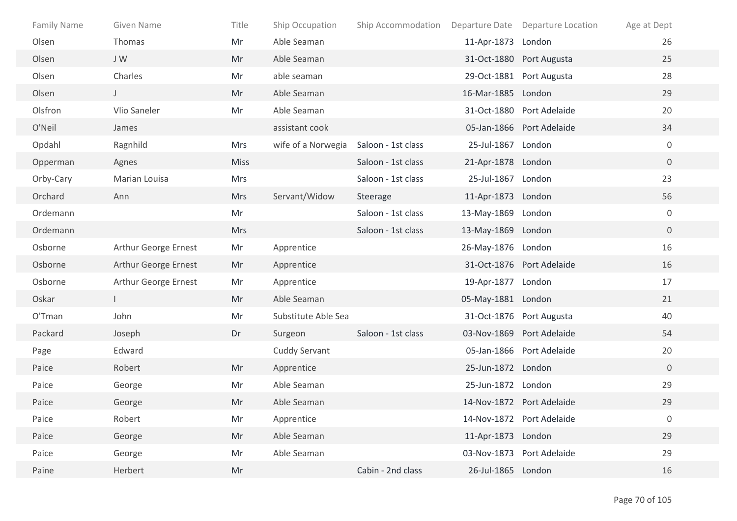| Family Name | Given Name | Title | Ship Occupation | Ship Accommodation | Departure Date | Departure Location | Age at Dept |
|---|---|---|---|---|---|---|---|
| Olsen | Thomas | Mr | Able Seaman | | 11-Apr-1873 | London | 26 |
| Olsen | J W | Mr | Able Seaman | | 31-Oct-1880 | Port Augusta | 25 |
| Olsen | Charles | Mr | able seaman | | 29-Oct-1881 | Port Augusta | 28 |
| Olsen | J | Mr | Able Seaman | | 16-Mar-1885 | London | 29 |
| Olsfron | Vlio Saneler | Mr | Able Seaman | | 31-Oct-1880 | Port Adelaide | 20 |
| O'Neil | James | | assistant cook | | 05-Jan-1866 | Port Adelaide | 34 |
| Opdahl | Ragnhild | Mrs | wife of a Norwegia | Saloon - 1st class | 25-Jul-1867 | London | 0 |
| Opperman | Agnes | Miss | | Saloon - 1st class | 21-Apr-1878 | London | 0 |
| Orby-Cary | Marian Louisa | Mrs | | Saloon - 1st class | 25-Jul-1867 | London | 23 |
| Orchard | Ann | Mrs | Servant/Widow | Steerage | 11-Apr-1873 | London | 56 |
| Ordemann | | Mr | | Saloon - 1st class | 13-May-1869 | London | 0 |
| Ordemann | | Mrs | | Saloon - 1st class | 13-May-1869 | London | 0 |
| Osborne | Arthur George Ernest | Mr | Apprentice | | 26-May-1876 | London | 16 |
| Osborne | Arthur George Ernest | Mr | Apprentice | | 31-Oct-1876 | Port Adelaide | 16 |
| Osborne | Arthur George Ernest | Mr | Apprentice | | 19-Apr-1877 | London | 17 |
| Oskar | I | Mr | Able Seaman | | 05-May-1881 | London | 21 |
| O'Tman | John | Mr | Substitute Able Sea | | 31-Oct-1876 | Port Augusta | 40 |
| Packard | Joseph | Dr | Surgeon | Saloon - 1st class | 03-Nov-1869 | Port Adelaide | 54 |
| Page | Edward | | Cuddy Servant | | 05-Jan-1866 | Port Adelaide | 20 |
| Paice | Robert | Mr | Apprentice | | 25-Jun-1872 | London | 0 |
| Paice | George | Mr | Able Seaman | | 25-Jun-1872 | London | 29 |
| Paice | George | Mr | Able Seaman | | 14-Nov-1872 | Port Adelaide | 29 |
| Paice | Robert | Mr | Apprentice | | 14-Nov-1872 | Port Adelaide | 0 |
| Paice | George | Mr | Able Seaman | | 11-Apr-1873 | London | 29 |
| Paice | George | Mr | Able Seaman | | 03-Nov-1873 | Port Adelaide | 29 |
| Paine | Herbert | Mr | | Cabin - 2nd class | 26-Jul-1865 | London | 16 |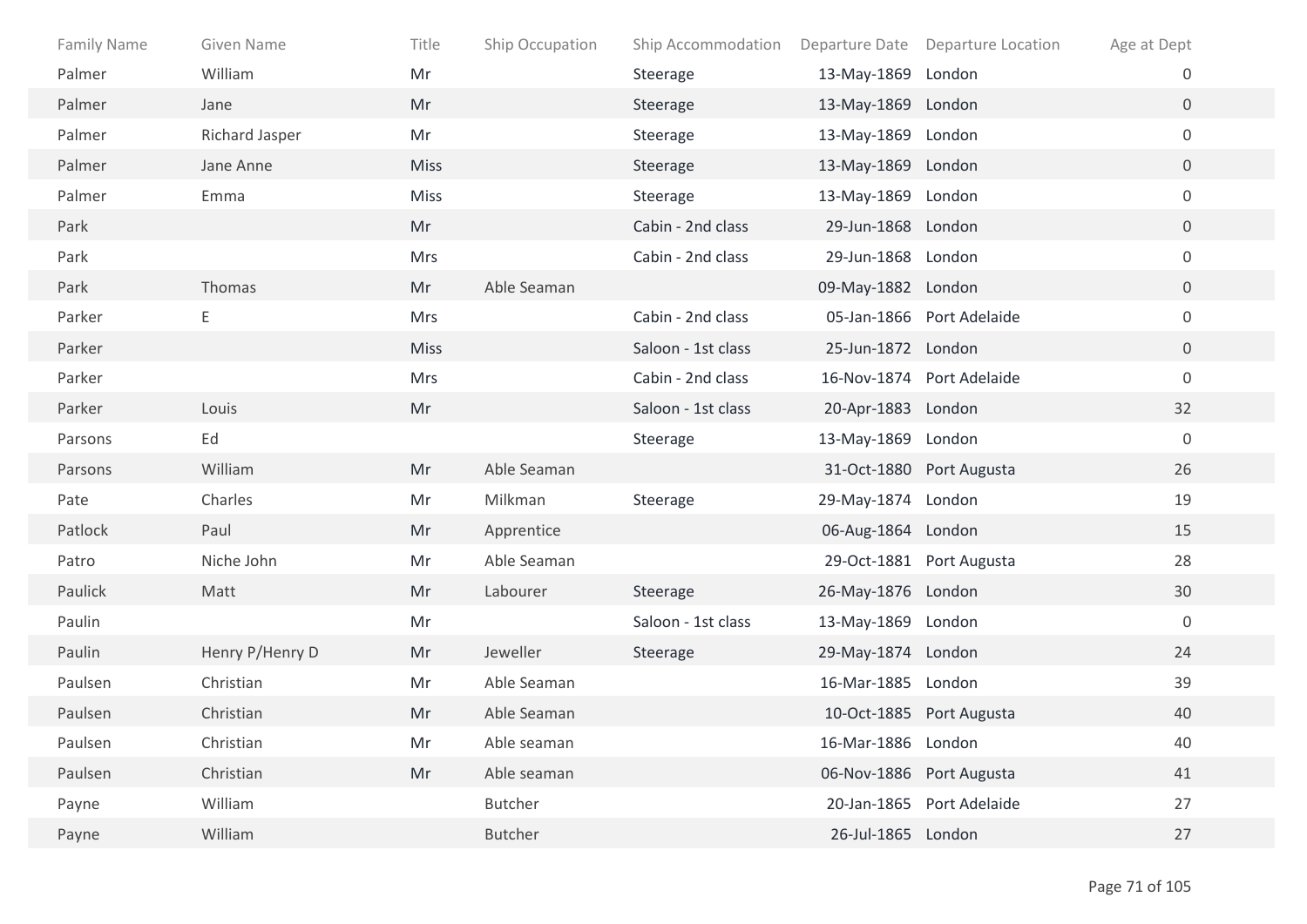| Family Name | Given Name | Title | Ship Occupation | Ship Accommodation | Departure Date | Departure Location | Age at Dept |
|---|---|---|---|---|---|---|---|
| Palmer | William | Mr | | Steerage | 13-May-1869 | London | 0 |
| Palmer | Jane | Mr | | Steerage | 13-May-1869 | London | 0 |
| Palmer | Richard Jasper | Mr | | Steerage | 13-May-1869 | London | 0 |
| Palmer | Jane Anne | Miss | | Steerage | 13-May-1869 | London | 0 |
| Palmer | Emma | Miss | | Steerage | 13-May-1869 | London | 0 |
| Park | | Mr | | Cabin - 2nd class | 29-Jun-1868 | London | 0 |
| Park | | Mrs | | Cabin - 2nd class | 29-Jun-1868 | London | 0 |
| Park | Thomas | Mr | Able Seaman | | 09-May-1882 | London | 0 |
| Parker | E | Mrs | | Cabin - 2nd class | 05-Jan-1866 | Port Adelaide | 0 |
| Parker | | Miss | | Saloon - 1st class | 25-Jun-1872 | London | 0 |
| Parker | | Mrs | | Cabin - 2nd class | 16-Nov-1874 | Port Adelaide | 0 |
| Parker | Louis | Mr | | Saloon - 1st class | 20-Apr-1883 | London | 32 |
| Parsons | Ed | | | Steerage | 13-May-1869 | London | 0 |
| Parsons | William | Mr | Able Seaman | | 31-Oct-1880 | Port Augusta | 26 |
| Pate | Charles | Mr | Milkman | Steerage | 29-May-1874 | London | 19 |
| Patlock | Paul | Mr | Apprentice | | 06-Aug-1864 | London | 15 |
| Patro | Niche John | Mr | Able Seaman | | 29-Oct-1881 | Port Augusta | 28 |
| Paulick | Matt | Mr | Labourer | Steerage | 26-May-1876 | London | 30 |
| Paulin | | Mr | | Saloon - 1st class | 13-May-1869 | London | 0 |
| Paulin | Henry P/Henry D | Mr | Jeweller | Steerage | 29-May-1874 | London | 24 |
| Paulsen | Christian | Mr | Able Seaman | | 16-Mar-1885 | London | 39 |
| Paulsen | Christian | Mr | Able Seaman | | 10-Oct-1885 | Port Augusta | 40 |
| Paulsen | Christian | Mr | Able seaman | | 16-Mar-1886 | London | 40 |
| Paulsen | Christian | Mr | Able seaman | | 06-Nov-1886 | Port Augusta | 41 |
| Payne | William | | Butcher | | 20-Jan-1865 | Port Adelaide | 27 |
| Payne | William | | Butcher | | 26-Jul-1865 | London | 27 |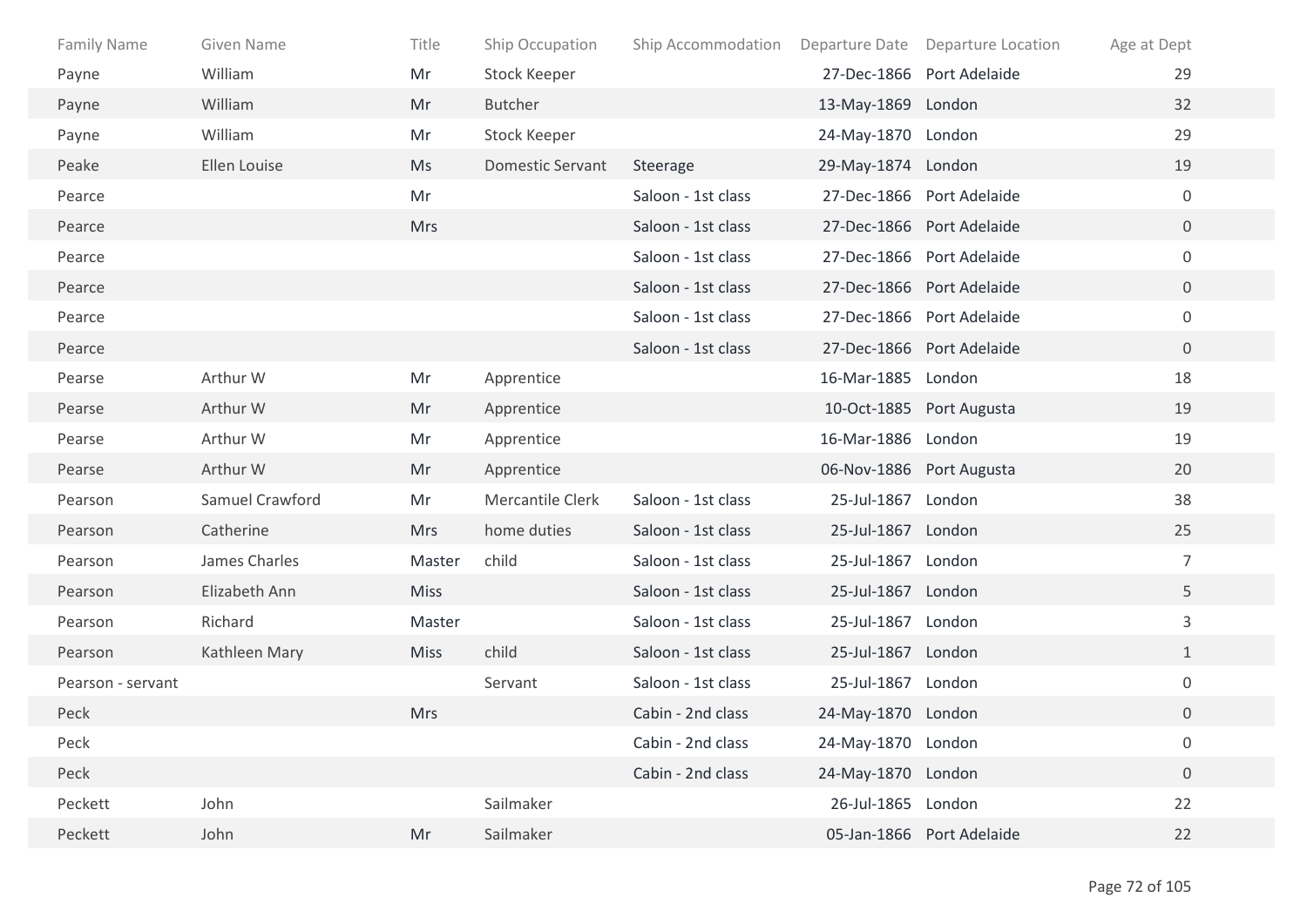| Family Name | Given Name | Title | Ship Occupation | Ship Accommodation | Departure Date | Departure Location | Age at Dept |
|---|---|---|---|---|---|---|---|
| Payne | William | Mr | Stock Keeper | | 27-Dec-1866 | Port Adelaide | 29 |
| Payne | William | Mr | Butcher | | 13-May-1869 | London | 32 |
| Payne | William | Mr | Stock Keeper | | 24-May-1870 | London | 29 |
| Peake | Ellen Louise | Ms | Domestic Servant | Steerage | 29-May-1874 | London | 19 |
| Pearce | | Mr | | Saloon - 1st class | 27-Dec-1866 | Port Adelaide | 0 |
| Pearce | | Mrs | | Saloon - 1st class | 27-Dec-1866 | Port Adelaide | 0 |
| Pearce | | | | Saloon - 1st class | 27-Dec-1866 | Port Adelaide | 0 |
| Pearce | | | | Saloon - 1st class | 27-Dec-1866 | Port Adelaide | 0 |
| Pearce | | | | Saloon - 1st class | 27-Dec-1866 | Port Adelaide | 0 |
| Pearce | | | | Saloon - 1st class | 27-Dec-1866 | Port Adelaide | 0 |
| Pearse | Arthur W | Mr | Apprentice | | 16-Mar-1885 | London | 18 |
| Pearse | Arthur W | Mr | Apprentice | | 10-Oct-1885 | Port Augusta | 19 |
| Pearse | Arthur W | Mr | Apprentice | | 16-Mar-1886 | London | 19 |
| Pearse | Arthur W | Mr | Apprentice | | 06-Nov-1886 | Port Augusta | 20 |
| Pearson | Samuel Crawford | Mr | Mercantile Clerk | Saloon - 1st class | 25-Jul-1867 | London | 38 |
| Pearson | Catherine | Mrs | home duties | Saloon - 1st class | 25-Jul-1867 | London | 25 |
| Pearson | James Charles | Master | child | Saloon - 1st class | 25-Jul-1867 | London | 7 |
| Pearson | Elizabeth Ann | Miss | | Saloon - 1st class | 25-Jul-1867 | London | 5 |
| Pearson | Richard | Master | | Saloon - 1st class | 25-Jul-1867 | London | 3 |
| Pearson | Kathleen Mary | Miss | child | Saloon - 1st class | 25-Jul-1867 | London | 1 |
| Pearson - servant | | | Servant | Saloon - 1st class | 25-Jul-1867 | London | 0 |
| Peck | | Mrs | | Cabin - 2nd class | 24-May-1870 | London | 0 |
| Peck | | | | Cabin - 2nd class | 24-May-1870 | London | 0 |
| Peck | | | | Cabin - 2nd class | 24-May-1870 | London | 0 |
| Peckett | John | | Sailmaker | | 26-Jul-1865 | London | 22 |
| Peckett | John | Mr | Sailmaker | | 05-Jan-1866 | Port Adelaide | 22 |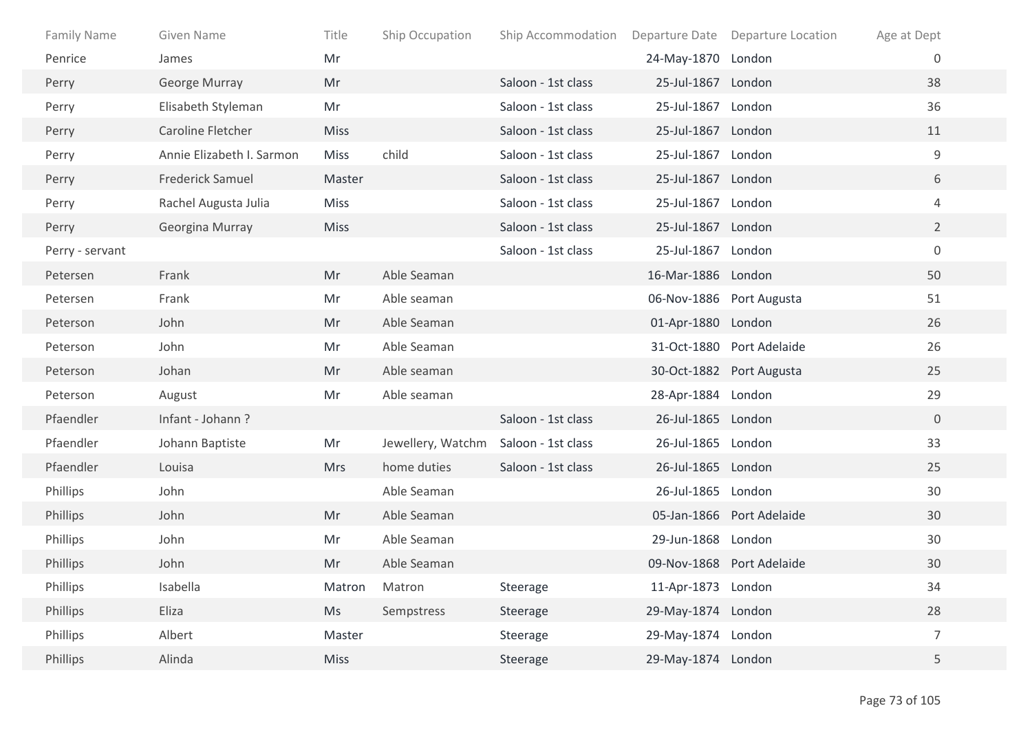| Family Name | Given Name | Title | Ship Occupation | Ship Accommodation | Departure Date | Departure Location | Age at Dept |
|---|---|---|---|---|---|---|---|
| Penrice | James | Mr | | | 24-May-1870 | London | 0 |
| Perry | George Murray | Mr | | Saloon - 1st class | 25-Jul-1867 | London | 38 |
| Perry | Elisabeth Styleman | Mr | | Saloon - 1st class | 25-Jul-1867 | London | 36 |
| Perry | Caroline Fletcher | Miss | | Saloon - 1st class | 25-Jul-1867 | London | 11 |
| Perry | Annie Elizabeth I. Sarmon | Miss | child | Saloon - 1st class | 25-Jul-1867 | London | 9 |
| Perry | Frederick Samuel | Master | | Saloon - 1st class | 25-Jul-1867 | London | 6 |
| Perry | Rachel Augusta Julia | Miss | | Saloon - 1st class | 25-Jul-1867 | London | 4 |
| Perry | Georgina Murray | Miss | | Saloon - 1st class | 25-Jul-1867 | London | 2 |
| Perry - servant | | | | Saloon - 1st class | 25-Jul-1867 | London | 0 |
| Petersen | Frank | Mr | Able Seaman | | 16-Mar-1886 | London | 50 |
| Petersen | Frank | Mr | Able seaman | | 06-Nov-1886 | Port Augusta | 51 |
| Peterson | John | Mr | Able Seaman | | 01-Apr-1880 | London | 26 |
| Peterson | John | Mr | Able Seaman | | 31-Oct-1880 | Port Adelaide | 26 |
| Peterson | Johan | Mr | Able seaman | | 30-Oct-1882 | Port Augusta | 25 |
| Peterson | August | Mr | Able seaman | | 28-Apr-1884 | London | 29 |
| Pfaendler | Infant - Johann ? | | | Saloon - 1st class | 26-Jul-1865 | London | 0 |
| Pfaendler | Johann Baptiste | Mr | Jewellery, Watchm | Saloon - 1st class | 26-Jul-1865 | London | 33 |
| Pfaendler | Louisa | Mrs | home duties | Saloon - 1st class | 26-Jul-1865 | London | 25 |
| Phillips | John | | Able Seaman | | 26-Jul-1865 | London | 30 |
| Phillips | John | Mr | Able Seaman | | 05-Jan-1866 | Port Adelaide | 30 |
| Phillips | John | Mr | Able Seaman | | 29-Jun-1868 | London | 30 |
| Phillips | John | Mr | Able Seaman | | 09-Nov-1868 | Port Adelaide | 30 |
| Phillips | Isabella | Matron | Matron | Steerage | 11-Apr-1873 | London | 34 |
| Phillips | Eliza | Ms | Sempstress | Steerage | 29-May-1874 | London | 28 |
| Phillips | Albert | Master | | Steerage | 29-May-1874 | London | 7 |
| Phillips | Alinda | Miss | | Steerage | 29-May-1874 | London | 5 |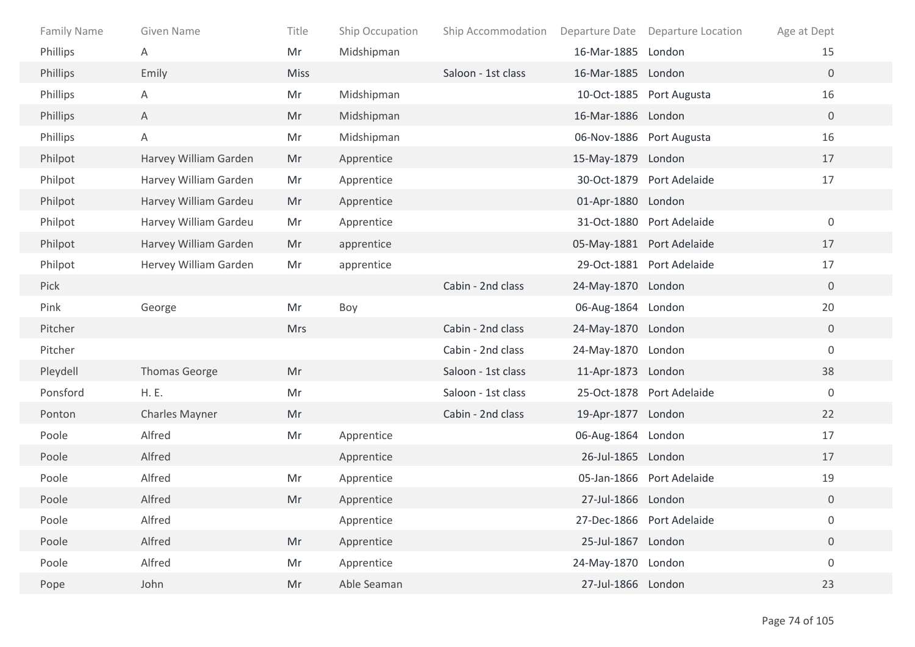| Family Name | Given Name | Title | Ship Occupation | Ship Accommodation | Departure Date | Departure Location | Age at Dept |
|---|---|---|---|---|---|---|---|
| Phillips | A | Mr | Midshipman | | 16-Mar-1885 | London | 15 |
| Phillips | Emily | Miss | | Saloon - 1st class | 16-Mar-1885 | London | 0 |
| Phillips | A | Mr | Midshipman | | 10-Oct-1885 | Port Augusta | 16 |
| Phillips | A | Mr | Midshipman | | 16-Mar-1886 | London | 0 |
| Phillips | A | Mr | Midshipman | | 06-Nov-1886 | Port Augusta | 16 |
| Philpot | Harvey William Garden | Mr | Apprentice | | 15-May-1879 | London | 17 |
| Philpot | Harvey William Garden | Mr | Apprentice | | 30-Oct-1879 | Port Adelaide | 17 |
| Philpot | Harvey William Gardeu | Mr | Apprentice | | 01-Apr-1880 | London | |
| Philpot | Harvey William Gardeu | Mr | Apprentice | | 31-Oct-1880 | Port Adelaide | 0 |
| Philpot | Harvey William Garden | Mr | apprentice | | 05-May-1881 | Port Adelaide | 17 |
| Philpot | Hervey William Garden | Mr | apprentice | | 29-Oct-1881 | Port Adelaide | 17 |
| Pick | | | | Cabin - 2nd class | 24-May-1870 | London | 0 |
| Pink | George | Mr | Boy | | 06-Aug-1864 | London | 20 |
| Pitcher | | Mrs | | Cabin - 2nd class | 24-May-1870 | London | 0 |
| Pitcher | | | | Cabin - 2nd class | 24-May-1870 | London | 0 |
| Pleydell | Thomas George | Mr | | Saloon - 1st class | 11-Apr-1873 | London | 38 |
| Ponsford | H. E. | Mr | | Saloon - 1st class | 25-Oct-1878 | Port Adelaide | 0 |
| Ponton | Charles Mayner | Mr | | Cabin - 2nd class | 19-Apr-1877 | London | 22 |
| Poole | Alfred | Mr | Apprentice | | 06-Aug-1864 | London | 17 |
| Poole | Alfred | | Apprentice | | 26-Jul-1865 | London | 17 |
| Poole | Alfred | Mr | Apprentice | | 05-Jan-1866 | Port Adelaide | 19 |
| Poole | Alfred | Mr | Apprentice | | 27-Jul-1866 | London | 0 |
| Poole | Alfred | | Apprentice | | 27-Dec-1866 | Port Adelaide | 0 |
| Poole | Alfred | Mr | Apprentice | | 25-Jul-1867 | London | 0 |
| Poole | Alfred | Mr | Apprentice | | 24-May-1870 | London | 0 |
| Pope | John | Mr | Able Seaman | | 27-Jul-1866 | London | 23 |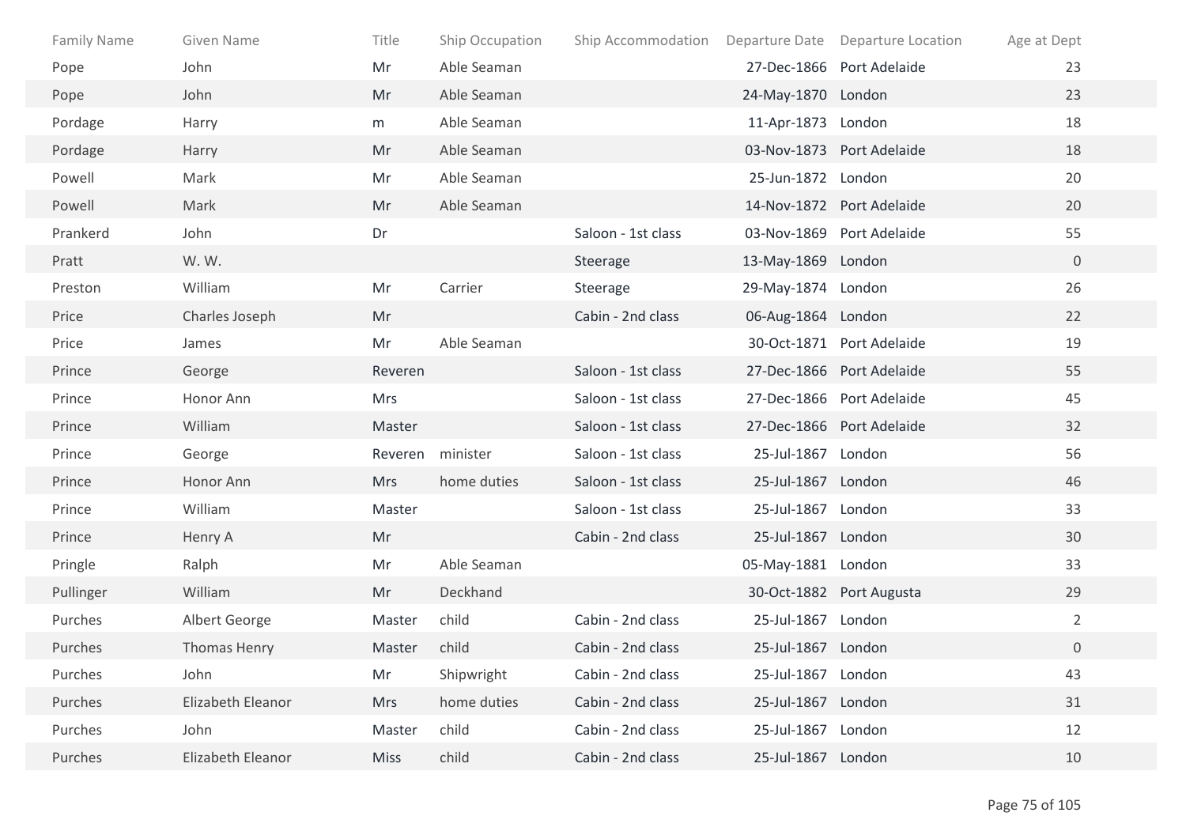| Family Name | Given Name | Title | Ship Occupation | Ship Accommodation | Departure Date | Departure Location | Age at Dept |
|---|---|---|---|---|---|---|---|
| Pope | John | Mr | Able Seaman | | 27-Dec-1866 | Port Adelaide | 23 |
| Pope | John | Mr | Able Seaman | | 24-May-1870 | London | 23 |
| Pordage | Harry | m | Able Seaman | | 11-Apr-1873 | London | 18 |
| Pordage | Harry | Mr | Able Seaman | | 03-Nov-1873 | Port Adelaide | 18 |
| Powell | Mark | Mr | Able Seaman | | 25-Jun-1872 | London | 20 |
| Powell | Mark | Mr | Able Seaman | | 14-Nov-1872 | Port Adelaide | 20 |
| Prankerd | John | Dr | | Saloon - 1st class | 03-Nov-1869 | Port Adelaide | 55 |
| Pratt | W. W. | | | Steerage | 13-May-1869 | London | 0 |
| Preston | William | Mr | Carrier | Steerage | 29-May-1874 | London | 26 |
| Price | Charles Joseph | Mr | | Cabin - 2nd class | 06-Aug-1864 | London | 22 |
| Price | James | Mr | Able Seaman | | 30-Oct-1871 | Port Adelaide | 19 |
| Prince | George | Reveren | | Saloon - 1st class | 27-Dec-1866 | Port Adelaide | 55 |
| Prince | Honor Ann | Mrs | | Saloon - 1st class | 27-Dec-1866 | Port Adelaide | 45 |
| Prince | William | Master | | Saloon - 1st class | 27-Dec-1866 | Port Adelaide | 32 |
| Prince | George | Reveren | minister | Saloon - 1st class | 25-Jul-1867 | London | 56 |
| Prince | Honor Ann | Mrs | home duties | Saloon - 1st class | 25-Jul-1867 | London | 46 |
| Prince | William | Master | | Saloon - 1st class | 25-Jul-1867 | London | 33 |
| Prince | Henry A | Mr | | Cabin - 2nd class | 25-Jul-1867 | London | 30 |
| Pringle | Ralph | Mr | Able Seaman | | 05-May-1881 | London | 33 |
| Pullinger | William | Mr | Deckhand | | 30-Oct-1882 | Port Augusta | 29 |
| Purches | Albert George | Master | child | Cabin - 2nd class | 25-Jul-1867 | London | 2 |
| Purches | Thomas Henry | Master | child | Cabin - 2nd class | 25-Jul-1867 | London | 0 |
| Purches | John | Mr | Shipwright | Cabin - 2nd class | 25-Jul-1867 | London | 43 |
| Purches | Elizabeth Eleanor | Mrs | home duties | Cabin - 2nd class | 25-Jul-1867 | London | 31 |
| Purches | John | Master | child | Cabin - 2nd class | 25-Jul-1867 | London | 12 |
| Purches | Elizabeth Eleanor | Miss | child | Cabin - 2nd class | 25-Jul-1867 | London | 10 |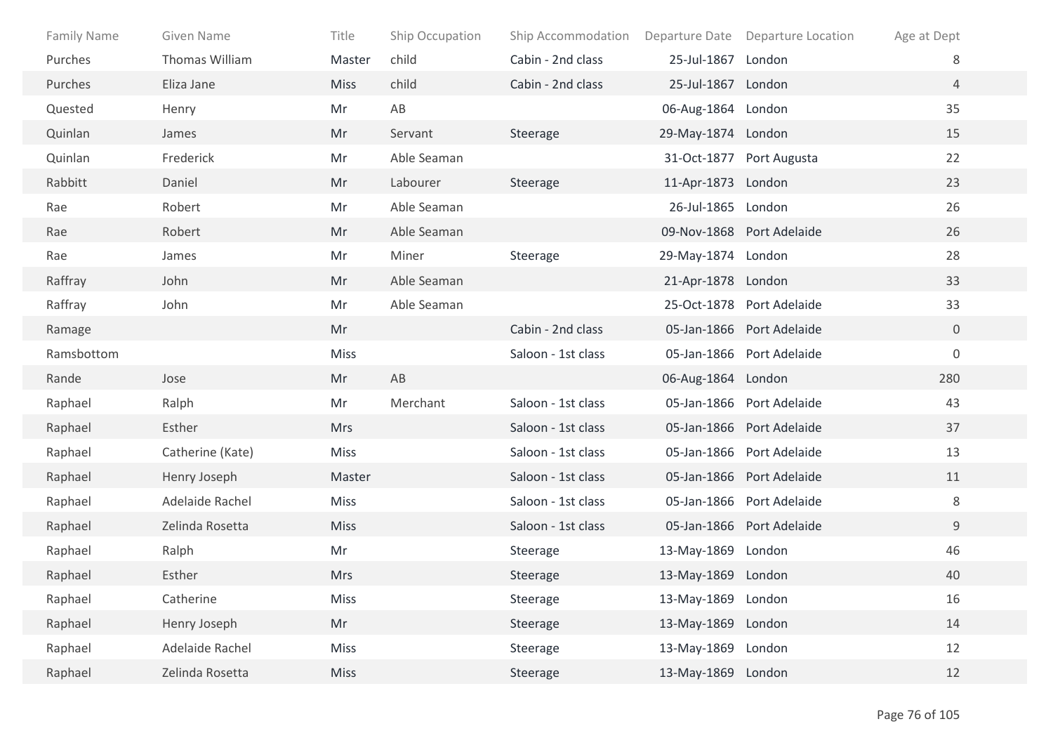| Family Name | Given Name | Title | Ship Occupation | Ship Accommodation | Departure Date | Departure Location | Age at Dept |
| --- | --- | --- | --- | --- | --- | --- | --- |
| Purches | Thomas William | Master | child | Cabin - 2nd class | 25-Jul-1867 | London | 8 |
| Purches | Eliza Jane | Miss | child | Cabin - 2nd class | 25-Jul-1867 | London | 4 |
| Quested | Henry | Mr | AB | | 06-Aug-1864 | London | 35 |
| Quinlan | James | Mr | Servant | Steerage | 29-May-1874 | London | 15 |
| Quinlan | Frederick | Mr | Able Seaman | | 31-Oct-1877 | Port Augusta | 22 |
| Rabbitt | Daniel | Mr | Labourer | Steerage | 11-Apr-1873 | London | 23 |
| Rae | Robert | Mr | Able Seaman | | 26-Jul-1865 | London | 26 |
| Rae | Robert | Mr | Able Seaman | | 09-Nov-1868 | Port Adelaide | 26 |
| Rae | James | Mr | Miner | Steerage | 29-May-1874 | London | 28 |
| Raffray | John | Mr | Able Seaman | | 21-Apr-1878 | London | 33 |
| Raffray | John | Mr | Able Seaman | | 25-Oct-1878 | Port Adelaide | 33 |
| Ramage | | Mr | | Cabin - 2nd class | 05-Jan-1866 | Port Adelaide | 0 |
| Ramsbottom | | Miss | | Saloon - 1st class | 05-Jan-1866 | Port Adelaide | 0 |
| Rande | Jose | Mr | AB | | 06-Aug-1864 | London | 280 |
| Raphael | Ralph | Mr | Merchant | Saloon - 1st class | 05-Jan-1866 | Port Adelaide | 43 |
| Raphael | Esther | Mrs | | Saloon - 1st class | 05-Jan-1866 | Port Adelaide | 37 |
| Raphael | Catherine (Kate) | Miss | | Saloon - 1st class | 05-Jan-1866 | Port Adelaide | 13 |
| Raphael | Henry Joseph | Master | | Saloon - 1st class | 05-Jan-1866 | Port Adelaide | 11 |
| Raphael | Adelaide Rachel | Miss | | Saloon - 1st class | 05-Jan-1866 | Port Adelaide | 8 |
| Raphael | Zelinda Rosetta | Miss | | Saloon - 1st class | 05-Jan-1866 | Port Adelaide | 9 |
| Raphael | Ralph | Mr | | Steerage | 13-May-1869 | London | 46 |
| Raphael | Esther | Mrs | | Steerage | 13-May-1869 | London | 40 |
| Raphael | Catherine | Miss | | Steerage | 13-May-1869 | London | 16 |
| Raphael | Henry Joseph | Mr | | Steerage | 13-May-1869 | London | 14 |
| Raphael | Adelaide Rachel | Miss | | Steerage | 13-May-1869 | London | 12 |
| Raphael | Zelinda Rosetta | Miss | | Steerage | 13-May-1869 | London | 12 |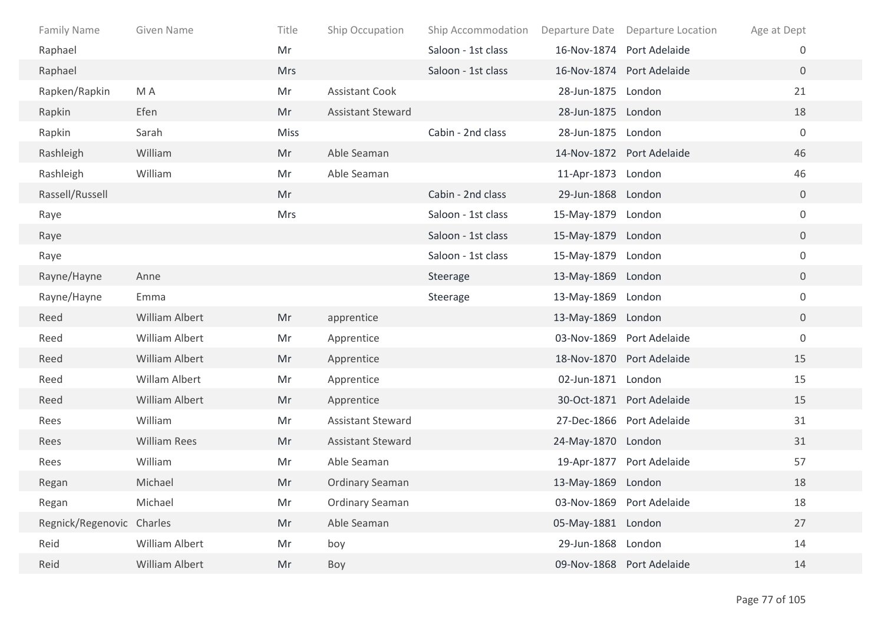| Family Name | Given Name | Title | Ship Occupation | Ship Accommodation | Departure Date | Departure Location | Age at Dept |
|---|---|---|---|---|---|---|---|
| Raphael | | Mr | | Saloon - 1st class | 16-Nov-1874 | Port Adelaide | 0 |
| Raphael | | Mrs | | Saloon - 1st class | 16-Nov-1874 | Port Adelaide | 0 |
| Rapken/Rapkin | M A | Mr | Assistant Cook | | 28-Jun-1875 | London | 21 |
| Rapkin | Efen | Mr | Assistant Steward | | 28-Jun-1875 | London | 18 |
| Rapkin | Sarah | Miss | | Cabin - 2nd class | 28-Jun-1875 | London | 0 |
| Rashleigh | William | Mr | Able Seaman | | 14-Nov-1872 | Port Adelaide | 46 |
| Rashleigh | William | Mr | Able Seaman | | 11-Apr-1873 | London | 46 |
| Rassell/Russell | | Mr | | Cabin - 2nd class | 29-Jun-1868 | London | 0 |
| Raye | | Mrs | | Saloon - 1st class | 15-May-1879 | London | 0 |
| Raye | | | | Saloon - 1st class | 15-May-1879 | London | 0 |
| Raye | | | | Saloon - 1st class | 15-May-1879 | London | 0 |
| Rayne/Hayne | Anne | | | Steerage | 13-May-1869 | London | 0 |
| Rayne/Hayne | Emma | | | Steerage | 13-May-1869 | London | 0 |
| Reed | William Albert | Mr | apprentice | | 13-May-1869 | London | 0 |
| Reed | William Albert | Mr | Apprentice | | 03-Nov-1869 | Port Adelaide | 0 |
| Reed | William Albert | Mr | Apprentice | | 18-Nov-1870 | Port Adelaide | 15 |
| Reed | Willam Albert | Mr | Apprentice | | 02-Jun-1871 | London | 15 |
| Reed | William Albert | Mr | Apprentice | | 30-Oct-1871 | Port Adelaide | 15 |
| Rees | William | Mr | Assistant Steward | | 27-Dec-1866 | Port Adelaide | 31 |
| Rees | William Rees | Mr | Assistant Steward | | 24-May-1870 | London | 31 |
| Rees | William | Mr | Able Seaman | | 19-Apr-1877 | Port Adelaide | 57 |
| Regan | Michael | Mr | Ordinary Seaman | | 13-May-1869 | London | 18 |
| Regan | Michael | Mr | Ordinary Seaman | | 03-Nov-1869 | Port Adelaide | 18 |
| Regnick/Regenovic | Charles | Mr | Able Seaman | | 05-May-1881 | London | 27 |
| Reid | William Albert | Mr | boy | | 29-Jun-1868 | London | 14 |
| Reid | William Albert | Mr | Boy | | 09-Nov-1868 | Port Adelaide | 14 |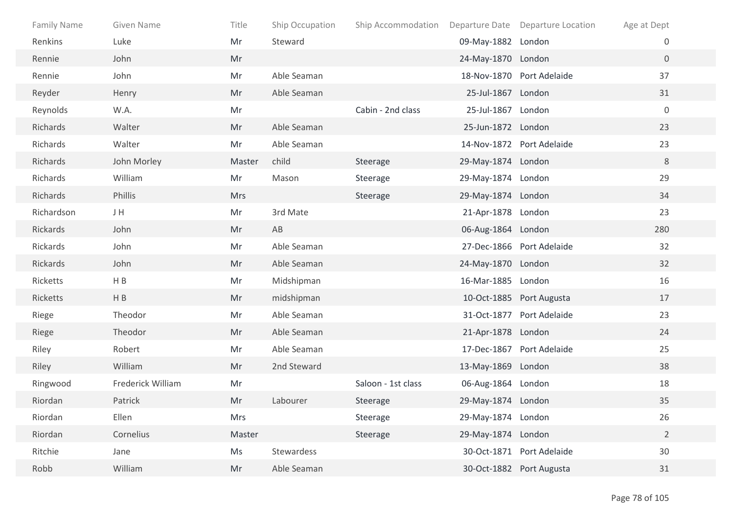| Family Name | Given Name | Title | Ship Occupation | Ship Accommodation | Departure Date | Departure Location | Age at Dept |
|---|---|---|---|---|---|---|---|
| Renkins | Luke | Mr | Steward | | 09-May-1882 | London | 0 |
| Rennie | John | Mr | | | 24-May-1870 | London | 0 |
| Rennie | John | Mr | Able Seaman | | 18-Nov-1870 | Port Adelaide | 37 |
| Reyder | Henry | Mr | Able Seaman | | 25-Jul-1867 | London | 31 |
| Reynolds | W.A. | Mr | | Cabin - 2nd class | 25-Jul-1867 | London | 0 |
| Richards | Walter | Mr | Able Seaman | | 25-Jun-1872 | London | 23 |
| Richards | Walter | Mr | Able Seaman | | 14-Nov-1872 | Port Adelaide | 23 |
| Richards | John Morley | Master | child | Steerage | 29-May-1874 | London | 8 |
| Richards | William | Mr | Mason | Steerage | 29-May-1874 | London | 29 |
| Richards | Phillis | Mrs | | Steerage | 29-May-1874 | London | 34 |
| Richardson | J H | Mr | 3rd Mate | | 21-Apr-1878 | London | 23 |
| Rickards | John | Mr | AB | | 06-Aug-1864 | London | 280 |
| Rickards | John | Mr | Able Seaman | | 27-Dec-1866 | Port Adelaide | 32 |
| Rickards | John | Mr | Able Seaman | | 24-May-1870 | London | 32 |
| Ricketts | H B | Mr | Midshipman | | 16-Mar-1885 | London | 16 |
| Ricketts | H B | Mr | midshipman | | 10-Oct-1885 | Port Augusta | 17 |
| Riege | Theodor | Mr | Able Seaman | | 31-Oct-1877 | Port Adelaide | 23 |
| Riege | Theodor | Mr | Able Seaman | | 21-Apr-1878 | London | 24 |
| Riley | Robert | Mr | Able Seaman | | 17-Dec-1867 | Port Adelaide | 25 |
| Riley | William | Mr | 2nd Steward | | 13-May-1869 | London | 38 |
| Ringwood | Frederick William | Mr | | Saloon - 1st class | 06-Aug-1864 | London | 18 |
| Riordan | Patrick | Mr | Labourer | Steerage | 29-May-1874 | London | 35 |
| Riordan | Ellen | Mrs | | Steerage | 29-May-1874 | London | 26 |
| Riordan | Cornelius | Master | | Steerage | 29-May-1874 | London | 2 |
| Ritchie | Jane | Ms | Stewardess | | 30-Oct-1871 | Port Adelaide | 30 |
| Robb | William | Mr | Able Seaman | | 30-Oct-1882 | Port Augusta | 31 |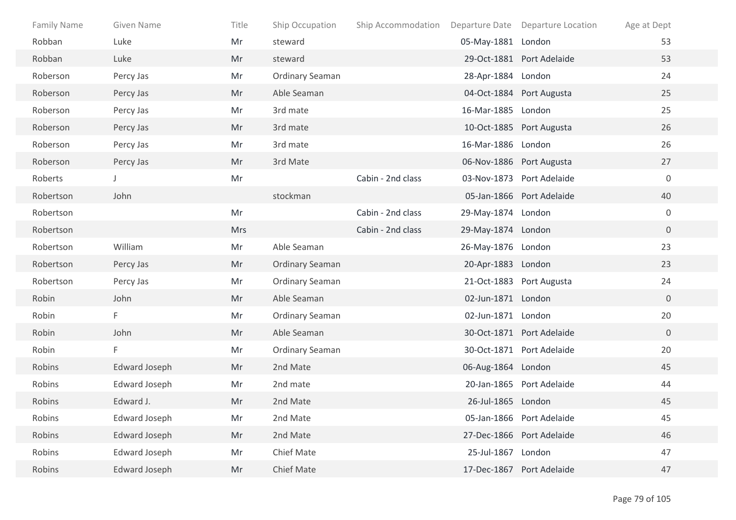| Family Name | Given Name | Title | Ship Occupation | Ship Accommodation | Departure Date | Departure Location | Age at Dept |
|---|---|---|---|---|---|---|---|
| Robban | Luke | Mr | steward | | 05-May-1881 | London | 53 |
| Robban | Luke | Mr | steward | | 29-Oct-1881 | Port Adelaide | 53 |
| Roberson | Percy Jas | Mr | Ordinary Seaman | | 28-Apr-1884 | London | 24 |
| Roberson | Percy Jas | Mr | Able Seaman | | 04-Oct-1884 | Port Augusta | 25 |
| Roberson | Percy Jas | Mr | 3rd mate | | 16-Mar-1885 | London | 25 |
| Roberson | Percy Jas | Mr | 3rd mate | | 10-Oct-1885 | Port Augusta | 26 |
| Roberson | Percy Jas | Mr | 3rd mate | | 16-Mar-1886 | London | 26 |
| Roberson | Percy Jas | Mr | 3rd Mate | | 06-Nov-1886 | Port Augusta | 27 |
| Roberts | J | Mr | | Cabin - 2nd class | 03-Nov-1873 | Port Adelaide | 0 |
| Robertson | John | | stockman | | 05-Jan-1866 | Port Adelaide | 40 |
| Robertson | | Mr | | Cabin - 2nd class | 29-May-1874 | London | 0 |
| Robertson | | Mrs | | Cabin - 2nd class | 29-May-1874 | London | 0 |
| Robertson | William | Mr | Able Seaman | | 26-May-1876 | London | 23 |
| Robertson | Percy Jas | Mr | Ordinary Seaman | | 20-Apr-1883 | London | 23 |
| Robertson | Percy Jas | Mr | Ordinary Seaman | | 21-Oct-1883 | Port Augusta | 24 |
| Robin | John | Mr | Able Seaman | | 02-Jun-1871 | London | 0 |
| Robin | F | Mr | Ordinary Seaman | | 02-Jun-1871 | London | 20 |
| Robin | John | Mr | Able Seaman | | 30-Oct-1871 | Port Adelaide | 0 |
| Robin | F | Mr | Ordinary Seaman | | 30-Oct-1871 | Port Adelaide | 20 |
| Robins | Edward Joseph | Mr | 2nd Mate | | 06-Aug-1864 | London | 45 |
| Robins | Edward Joseph | Mr | 2nd mate | | 20-Jan-1865 | Port Adelaide | 44 |
| Robins | Edward J. | Mr | 2nd Mate | | 26-Jul-1865 | London | 45 |
| Robins | Edward Joseph | Mr | 2nd Mate | | 05-Jan-1866 | Port Adelaide | 45 |
| Robins | Edward Joseph | Mr | 2nd Mate | | 27-Dec-1866 | Port Adelaide | 46 |
| Robins | Edward Joseph | Mr | Chief Mate | | 25-Jul-1867 | London | 47 |
| Robins | Edward Joseph | Mr | Chief Mate | | 17-Dec-1867 | Port Adelaide | 47 |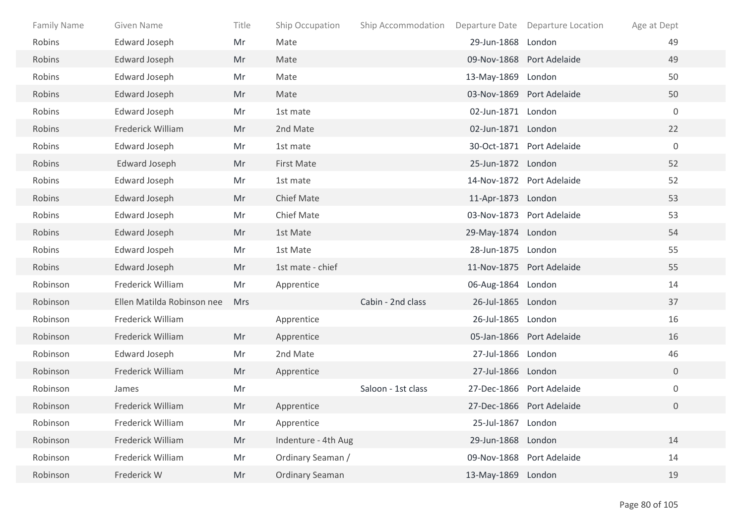| Family Name | Given Name | Title | Ship Occupation | Ship Accommodation | Departure Date | Departure Location | Age at Dept |
|---|---|---|---|---|---|---|---|
| Robins | Edward Joseph | Mr | Mate | | 29-Jun-1868 | London | 49 |
| Robins | Edward Joseph | Mr | Mate | | 09-Nov-1868 | Port Adelaide | 49 |
| Robins | Edward Joseph | Mr | Mate | | 13-May-1869 | London | 50 |
| Robins | Edward Joseph | Mr | Mate | | 03-Nov-1869 | Port Adelaide | 50 |
| Robins | Edward Joseph | Mr | 1st mate | | 02-Jun-1871 | London | 0 |
| Robins | Frederick William | Mr | 2nd Mate | | 02-Jun-1871 | London | 22 |
| Robins | Edward Joseph | Mr | 1st mate | | 30-Oct-1871 | Port Adelaide | 0 |
| Robins | Edward Joseph | Mr | First Mate | | 25-Jun-1872 | London | 52 |
| Robins | Edward Joseph | Mr | 1st mate | | 14-Nov-1872 | Port Adelaide | 52 |
| Robins | Edward Joseph | Mr | Chief Mate | | 11-Apr-1873 | London | 53 |
| Robins | Edward Joseph | Mr | Chief Mate | | 03-Nov-1873 | Port Adelaide | 53 |
| Robins | Edward Joseph | Mr | 1st Mate | | 29-May-1874 | London | 54 |
| Robins | Edward Jospeh | Mr | 1st Mate | | 28-Jun-1875 | London | 55 |
| Robins | Edward Joseph | Mr | 1st mate - chief | | 11-Nov-1875 | Port Adelaide | 55 |
| Robinson | Frederick William | Mr | Apprentice | | 06-Aug-1864 | London | 14 |
| Robinson | Ellen Matilda Robinson nee | Mrs | | Cabin - 2nd class | 26-Jul-1865 | London | 37 |
| Robinson | Frederick William | | Apprentice | | 26-Jul-1865 | London | 16 |
| Robinson | Frederick William | Mr | Apprentice | | 05-Jan-1866 | Port Adelaide | 16 |
| Robinson | Edward Joseph | Mr | 2nd Mate | | 27-Jul-1866 | London | 46 |
| Robinson | Frederick William | Mr | Apprentice | | 27-Jul-1866 | London | 0 |
| Robinson | James | Mr | | Saloon - 1st class | 27-Dec-1866 | Port Adelaide | 0 |
| Robinson | Frederick William | Mr | Apprentice | | 27-Dec-1866 | Port Adelaide | 0 |
| Robinson | Frederick William | Mr | Apprentice | | 25-Jul-1867 | London | |
| Robinson | Frederick William | Mr | Indenture - 4th Aug | | 29-Jun-1868 | London | 14 |
| Robinson | Frederick William | Mr | Ordinary Seaman / | | 09-Nov-1868 | Port Adelaide | 14 |
| Robinson | Frederick W | Mr | Ordinary Seaman | | 13-May-1869 | London | 19 |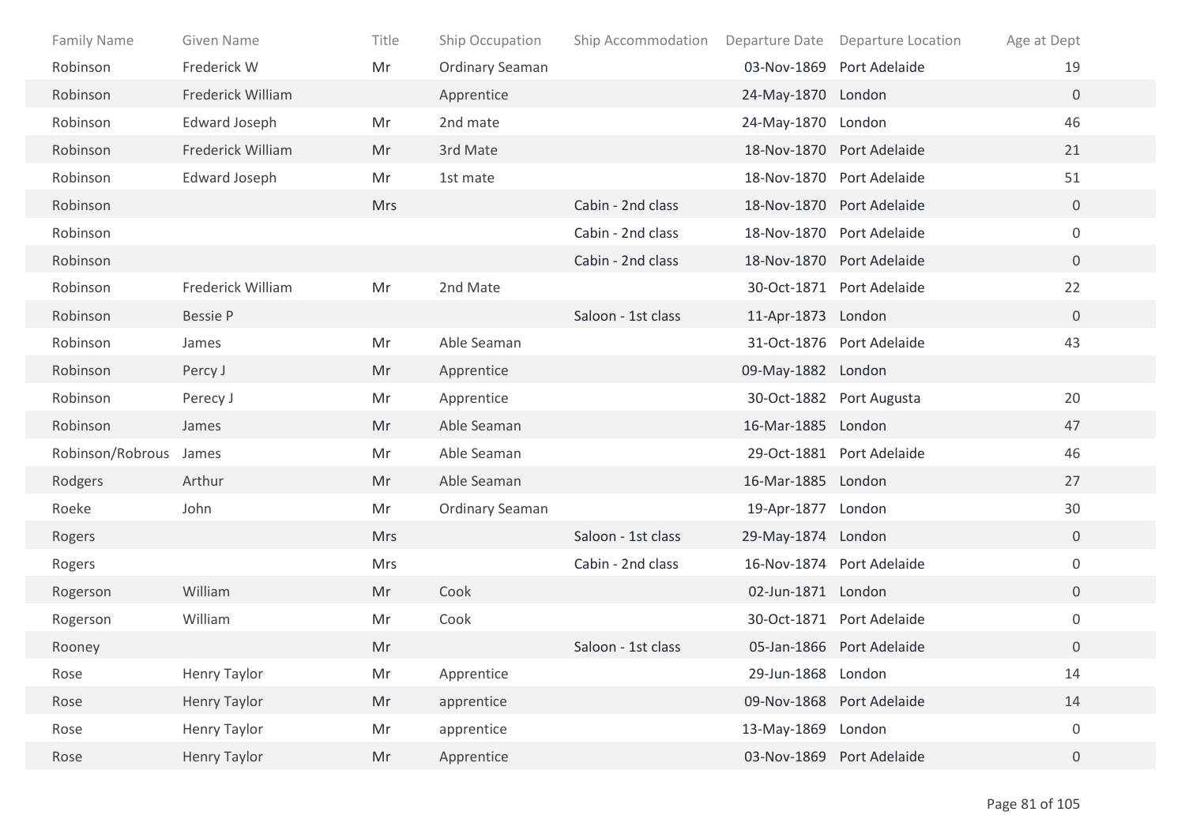| Family Name | Given Name | Title | Ship Occupation | Ship Accommodation | Departure Date | Departure Location | Age at Dept |
|---|---|---|---|---|---|---|---|
| Robinson | Frederick W | Mr | Ordinary Seaman | | 03-Nov-1869 | Port Adelaide | 19 |
| Robinson | Frederick William | | Apprentice | | 24-May-1870 | London | 0 |
| Robinson | Edward Joseph | Mr | 2nd mate | | 24-May-1870 | London | 46 |
| Robinson | Frederick William | Mr | 3rd Mate | | 18-Nov-1870 | Port Adelaide | 21 |
| Robinson | Edward Joseph | Mr | 1st mate | | 18-Nov-1870 | Port Adelaide | 51 |
| Robinson | | Mrs | | Cabin - 2nd class | 18-Nov-1870 | Port Adelaide | 0 |
| Robinson | | | | Cabin - 2nd class | 18-Nov-1870 | Port Adelaide | 0 |
| Robinson | | | | Cabin - 2nd class | 18-Nov-1870 | Port Adelaide | 0 |
| Robinson | Frederick William | Mr | 2nd Mate | | 30-Oct-1871 | Port Adelaide | 22 |
| Robinson | Bessie P | | | Saloon - 1st class | 11-Apr-1873 | London | 0 |
| Robinson | James | Mr | Able Seaman | | 31-Oct-1876 | Port Adelaide | 43 |
| Robinson | Percy J | Mr | Apprentice | | 09-May-1882 | London | |
| Robinson | Perecy J | Mr | Apprentice | | 30-Oct-1882 | Port Augusta | 20 |
| Robinson | James | Mr | Able Seaman | | 16-Mar-1885 | London | 47 |
| Robinson/Robrous | James | Mr | Able Seaman | | 29-Oct-1881 | Port Adelaide | 46 |
| Rodgers | Arthur | Mr | Able Seaman | | 16-Mar-1885 | London | 27 |
| Roeke | John | Mr | Ordinary Seaman | | 19-Apr-1877 | London | 30 |
| Rogers | | Mrs | | Saloon - 1st class | 29-May-1874 | London | 0 |
| Rogers | | Mrs | | Cabin - 2nd class | 16-Nov-1874 | Port Adelaide | 0 |
| Rogerson | William | Mr | Cook | | 02-Jun-1871 | London | 0 |
| Rogerson | William | Mr | Cook | | 30-Oct-1871 | Port Adelaide | 0 |
| Rooney | | Mr | | Saloon - 1st class | 05-Jan-1866 | Port Adelaide | 0 |
| Rose | Henry Taylor | Mr | Apprentice | | 29-Jun-1868 | London | 14 |
| Rose | Henry Taylor | Mr | apprentice | | 09-Nov-1868 | Port Adelaide | 14 |
| Rose | Henry Taylor | Mr | apprentice | | 13-May-1869 | London | 0 |
| Rose | Henry Taylor | Mr | Apprentice | | 03-Nov-1869 | Port Adelaide | 0 |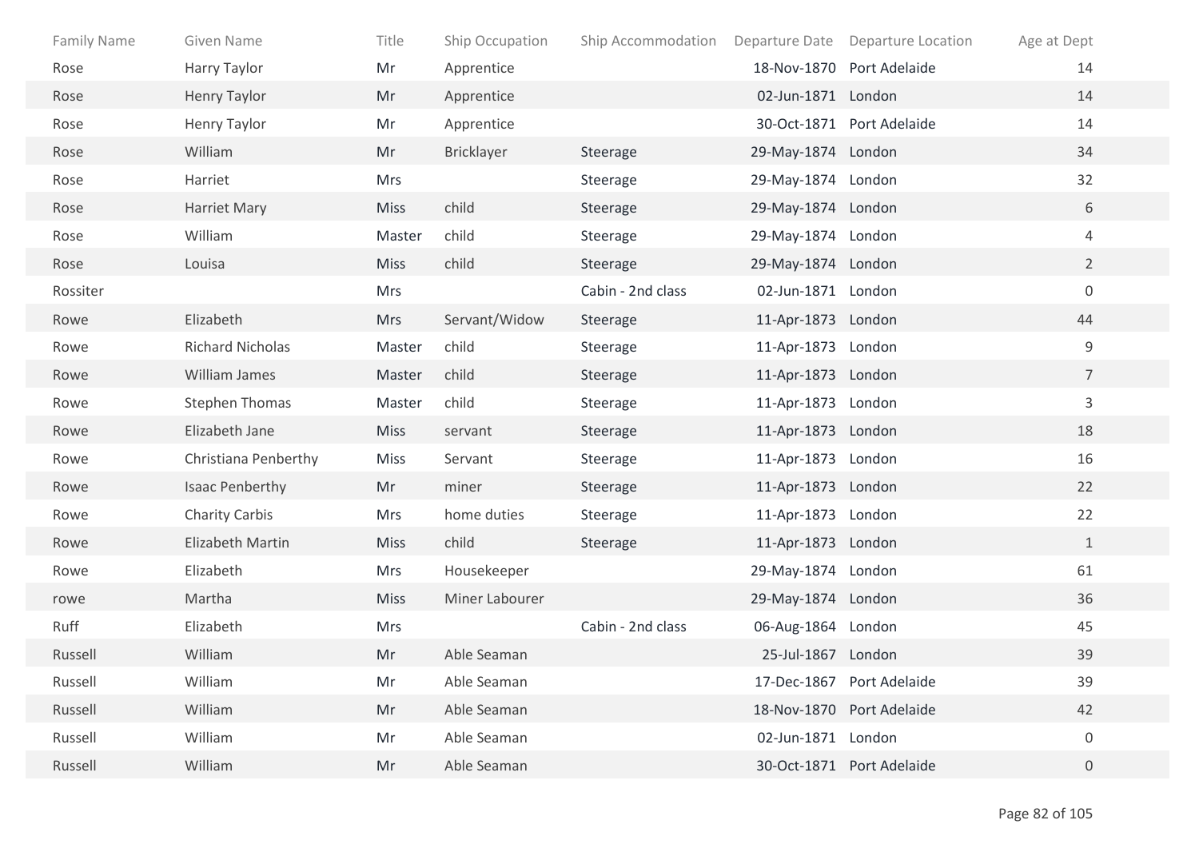| Family Name | Given Name | Title | Ship Occupation | Ship Accommodation | Departure Date | Departure Location | Age at Dept |
|---|---|---|---|---|---|---|---|
| Rose | Harry Taylor | Mr | Apprentice | | 18-Nov-1870 | Port Adelaide | 14 |
| Rose | Henry Taylor | Mr | Apprentice | | 02-Jun-1871 | London | 14 |
| Rose | Henry Taylor | Mr | Apprentice | | 30-Oct-1871 | Port Adelaide | 14 |
| Rose | William | Mr | Bricklayer | Steerage | 29-May-1874 | London | 34 |
| Rose | Harriet | Mrs | | Steerage | 29-May-1874 | London | 32 |
| Rose | Harriet Mary | Miss | child | Steerage | 29-May-1874 | London | 6 |
| Rose | William | Master | child | Steerage | 29-May-1874 | London | 4 |
| Rose | Louisa | Miss | child | Steerage | 29-May-1874 | London | 2 |
| Rossiter | | Mrs | | Cabin - 2nd class | 02-Jun-1871 | London | 0 |
| Rowe | Elizabeth | Mrs | Servant/Widow | Steerage | 11-Apr-1873 | London | 44 |
| Rowe | Richard Nicholas | Master | child | Steerage | 11-Apr-1873 | London | 9 |
| Rowe | William James | Master | child | Steerage | 11-Apr-1873 | London | 7 |
| Rowe | Stephen Thomas | Master | child | Steerage | 11-Apr-1873 | London | 3 |
| Rowe | Elizabeth Jane | Miss | servant | Steerage | 11-Apr-1873 | London | 18 |
| Rowe | Christiana Penberthy | Miss | Servant | Steerage | 11-Apr-1873 | London | 16 |
| Rowe | Isaac Penberthy | Mr | miner | Steerage | 11-Apr-1873 | London | 22 |
| Rowe | Charity Carbis | Mrs | home duties | Steerage | 11-Apr-1873 | London | 22 |
| Rowe | Elizabeth Martin | Miss | child | Steerage | 11-Apr-1873 | London | 1 |
| Rowe | Elizabeth | Mrs | Housekeeper | | 29-May-1874 | London | 61 |
| rowe | Martha | Miss | Miner Labourer | | 29-May-1874 | London | 36 |
| Ruff | Elizabeth | Mrs | | Cabin - 2nd class | 06-Aug-1864 | London | 45 |
| Russell | William | Mr | Able Seaman | | 25-Jul-1867 | London | 39 |
| Russell | William | Mr | Able Seaman | | 17-Dec-1867 | Port Adelaide | 39 |
| Russell | William | Mr | Able Seaman | | 18-Nov-1870 | Port Adelaide | 42 |
| Russell | William | Mr | Able Seaman | | 02-Jun-1871 | London | 0 |
| Russell | William | Mr | Able Seaman | | 30-Oct-1871 | Port Adelaide | 0 |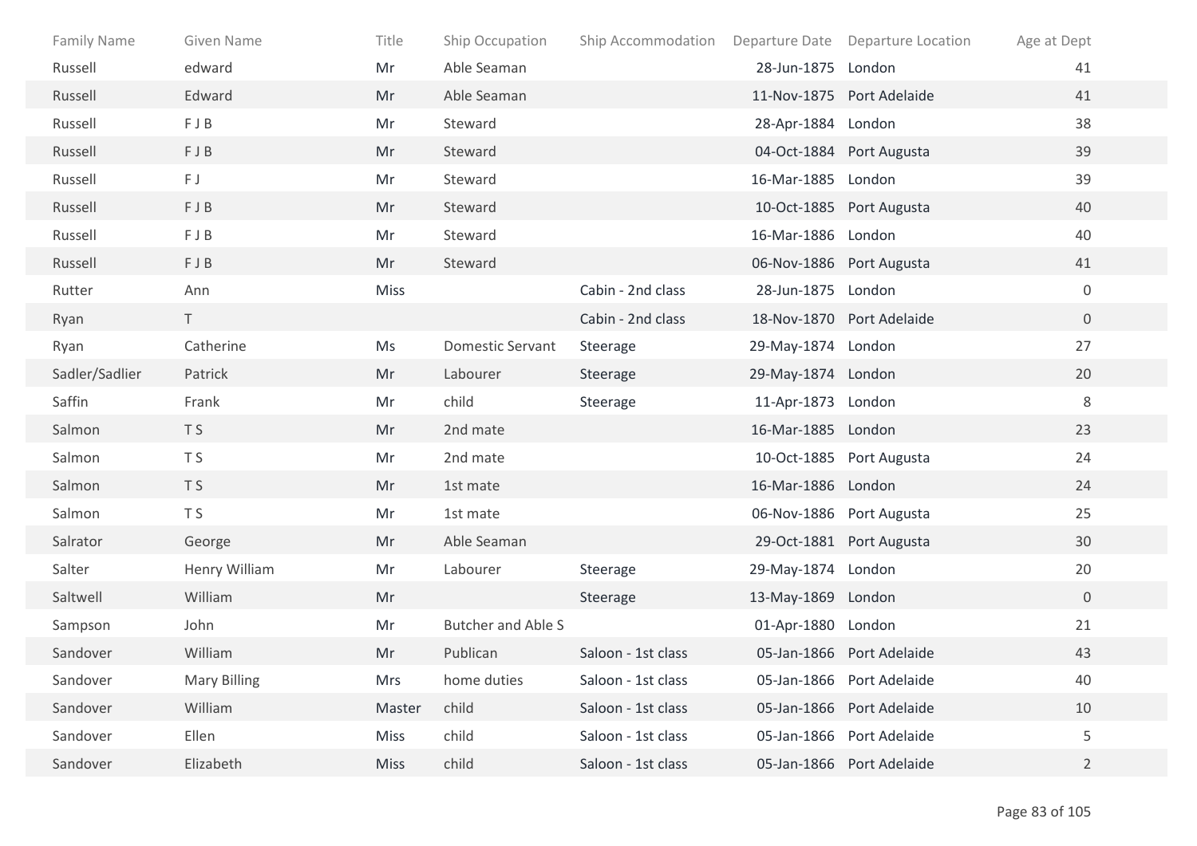| Family Name | Given Name | Title | Ship Occupation | Ship Accommodation | Departure Date | Departure Location | Age at Dept |
|---|---|---|---|---|---|---|---|
| Russell | edward | Mr | Able Seaman | | 28-Jun-1875 | London | 41 |
| Russell | Edward | Mr | Able Seaman | | 11-Nov-1875 | Port Adelaide | 41 |
| Russell | F J B | Mr | Steward | | 28-Apr-1884 | London | 38 |
| Russell | F J B | Mr | Steward | | 04-Oct-1884 | Port Augusta | 39 |
| Russell | F J | Mr | Steward | | 16-Mar-1885 | London | 39 |
| Russell | F J B | Mr | Steward | | 10-Oct-1885 | Port Augusta | 40 |
| Russell | F J B | Mr | Steward | | 16-Mar-1886 | London | 40 |
| Russell | F J B | Mr | Steward | | 06-Nov-1886 | Port Augusta | 41 |
| Rutter | Ann | Miss | | Cabin - 2nd class | 28-Jun-1875 | London | 0 |
| Ryan | T | | | Cabin - 2nd class | 18-Nov-1870 | Port Adelaide | 0 |
| Ryan | Catherine | Ms | Domestic Servant | Steerage | 29-May-1874 | London | 27 |
| Sadler/Sadlier | Patrick | Mr | Labourer | Steerage | 29-May-1874 | London | 20 |
| Saffin | Frank | Mr | child | Steerage | 11-Apr-1873 | London | 8 |
| Salmon | T S | Mr | 2nd mate | | 16-Mar-1885 | London | 23 |
| Salmon | T S | Mr | 2nd mate | | 10-Oct-1885 | Port Augusta | 24 |
| Salmon | T S | Mr | 1st mate | | 16-Mar-1886 | London | 24 |
| Salmon | T S | Mr | 1st mate | | 06-Nov-1886 | Port Augusta | 25 |
| Salrator | George | Mr | Able Seaman | | 29-Oct-1881 | Port Augusta | 30 |
| Salter | Henry William | Mr | Labourer | Steerage | 29-May-1874 | London | 20 |
| Saltwell | William | Mr | | Steerage | 13-May-1869 | London | 0 |
| Sampson | John | Mr | Butcher and Able S | | 01-Apr-1880 | London | 21 |
| Sandover | William | Mr | Publican | Saloon - 1st class | 05-Jan-1866 | Port Adelaide | 43 |
| Sandover | Mary Billing | Mrs | home duties | Saloon - 1st class | 05-Jan-1866 | Port Adelaide | 40 |
| Sandover | William | Master | child | Saloon - 1st class | 05-Jan-1866 | Port Adelaide | 10 |
| Sandover | Ellen | Miss | child | Saloon - 1st class | 05-Jan-1866 | Port Adelaide | 5 |
| Sandover | Elizabeth | Miss | child | Saloon - 1st class | 05-Jan-1866 | Port Adelaide | 2 |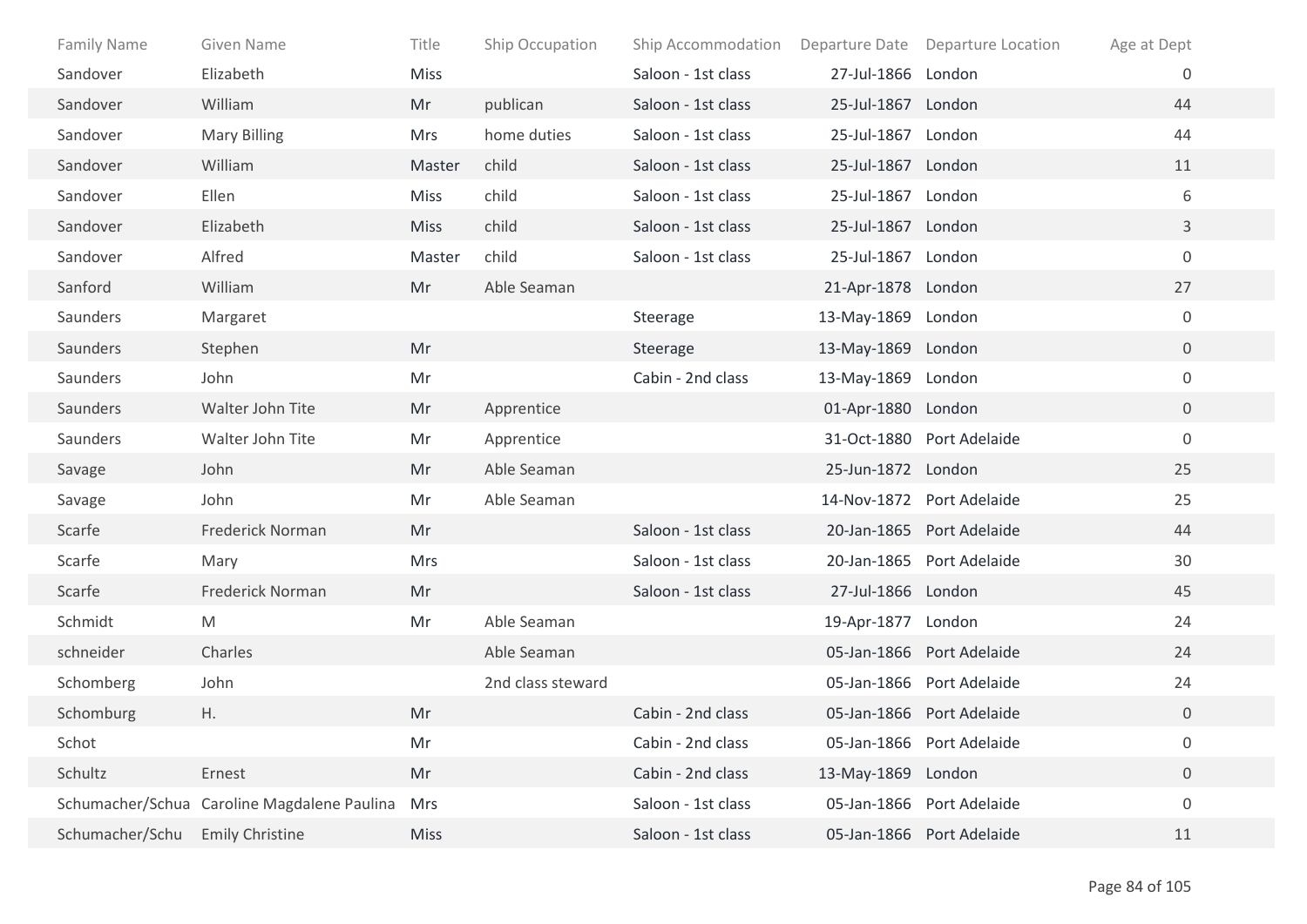| Family Name | Given Name | Title | Ship Occupation | Ship Accommodation | Departure Date | Departure Location | Age at Dept |
|---|---|---|---|---|---|---|---|
| Sandover | Elizabeth | Miss | | Saloon - 1st class | 27-Jul-1866 | London | 0 |
| Sandover | William | Mr | publican | Saloon - 1st class | 25-Jul-1867 | London | 44 |
| Sandover | Mary Billing | Mrs | home duties | Saloon - 1st class | 25-Jul-1867 | London | 44 |
| Sandover | William | Master | child | Saloon - 1st class | 25-Jul-1867 | London | 11 |
| Sandover | Ellen | Miss | child | Saloon - 1st class | 25-Jul-1867 | London | 6 |
| Sandover | Elizabeth | Miss | child | Saloon - 1st class | 25-Jul-1867 | London | 3 |
| Sandover | Alfred | Master | child | Saloon - 1st class | 25-Jul-1867 | London | 0 |
| Sanford | William | Mr | Able Seaman | | 21-Apr-1878 | London | 27 |
| Saunders | Margaret | | | Steerage | 13-May-1869 | London | 0 |
| Saunders | Stephen | Mr | | Steerage | 13-May-1869 | London | 0 |
| Saunders | John | Mr | | Cabin - 2nd class | 13-May-1869 | London | 0 |
| Saunders | Walter John Tite | Mr | Apprentice | | 01-Apr-1880 | London | 0 |
| Saunders | Walter John Tite | Mr | Apprentice | | 31-Oct-1880 | Port Adelaide | 0 |
| Savage | John | Mr | Able Seaman | | 25-Jun-1872 | London | 25 |
| Savage | John | Mr | Able Seaman | | 14-Nov-1872 | Port Adelaide | 25 |
| Scarfe | Frederick Norman | Mr | | Saloon - 1st class | 20-Jan-1865 | Port Adelaide | 44 |
| Scarfe | Mary | Mrs | | Saloon - 1st class | 20-Jan-1865 | Port Adelaide | 30 |
| Scarfe | Frederick Norman | Mr | | Saloon - 1st class | 27-Jul-1866 | London | 45 |
| Schmidt | M | Mr | Able Seaman | | 19-Apr-1877 | London | 24 |
| schneider | Charles | | Able Seaman | | 05-Jan-1866 | Port Adelaide | 24 |
| Schomberg | John | | 2nd class steward | | 05-Jan-1866 | Port Adelaide | 24 |
| Schomburg | H. | Mr | | Cabin - 2nd class | 05-Jan-1866 | Port Adelaide | 0 |
| Schot | | Mr | | Cabin - 2nd class | 05-Jan-1866 | Port Adelaide | 0 |
| Schultz | Ernest | Mr | | Cabin - 2nd class | 13-May-1869 | London | 0 |
| Schumacher/Schua | Caroline Magdalene Paulina | Mrs | | Saloon - 1st class | 05-Jan-1866 | Port Adelaide | 0 |
| Schumacher/Schu | Emily Christine | Miss | | Saloon - 1st class | 05-Jan-1866 | Port Adelaide | 11 |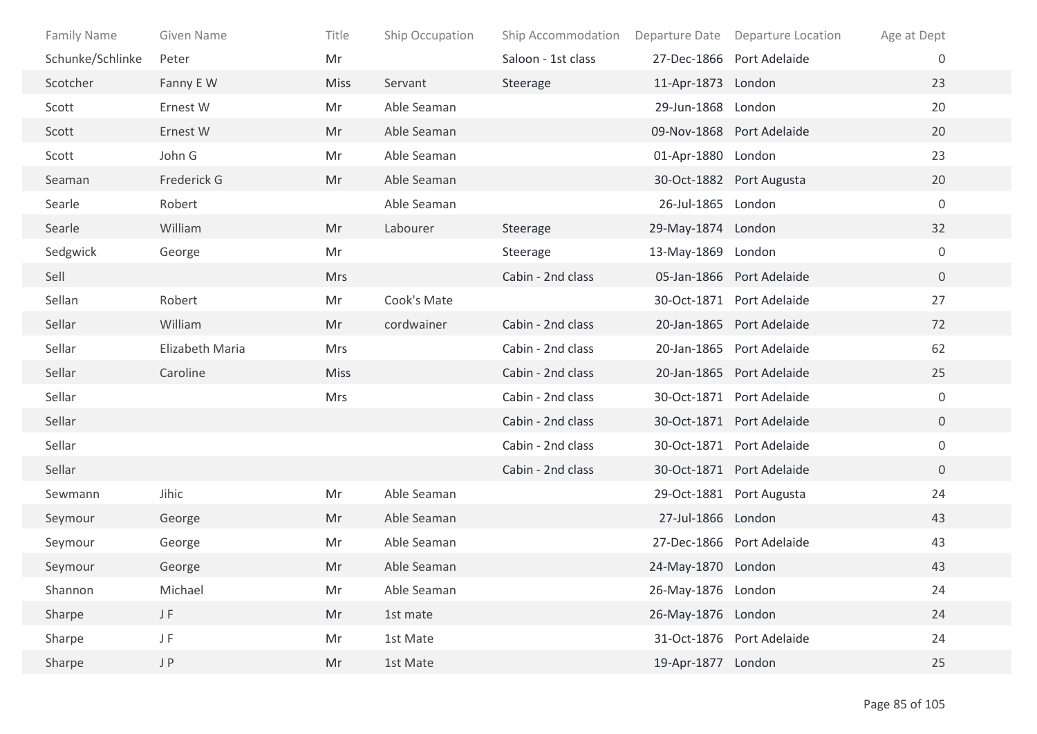| Family Name | Given Name | Title | Ship Occupation | Ship Accommodation | Departure Date | Departure Location | Age at Dept |
|---|---|---|---|---|---|---|---|
| Schunke/Schlinke | Peter | Mr | | Saloon - 1st class | 27-Dec-1866 | Port Adelaide | 0 |
| Scotcher | Fanny E W | Miss | Servant | Steerage | 11-Apr-1873 | London | 23 |
| Scott | Ernest W | Mr | Able Seaman | | 29-Jun-1868 | London | 20 |
| Scott | Ernest W | Mr | Able Seaman | | 09-Nov-1868 | Port Adelaide | 20 |
| Scott | John G | Mr | Able Seaman | | 01-Apr-1880 | London | 23 |
| Seaman | Frederick G | Mr | Able Seaman | | 30-Oct-1882 | Port Augusta | 20 |
| Searle | Robert | | Able Seaman | | 26-Jul-1865 | London | 0 |
| Searle | William | Mr | Labourer | Steerage | 29-May-1874 | London | 32 |
| Sedgwick | George | Mr | | Steerage | 13-May-1869 | London | 0 |
| Sell | | Mrs | | Cabin - 2nd class | 05-Jan-1866 | Port Adelaide | 0 |
| Sellan | Robert | Mr | Cook's Mate | | 30-Oct-1871 | Port Adelaide | 27 |
| Sellar | William | Mr | cordwainer | Cabin - 2nd class | 20-Jan-1865 | Port Adelaide | 72 |
| Sellar | Elizabeth Maria | Mrs | | Cabin - 2nd class | 20-Jan-1865 | Port Adelaide | 62 |
| Sellar | Caroline | Miss | | Cabin - 2nd class | 20-Jan-1865 | Port Adelaide | 25 |
| Sellar | | Mrs | | Cabin - 2nd class | 30-Oct-1871 | Port Adelaide | 0 |
| Sellar | | | | Cabin - 2nd class | 30-Oct-1871 | Port Adelaide | 0 |
| Sellar | | | | Cabin - 2nd class | 30-Oct-1871 | Port Adelaide | 0 |
| Sellar | | | | Cabin - 2nd class | 30-Oct-1871 | Port Adelaide | 0 |
| Sewmann | Jihic | Mr | Able Seaman | | 29-Oct-1881 | Port Augusta | 24 |
| Seymour | George | Mr | Able Seaman | | 27-Jul-1866 | London | 43 |
| Seymour | George | Mr | Able Seaman | | 27-Dec-1866 | Port Adelaide | 43 |
| Seymour | George | Mr | Able Seaman | | 24-May-1870 | London | 43 |
| Shannon | Michael | Mr | Able Seaman | | 26-May-1876 | London | 24 |
| Sharpe | J F | Mr | 1st mate | | 26-May-1876 | London | 24 |
| Sharpe | J F | Mr | 1st Mate | | 31-Oct-1876 | Port Adelaide | 24 |
| Sharpe | J P | Mr | 1st Mate | | 19-Apr-1877 | London | 25 |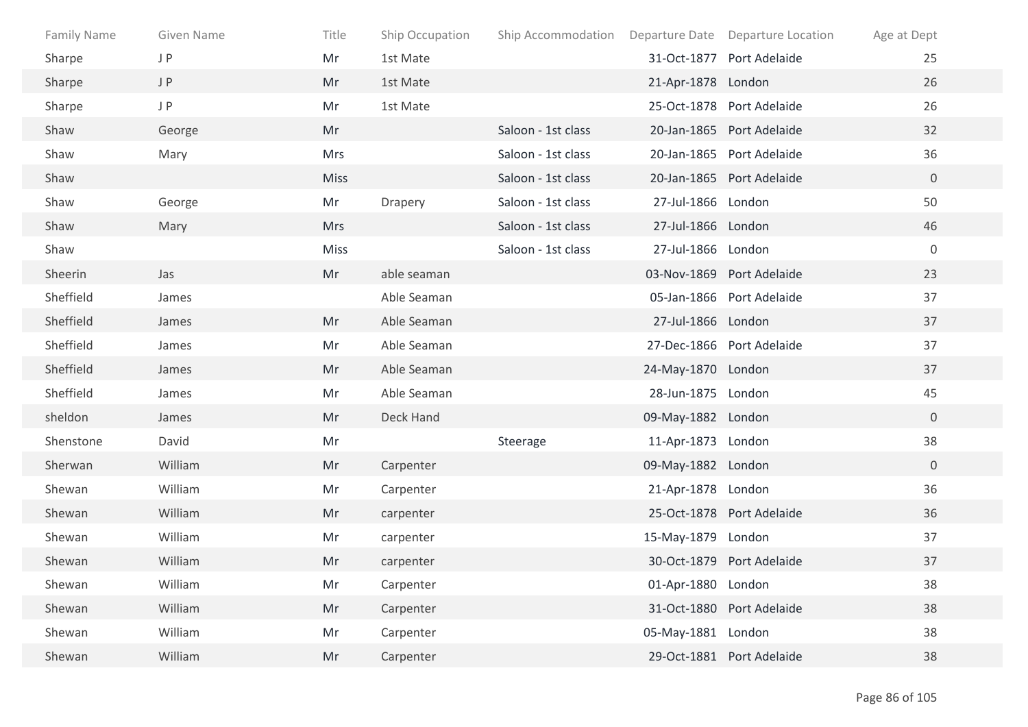| Family Name | Given Name | Title | Ship Occupation | Ship Accommodation | Departure Date | Departure Location | Age at Dept |
| --- | --- | --- | --- | --- | --- | --- | --- |
| Sharpe | J P | Mr | 1st Mate | | 31-Oct-1877 | Port Adelaide | 25 |
| Sharpe | J P | Mr | 1st Mate | | 21-Apr-1878 | London | 26 |
| Sharpe | J P | Mr | 1st Mate | | 25-Oct-1878 | Port Adelaide | 26 |
| Shaw | George | Mr | | Saloon - 1st class | 20-Jan-1865 | Port Adelaide | 32 |
| Shaw | Mary | Mrs | | Saloon - 1st class | 20-Jan-1865 | Port Adelaide | 36 |
| Shaw | | Miss | | Saloon - 1st class | 20-Jan-1865 | Port Adelaide | 0 |
| Shaw | George | Mr | Drapery | Saloon - 1st class | 27-Jul-1866 | London | 50 |
| Shaw | Mary | Mrs | | Saloon - 1st class | 27-Jul-1866 | London | 46 |
| Shaw | | Miss | | Saloon - 1st class | 27-Jul-1866 | London | 0 |
| Sheerin | Jas | Mr | able seaman | | 03-Nov-1869 | Port Adelaide | 23 |
| Sheffield | James | | Able Seaman | | 05-Jan-1866 | Port Adelaide | 37 |
| Sheffield | James | Mr | Able Seaman | | 27-Jul-1866 | London | 37 |
| Sheffield | James | Mr | Able Seaman | | 27-Dec-1866 | Port Adelaide | 37 |
| Sheffield | James | Mr | Able Seaman | | 24-May-1870 | London | 37 |
| Sheffield | James | Mr | Able Seaman | | 28-Jun-1875 | London | 45 |
| sheldon | James | Mr | Deck Hand | | 09-May-1882 | London | 0 |
| Shenstone | David | Mr | | Steerage | 11-Apr-1873 | London | 38 |
| Sherwan | William | Mr | Carpenter | | 09-May-1882 | London | 0 |
| Shewan | William | Mr | Carpenter | | 21-Apr-1878 | London | 36 |
| Shewan | William | Mr | carpenter | | 25-Oct-1878 | Port Adelaide | 36 |
| Shewan | William | Mr | carpenter | | 15-May-1879 | London | 37 |
| Shewan | William | Mr | carpenter | | 30-Oct-1879 | Port Adelaide | 37 |
| Shewan | William | Mr | Carpenter | | 01-Apr-1880 | London | 38 |
| Shewan | William | Mr | Carpenter | | 31-Oct-1880 | Port Adelaide | 38 |
| Shewan | William | Mr | Carpenter | | 05-May-1881 | London | 38 |
| Shewan | William | Mr | Carpenter | | 29-Oct-1881 | Port Adelaide | 38 |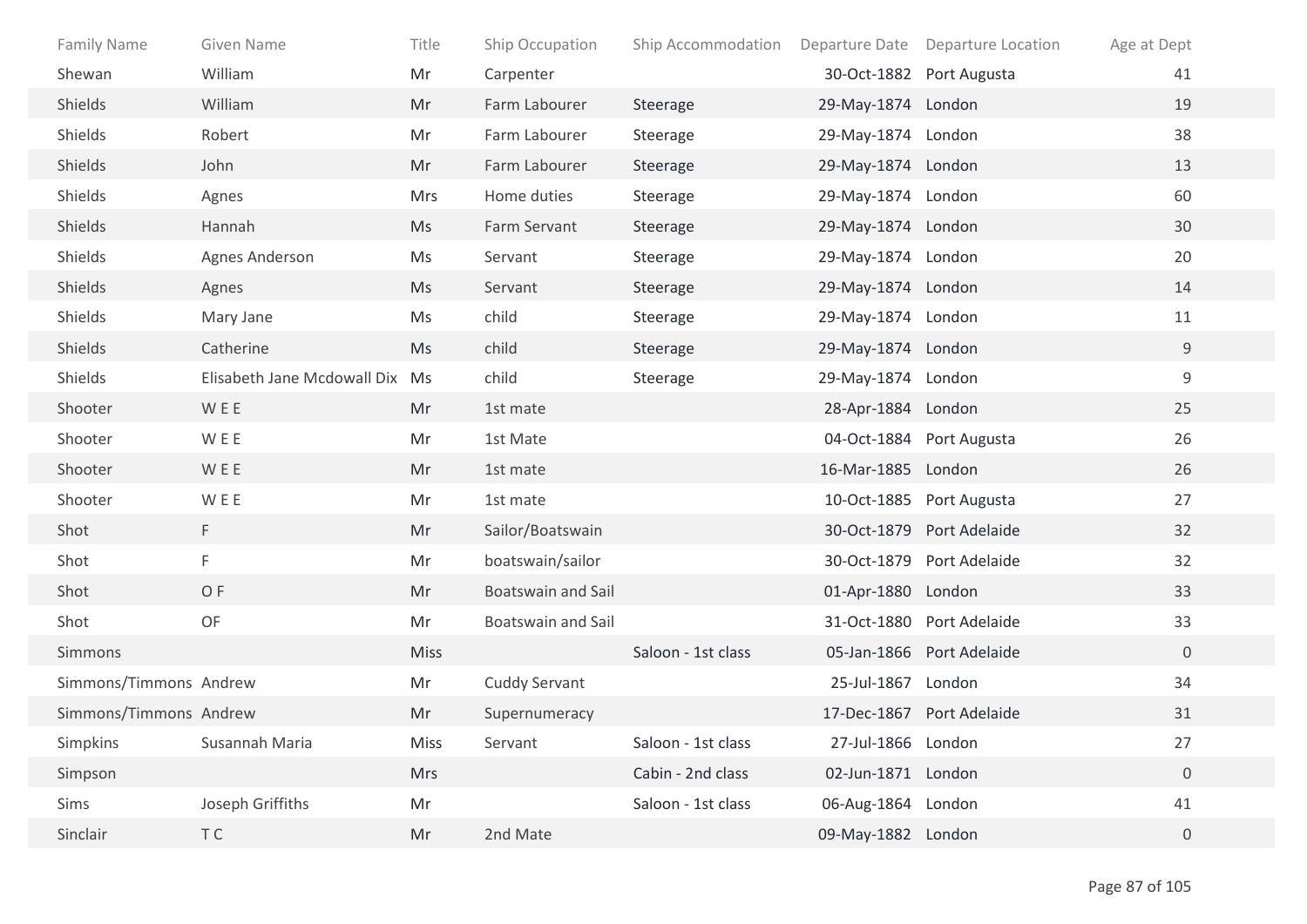| Family Name | Given Name | Title | Ship Occupation | Ship Accommodation | Departure Date | Departure Location | Age at Dept |
|---|---|---|---|---|---|---|---|
| Shewan | William | Mr | Carpenter | | 30-Oct-1882 | Port Augusta | 41 |
| Shields | William | Mr | Farm Labourer | Steerage | 29-May-1874 | London | 19 |
| Shields | Robert | Mr | Farm Labourer | Steerage | 29-May-1874 | London | 38 |
| Shields | John | Mr | Farm Labourer | Steerage | 29-May-1874 | London | 13 |
| Shields | Agnes | Mrs | Home duties | Steerage | 29-May-1874 | London | 60 |
| Shields | Hannah | Ms | Farm Servant | Steerage | 29-May-1874 | London | 30 |
| Shields | Agnes Anderson | Ms | Servant | Steerage | 29-May-1874 | London | 20 |
| Shields | Agnes | Ms | Servant | Steerage | 29-May-1874 | London | 14 |
| Shields | Mary Jane | Ms | child | Steerage | 29-May-1874 | London | 11 |
| Shields | Catherine | Ms | child | Steerage | 29-May-1874 | London | 9 |
| Shields | Elisabeth Jane Mcdowall Dix | Ms | child | Steerage | 29-May-1874 | London | 9 |
| Shooter | W E E | Mr | 1st mate | | 28-Apr-1884 | London | 25 |
| Shooter | W E E | Mr | 1st Mate | | 04-Oct-1884 | Port Augusta | 26 |
| Shooter | W E E | Mr | 1st mate | | 16-Mar-1885 | London | 26 |
| Shooter | W E E | Mr | 1st mate | | 10-Oct-1885 | Port Augusta | 27 |
| Shot | F | Mr | Sailor/Boatswain | | 30-Oct-1879 | Port Adelaide | 32 |
| Shot | F | Mr | boatswain/sailor | | 30-Oct-1879 | Port Adelaide | 32 |
| Shot | O F | Mr | Boatswain and Sail | | 01-Apr-1880 | London | 33 |
| Shot | OF | Mr | Boatswain and Sail | | 31-Oct-1880 | Port Adelaide | 33 |
| Simmons | | Miss | | Saloon - 1st class | 05-Jan-1866 | Port Adelaide | 0 |
| Simmons/Timmons | Andrew | Mr | Cuddy Servant | | 25-Jul-1867 | London | 34 |
| Simmons/Timmons | Andrew | Mr | Supernumeracy | | 17-Dec-1867 | Port Adelaide | 31 |
| Simpkins | Susannah Maria | Miss | Servant | Saloon - 1st class | 27-Jul-1866 | London | 27 |
| Simpson | | Mrs | | Cabin - 2nd class | 02-Jun-1871 | London | 0 |
| Sims | Joseph Griffiths | Mr | | Saloon - 1st class | 06-Aug-1864 | London | 41 |
| Sinclair | T C | Mr | 2nd Mate | | 09-May-1882 | London | 0 |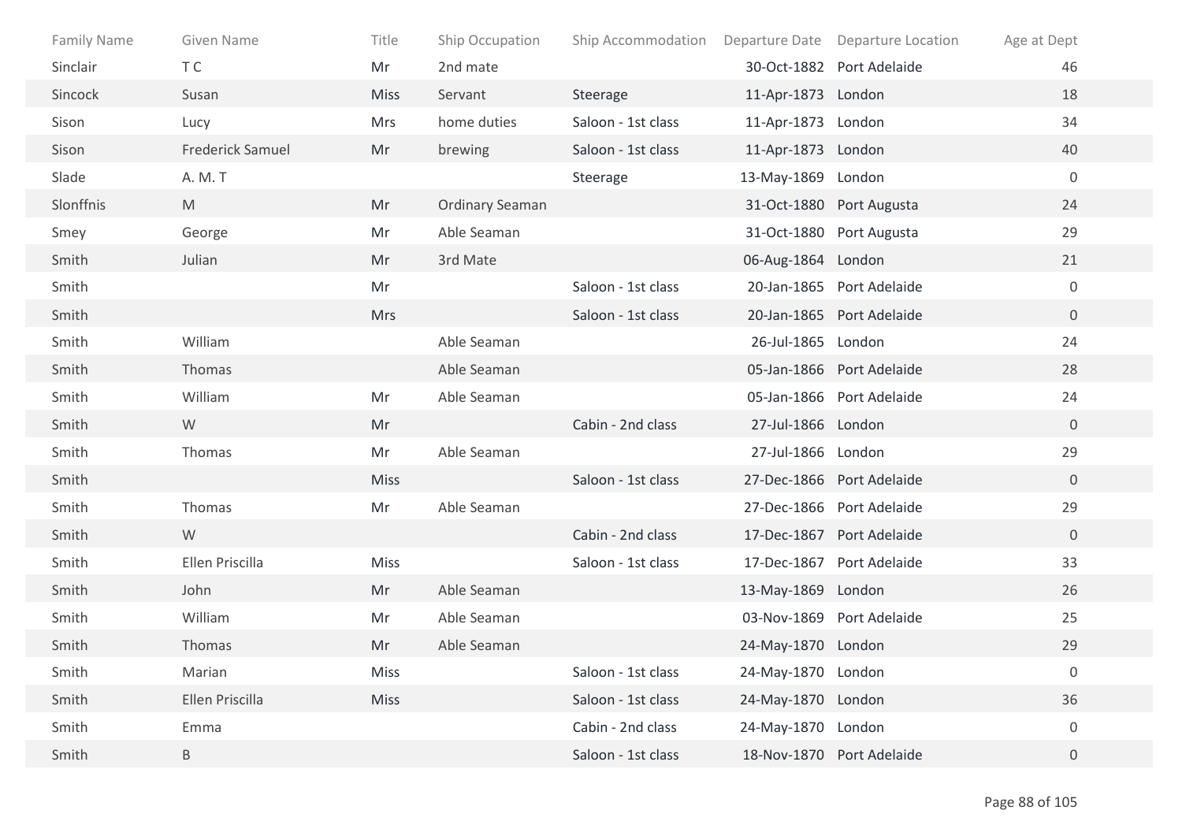| Family Name | Given Name | Title | Ship Occupation | Ship Accommodation | Departure Date | Departure Location | Age at Dept |
|---|---|---|---|---|---|---|---|
| Sinclair | T C | Mr | 2nd mate | | 30-Oct-1882 | Port Adelaide | 46 |
| Sincock | Susan | Miss | Servant | Steerage | 11-Apr-1873 | London | 18 |
| Sison | Lucy | Mrs | home duties | Saloon - 1st class | 11-Apr-1873 | London | 34 |
| Sison | Frederick Samuel | Mr | brewing | Saloon - 1st class | 11-Apr-1873 | London | 40 |
| Slade | A. M. T | | | Steerage | 13-May-1869 | London | 0 |
| Slonffnis | M | Mr | Ordinary Seaman | | 31-Oct-1880 | Port Augusta | 24 |
| Smey | George | Mr | Able Seaman | | 31-Oct-1880 | Port Augusta | 29 |
| Smith | Julian | Mr | 3rd Mate | | 06-Aug-1864 | London | 21 |
| Smith | | Mr | | Saloon - 1st class | 20-Jan-1865 | Port Adelaide | 0 |
| Smith | | Mrs | | Saloon - 1st class | 20-Jan-1865 | Port Adelaide | 0 |
| Smith | William | | Able Seaman | | 26-Jul-1865 | London | 24 |
| Smith | Thomas | | Able Seaman | | 05-Jan-1866 | Port Adelaide | 28 |
| Smith | William | Mr | Able Seaman | | 05-Jan-1866 | Port Adelaide | 24 |
| Smith | W | Mr | | Cabin - 2nd class | 27-Jul-1866 | London | 0 |
| Smith | Thomas | Mr | Able Seaman | | 27-Jul-1866 | London | 29 |
| Smith | | Miss | | Saloon - 1st class | 27-Dec-1866 | Port Adelaide | 0 |
| Smith | Thomas | Mr | Able Seaman | | 27-Dec-1866 | Port Adelaide | 29 |
| Smith | W | | | Cabin - 2nd class | 17-Dec-1867 | Port Adelaide | 0 |
| Smith | Ellen Priscilla | Miss | | Saloon - 1st class | 17-Dec-1867 | Port Adelaide | 33 |
| Smith | John | Mr | Able Seaman | | 13-May-1869 | London | 26 |
| Smith | William | Mr | Able Seaman | | 03-Nov-1869 | Port Adelaide | 25 |
| Smith | Thomas | Mr | Able Seaman | | 24-May-1870 | London | 29 |
| Smith | Marian | Miss | | Saloon - 1st class | 24-May-1870 | London | 0 |
| Smith | Ellen Priscilla | Miss | | Saloon - 1st class | 24-May-1870 | London | 36 |
| Smith | Emma | | | Cabin - 2nd class | 24-May-1870 | London | 0 |
| Smith | B | | | Saloon - 1st class | 18-Nov-1870 | Port Adelaide | 0 |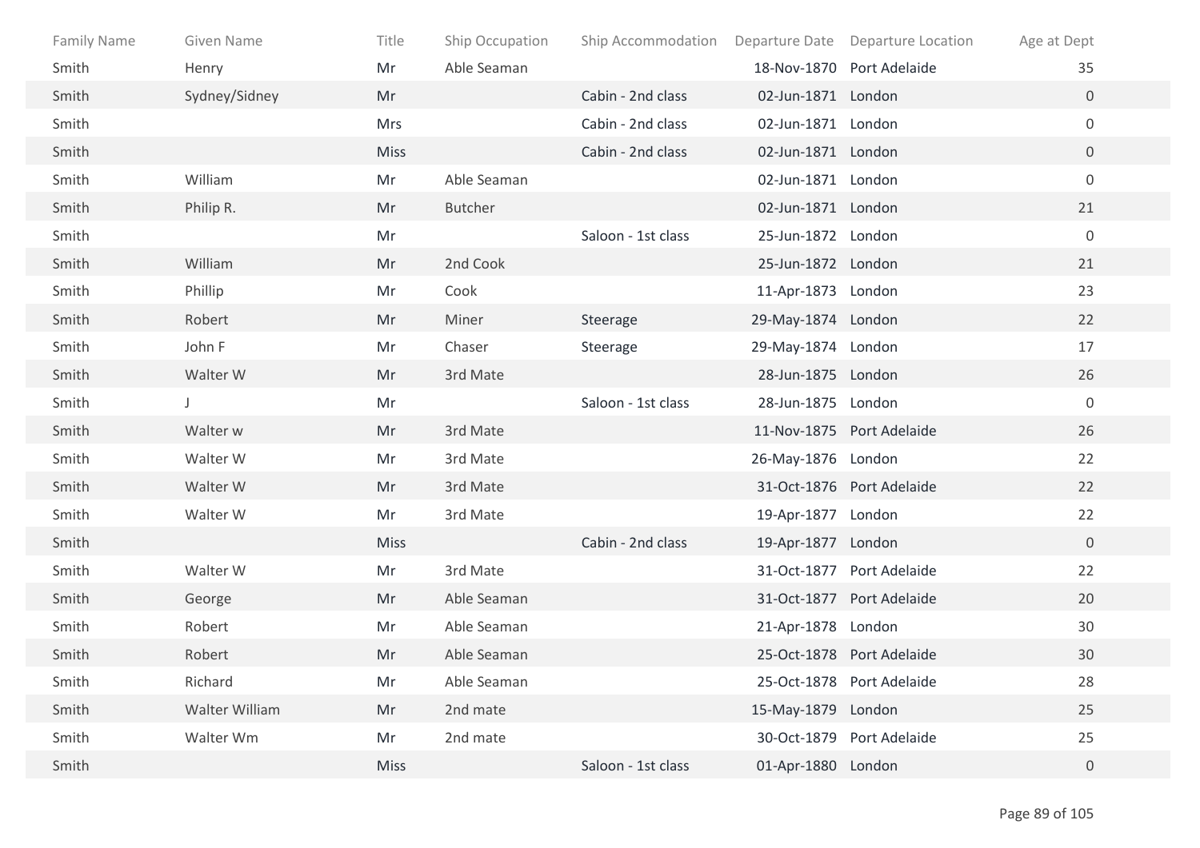| Family Name | Given Name | Title | Ship Occupation | Ship Accommodation | Departure Date | Departure Location | Age at Dept |
|---|---|---|---|---|---|---|---|
| Smith | Henry | Mr | Able Seaman | | 18-Nov-1870 | Port Adelaide | 35 |
| Smith | Sydney/Sidney | Mr | | Cabin - 2nd class | 02-Jun-1871 | London | 0 |
| Smith | | Mrs | | Cabin - 2nd class | 02-Jun-1871 | London | 0 |
| Smith | | Miss | | Cabin - 2nd class | 02-Jun-1871 | London | 0 |
| Smith | William | Mr | Able Seaman | | 02-Jun-1871 | London | 0 |
| Smith | Philip R. | Mr | Butcher | | 02-Jun-1871 | London | 21 |
| Smith | | Mr | | Saloon - 1st class | 25-Jun-1872 | London | 0 |
| Smith | William | Mr | 2nd Cook | | 25-Jun-1872 | London | 21 |
| Smith | Phillip | Mr | Cook | | 11-Apr-1873 | London | 23 |
| Smith | Robert | Mr | Miner | Steerage | 29-May-1874 | London | 22 |
| Smith | John F | Mr | Chaser | Steerage | 29-May-1874 | London | 17 |
| Smith | Walter W | Mr | 3rd Mate | | 28-Jun-1875 | London | 26 |
| Smith | J | Mr | | Saloon - 1st class | 28-Jun-1875 | London | 0 |
| Smith | Walter w | Mr | 3rd Mate | | 11-Nov-1875 | Port Adelaide | 26 |
| Smith | Walter W | Mr | 3rd Mate | | 26-May-1876 | London | 22 |
| Smith | Walter W | Mr | 3rd Mate | | 31-Oct-1876 | Port Adelaide | 22 |
| Smith | Walter W | Mr | 3rd Mate | | 19-Apr-1877 | London | 22 |
| Smith | | Miss | | Cabin - 2nd class | 19-Apr-1877 | London | 0 |
| Smith | Walter W | Mr | 3rd Mate | | 31-Oct-1877 | Port Adelaide | 22 |
| Smith | George | Mr | Able Seaman | | 31-Oct-1877 | Port Adelaide | 20 |
| Smith | Robert | Mr | Able Seaman | | 21-Apr-1878 | London | 30 |
| Smith | Robert | Mr | Able Seaman | | 25-Oct-1878 | Port Adelaide | 30 |
| Smith | Richard | Mr | Able Seaman | | 25-Oct-1878 | Port Adelaide | 28 |
| Smith | Walter William | Mr | 2nd mate | | 15-May-1879 | London | 25 |
| Smith | Walter Wm | Mr | 2nd mate | | 30-Oct-1879 | Port Adelaide | 25 |
| Smith | | Miss | | Saloon - 1st class | 01-Apr-1880 | London | 0 |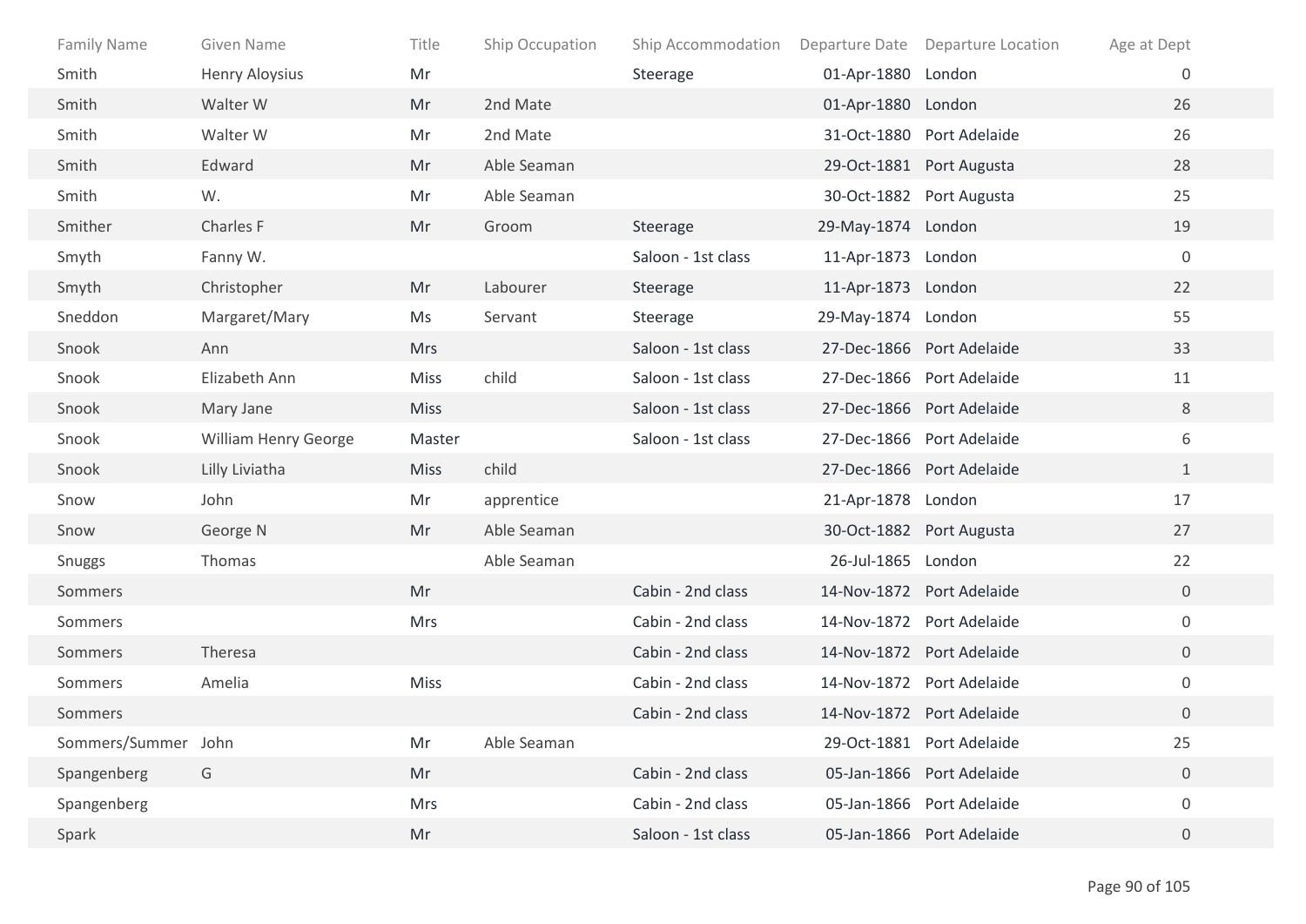| Family Name | Given Name | Title | Ship Occupation | Ship Accommodation | Departure Date | Departure Location | Age at Dept |
|---|---|---|---|---|---|---|---|
| Smith | Henry Aloysius | Mr | | Steerage | 01-Apr-1880 | London | 0 |
| Smith | Walter W | Mr | 2nd Mate | | 01-Apr-1880 | London | 26 |
| Smith | Walter W | Mr | 2nd Mate | | 31-Oct-1880 | Port Adelaide | 26 |
| Smith | Edward | Mr | Able Seaman | | 29-Oct-1881 | Port Augusta | 28 |
| Smith | W. | Mr | Able Seaman | | 30-Oct-1882 | Port Augusta | 25 |
| Smither | Charles F | Mr | Groom | Steerage | 29-May-1874 | London | 19 |
| Smyth | Fanny W. | | | Saloon - 1st class | 11-Apr-1873 | London | 0 |
| Smyth | Christopher | Mr | Labourer | Steerage | 11-Apr-1873 | London | 22 |
| Sneddon | Margaret/Mary | Ms | Servant | Steerage | 29-May-1874 | London | 55 |
| Snook | Ann | Mrs | | Saloon - 1st class | 27-Dec-1866 | Port Adelaide | 33 |
| Snook | Elizabeth Ann | Miss | child | Saloon - 1st class | 27-Dec-1866 | Port Adelaide | 11 |
| Snook | Mary Jane | Miss | | Saloon - 1st class | 27-Dec-1866 | Port Adelaide | 8 |
| Snook | William Henry George | Master | | Saloon - 1st class | 27-Dec-1866 | Port Adelaide | 6 |
| Snook | Lilly Liviatha | Miss | child | | 27-Dec-1866 | Port Adelaide | 1 |
| Snow | John | Mr | apprentice | | 21-Apr-1878 | London | 17 |
| Snow | George N | Mr | Able Seaman | | 30-Oct-1882 | Port Augusta | 27 |
| Snuggs | Thomas | | Able Seaman | | 26-Jul-1865 | London | 22 |
| Sommers | | Mr | | Cabin - 2nd class | 14-Nov-1872 | Port Adelaide | 0 |
| Sommers | | Mrs | | Cabin - 2nd class | 14-Nov-1872 | Port Adelaide | 0 |
| Sommers | Theresa | | | Cabin - 2nd class | 14-Nov-1872 | Port Adelaide | 0 |
| Sommers | Amelia | Miss | | Cabin - 2nd class | 14-Nov-1872 | Port Adelaide | 0 |
| Sommers | | | | Cabin - 2nd class | 14-Nov-1872 | Port Adelaide | 0 |
| Sommers/Summer | John | Mr | Able Seaman | | 29-Oct-1881 | Port Adelaide | 25 |
| Spangenberg | G | Mr | | Cabin - 2nd class | 05-Jan-1866 | Port Adelaide | 0 |
| Spangenberg | | Mrs | | Cabin - 2nd class | 05-Jan-1866 | Port Adelaide | 0 |
| Spark | | Mr | | Saloon - 1st class | 05-Jan-1866 | Port Adelaide | 0 |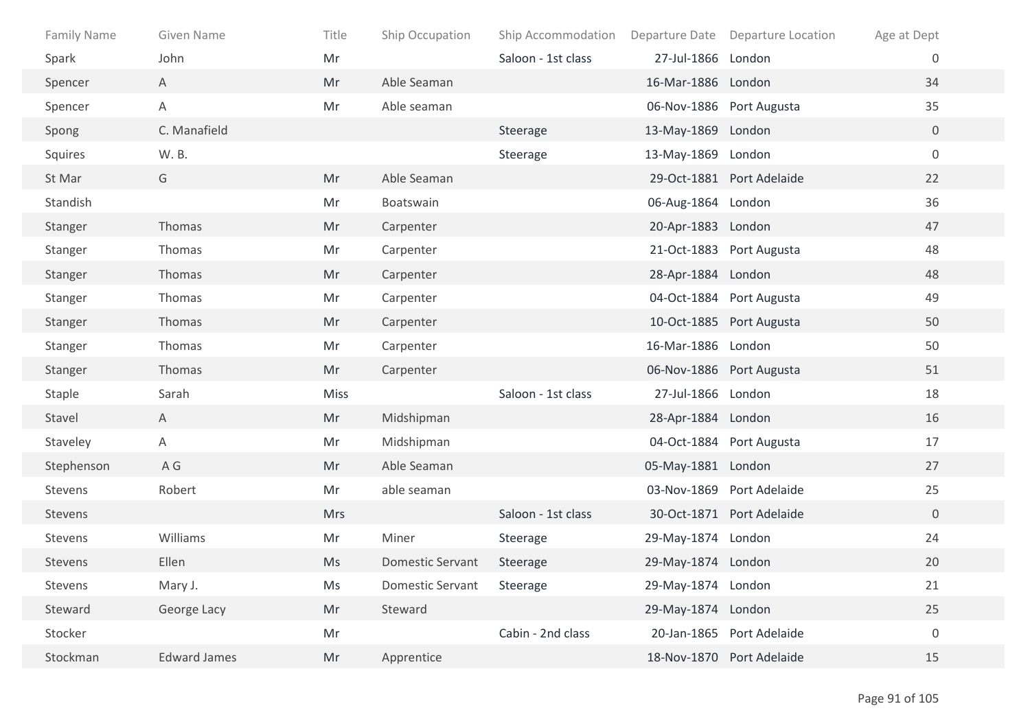| Family Name | Given Name | Title | Ship Occupation | Ship Accommodation | Departure Date | Departure Location | Age at Dept |
|---|---|---|---|---|---|---|---|
| Spark | John | Mr | | Saloon - 1st class | 27-Jul-1866 | London | 0 |
| Spencer | A | Mr | Able Seaman | | 16-Mar-1886 | London | 34 |
| Spencer | A | Mr | Able seaman | | 06-Nov-1886 | Port Augusta | 35 |
| Spong | C. Manafield | | | Steerage | 13-May-1869 | London | 0 |
| Squires | W. B. | | | Steerage | 13-May-1869 | London | 0 |
| St Mar | G | Mr | Able Seaman | | 29-Oct-1881 | Port Adelaide | 22 |
| Standish | | Mr | Boatswain | | 06-Aug-1864 | London | 36 |
| Stanger | Thomas | Mr | Carpenter | | 20-Apr-1883 | London | 47 |
| Stanger | Thomas | Mr | Carpenter | | 21-Oct-1883 | Port Augusta | 48 |
| Stanger | Thomas | Mr | Carpenter | | 28-Apr-1884 | London | 48 |
| Stanger | Thomas | Mr | Carpenter | | 04-Oct-1884 | Port Augusta | 49 |
| Stanger | Thomas | Mr | Carpenter | | 10-Oct-1885 | Port Augusta | 50 |
| Stanger | Thomas | Mr | Carpenter | | 16-Mar-1886 | London | 50 |
| Stanger | Thomas | Mr | Carpenter | | 06-Nov-1886 | Port Augusta | 51 |
| Staple | Sarah | Miss | | Saloon - 1st class | 27-Jul-1866 | London | 18 |
| Stavel | A | Mr | Midshipman | | 28-Apr-1884 | London | 16 |
| Staveley | A | Mr | Midshipman | | 04-Oct-1884 | Port Augusta | 17 |
| Stephenson | A G | Mr | Able Seaman | | 05-May-1881 | London | 27 |
| Stevens | Robert | Mr | able seaman | | 03-Nov-1869 | Port Adelaide | 25 |
| Stevens | | Mrs | | Saloon - 1st class | 30-Oct-1871 | Port Adelaide | 0 |
| Stevens | Williams | Mr | Miner | Steerage | 29-May-1874 | London | 24 |
| Stevens | Ellen | Ms | Domestic Servant | Steerage | 29-May-1874 | London | 20 |
| Stevens | Mary J. | Ms | Domestic Servant | Steerage | 29-May-1874 | London | 21 |
| Steward | George Lacy | Mr | Steward | | 29-May-1874 | London | 25 |
| Stocker | | Mr | | Cabin - 2nd class | 20-Jan-1865 | Port Adelaide | 0 |
| Stockman | Edward James | Mr | Apprentice | | 18-Nov-1870 | Port Adelaide | 15 |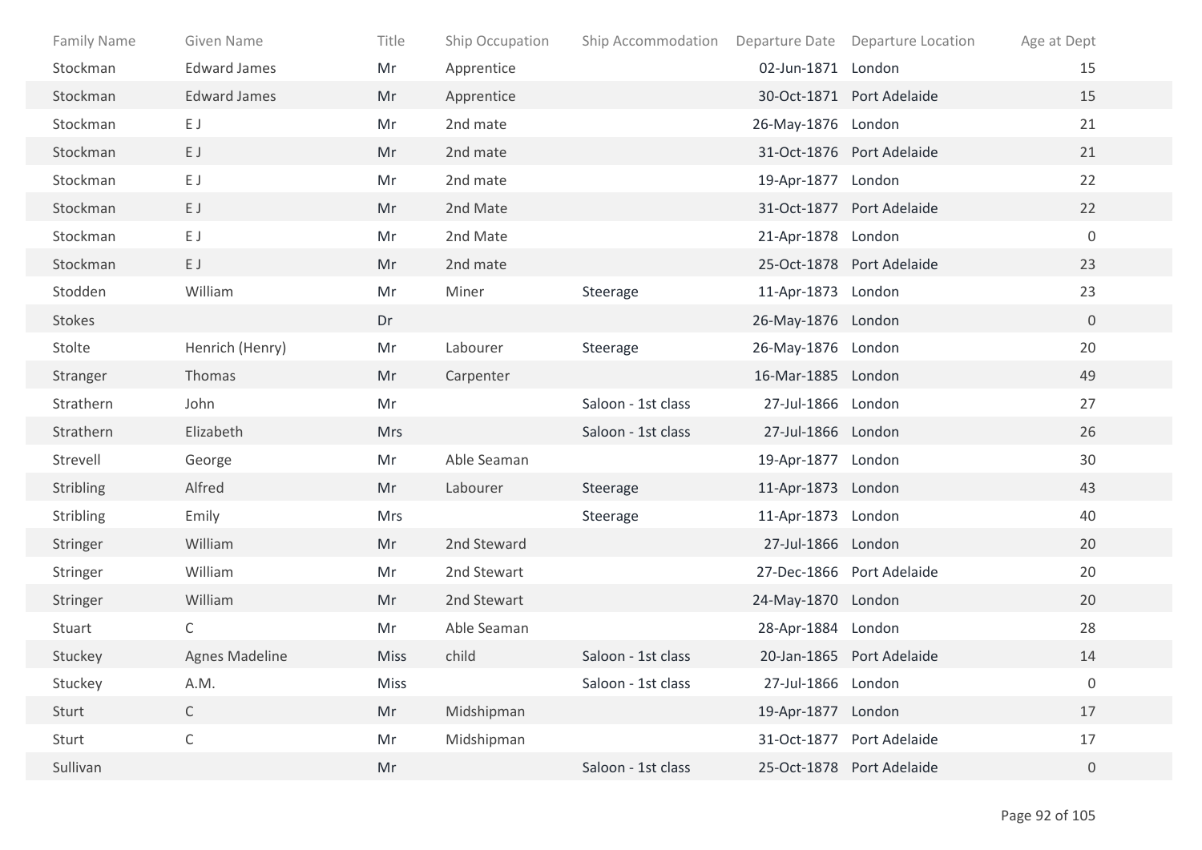| Family Name | Given Name | Title | Ship Occupation | Ship Accommodation | Departure Date | Departure Location | Age at Dept |
|---|---|---|---|---|---|---|---|
| Stockman | Edward James | Mr | Apprentice | | 02-Jun-1871 | London | 15 |
| Stockman | Edward James | Mr | Apprentice | | 30-Oct-1871 | Port Adelaide | 15 |
| Stockman | E J | Mr | 2nd mate | | 26-May-1876 | London | 21 |
| Stockman | E J | Mr | 2nd mate | | 31-Oct-1876 | Port Adelaide | 21 |
| Stockman | E J | Mr | 2nd mate | | 19-Apr-1877 | London | 22 |
| Stockman | E J | Mr | 2nd Mate | | 31-Oct-1877 | Port Adelaide | 22 |
| Stockman | E J | Mr | 2nd Mate | | 21-Apr-1878 | London | 0 |
| Stockman | E J | Mr | 2nd mate | | 25-Oct-1878 | Port Adelaide | 23 |
| Stodden | William | Mr | Miner | Steerage | 11-Apr-1873 | London | 23 |
| Stokes | | Dr | | | 26-May-1876 | London | 0 |
| Stolte | Henrich (Henry) | Mr | Labourer | Steerage | 26-May-1876 | London | 20 |
| Stranger | Thomas | Mr | Carpenter | | 16-Mar-1885 | London | 49 |
| Strathern | John | Mr | | Saloon - 1st class | 27-Jul-1866 | London | 27 |
| Strathern | Elizabeth | Mrs | | Saloon - 1st class | 27-Jul-1866 | London | 26 |
| Strevell | George | Mr | Able Seaman | | 19-Apr-1877 | London | 30 |
| Stribling | Alfred | Mr | Labourer | Steerage | 11-Apr-1873 | London | 43 |
| Stribling | Emily | Mrs | | Steerage | 11-Apr-1873 | London | 40 |
| Stringer | William | Mr | 2nd Steward | | 27-Jul-1866 | London | 20 |
| Stringer | William | Mr | 2nd Stewart | | 27-Dec-1866 | Port Adelaide | 20 |
| Stringer | William | Mr | 2nd Stewart | | 24-May-1870 | London | 20 |
| Stuart | C | Mr | Able Seaman | | 28-Apr-1884 | London | 28 |
| Stuckey | Agnes Madeline | Miss | child | Saloon - 1st class | 20-Jan-1865 | Port Adelaide | 14 |
| Stuckey | A.M. | Miss | | Saloon - 1st class | 27-Jul-1866 | London | 0 |
| Sturt | C | Mr | Midshipman | | 19-Apr-1877 | London | 17 |
| Sturt | C | Mr | Midshipman | | 31-Oct-1877 | Port Adelaide | 17 |
| Sullivan | | Mr | | Saloon - 1st class | 25-Oct-1878 | Port Adelaide | 0 |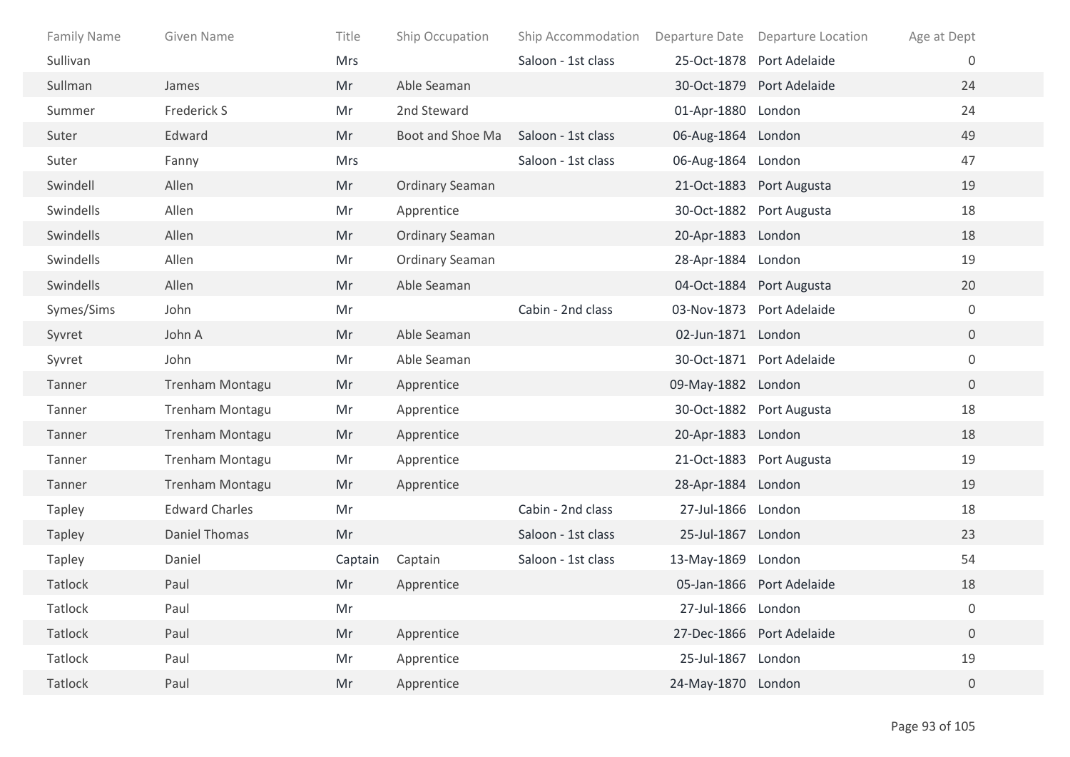| Family Name | Given Name | Title | Ship Occupation | Ship Accommodation | Departure Date | Departure Location | Age at Dept |
|---|---|---|---|---|---|---|---|
| Sullivan | | Mrs | | Saloon - 1st class | 25-Oct-1878 | Port Adelaide | 0 |
| Sullman | James | Mr | Able Seaman | | 30-Oct-1879 | Port Adelaide | 24 |
| Summer | Frederick S | Mr | 2nd Steward | | 01-Apr-1880 | London | 24 |
| Suter | Edward | Mr | Boot and Shoe Ma | Saloon - 1st class | 06-Aug-1864 | London | 49 |
| Suter | Fanny | Mrs | | Saloon - 1st class | 06-Aug-1864 | London | 47 |
| Swindell | Allen | Mr | Ordinary Seaman | | 21-Oct-1883 | Port Augusta | 19 |
| Swindells | Allen | Mr | Apprentice | | 30-Oct-1882 | Port Augusta | 18 |
| Swindells | Allen | Mr | Ordinary Seaman | | 20-Apr-1883 | London | 18 |
| Swindells | Allen | Mr | Ordinary Seaman | | 28-Apr-1884 | London | 19 |
| Swindells | Allen | Mr | Able Seaman | | 04-Oct-1884 | Port Augusta | 20 |
| Symes/Sims | John | Mr | | Cabin - 2nd class | 03-Nov-1873 | Port Adelaide | 0 |
| Syvret | John A | Mr | Able Seaman | | 02-Jun-1871 | London | 0 |
| Syvret | John | Mr | Able Seaman | | 30-Oct-1871 | Port Adelaide | 0 |
| Tanner | Trenham Montagu | Mr | Apprentice | | 09-May-1882 | London | 0 |
| Tanner | Trenham Montagu | Mr | Apprentice | | 30-Oct-1882 | Port Augusta | 18 |
| Tanner | Trenham Montagu | Mr | Apprentice | | 20-Apr-1883 | London | 18 |
| Tanner | Trenham Montagu | Mr | Apprentice | | 21-Oct-1883 | Port Augusta | 19 |
| Tanner | Trenham Montagu | Mr | Apprentice | | 28-Apr-1884 | London | 19 |
| Tapley | Edward Charles | Mr | | Cabin - 2nd class | 27-Jul-1866 | London | 18 |
| Tapley | Daniel Thomas | Mr | | Saloon - 1st class | 25-Jul-1867 | London | 23 |
| Tapley | Daniel | Captain | Captain | Saloon - 1st class | 13-May-1869 | London | 54 |
| Tatlock | Paul | Mr | Apprentice | | 05-Jan-1866 | Port Adelaide | 18 |
| Tatlock | Paul | Mr | | | 27-Jul-1866 | London | 0 |
| Tatlock | Paul | Mr | Apprentice | | 27-Dec-1866 | Port Adelaide | 0 |
| Tatlock | Paul | Mr | Apprentice | | 25-Jul-1867 | London | 19 |
| Tatlock | Paul | Mr | Apprentice | | 24-May-1870 | London | 0 |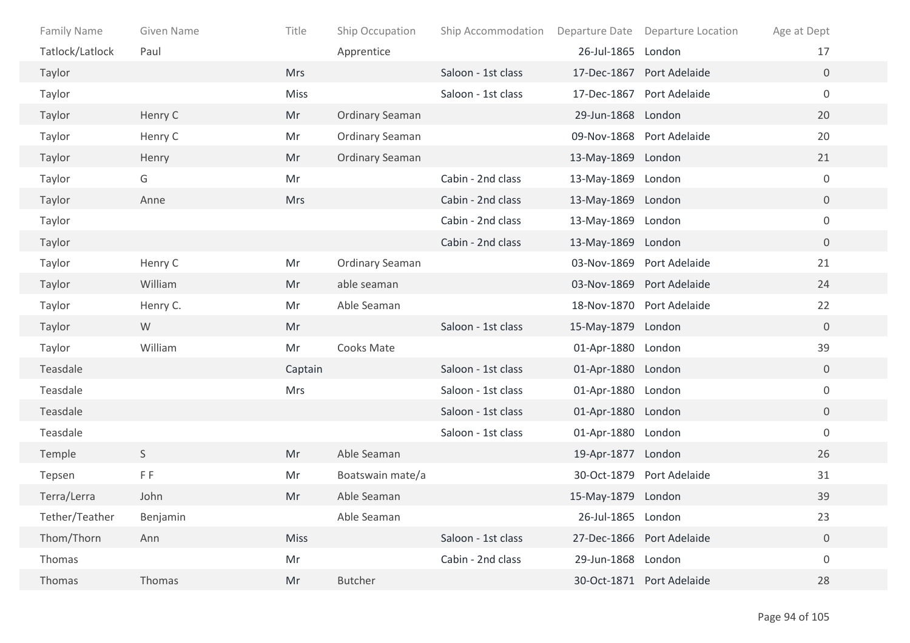| Family Name | Given Name | Title | Ship Occupation | Ship Accommodation | Departure Date | Departure Location | Age at Dept |
|---|---|---|---|---|---|---|---|
| Tatlock/Latlock | Paul | | Apprentice | | 26-Jul-1865 | London | 17 |
| Taylor | | Mrs | | Saloon - 1st class | 17-Dec-1867 | Port Adelaide | 0 |
| Taylor | | Miss | | Saloon - 1st class | 17-Dec-1867 | Port Adelaide | 0 |
| Taylor | Henry C | Mr | Ordinary Seaman | | 29-Jun-1868 | London | 20 |
| Taylor | Henry C | Mr | Ordinary Seaman | | 09-Nov-1868 | Port Adelaide | 20 |
| Taylor | Henry | Mr | Ordinary Seaman | | 13-May-1869 | London | 21 |
| Taylor | G | Mr | | Cabin - 2nd class | 13-May-1869 | London | 0 |
| Taylor | Anne | Mrs | | Cabin - 2nd class | 13-May-1869 | London | 0 |
| Taylor | | | | Cabin - 2nd class | 13-May-1869 | London | 0 |
| Taylor | | | | Cabin - 2nd class | 13-May-1869 | London | 0 |
| Taylor | Henry C | Mr | Ordinary Seaman | | 03-Nov-1869 | Port Adelaide | 21 |
| Taylor | William | Mr | able seaman | | 03-Nov-1869 | Port Adelaide | 24 |
| Taylor | Henry C. | Mr | Able Seaman | | 18-Nov-1870 | Port Adelaide | 22 |
| Taylor | W | Mr | | Saloon - 1st class | 15-May-1879 | London | 0 |
| Taylor | William | Mr | Cooks Mate | | 01-Apr-1880 | London | 39 |
| Teasdale | | Captain | | Saloon - 1st class | 01-Apr-1880 | London | 0 |
| Teasdale | | Mrs | | Saloon - 1st class | 01-Apr-1880 | London | 0 |
| Teasdale | | | | Saloon - 1st class | 01-Apr-1880 | London | 0 |
| Teasdale | | | | Saloon - 1st class | 01-Apr-1880 | London | 0 |
| Temple | S | Mr | Able Seaman | | 19-Apr-1877 | London | 26 |
| Tepsen | F F | Mr | Boatswain mate/a | | 30-Oct-1879 | Port Adelaide | 31 |
| Terra/Lerra | John | Mr | Able Seaman | | 15-May-1879 | London | 39 |
| Tether/Teather | Benjamin | | Able Seaman | | 26-Jul-1865 | London | 23 |
| Thom/Thorn | Ann | Miss | | Saloon - 1st class | 27-Dec-1866 | Port Adelaide | 0 |
| Thomas | | Mr | | Cabin - 2nd class | 29-Jun-1868 | London | 0 |
| Thomas | Thomas | Mr | Butcher | | 30-Oct-1871 | Port Adelaide | 28 |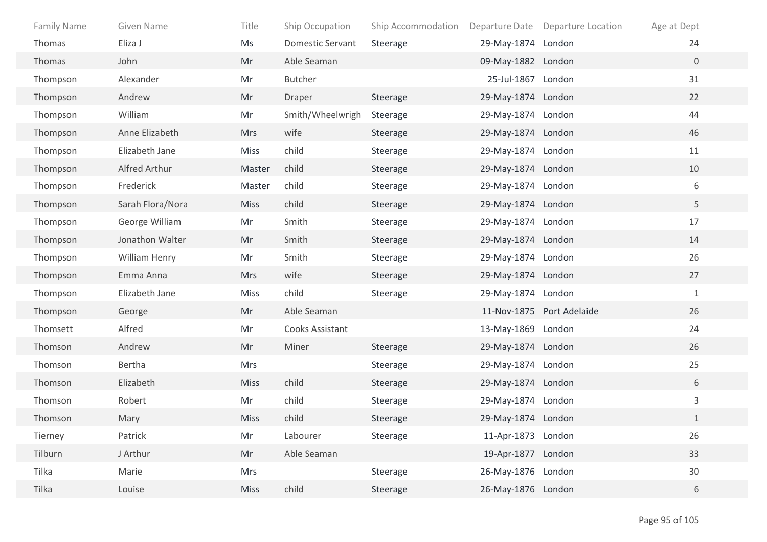| Family Name | Given Name | Title | Ship Occupation | Ship Accommodation | Departure Date | Departure Location | Age at Dept |
|---|---|---|---|---|---|---|---|
| Thomas | Eliza J | Ms | Domestic Servant | Steerage | 29-May-1874 | London | 24 |
| Thomas | John | Mr | Able Seaman | | 09-May-1882 | London | 0 |
| Thompson | Alexander | Mr | Butcher | | 25-Jul-1867 | London | 31 |
| Thompson | Andrew | Mr | Draper | Steerage | 29-May-1874 | London | 22 |
| Thompson | William | Mr | Smith/Wheelwrigh | Steerage | 29-May-1874 | London | 44 |
| Thompson | Anne Elizabeth | Mrs | wife | Steerage | 29-May-1874 | London | 46 |
| Thompson | Elizabeth Jane | Miss | child | Steerage | 29-May-1874 | London | 11 |
| Thompson | Alfred Arthur | Master | child | Steerage | 29-May-1874 | London | 10 |
| Thompson | Frederick | Master | child | Steerage | 29-May-1874 | London | 6 |
| Thompson | Sarah Flora/Nora | Miss | child | Steerage | 29-May-1874 | London | 5 |
| Thompson | George William | Mr | Smith | Steerage | 29-May-1874 | London | 17 |
| Thompson | Jonathon Walter | Mr | Smith | Steerage | 29-May-1874 | London | 14 |
| Thompson | William Henry | Mr | Smith | Steerage | 29-May-1874 | London | 26 |
| Thompson | Emma Anna | Mrs | wife | Steerage | 29-May-1874 | London | 27 |
| Thompson | Elizabeth Jane | Miss | child | Steerage | 29-May-1874 | London | 1 |
| Thompson | George | Mr | Able Seaman | | 11-Nov-1875 | Port Adelaide | 26 |
| Thomsett | Alfred | Mr | Cooks Assistant | | 13-May-1869 | London | 24 |
| Thomson | Andrew | Mr | Miner | Steerage | 29-May-1874 | London | 26 |
| Thomson | Bertha | Mrs | | Steerage | 29-May-1874 | London | 25 |
| Thomson | Elizabeth | Miss | child | Steerage | 29-May-1874 | London | 6 |
| Thomson | Robert | Mr | child | Steerage | 29-May-1874 | London | 3 |
| Thomson | Mary | Miss | child | Steerage | 29-May-1874 | London | 1 |
| Tierney | Patrick | Mr | Labourer | Steerage | 11-Apr-1873 | London | 26 |
| Tilburn | J Arthur | Mr | Able Seaman | | 19-Apr-1877 | London | 33 |
| Tilka | Marie | Mrs | | Steerage | 26-May-1876 | London | 30 |
| Tilka | Louise | Miss | child | Steerage | 26-May-1876 | London | 6 |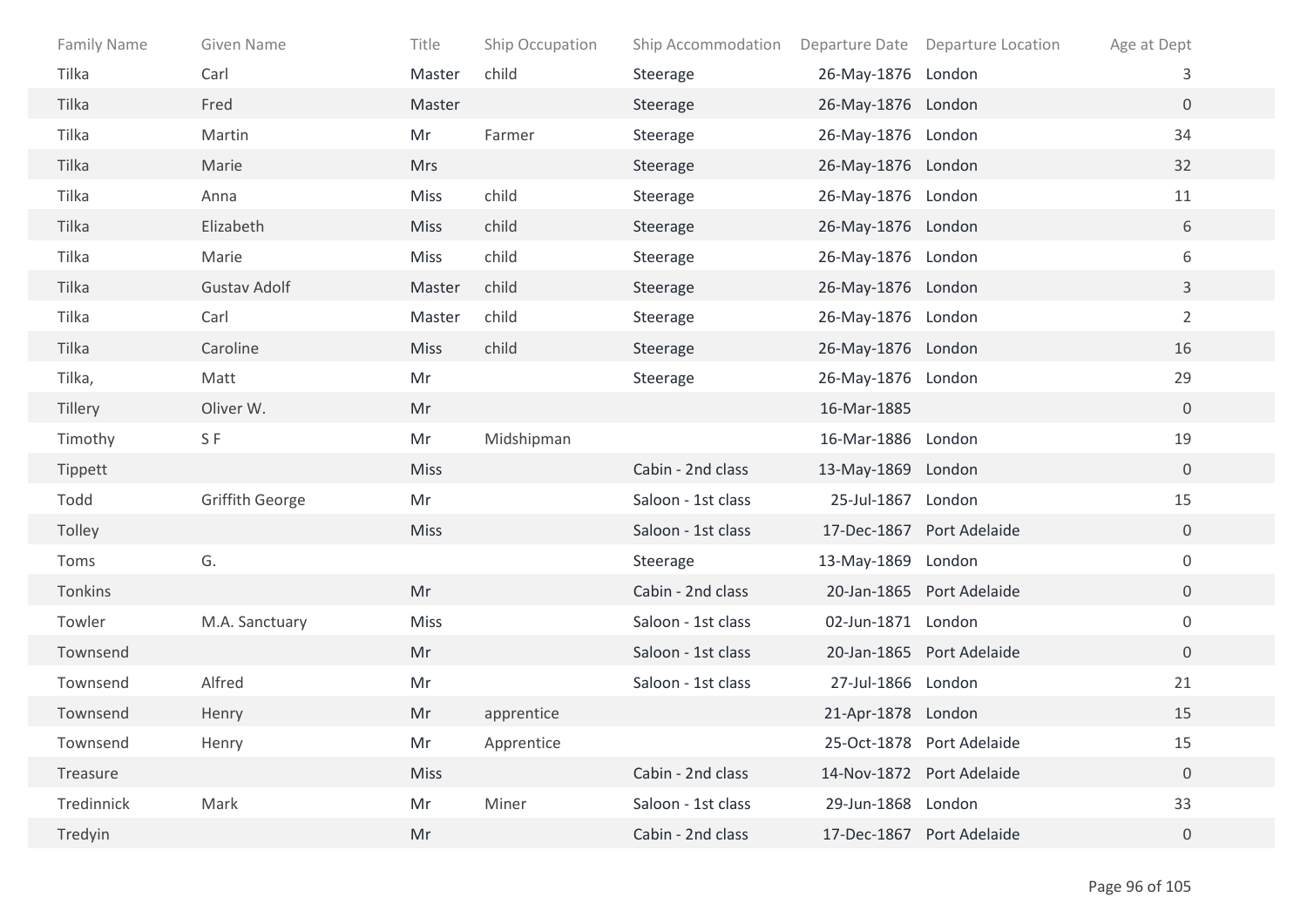| Family Name | Given Name | Title | Ship Occupation | Ship Accommodation | Departure Date | Departure Location | Age at Dept |
|---|---|---|---|---|---|---|---|
| Tilka | Carl | Master | child | Steerage | 26-May-1876 | London | 3 |
| Tilka | Fred | Master | | Steerage | 26-May-1876 | London | 0 |
| Tilka | Martin | Mr | Farmer | Steerage | 26-May-1876 | London | 34 |
| Tilka | Marie | Mrs | | Steerage | 26-May-1876 | London | 32 |
| Tilka | Anna | Miss | child | Steerage | 26-May-1876 | London | 11 |
| Tilka | Elizabeth | Miss | child | Steerage | 26-May-1876 | London | 6 |
| Tilka | Marie | Miss | child | Steerage | 26-May-1876 | London | 6 |
| Tilka | Gustav Adolf | Master | child | Steerage | 26-May-1876 | London | 3 |
| Tilka | Carl | Master | child | Steerage | 26-May-1876 | London | 2 |
| Tilka | Caroline | Miss | child | Steerage | 26-May-1876 | London | 16 |
| Tilka, | Matt | Mr | | Steerage | 26-May-1876 | London | 29 |
| Tillery | Oliver W. | Mr | | | 16-Mar-1885 | | 0 |
| Timothy | S F | Mr | Midshipman | | 16-Mar-1886 | London | 19 |
| Tippett | | Miss | | Cabin - 2nd class | 13-May-1869 | London | 0 |
| Todd | Griffith George | Mr | | Saloon - 1st class | 25-Jul-1867 | London | 15 |
| Tolley | | Miss | | Saloon - 1st class | 17-Dec-1867 | Port Adelaide | 0 |
| Toms | G. | | | Steerage | 13-May-1869 | London | 0 |
| Tonkins | | Mr | | Cabin - 2nd class | 20-Jan-1865 | Port Adelaide | 0 |
| Towler | M.A. Sanctuary | Miss | | Saloon - 1st class | 02-Jun-1871 | London | 0 |
| Townsend | | Mr | | Saloon - 1st class | 20-Jan-1865 | Port Adelaide | 0 |
| Townsend | Alfred | Mr | | Saloon - 1st class | 27-Jul-1866 | London | 21 |
| Townsend | Henry | Mr | apprentice | | 21-Apr-1878 | London | 15 |
| Townsend | Henry | Mr | Apprentice | | 25-Oct-1878 | Port Adelaide | 15 |
| Treasure | | Miss | | Cabin - 2nd class | 14-Nov-1872 | Port Adelaide | 0 |
| Tredinnick | Mark | Mr | Miner | Saloon - 1st class | 29-Jun-1868 | London | 33 |
| Tredyin | | Mr | | Cabin - 2nd class | 17-Dec-1867 | Port Adelaide | 0 |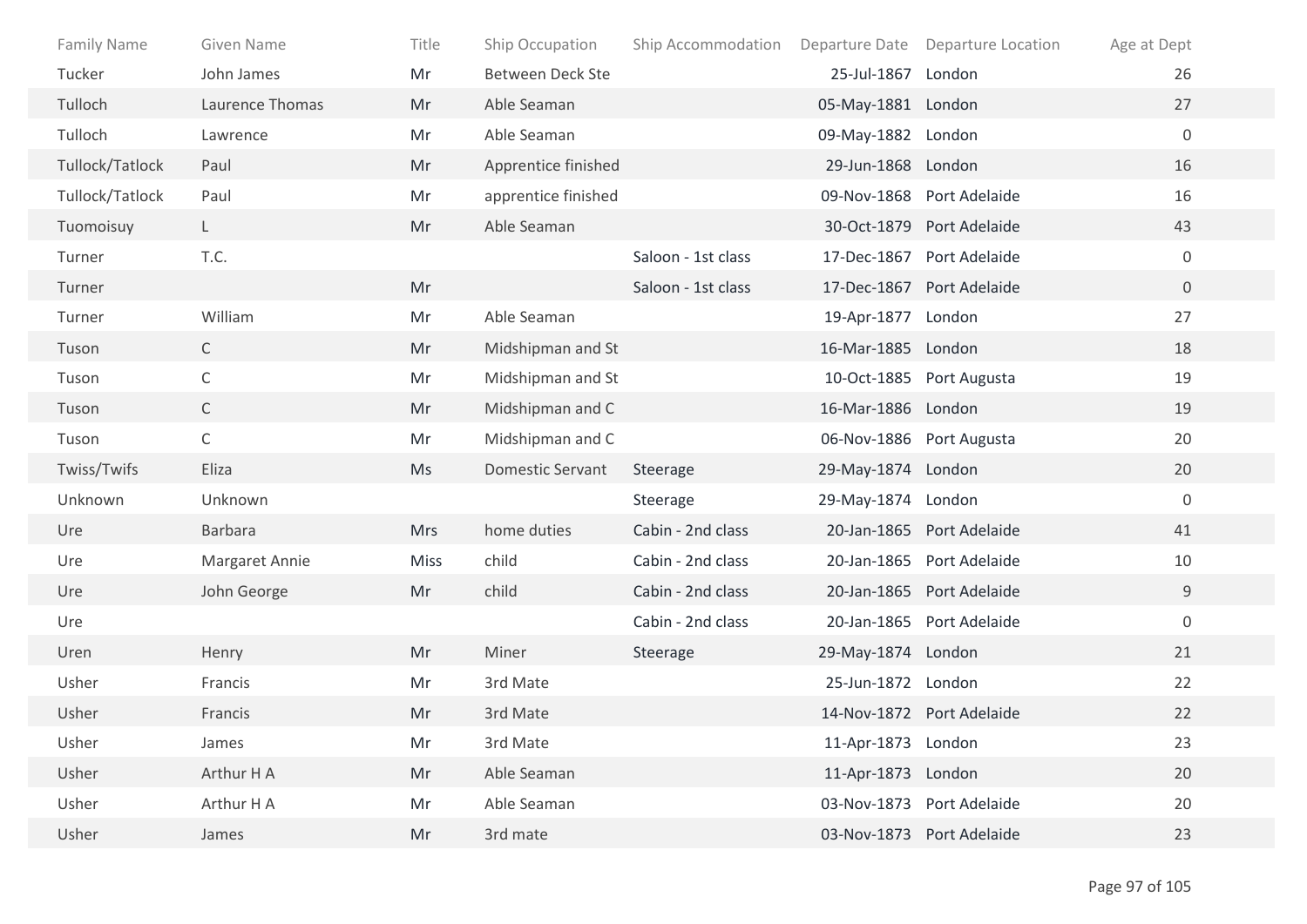| Family Name | Given Name | Title | Ship Occupation | Ship Accommodation | Departure Date | Departure Location | Age at Dept |
|---|---|---|---|---|---|---|---|
| Tucker | John James | Mr | Between Deck Ste | | 25-Jul-1867 | London | 26 |
| Tulloch | Laurence Thomas | Mr | Able Seaman | | 05-May-1881 | London | 27 |
| Tulloch | Lawrence | Mr | Able Seaman | | 09-May-1882 | London | 0 |
| Tullock/Tatlock | Paul | Mr | Apprentice finished | | 29-Jun-1868 | London | 16 |
| Tullock/Tatlock | Paul | Mr | apprentice finished | | 09-Nov-1868 | Port Adelaide | 16 |
| Tuomoisuy | L | Mr | Able Seaman | | 30-Oct-1879 | Port Adelaide | 43 |
| Turner | T.C. | | | Saloon - 1st class | 17-Dec-1867 | Port Adelaide | 0 |
| Turner | | Mr | | Saloon - 1st class | 17-Dec-1867 | Port Adelaide | 0 |
| Turner | William | Mr | Able Seaman | | 19-Apr-1877 | London | 27 |
| Tuson | C | Mr | Midshipman and St | | 16-Mar-1885 | London | 18 |
| Tuson | C | Mr | Midshipman and St | | 10-Oct-1885 | Port Augusta | 19 |
| Tuson | C | Mr | Midshipman and C | | 16-Mar-1886 | London | 19 |
| Tuson | C | Mr | Midshipman and C | | 06-Nov-1886 | Port Augusta | 20 |
| Twiss/Twifs | Eliza | Ms | Domestic Servant | Steerage | 29-May-1874 | London | 20 |
| Unknown | Unknown | | | Steerage | 29-May-1874 | London | 0 |
| Ure | Barbara | Mrs | home duties | Cabin - 2nd class | 20-Jan-1865 | Port Adelaide | 41 |
| Ure | Margaret Annie | Miss | child | Cabin - 2nd class | 20-Jan-1865 | Port Adelaide | 10 |
| Ure | John George | Mr | child | Cabin - 2nd class | 20-Jan-1865 | Port Adelaide | 9 |
| Ure | | | | Cabin - 2nd class | 20-Jan-1865 | Port Adelaide | 0 |
| Uren | Henry | Mr | Miner | Steerage | 29-May-1874 | London | 21 |
| Usher | Francis | Mr | 3rd Mate | | 25-Jun-1872 | London | 22 |
| Usher | Francis | Mr | 3rd Mate | | 14-Nov-1872 | Port Adelaide | 22 |
| Usher | James | Mr | 3rd Mate | | 11-Apr-1873 | London | 23 |
| Usher | Arthur H A | Mr | Able Seaman | | 11-Apr-1873 | London | 20 |
| Usher | Arthur H A | Mr | Able Seaman | | 03-Nov-1873 | Port Adelaide | 20 |
| Usher | James | Mr | 3rd mate | | 03-Nov-1873 | Port Adelaide | 23 |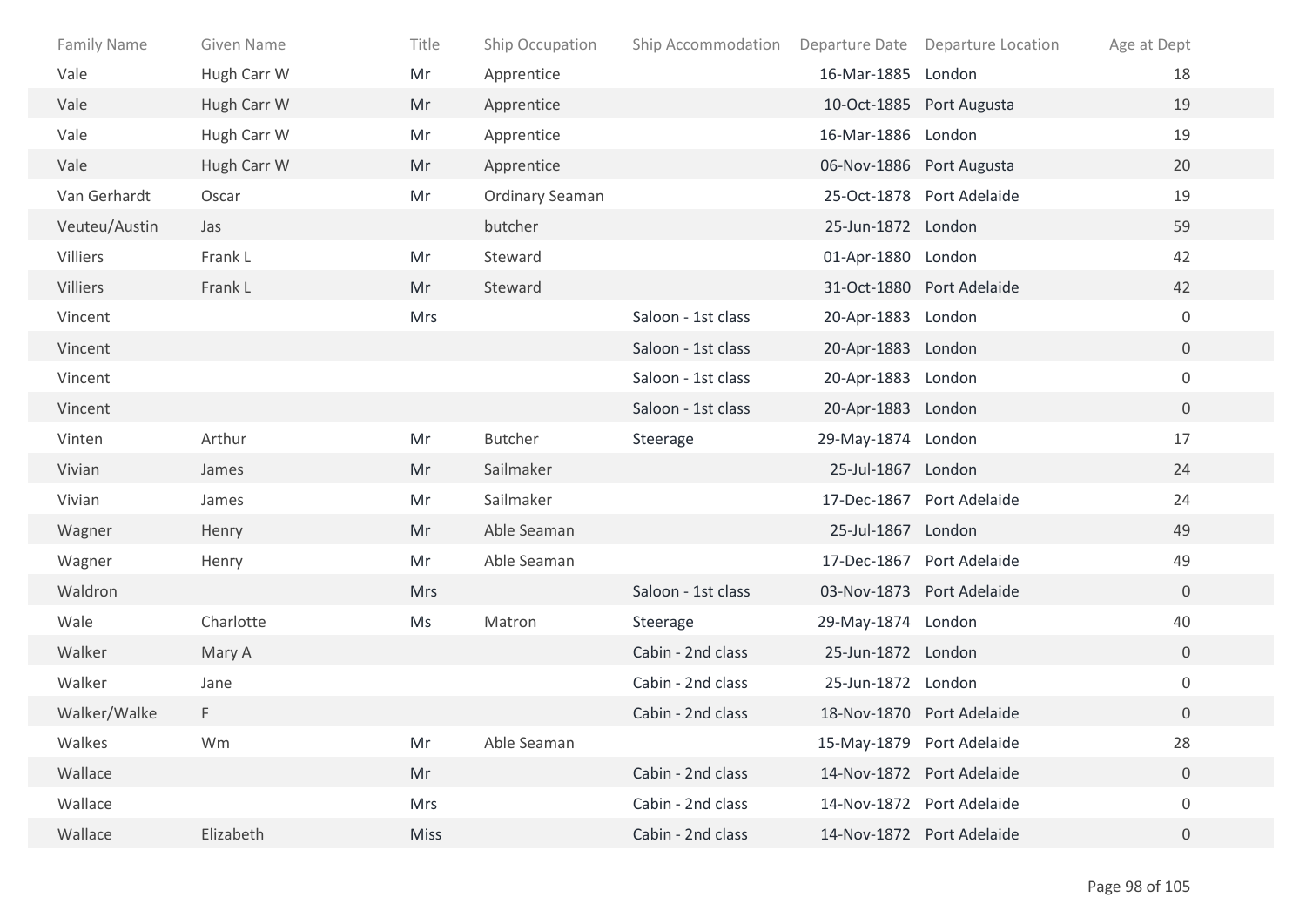| Family Name | Given Name | Title | Ship Occupation | Ship Accommodation | Departure Date | Departure Location | Age at Dept |
|---|---|---|---|---|---|---|---|
| Vale | Hugh Carr W | Mr | Apprentice | | 16-Mar-1885 | London | 18 |
| Vale | Hugh Carr W | Mr | Apprentice | | 10-Oct-1885 | Port Augusta | 19 |
| Vale | Hugh Carr W | Mr | Apprentice | | 16-Mar-1886 | London | 19 |
| Vale | Hugh Carr W | Mr | Apprentice | | 06-Nov-1886 | Port Augusta | 20 |
| Van Gerhardt | Oscar | Mr | Ordinary Seaman | | 25-Oct-1878 | Port Adelaide | 19 |
| Veuteu/Austin | Jas | | butcher | | 25-Jun-1872 | London | 59 |
| Villiers | Frank L | Mr | Steward | | 01-Apr-1880 | London | 42 |
| Villiers | Frank L | Mr | Steward | | 31-Oct-1880 | Port Adelaide | 42 |
| Vincent | | Mrs | | Saloon - 1st class | 20-Apr-1883 | London | 0 |
| Vincent | | | | Saloon - 1st class | 20-Apr-1883 | London | 0 |
| Vincent | | | | Saloon - 1st class | 20-Apr-1883 | London | 0 |
| Vincent | | | | Saloon - 1st class | 20-Apr-1883 | London | 0 |
| Vinten | Arthur | Mr | Butcher | Steerage | 29-May-1874 | London | 17 |
| Vivian | James | Mr | Sailmaker | | 25-Jul-1867 | London | 24 |
| Vivian | James | Mr | Sailmaker | | 17-Dec-1867 | Port Adelaide | 24 |
| Wagner | Henry | Mr | Able Seaman | | 25-Jul-1867 | London | 49 |
| Wagner | Henry | Mr | Able Seaman | | 17-Dec-1867 | Port Adelaide | 49 |
| Waldron | | Mrs | | Saloon - 1st class | 03-Nov-1873 | Port Adelaide | 0 |
| Wale | Charlotte | Ms | Matron | Steerage | 29-May-1874 | London | 40 |
| Walker | Mary A | | | Cabin - 2nd class | 25-Jun-1872 | London | 0 |
| Walker | Jane | | | Cabin - 2nd class | 25-Jun-1872 | London | 0 |
| Walker/Walke | F | | | Cabin - 2nd class | 18-Nov-1870 | Port Adelaide | 0 |
| Walkes | Wm | Mr | Able Seaman | | 15-May-1879 | Port Adelaide | 28 |
| Wallace | | Mr | | Cabin - 2nd class | 14-Nov-1872 | Port Adelaide | 0 |
| Wallace | | Mrs | | Cabin - 2nd class | 14-Nov-1872 | Port Adelaide | 0 |
| Wallace | Elizabeth | Miss | | Cabin - 2nd class | 14-Nov-1872 | Port Adelaide | 0 |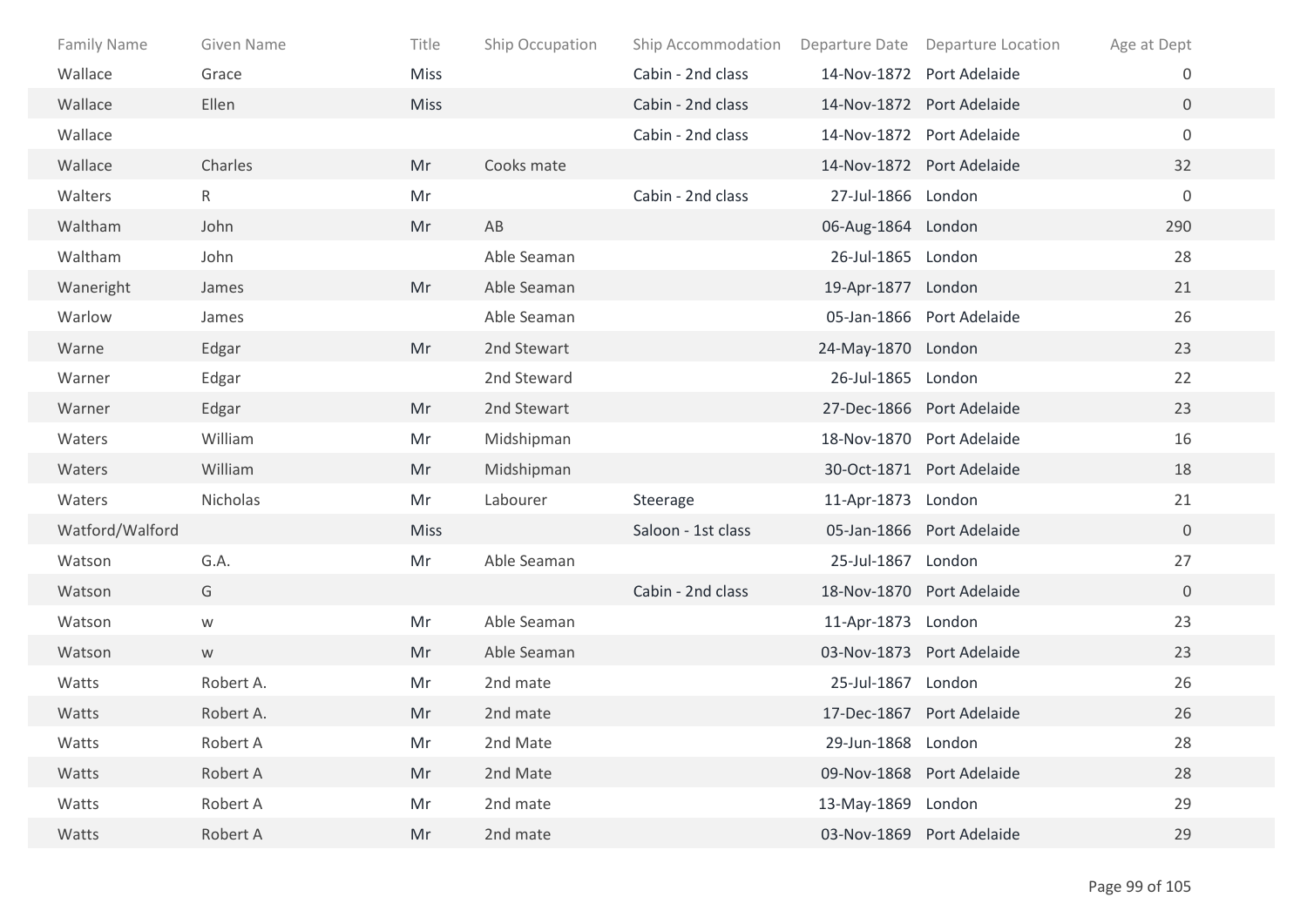| Family Name | Given Name | Title | Ship Occupation | Ship Accommodation | Departure Date | Departure Location | Age at Dept |
|---|---|---|---|---|---|---|---|
| Wallace | Grace | Miss | | Cabin - 2nd class | 14-Nov-1872 | Port Adelaide | 0 |
| Wallace | Ellen | Miss | | Cabin - 2nd class | 14-Nov-1872 | Port Adelaide | 0 |
| Wallace | | | | Cabin - 2nd class | 14-Nov-1872 | Port Adelaide | 0 |
| Wallace | Charles | Mr | Cooks mate | | 14-Nov-1872 | Port Adelaide | 32 |
| Walters | R | Mr | | Cabin - 2nd class | 27-Jul-1866 | London | 0 |
| Waltham | John | Mr | AB | | 06-Aug-1864 | London | 290 |
| Waltham | John | | Able Seaman | | 26-Jul-1865 | London | 28 |
| Waneright | James | Mr | Able Seaman | | 19-Apr-1877 | London | 21 |
| Warlow | James | | Able Seaman | | 05-Jan-1866 | Port Adelaide | 26 |
| Warne | Edgar | Mr | 2nd Stewart | | 24-May-1870 | London | 23 |
| Warner | Edgar | | 2nd Steward | | 26-Jul-1865 | London | 22 |
| Warner | Edgar | Mr | 2nd Stewart | | 27-Dec-1866 | Port Adelaide | 23 |
| Waters | William | Mr | Midshipman | | 18-Nov-1870 | Port Adelaide | 16 |
| Waters | William | Mr | Midshipman | | 30-Oct-1871 | Port Adelaide | 18 |
| Waters | Nicholas | Mr | Labourer | Steerage | 11-Apr-1873 | London | 21 |
| Watford/Walford | | Miss | | Saloon - 1st class | 05-Jan-1866 | Port Adelaide | 0 |
| Watson | G.A. | Mr | Able Seaman | | 25-Jul-1867 | London | 27 |
| Watson | G | | | Cabin - 2nd class | 18-Nov-1870 | Port Adelaide | 0 |
| Watson | w | Mr | Able Seaman | | 11-Apr-1873 | London | 23 |
| Watson | w | Mr | Able Seaman | | 03-Nov-1873 | Port Adelaide | 23 |
| Watts | Robert A. | Mr | 2nd mate | | 25-Jul-1867 | London | 26 |
| Watts | Robert A. | Mr | 2nd mate | | 17-Dec-1867 | Port Adelaide | 26 |
| Watts | Robert A | Mr | 2nd Mate | | 29-Jun-1868 | London | 28 |
| Watts | Robert A | Mr | 2nd Mate | | 09-Nov-1868 | Port Adelaide | 28 |
| Watts | Robert A | Mr | 2nd mate | | 13-May-1869 | London | 29 |
| Watts | Robert A | Mr | 2nd mate | | 03-Nov-1869 | Port Adelaide | 29 |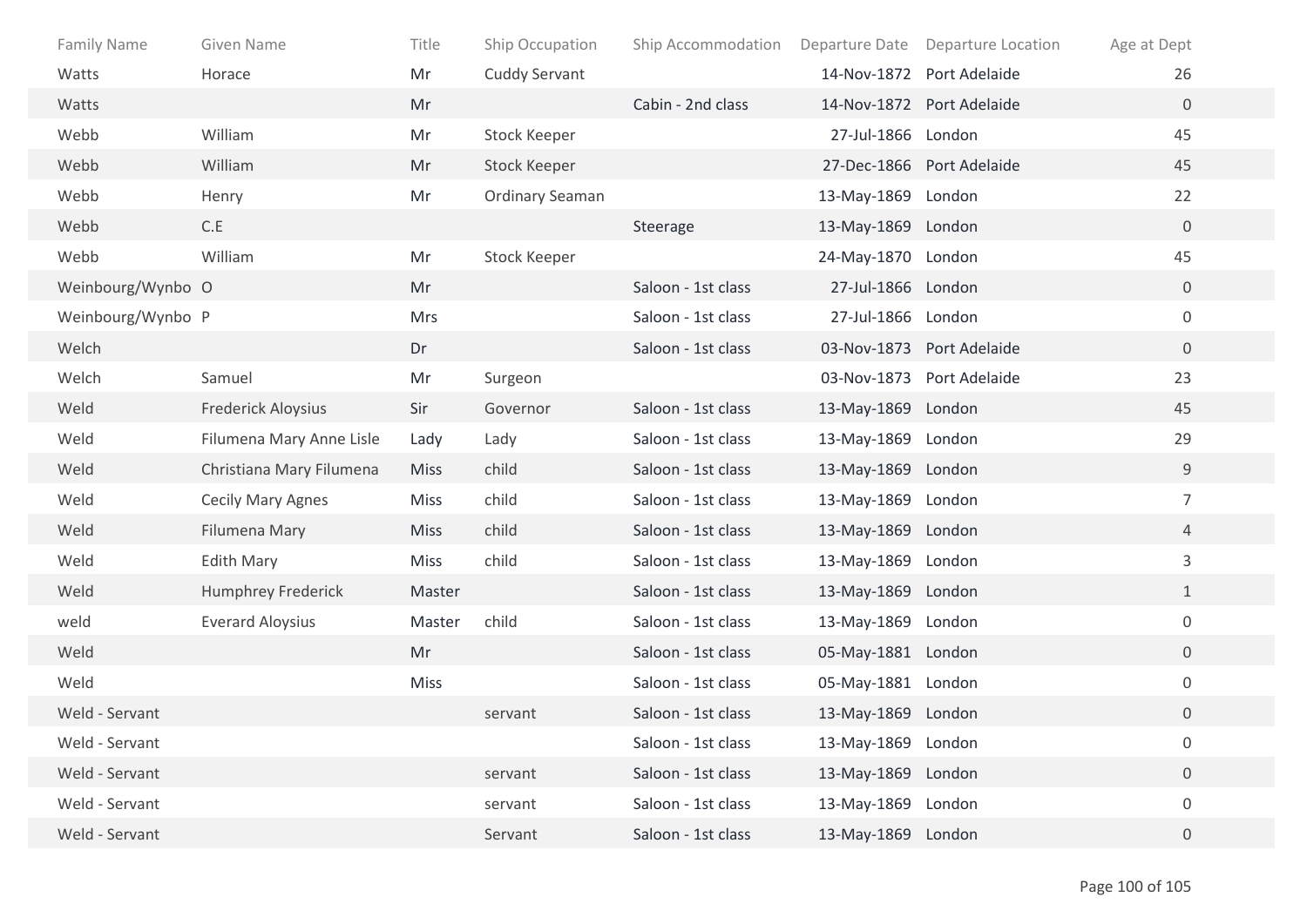| Family Name | Given Name | Title | Ship Occupation | Ship Accommodation | Departure Date | Departure Location | Age at Dept |
|---|---|---|---|---|---|---|---|
| Watts | Horace | Mr | Cuddy Servant | | 14-Nov-1872 | Port Adelaide | 26 |
| Watts | | Mr | | Cabin - 2nd class | 14-Nov-1872 | Port Adelaide | 0 |
| Webb | William | Mr | Stock Keeper | | 27-Jul-1866 | London | 45 |
| Webb | William | Mr | Stock Keeper | | 27-Dec-1866 | Port Adelaide | 45 |
| Webb | Henry | Mr | Ordinary Seaman | | 13-May-1869 | London | 22 |
| Webb | C.E | | | Steerage | 13-May-1869 | London | 0 |
| Webb | William | Mr | Stock Keeper | | 24-May-1870 | London | 45 |
| Weinbourg/Wynbo | O | Mr | | Saloon - 1st class | 27-Jul-1866 | London | 0 |
| Weinbourg/Wynbo | P | Mrs | | Saloon - 1st class | 27-Jul-1866 | London | 0 |
| Welch | | Dr | | Saloon - 1st class | 03-Nov-1873 | Port Adelaide | 0 |
| Welch | Samuel | Mr | Surgeon | | 03-Nov-1873 | Port Adelaide | 23 |
| Weld | Frederick Aloysius | Sir | Governor | Saloon - 1st class | 13-May-1869 | London | 45 |
| Weld | Filumena Mary Anne Lisle | Lady | Lady | Saloon - 1st class | 13-May-1869 | London | 29 |
| Weld | Christiana Mary Filumena | Miss | child | Saloon - 1st class | 13-May-1869 | London | 9 |
| Weld | Cecily Mary Agnes | Miss | child | Saloon - 1st class | 13-May-1869 | London | 7 |
| Weld | Filumena Mary | Miss | child | Saloon - 1st class | 13-May-1869 | London | 4 |
| Weld | Edith Mary | Miss | child | Saloon - 1st class | 13-May-1869 | London | 3 |
| Weld | Humphrey Frederick | Master | | Saloon - 1st class | 13-May-1869 | London | 1 |
| weld | Everard Aloysius | Master | child | Saloon - 1st class | 13-May-1869 | London | 0 |
| Weld | | Mr | | Saloon - 1st class | 05-May-1881 | London | 0 |
| Weld | | Miss | | Saloon - 1st class | 05-May-1881 | London | 0 |
| Weld - Servant | | | servant | Saloon - 1st class | 13-May-1869 | London | 0 |
| Weld - Servant | | | | Saloon - 1st class | 13-May-1869 | London | 0 |
| Weld - Servant | | | servant | Saloon - 1st class | 13-May-1869 | London | 0 |
| Weld - Servant | | | servant | Saloon - 1st class | 13-May-1869 | London | 0 |
| Weld - Servant | | | Servant | Saloon - 1st class | 13-May-1869 | London | 0 |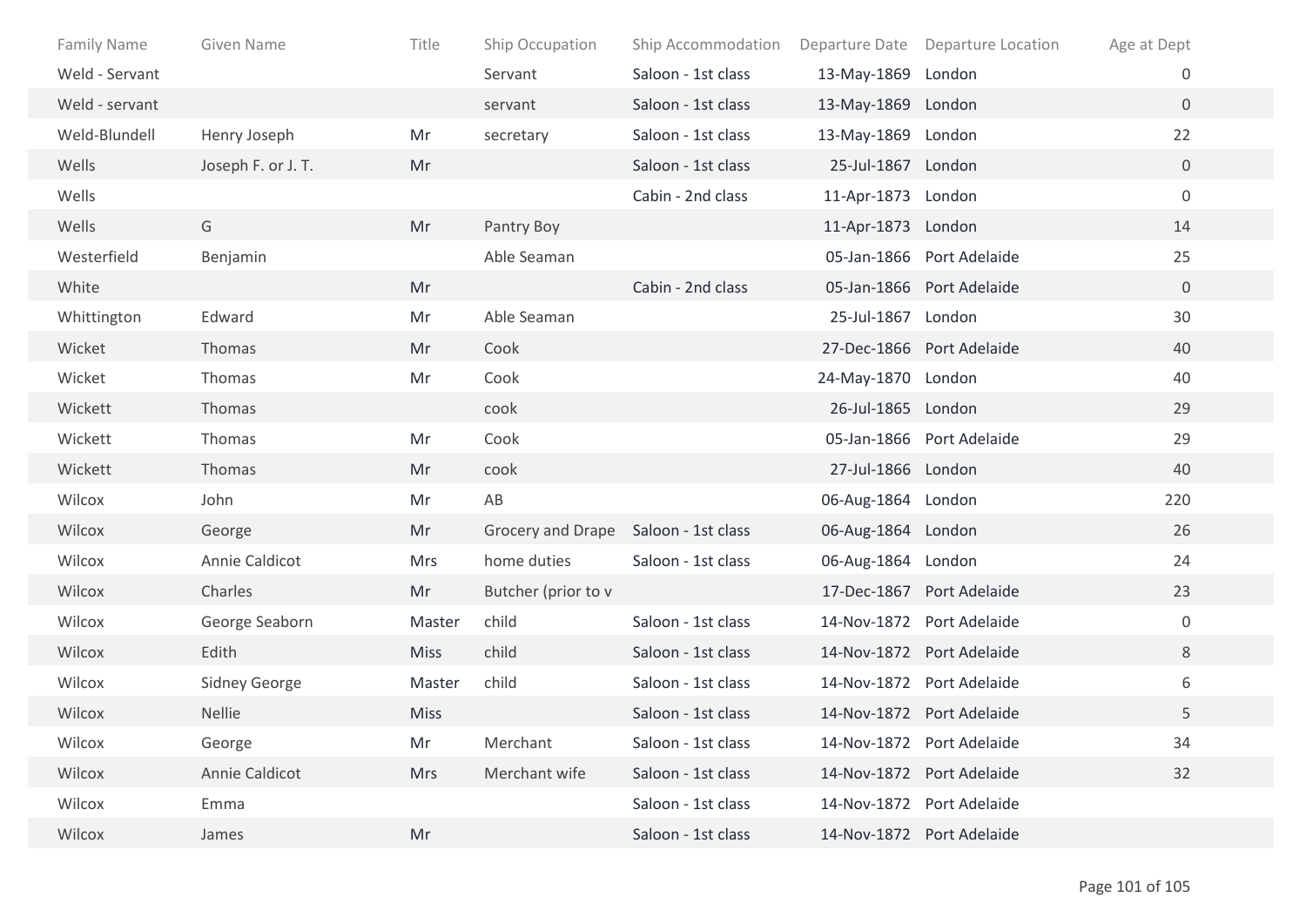| Family Name | Given Name | Title | Ship Occupation | Ship Accommodation | Departure Date | Departure Location | Age at Dept |
|---|---|---|---|---|---|---|---|
| Weld - Servant | | | Servant | Saloon - 1st class | 13-May-1869 | London | 0 |
| Weld - servant | | | servant | Saloon - 1st class | 13-May-1869 | London | 0 |
| Weld-Blundell | Henry Joseph | Mr | secretary | Saloon - 1st class | 13-May-1869 | London | 22 |
| Wells | Joseph F. or J. T. | Mr | | Saloon - 1st class | 25-Jul-1867 | London | 0 |
| Wells | | | | Cabin - 2nd class | 11-Apr-1873 | London | 0 |
| Wells | G | Mr | Pantry Boy | | 11-Apr-1873 | London | 14 |
| Westerfield | Benjamin | | Able Seaman | | 05-Jan-1866 | Port Adelaide | 25 |
| White | | Mr | | Cabin - 2nd class | 05-Jan-1866 | Port Adelaide | 0 |
| Whittington | Edward | Mr | Able Seaman | | 25-Jul-1867 | London | 30 |
| Wicket | Thomas | Mr | Cook | | 27-Dec-1866 | Port Adelaide | 40 |
| Wicket | Thomas | Mr | Cook | | 24-May-1870 | London | 40 |
| Wickett | Thomas | | cook | | 26-Jul-1865 | London | 29 |
| Wickett | Thomas | Mr | Cook | | 05-Jan-1866 | Port Adelaide | 29 |
| Wickett | Thomas | Mr | cook | | 27-Jul-1866 | London | 40 |
| Wilcox | John | Mr | AB | | 06-Aug-1864 | London | 220 |
| Wilcox | George | Mr | Grocery and Drape | Saloon - 1st class | 06-Aug-1864 | London | 26 |
| Wilcox | Annie Caldicot | Mrs | home duties | Saloon - 1st class | 06-Aug-1864 | London | 24 |
| Wilcox | Charles | Mr | Butcher (prior to v | | 17-Dec-1867 | Port Adelaide | 23 |
| Wilcox | George Seaborn | Master | child | Saloon - 1st class | 14-Nov-1872 | Port Adelaide | 0 |
| Wilcox | Edith | Miss | child | Saloon - 1st class | 14-Nov-1872 | Port Adelaide | 8 |
| Wilcox | Sidney George | Master | child | Saloon - 1st class | 14-Nov-1872 | Port Adelaide | 6 |
| Wilcox | Nellie | Miss | | Saloon - 1st class | 14-Nov-1872 | Port Adelaide | 5 |
| Wilcox | George | Mr | Merchant | Saloon - 1st class | 14-Nov-1872 | Port Adelaide | 34 |
| Wilcox | Annie Caldicot | Mrs | Merchant wife | Saloon - 1st class | 14-Nov-1872 | Port Adelaide | 32 |
| Wilcox | Emma | | | Saloon - 1st class | 14-Nov-1872 | Port Adelaide | |
| Wilcox | James | Mr | | Saloon - 1st class | 14-Nov-1872 | Port Adelaide | |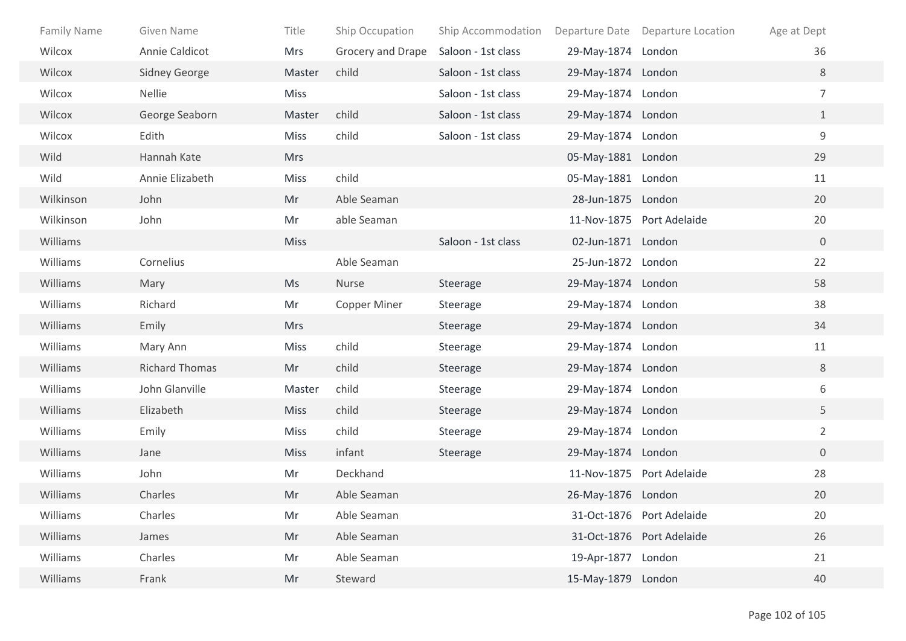| Family Name | Given Name | Title | Ship Occupation | Ship Accommodation | Departure Date | Departure Location | Age at Dept |
|---|---|---|---|---|---|---|---|
| Wilcox | Annie Caldicot | Mrs | Grocery and Drape | Saloon - 1st class | 29-May-1874 | London | 36 |
| Wilcox | Sidney George | Master | child | Saloon - 1st class | 29-May-1874 | London | 8 |
| Wilcox | Nellie | Miss | | Saloon - 1st class | 29-May-1874 | London | 7 |
| Wilcox | George Seaborn | Master | child | Saloon - 1st class | 29-May-1874 | London | 1 |
| Wilcox | Edith | Miss | child | Saloon - 1st class | 29-May-1874 | London | 9 |
| Wild | Hannah Kate | Mrs | | | 05-May-1881 | London | 29 |
| Wild | Annie Elizabeth | Miss | child | | 05-May-1881 | London | 11 |
| Wilkinson | John | Mr | Able Seaman | | 28-Jun-1875 | London | 20 |
| Wilkinson | John | Mr | able Seaman | | 11-Nov-1875 | Port Adelaide | 20 |
| Williams | | Miss | | Saloon - 1st class | 02-Jun-1871 | London | 0 |
| Williams | Cornelius | | Able Seaman | | 25-Jun-1872 | London | 22 |
| Williams | Mary | Ms | Nurse | Steerage | 29-May-1874 | London | 58 |
| Williams | Richard | Mr | Copper Miner | Steerage | 29-May-1874 | London | 38 |
| Williams | Emily | Mrs | | Steerage | 29-May-1874 | London | 34 |
| Williams | Mary Ann | Miss | child | Steerage | 29-May-1874 | London | 11 |
| Williams | Richard Thomas | Mr | child | Steerage | 29-May-1874 | London | 8 |
| Williams | John Glanville | Master | child | Steerage | 29-May-1874 | London | 6 |
| Williams | Elizabeth | Miss | child | Steerage | 29-May-1874 | London | 5 |
| Williams | Emily | Miss | child | Steerage | 29-May-1874 | London | 2 |
| Williams | Jane | Miss | infant | Steerage | 29-May-1874 | London | 0 |
| Williams | John | Mr | Deckhand | | 11-Nov-1875 | Port Adelaide | 28 |
| Williams | Charles | Mr | Able Seaman | | 26-May-1876 | London | 20 |
| Williams | Charles | Mr | Able Seaman | | 31-Oct-1876 | Port Adelaide | 20 |
| Williams | James | Mr | Able Seaman | | 31-Oct-1876 | Port Adelaide | 26 |
| Williams | Charles | Mr | Able Seaman | | 19-Apr-1877 | London | 21 |
| Williams | Frank | Mr | Steward | | 15-May-1879 | London | 40 |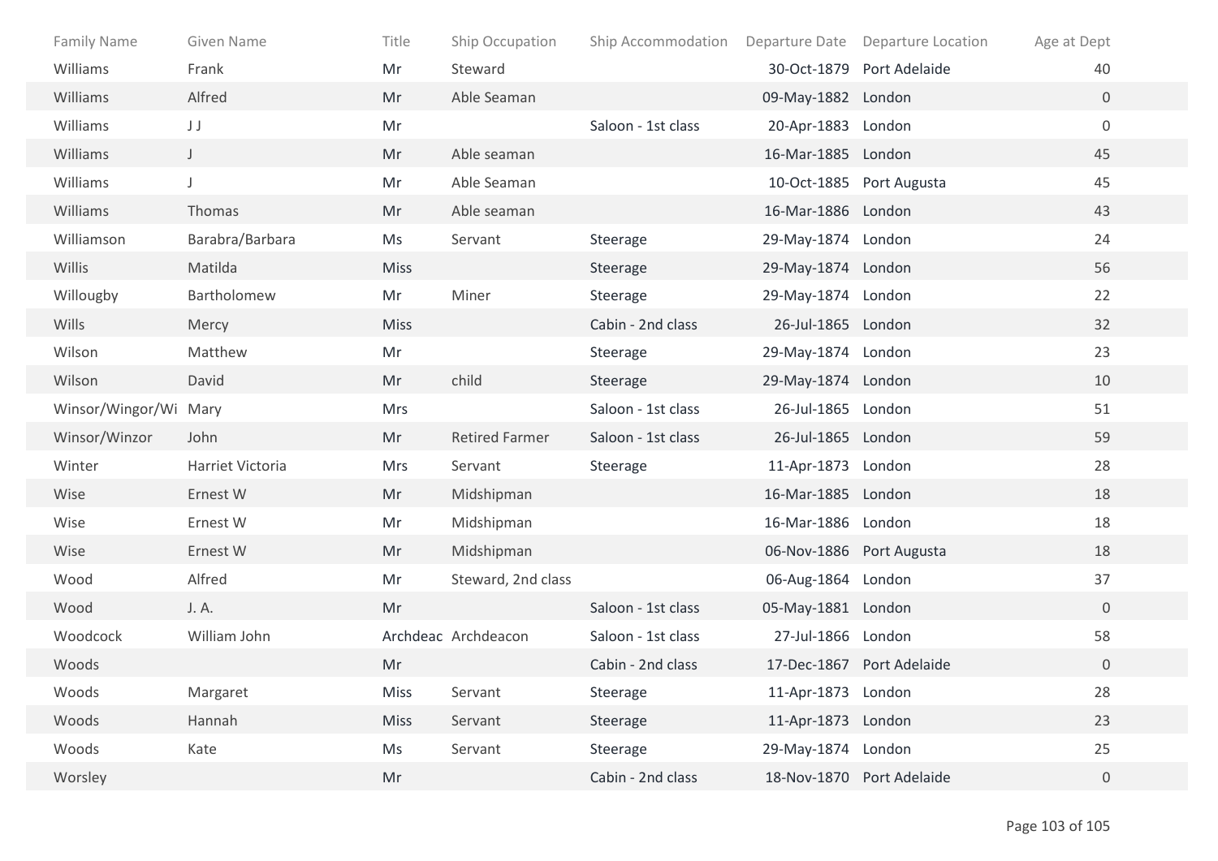| Family Name | Given Name | Title | Ship Occupation | Ship Accommodation | Departure Date | Departure Location | Age at Dept |
|---|---|---|---|---|---|---|---|
| Williams | Frank | Mr | Steward | | 30-Oct-1879 | Port Adelaide | 40 |
| Williams | Alfred | Mr | Able Seaman | | 09-May-1882 | London | 0 |
| Williams | J J | Mr | | Saloon - 1st class | 20-Apr-1883 | London | 0 |
| Williams | J | Mr | Able seaman | | 16-Mar-1885 | London | 45 |
| Williams | J | Mr | Able Seaman | | 10-Oct-1885 | Port Augusta | 45 |
| Williams | Thomas | Mr | Able seaman | | 16-Mar-1886 | London | 43 |
| Williamson | Barabra/Barbara | Ms | Servant | Steerage | 29-May-1874 | London | 24 |
| Willis | Matilda | Miss | | Steerage | 29-May-1874 | London | 56 |
| Willougby | Bartholomew | Mr | Miner | Steerage | 29-May-1874 | London | 22 |
| Wills | Mercy | Miss | | Cabin - 2nd class | 26-Jul-1865 | London | 32 |
| Wilson | Matthew | Mr | | Steerage | 29-May-1874 | London | 23 |
| Wilson | David | Mr | child | Steerage | 29-May-1874 | London | 10 |
| Winsor/Wingor/Wi | Mary | Mrs | | Saloon - 1st class | 26-Jul-1865 | London | 51 |
| Winsor/Winzor | John | Mr | Retired Farmer | Saloon - 1st class | 26-Jul-1865 | London | 59 |
| Winter | Harriet Victoria | Mrs | Servant | Steerage | 11-Apr-1873 | London | 28 |
| Wise | Ernest W | Mr | Midshipman | | 16-Mar-1885 | London | 18 |
| Wise | Ernest W | Mr | Midshipman | | 16-Mar-1886 | London | 18 |
| Wise | Ernest W | Mr | Midshipman | | 06-Nov-1886 | Port Augusta | 18 |
| Wood | Alfred | Mr | Steward, 2nd class | | 06-Aug-1864 | London | 37 |
| Wood | J. A. | Mr | | Saloon - 1st class | 05-May-1881 | London | 0 |
| Woodcock | William John | Archdeac | Archdeacon | Saloon - 1st class | 27-Jul-1866 | London | 58 |
| Woods | | Mr | | Cabin - 2nd class | 17-Dec-1867 | Port Adelaide | 0 |
| Woods | Margaret | Miss | Servant | Steerage | 11-Apr-1873 | London | 28 |
| Woods | Hannah | Miss | Servant | Steerage | 11-Apr-1873 | London | 23 |
| Woods | Kate | Ms | Servant | Steerage | 29-May-1874 | London | 25 |
| Worsley | | Mr | | Cabin - 2nd class | 18-Nov-1870 | Port Adelaide | 0 |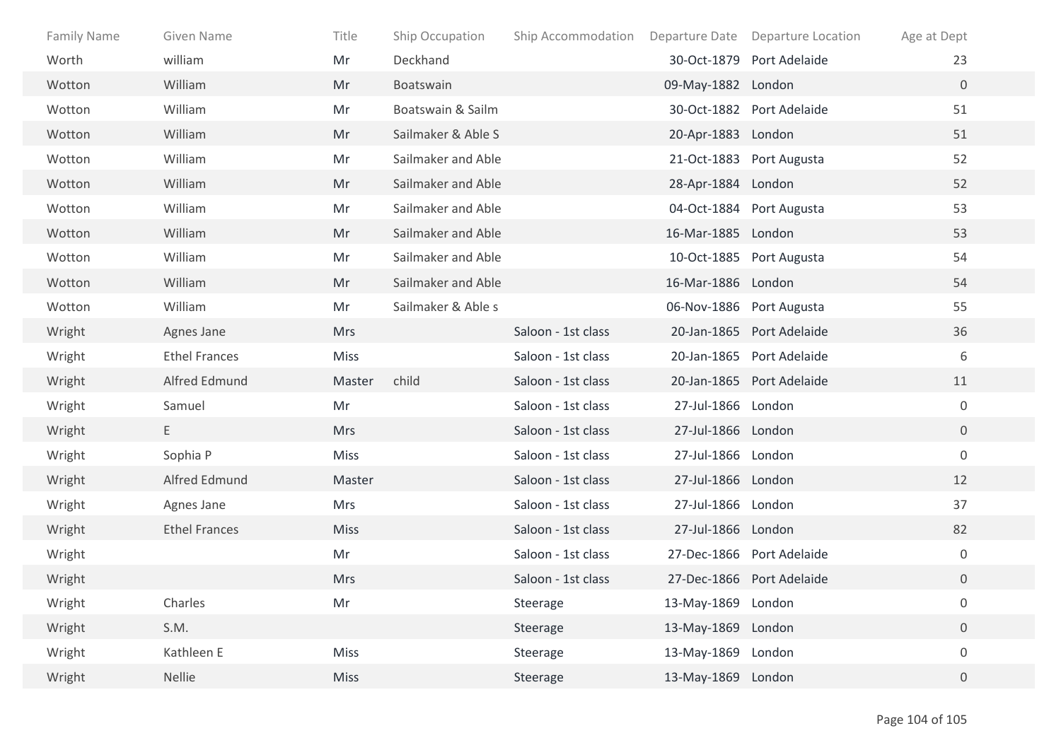| Family Name | Given Name | Title | Ship Occupation | Ship Accommodation | Departure Date | Departure Location | Age at Dept |
|---|---|---|---|---|---|---|---|
| Worth | william | Mr | Deckhand | | 30-Oct-1879 | Port Adelaide | 23 |
| Wotton | William | Mr | Boatswain | | 09-May-1882 | London | 0 |
| Wotton | William | Mr | Boatswain & Sailm | | 30-Oct-1882 | Port Adelaide | 51 |
| Wotton | William | Mr | Sailmaker & Able S | | 20-Apr-1883 | London | 51 |
| Wotton | William | Mr | Sailmaker and Able | | 21-Oct-1883 | Port Augusta | 52 |
| Wotton | William | Mr | Sailmaker and Able | | 28-Apr-1884 | London | 52 |
| Wotton | William | Mr | Sailmaker and Able | | 04-Oct-1884 | Port Augusta | 53 |
| Wotton | William | Mr | Sailmaker and Able | | 16-Mar-1885 | London | 53 |
| Wotton | William | Mr | Sailmaker and Able | | 10-Oct-1885 | Port Augusta | 54 |
| Wotton | William | Mr | Sailmaker and Able | | 16-Mar-1886 | London | 54 |
| Wotton | William | Mr | Sailmaker & Able s | | 06-Nov-1886 | Port Augusta | 55 |
| Wright | Agnes Jane | Mrs | | Saloon - 1st class | 20-Jan-1865 | Port Adelaide | 36 |
| Wright | Ethel Frances | Miss | | Saloon - 1st class | 20-Jan-1865 | Port Adelaide | 6 |
| Wright | Alfred Edmund | Master | child | Saloon - 1st class | 20-Jan-1865 | Port Adelaide | 11 |
| Wright | Samuel | Mr | | Saloon - 1st class | 27-Jul-1866 | London | 0 |
| Wright | E | Mrs | | Saloon - 1st class | 27-Jul-1866 | London | 0 |
| Wright | Sophia P | Miss | | Saloon - 1st class | 27-Jul-1866 | London | 0 |
| Wright | Alfred Edmund | Master | | Saloon - 1st class | 27-Jul-1866 | London | 12 |
| Wright | Agnes Jane | Mrs | | Saloon - 1st class | 27-Jul-1866 | London | 37 |
| Wright | Ethel Frances | Miss | | Saloon - 1st class | 27-Jul-1866 | London | 82 |
| Wright | | Mr | | Saloon - 1st class | 27-Dec-1866 | Port Adelaide | 0 |
| Wright | | Mrs | | Saloon - 1st class | 27-Dec-1866 | Port Adelaide | 0 |
| Wright | Charles | Mr | | Steerage | 13-May-1869 | London | 0 |
| Wright | S.M. | | | Steerage | 13-May-1869 | London | 0 |
| Wright | Kathleen E | Miss | | Steerage | 13-May-1869 | London | 0 |
| Wright | Nellie | Miss | | Steerage | 13-May-1869 | London | 0 |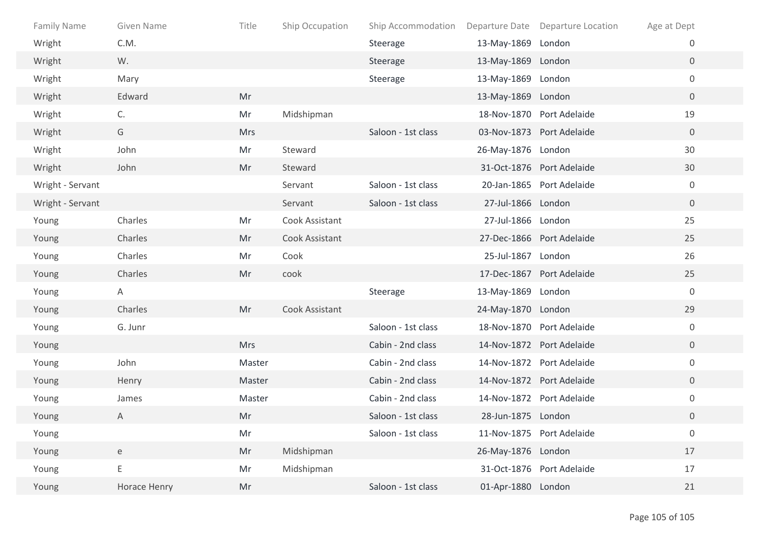| Family Name | Given Name | Title | Ship Occupation | Ship Accommodation | Departure Date | Departure Location | Age at Dept |
|---|---|---|---|---|---|---|---|
| Wright | C.M. | | | Steerage | 13-May-1869 | London | 0 |
| Wright | W. | | | Steerage | 13-May-1869 | London | 0 |
| Wright | Mary | | | Steerage | 13-May-1869 | London | 0 |
| Wright | Edward | Mr | | | 13-May-1869 | London | 0 |
| Wright | C. | Mr | Midshipman | | 18-Nov-1870 | Port Adelaide | 19 |
| Wright | G | Mrs | | Saloon - 1st class | 03-Nov-1873 | Port Adelaide | 0 |
| Wright | John | Mr | Steward | | 26-May-1876 | London | 30 |
| Wright | John | Mr | Steward | | 31-Oct-1876 | Port Adelaide | 30 |
| Wright - Servant | | | Servant | Saloon - 1st class | 20-Jan-1865 | Port Adelaide | 0 |
| Wright - Servant | | | Servant | Saloon - 1st class | 27-Jul-1866 | London | 0 |
| Young | Charles | Mr | Cook Assistant | | 27-Jul-1866 | London | 25 |
| Young | Charles | Mr | Cook Assistant | | 27-Dec-1866 | Port Adelaide | 25 |
| Young | Charles | Mr | Cook | | 25-Jul-1867 | London | 26 |
| Young | Charles | Mr | cook | | 17-Dec-1867 | Port Adelaide | 25 |
| Young | A | | | Steerage | 13-May-1869 | London | 0 |
| Young | Charles | Mr | Cook Assistant | | 24-May-1870 | London | 29 |
| Young | G. Junr | | | Saloon - 1st class | 18-Nov-1870 | Port Adelaide | 0 |
| Young | | Mrs | | Cabin - 2nd class | 14-Nov-1872 | Port Adelaide | 0 |
| Young | John | Master | | Cabin - 2nd class | 14-Nov-1872 | Port Adelaide | 0 |
| Young | Henry | Master | | Cabin - 2nd class | 14-Nov-1872 | Port Adelaide | 0 |
| Young | James | Master | | Cabin - 2nd class | 14-Nov-1872 | Port Adelaide | 0 |
| Young | A | Mr | | Saloon - 1st class | 28-Jun-1875 | London | 0 |
| Young | | Mr | | Saloon - 1st class | 11-Nov-1875 | Port Adelaide | 0 |
| Young | e | Mr | Midshipman | | 26-May-1876 | London | 17 |
| Young | E | Mr | Midshipman | | 31-Oct-1876 | Port Adelaide | 17 |
| Young | Horace Henry | Mr | | Saloon - 1st class | 01-Apr-1880 | London | 21 |